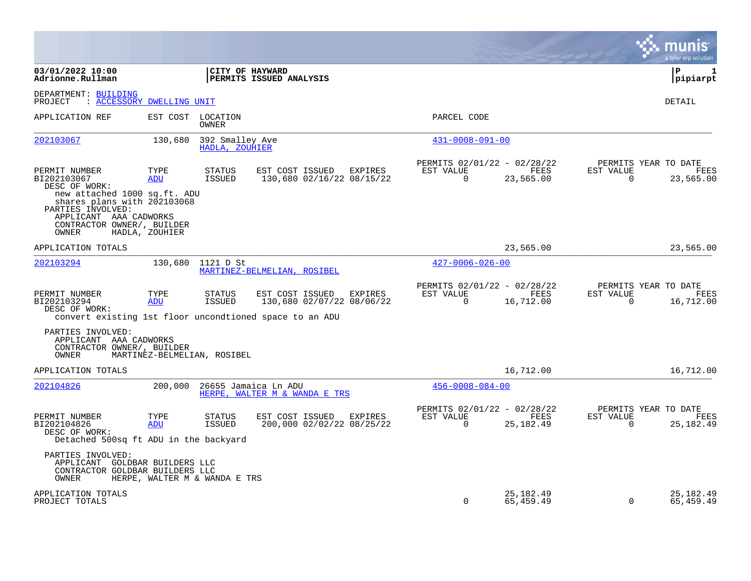**03/01/2022 10:00**
**Adrionne.Rullman**

**CITY OF HAYWARD**
**PERMITS ISSUED ANALYSIS**

**P 1**
**pipiarpt**

DEPARTMENT: BUILDING
PROJECT : ACCESSORY DWELLING UNIT

DETAIL

| APPLICATION REF | EST COST | LOCATION / OWNER | PARCEL CODE |
|---|---|---|---|
| 202103067 | 130,680 | 392 Smalley Ave / HADLA, ZOUHIER | 431-0008-091-00 |

| PERMIT NUMBER | TYPE | STATUS | EST COST | ISSUED | EXPIRES | PERMITS 02/01/22 - 02/28/22 EST VALUE | FEES | PERMITS YEAR TO DATE EST VALUE | FEES |
|---|---|---|---|---|---|---|---|---|---|
| BI202103067 | ADU | ISSUED | 130,680 | 02/16/22 | 08/15/22 | 0 | 23,565.00 | 0 | 23,565.00 |

DESC OF WORK:
new attached 1000 sq.ft. ADU
shares plans with 202103068

PARTIES INVOLVED:
APPLICANT AAA CADWORKS
CONTRACTOR OWNER/, BUILDER
OWNER HADLA, ZOUHIER

APPLICATION TOTALS 23,565.00 23,565.00

| APPLICATION REF | EST COST | LOCATION / OWNER | PARCEL CODE |
|---|---|---|---|
| 202103294 | 130,680 | 1121 D St / MARTINEZ-BELMELIAN, ROSIBEL | 427-0006-026-00 |

| PERMIT NUMBER | TYPE | STATUS | EST COST | ISSUED | EXPIRES | PERMITS 02/01/22 - 02/28/22 EST VALUE | FEES | PERMITS YEAR TO DATE EST VALUE | FEES |
|---|---|---|---|---|---|---|---|---|---|
| BI202103294 | ADU | ISSUED | 130,680 | 02/07/22 | 08/06/22 | 0 | 16,712.00 | 0 | 16,712.00 |

DESC OF WORK:
convert existing 1st floor uncondtioned space to an ADU

PARTIES INVOLVED:
APPLICANT AAA CADWORKS
CONTRACTOR OWNER/, BUILDER
OWNER MARTINEZ-BELMELIAN, ROSIBEL

APPLICATION TOTALS 16,712.00 16,712.00

| APPLICATION REF | EST COST | LOCATION / OWNER | PARCEL CODE |
|---|---|---|---|
| 202104826 | 200,000 | 26655 Jamaica Ln ADU / HERPE, WALTER M & WANDA E TRS | 456-0008-084-00 |

| PERMIT NUMBER | TYPE | STATUS | EST COST | ISSUED | EXPIRES | PERMITS 02/01/22 - 02/28/22 EST VALUE | FEES | PERMITS YEAR TO DATE EST VALUE | FEES |
|---|---|---|---|---|---|---|---|---|---|
| BI202104826 | ADU | ISSUED | 200,000 | 02/02/22 | 08/25/22 | 0 | 25,182.49 | 0 | 25,182.49 |

DESC OF WORK:
Detached 500sq ft ADU in the backyard

PARTIES INVOLVED:
APPLICANT GOLDBAR BUILDERS LLC
CONTRACTOR GOLDBAR BUILDERS LLC
OWNER HERPE, WALTER M & WANDA E TRS

| | EST VALUE | FEES | EST VALUE | FEES |
|---|---|---|---|---|
| APPLICATION TOTALS | | 25,182.49 | | 25,182.49 |
| PROJECT TOTALS | 0 | 65,459.49 | 0 | 65,459.49 |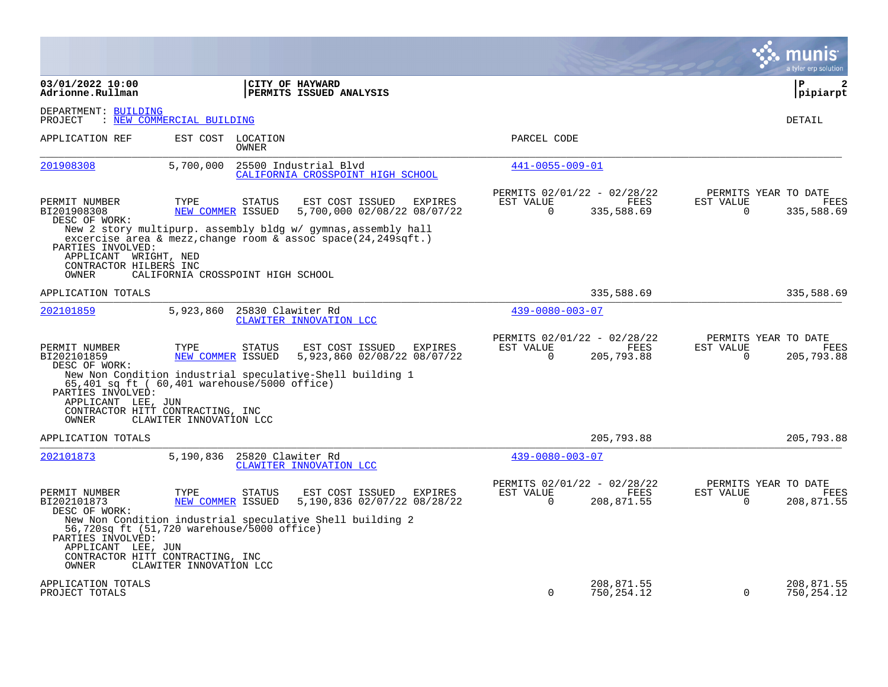**03/01/2022 10:00** | **CITY OF HAYWARD**
**Adrionne.Rullman** | **PERMITS ISSUED ANALYSIS**

**P 2**
**pipiarpt**

DEPARTMENT: BUILDING
PROJECT : NEW COMMERCIAL BUILDING

DETAIL

| APPLICATION REF | EST COST | LOCATION / OWNER | PARCEL CODE |
|---|---|---|---|
| 201908308 | 5,700,000 | 25500 Industrial Blvd / CALIFORNIA CROSSPOINT HIGH SCHOOL | 441-0055-009-01 |

| PERMIT NUMBER | TYPE | STATUS | EST COST | ISSUED | EXPIRES | PERMITS 02/01/22 - 02/28/22 EST VALUE | FEES | PERMITS YEAR TO DATE EST VALUE | FEES |
|---|---|---|---|---|---|---|---|---|---|
| BI201908308 | NEW COMMER | ISSUED | 5,700,000 | 02/08/22 | 08/07/22 | 0 | 335,588.69 | 0 | 335,588.69 |

DESC OF WORK:
New 2 story multipurp. assembly bldg w/ gymnas,assembly hall excercise area & mezz,change room & assoc space(24,249sqft.)

PARTIES INVOLVED:
APPLICANT WRIGHT, NED
CONTRACTOR HILBERS INC
OWNER CALIFORNIA CROSSPOINT HIGH SCHOOL

APPLICATION TOTALS 335,588.69 335,588.69

| APPLICATION REF | EST COST | LOCATION / OWNER | PARCEL CODE |
|---|---|---|---|
| 202101859 | 5,923,860 | 25830 Clawiter Rd / CLAWITER INNOVATION LCC | 439-0080-003-07 |

| PERMIT NUMBER | TYPE | STATUS | EST COST | ISSUED | EXPIRES | PERMITS 02/01/22 - 02/28/22 EST VALUE | FEES | PERMITS YEAR TO DATE EST VALUE | FEES |
|---|---|---|---|---|---|---|---|---|---|
| BI202101859 | NEW COMMER | ISSUED | 5,923,860 | 02/08/22 | 08/07/22 | 0 | 205,793.88 | 0 | 205,793.88 |

DESC OF WORK:
New Non Condition industrial speculative-Shell building 1 65,401 sq ft ( 60,401 warehouse/5000 office)

PARTIES INVOLVED:
APPLICANT LEE, JUN
CONTRACTOR HITT CONTRACTING, INC
OWNER CLAWITER INNOVATION LCC

APPLICATION TOTALS 205,793.88 205,793.88

| APPLICATION REF | EST COST | LOCATION / OWNER | PARCEL CODE |
|---|---|---|---|
| 202101873 | 5,190,836 | 25820 Clawiter Rd / CLAWITER INNOVATION LCC | 439-0080-003-07 |

| PERMIT NUMBER | TYPE | STATUS | EST COST | ISSUED | EXPIRES | PERMITS 02/01/22 - 02/28/22 EST VALUE | FEES | PERMITS YEAR TO DATE EST VALUE | FEES |
|---|---|---|---|---|---|---|---|---|---|
| BI202101873 | NEW COMMER | ISSUED | 5,190,836 | 02/07/22 | 08/28/22 | 0 | 208,871.55 | 0 | 208,871.55 |

DESC OF WORK:
New Non Condition industrial speculative Shell building 2 56,720sq ft (51,720 warehouse/5000 office)

PARTIES INVOLVED:
APPLICANT LEE, JUN
CONTRACTOR HITT CONTRACTING, INC
OWNER CLAWITER INNOVATION LCC

| | EST VALUE | FEES | EST VALUE | FEES |
|---|---|---|---|---|
| APPLICATION TOTALS | | 208,871.55 | | 208,871.55 |
| PROJECT TOTALS | 0 | 750,254.12 | 0 | 750,254.12 |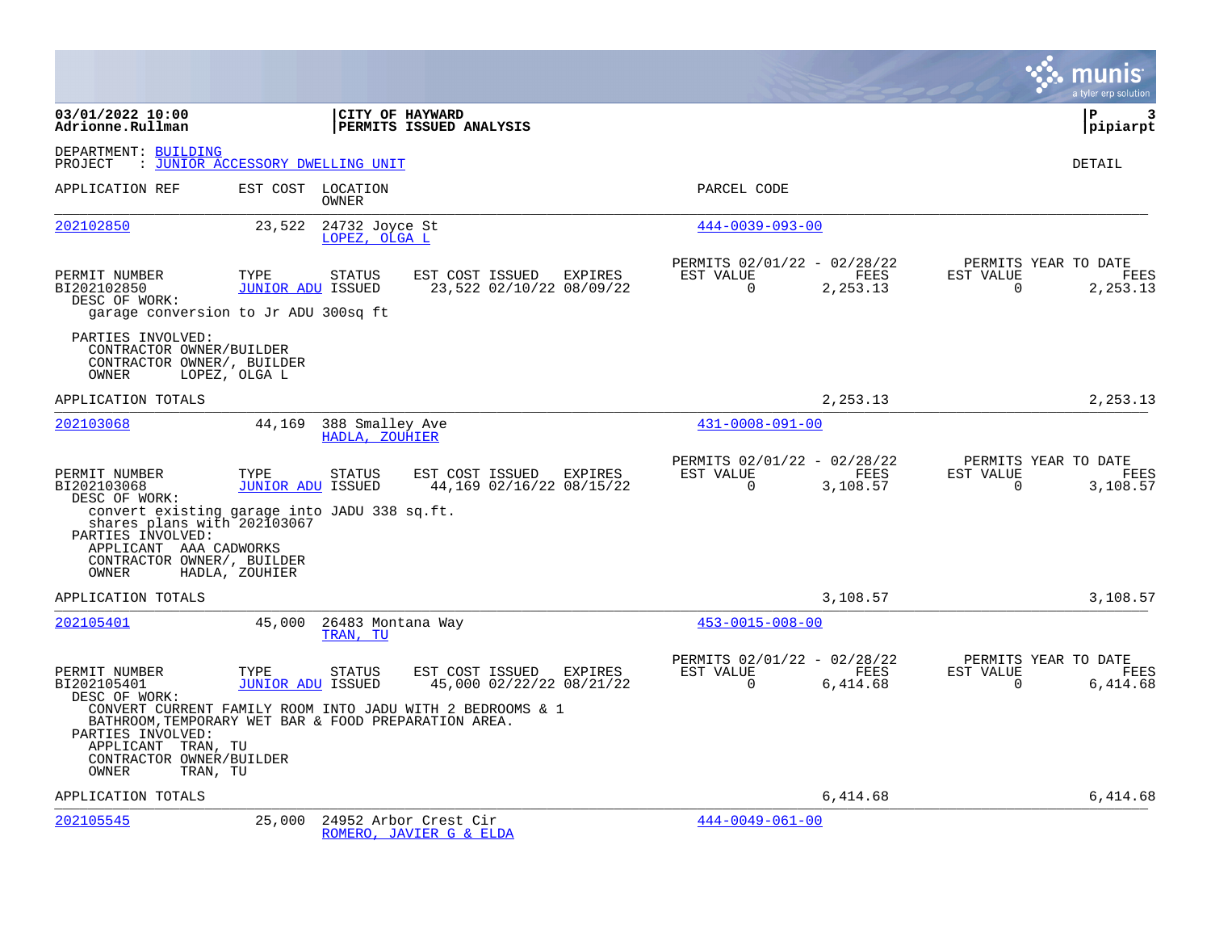**CITY OF HAYWARD**
**PERMITS ISSUED ANALYSIS**

DEPARTMENT: BUILDING
PROJECT : JUNIOR ACCESSORY DWELLING UNIT

DETAIL

| APPLICATION REF | EST COST | LOCATION / OWNER | PARCEL CODE |
|---|---|---|---|
| 202102850 | 23,522 | 24732 Joyce St / LOPEZ, OLGA L | 444-0039-093-00 |

| PERMIT NUMBER | TYPE | STATUS | EST COST | ISSUED | EXPIRES | PERMITS 02/01/22 - 02/28/22 EST VALUE | FEES | PERMITS YEAR TO DATE EST VALUE | FEES |
|---|---|---|---|---|---|---|---|---|---|
| BI202102850 | JUNIOR ADU | ISSUED | 23,522 | 02/10/22 | 08/09/22 | 0 | 2,253.13 | 0 | 2,253.13 |

DESC OF WORK:
garage conversion to Jr ADU 300sq ft

PARTIES INVOLVED:
CONTRACTOR OWNER/BUILDER
CONTRACTOR OWNER/, BUILDER
OWNER LOPEZ, OLGA L

APPLICATION TOTALS: 2,253.13 | 2,253.13

| APPLICATION REF | EST COST | LOCATION / OWNER | PARCEL CODE |
|---|---|---|---|
| 202103068 | 44,169 | 388 Smalley Ave / HADLA, ZOUHIER | 431-0008-091-00 |

| PERMIT NUMBER | TYPE | STATUS | EST COST | ISSUED | EXPIRES | PERMITS 02/01/22 - 02/28/22 EST VALUE | FEES | PERMITS YEAR TO DATE EST VALUE | FEES |
|---|---|---|---|---|---|---|---|---|---|
| BI202103068 | JUNIOR ADU | ISSUED | 44,169 | 02/16/22 | 08/15/22 | 0 | 3,108.57 | 0 | 3,108.57 |

DESC OF WORK:
convert existing garage into JADU 338 sq.ft.
shares plans with 202103067

PARTIES INVOLVED:
APPLICANT AAA CADWORKS
CONTRACTOR OWNER/, BUILDER
OWNER HADLA, ZOUHIER

APPLICATION TOTALS: 3,108.57 | 3,108.57

| APPLICATION REF | EST COST | LOCATION / OWNER | PARCEL CODE |
|---|---|---|---|
| 202105401 | 45,000 | 26483 Montana Way / TRAN, TU | 453-0015-008-00 |

| PERMIT NUMBER | TYPE | STATUS | EST COST | ISSUED | EXPIRES | PERMITS 02/01/22 - 02/28/22 EST VALUE | FEES | PERMITS YEAR TO DATE EST VALUE | FEES |
|---|---|---|---|---|---|---|---|---|---|
| BI202105401 | JUNIOR ADU | ISSUED | 45,000 | 02/22/22 | 08/21/22 | 0 | 6,414.68 | 0 | 6,414.68 |

DESC OF WORK:
CONVERT CURRENT FAMILY ROOM INTO JADU WITH 2 BEDROOMS & 1
BATHROOM,TEMPORARY WET BAR & FOOD PREPARATION AREA.

PARTIES INVOLVED:
APPLICANT TRAN, TU
CONTRACTOR OWNER/BUILDER
OWNER TRAN, TU

APPLICATION TOTALS: 6,414.68 | 6,414.68

| APPLICATION REF | EST COST | LOCATION / OWNER | PARCEL CODE |
|---|---|---|---|
| 202105545 | 25,000 | 24952 Arbor Crest Cir / ROMERO, JAVIER G & ELDA | 444-0049-061-00 |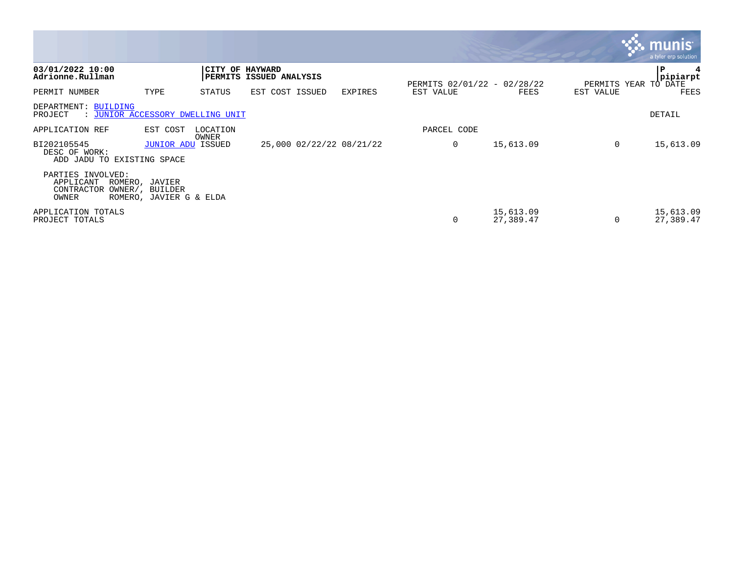**03/01/2022 10:00**
**Adrionne.Rullman**

**CITY OF HAYWARD**
**PERMITS ISSUED ANALYSIS**

| PERMIT NUMBER | TYPE | STATUS | EST COST | ISSUED | EXPIRES | PERMITS 02/01/22 - 02/28/22 EST VALUE | FEES | PERMITS YEAR TO DATE EST VALUE | FEES |
|---|---|---|---|---|---|---|---|---|---|

DEPARTMENT: BUILDING
PROJECT : JUNIOR ACCESSORY DWELLING UNIT

DETAIL

| APPLICATION REF | EST COST | LOCATION OWNER | | | | PARCEL CODE | | | |
|---|---|---|---|---|---|---|---|---|---|
| BI202105545 | JUNIOR ADU | ISSUED | 25,000 | 02/22/22 | 08/21/22 | 0 | 15,613.09 | 0 | 15,613.09 |

DESC OF WORK:
ADD JADU TO EXISTING SPACE

PARTIES INVOLVED:
APPLICANT ROMERO, JAVIER
CONTRACTOR OWNER/, BUILDER
OWNER ROMERO, JAVIER G & ELDA

| | EST VALUE | FEES | EST VALUE | FEES |
|---|---|---|---|---|
| APPLICATION TOTALS | | 15,613.09 | | 15,613.09 |
| PROJECT TOTALS | 0 | 27,389.47 | 0 | 27,389.47 |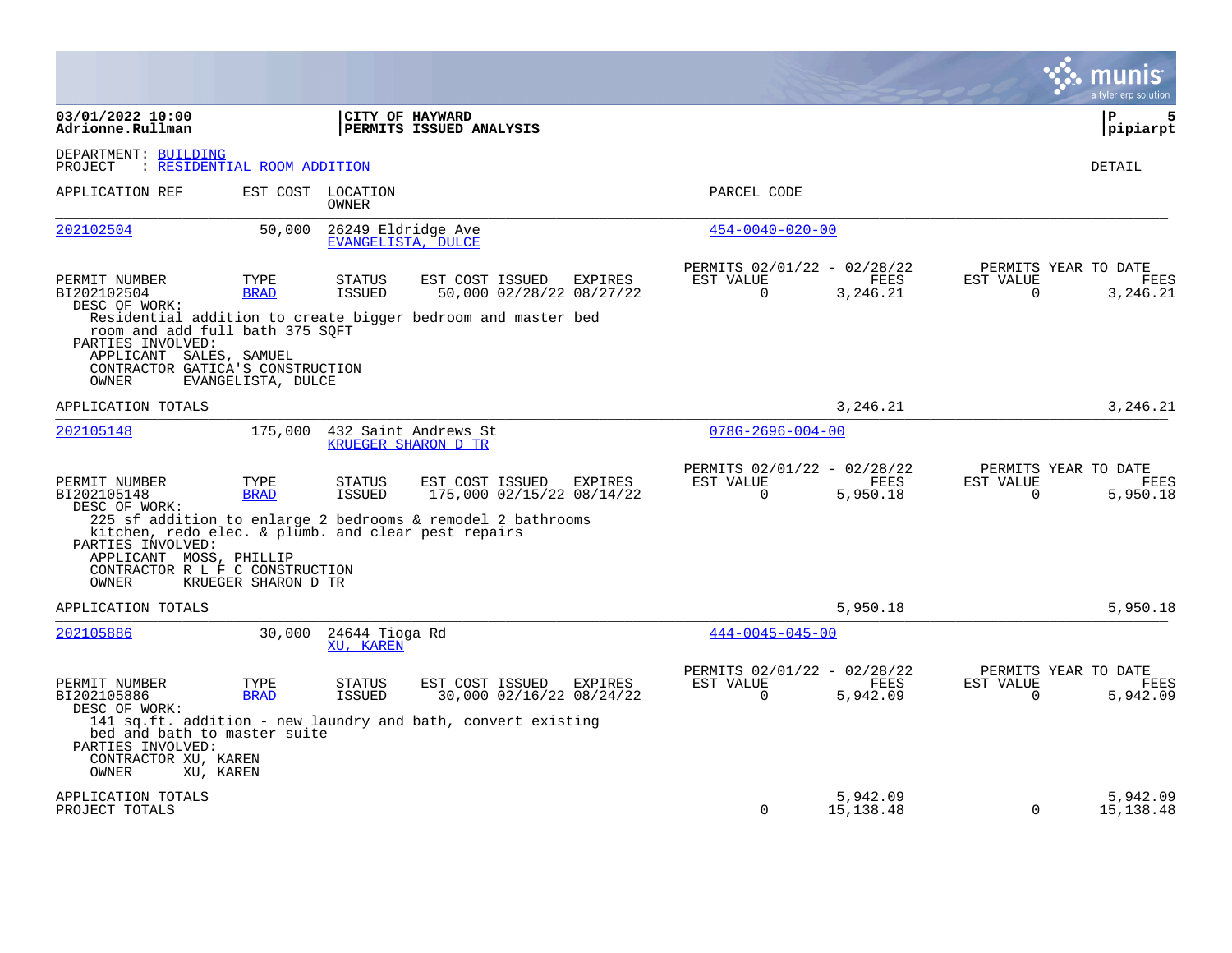**03/01/2022 10:00**
**Adrionne.Rullman**

**CITY OF HAYWARD**
**PERMITS ISSUED ANALYSIS**

**pipiarpt**

DEPARTMENT: BUILDING
PROJECT : RESIDENTIAL ROOM ADDITION

DETAIL

| APPLICATION REF | EST COST | LOCATION / OWNER | PARCEL CODE |
|---|---|---|---|
| 202102504 | 50,000 | 26249 Eldridge Ave / EVANGELISTA, DULCE | 454-0040-020-00 |

| PERMIT NUMBER | TYPE | STATUS | EST COST | ISSUED | EXPIRES | PERMITS 02/01/22 - 02/28/22 EST VALUE | FEES | PERMITS YEAR TO DATE EST VALUE | FEES |
|---|---|---|---|---|---|---|---|---|---|
| BI202102504 | BRAD | ISSUED | 50,000 | 02/28/22 | 08/27/22 | 0 | 3,246.21 | 0 | 3,246.21 |

DESC OF WORK:
Residential addition to create bigger bedroom and master bed room and add full bath 375 SQFT

PARTIES INVOLVED:
APPLICANT SALES, SAMUEL
CONTRACTOR GATICA'S CONSTRUCTION
OWNER EVANGELISTA, DULCE

APPLICATION TOTALS — 3,246.21 — 3,246.21

| APPLICATION REF | EST COST | LOCATION / OWNER | PARCEL CODE |
|---|---|---|---|
| 202105148 | 175,000 | 432 Saint Andrews St / KRUEGER SHARON D TR | 078G-2696-004-00 |

| PERMIT NUMBER | TYPE | STATUS | EST COST | ISSUED | EXPIRES | PERMITS 02/01/22 - 02/28/22 EST VALUE | FEES | PERMITS YEAR TO DATE EST VALUE | FEES |
|---|---|---|---|---|---|---|---|---|---|
| BI202105148 | BRAD | ISSUED | 175,000 | 02/15/22 | 08/14/22 | 0 | 5,950.18 | 0 | 5,950.18 |

DESC OF WORK:
225 sf addition to enlarge 2 bedrooms & remodel 2 bathrooms kitchen, redo elec. & plumb. and clear pest repairs

PARTIES INVOLVED:
APPLICANT MOSS, PHILLIP
CONTRACTOR R L F C CONSTRUCTION
OWNER KRUEGER SHARON D TR

APPLICATION TOTALS — 5,950.18 — 5,950.18

| APPLICATION REF | EST COST | LOCATION / OWNER | PARCEL CODE |
|---|---|---|---|
| 202105886 | 30,000 | 24644 Tioga Rd / XU, KAREN | 444-0045-045-00 |

| PERMIT NUMBER | TYPE | STATUS | EST COST | ISSUED | EXPIRES | PERMITS 02/01/22 - 02/28/22 EST VALUE | FEES | PERMITS YEAR TO DATE EST VALUE | FEES |
|---|---|---|---|---|---|---|---|---|---|
| BI202105886 | BRAD | ISSUED | 30,000 | 02/16/22 | 08/24/22 | 0 | 5,942.09 | 0 | 5,942.09 |

DESC OF WORK:
141 sq.ft. addition - new laundry and bath, convert existing bed and bath to master suite

PARTIES INVOLVED:
CONTRACTOR XU, KAREN
OWNER XU, KAREN

| | EST VALUE | FEES | YTD EST VALUE | YTD FEES |
|---|---|---|---|---|
| APPLICATION TOTALS | | 5,942.09 | | 5,942.09 |
| PROJECT TOTALS | 0 | 15,138.48 | 0 | 15,138.48 |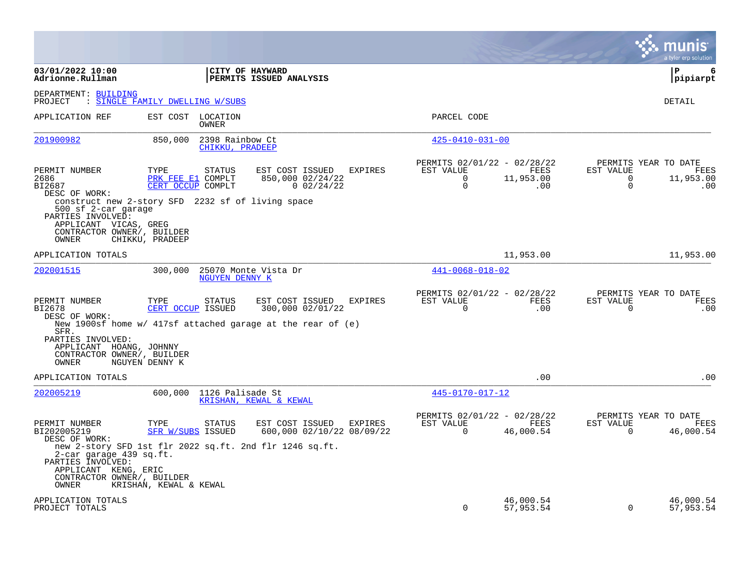**03/01/2022 10:00** **CITY OF HAYWARD**
**Adrionne.Rullman** **PERMITS ISSUED ANALYSIS** **pipiarpt**

DEPARTMENT: BUILDING
PROJECT : SINGLE FAMILY DWELLING W/SUBS

DETAIL

| APPLICATION REF | EST COST | LOCATION / OWNER | PARCEL CODE |
|---|---|---|---|
| 201900982 | 850,000 | 2398 Rainbow Ct / CHIKKU, PRADEEP | 425-0410-031-00 |

| PERMIT NUMBER | TYPE | STATUS | EST COST | ISSUED | EXPIRES | PERMITS 02/01/22 - 02/28/22 EST VALUE | FEES | PERMITS YEAR TO DATE EST VALUE | FEES |
|---|---|---|---|---|---|---|---|---|---|
| 2686 | PRK FEE E1 | COMPLT | 850,000 | 02/24/22 | | 0 | 11,953.00 | 0 | 11,953.00 |
| BI2687 | CERT OCCUP | COMPLT | 0 | 02/24/22 | | 0 | .00 | 0 | .00 |

DESC OF WORK:
construct new 2-story SFD 2232 sf of living space
500 sf 2-car garage

PARTIES INVOLVED:
APPLICANT VICAS, GREG
CONTRACTOR OWNER/, BUILDER
OWNER CHIKKU, PRADEEP

APPLICATION TOTALS — 11,953.00 — 11,953.00

| APPLICATION REF | EST COST | LOCATION / OWNER | PARCEL CODE |
|---|---|---|---|
| 202001515 | 300,000 | 25070 Monte Vista Dr / NGUYEN DENNY K | 441-0068-018-02 |

| PERMIT NUMBER | TYPE | STATUS | EST COST | ISSUED | EXPIRES | PERMITS 02/01/22 - 02/28/22 EST VALUE | FEES | PERMITS YEAR TO DATE EST VALUE | FEES |
|---|---|---|---|---|---|---|---|---|---|
| BI2678 | CERT OCCUP | ISSUED | 300,000 | 02/01/22 | | 0 | .00 | 0 | .00 |

DESC OF WORK:
New 1900sf home w/ 417sf attached garage at the rear of (e)
SFR.

PARTIES INVOLVED:
APPLICANT HOANG, JOHNNY
CONTRACTOR OWNER/, BUILDER
OWNER NGUYEN DENNY K

APPLICATION TOTALS — .00 — .00

| APPLICATION REF | EST COST | LOCATION / OWNER | PARCEL CODE |
|---|---|---|---|
| 202005219 | 600,000 | 1126 Palisade St / KRISHAN, KEWAL & KEWAL | 445-0170-017-12 |

| PERMIT NUMBER | TYPE | STATUS | EST COST | ISSUED | EXPIRES | PERMITS 02/01/22 - 02/28/22 EST VALUE | FEES | PERMITS YEAR TO DATE EST VALUE | FEES |
|---|---|---|---|---|---|---|---|---|---|
| BI202005219 | SFR W/SUBS | ISSUED | 600,000 | 02/10/22 | 08/09/22 | 0 | 46,000.54 | 0 | 46,000.54 |

DESC OF WORK:
new 2-story SFD 1st flr 2022 sq.ft. 2nd flr 1246 sq.ft.
2-car garage 439 sq.ft.

PARTIES INVOLVED:
APPLICANT KENG, ERIC
CONTRACTOR OWNER/, BUILDER
OWNER KRISHAN, KEWAL & KEWAL

| | EST VALUE | FEES | EST VALUE | FEES |
|---|---|---|---|---|
| APPLICATION TOTALS | | 46,000.54 | | 46,000.54 |
| PROJECT TOTALS | 0 | 57,953.54 | 0 | 57,953.54 |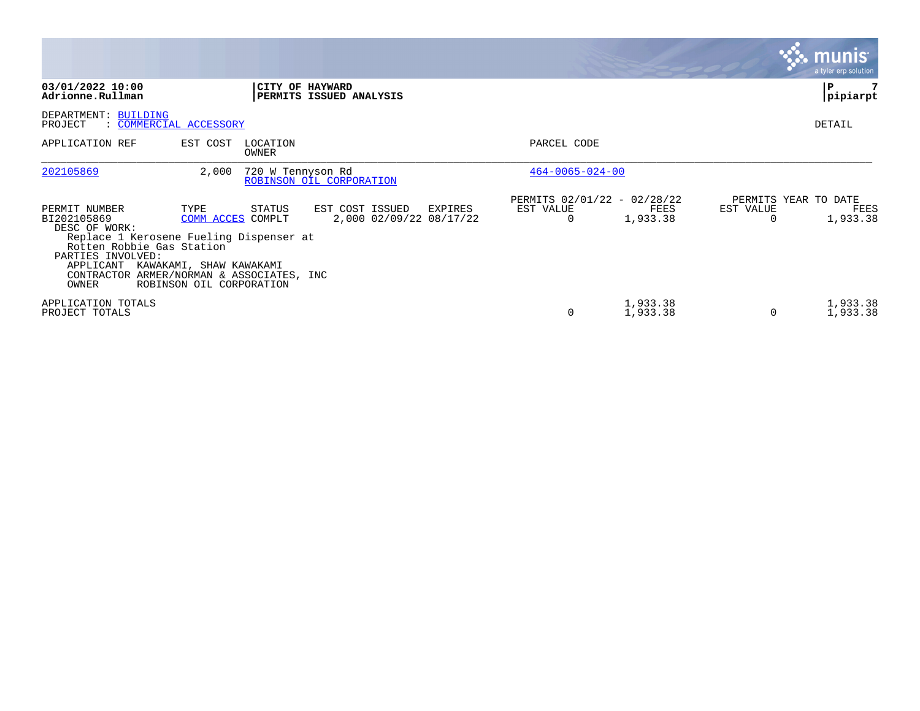**CITY OF HAYWARD**
**PERMITS ISSUED ANALYSIS**

**03/01/2022 10:00**
**Adrionne.Rullman**

**pipiarpt**

DEPARTMENT: BUILDING
PROJECT : COMMERCIAL ACCESSORY

DETAIL

| APPLICATION REF | EST COST | LOCATION / OWNER | PARCEL CODE |
|---|---|---|---|
| 202105869 | 2,000 | 720 W Tennyson Rd / ROBINSON OIL CORPORATION | 464-0065-024-00 |

| PERMIT NUMBER | TYPE | STATUS | EST COST | ISSUED | EXPIRES | PERMITS 02/01/22 - 02/28/22 EST VALUE | PERMITS 02/01/22 - 02/28/22 FEES | PERMITS YEAR TO DATE EST VALUE | PERMITS YEAR TO DATE FEES |
|---|---|---|---|---|---|---|---|---|---|
| BI202105869 | COMM ACCES | COMPLT | 2,000 | 02/09/22 | 08/17/22 | 0 | 1,933.38 | 0 | 1,933.38 |

DESC OF WORK:
Replace 1 Kerosene Fueling Dispenser at Rotten Robbie Gas Station

PARTIES INVOLVED:
APPLICANT KAWAKAMI, SHAW KAWAKAMI
CONTRACTOR ARMER/NORMAN & ASSOCIATES, INC
OWNER ROBINSON OIL CORPORATION

| | EST VALUE | FEES | EST VALUE | FEES |
|---|---|---|---|---|
| APPLICATION TOTALS | | 1,933.38 | | 1,933.38 |
| PROJECT TOTALS | 0 | 1,933.38 | 0 | 1,933.38 |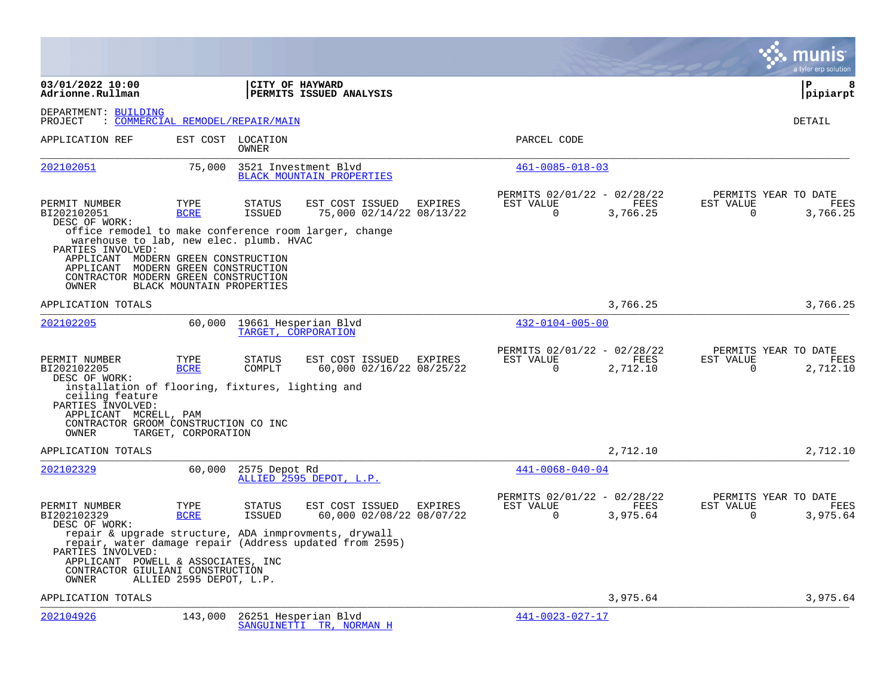03/01/2022 10:00 | CITY OF HAYWARD | P 8
Adrionne.Rullman | PERMITS ISSUED ANALYSIS | pipiarpt

DEPARTMENT: BUILDING
PROJECT : COMMERCIAL REMODEL/REPAIR/MAIN

DETAIL

| APPLICATION REF | EST COST | LOCATION / OWNER | PARCEL CODE |
|---|---|---|---|
| 202102051 | 75,000 | 3521 Investment Blvd / BLACK MOUNTAIN PROPERTIES | 461-0085-018-03 |

| PERMIT NUMBER | TYPE | STATUS | EST COST | ISSUED | EXPIRES | PERMITS 02/01/22 - 02/28/22 EST VALUE | FEES | PERMITS YEAR TO DATE EST VALUE | FEES |
|---|---|---|---|---|---|---|---|---|---|
| BI202102051 | BCRE | ISSUED | 75,000 | 02/14/22 | 08/13/22 | 0 | 3,766.25 | 0 | 3,766.25 |

DESC OF WORK:
office remodel to make conference room larger, change warehouse to lab, new elec. plumb. HVAC

PARTIES INVOLVED:
- APPLICANT MODERN GREEN CONSTRUCTION
- APPLICANT MODERN GREEN CONSTRUCTION
- CONTRACTOR MODERN GREEN CONSTRUCTION
- OWNER BLACK MOUNTAIN PROPERTIES

APPLICATION TOTALS 3,766.25 3,766.25

| APPLICATION REF | EST COST | LOCATION / OWNER | PARCEL CODE |
|---|---|---|---|
| 202102205 | 60,000 | 19661 Hesperian Blvd / TARGET, CORPORATION | 432-0104-005-00 |

| PERMIT NUMBER | TYPE | STATUS | EST COST | ISSUED | EXPIRES | PERMITS 02/01/22 - 02/28/22 EST VALUE | FEES | PERMITS YEAR TO DATE EST VALUE | FEES |
|---|---|---|---|---|---|---|---|---|---|
| BI202102205 | BCRE | COMPLT | 60,000 | 02/16/22 | 08/25/22 | 0 | 2,712.10 | 0 | 2,712.10 |

DESC OF WORK:
installation of flooring, fixtures, lighting and ceiling feature

PARTIES INVOLVED:
- APPLICANT MCRELL, PAM
- CONTRACTOR GROOM CONSTRUCTION CO INC
- OWNER TARGET, CORPORATION

APPLICATION TOTALS 2,712.10 2,712.10

| APPLICATION REF | EST COST | LOCATION / OWNER | PARCEL CODE |
|---|---|---|---|
| 202102329 | 60,000 | 2575 Depot Rd / ALLIED 2595 DEPOT, L.P. | 441-0068-040-04 |

| PERMIT NUMBER | TYPE | STATUS | EST COST | ISSUED | EXPIRES | PERMITS 02/01/22 - 02/28/22 EST VALUE | FEES | PERMITS YEAR TO DATE EST VALUE | FEES |
|---|---|---|---|---|---|---|---|---|---|
| BI202102329 | BCRE | ISSUED | 60,000 | 02/08/22 | 08/07/22 | 0 | 3,975.64 | 0 | 3,975.64 |

DESC OF WORK:
repair & upgrade structure, ADA inmprovments, drywall repair, water damage repair (Address updated from 2595)

PARTIES INVOLVED:
- APPLICANT POWELL & ASSOCIATES, INC
- CONTRACTOR GIULIANI CONSTRUCTION
- OWNER ALLIED 2595 DEPOT, L.P.

APPLICATION TOTALS 3,975.64 3,975.64

| APPLICATION REF | EST COST | LOCATION / OWNER | PARCEL CODE |
|---|---|---|---|
| 202104926 | 143,000 | 26251 Hesperian Blvd / SANGUINETTI TR, NORMAN H | 441-0023-027-17 |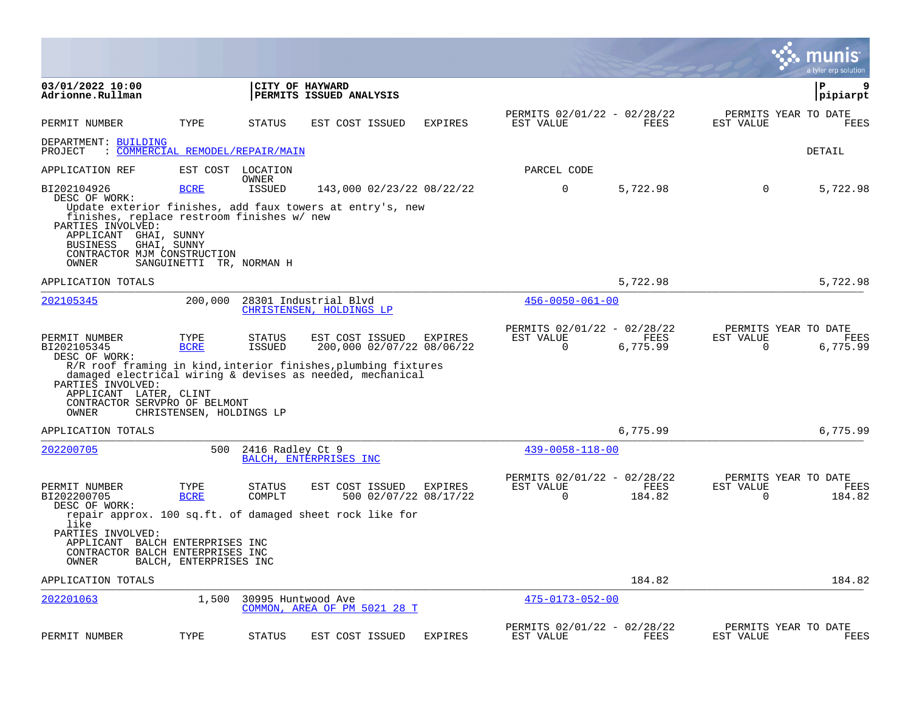**03/01/2022 10:00**
**Adrionne.Rullman**

**CITY OF HAYWARD**
**PERMITS ISSUED ANALYSIS**

**pipiarpt**

| PERMIT NUMBER | TYPE | STATUS | EST COST | ISSUED | EXPIRES | PERMITS 02/01/22 - 02/28/22 EST VALUE | FEES | PERMITS YEAR TO DATE EST VALUE | FEES |
|---|---|---|---|---|---|---|---|---|---|

DEPARTMENT: BUILDING
PROJECT : COMMERCIAL REMODEL/REPAIR/MAIN — DETAIL

APPLICATION REF | EST COST | LOCATION / OWNER | PARCEL CODE

| PERMIT NUMBER | TYPE | STATUS | EST COST | ISSUED | EXPIRES | EST VALUE | FEES | EST VALUE (YTD) | FEES (YTD) |
|---|---|---|---|---|---|---|---|---|---|
| BI202104926 | BCRE | ISSUED | 143,000 | 02/23/22 | 08/22/22 | 0 | 5,722.98 | 0 | 5,722.98 |

DESC OF WORK:
Update exterior finishes, add faux towers at entry's, new finishes, replace restroom finishes w/ new
PARTIES INVOLVED:
APPLICANT GHAI, SUNNY
BUSINESS GHAI, SUNNY
CONTRACTOR MJM CONSTRUCTION
OWNER SANGUINETTI TR, NORMAN H

APPLICATION TOTALS — 5,722.98 — 5,722.98

---

**202105345** — 200,000 — 28301 Industrial Blvd — CHRISTENSEN, HOLDINGS LP — 456-0050-061-00

| PERMIT NUMBER | TYPE | STATUS | EST COST | ISSUED | EXPIRES | EST VALUE | FEES | EST VALUE (YTD) | FEES (YTD) |
|---|---|---|---|---|---|---|---|---|---|
| BI202105345 | BCRE | ISSUED | 200,000 | 02/07/22 | 08/06/22 | 0 | 6,775.99 | 0 | 6,775.99 |

DESC OF WORK:
R/R roof framing in kind,interior finishes,plumbing fixtures damaged electrical wiring & devises as needed, mechanical
PARTIES INVOLVED:
APPLICANT LATER, CLINT
CONTRACTOR SERVPRO OF BELMONT
OWNER CHRISTENSEN, HOLDINGS LP

APPLICATION TOTALS — 6,775.99 — 6,775.99

---

**202200705** — 500 — 2416 Radley Ct 9 — BALCH, ENTERPRISES INC — 439-0058-118-00

| PERMIT NUMBER | TYPE | STATUS | EST COST | ISSUED | EXPIRES | EST VALUE | FEES | EST VALUE (YTD) | FEES (YTD) |
|---|---|---|---|---|---|---|---|---|---|
| BI202200705 | BCRE | COMPLT | 500 | 02/07/22 | 08/17/22 | 0 | 184.82 | 0 | 184.82 |

DESC OF WORK:
repair approx. 100 sq.ft. of damaged sheet rock like for like
PARTIES INVOLVED:
APPLICANT BALCH ENTERPRISES INC
CONTRACTOR BALCH ENTERPRISES INC
OWNER BALCH, ENTERPRISES INC

APPLICATION TOTALS — 184.82 — 184.82

---

**202201063** — 1,500 — 30995 Huntwood Ave — COMMON, AREA OF PM 5021 28 T — 475-0173-052-00

| PERMIT NUMBER | TYPE | STATUS | EST COST | ISSUED | EXPIRES | PERMITS 02/01/22 - 02/28/22 EST VALUE | FEES | PERMITS YEAR TO DATE EST VALUE | FEES |
|---|---|---|---|---|---|---|---|---|---|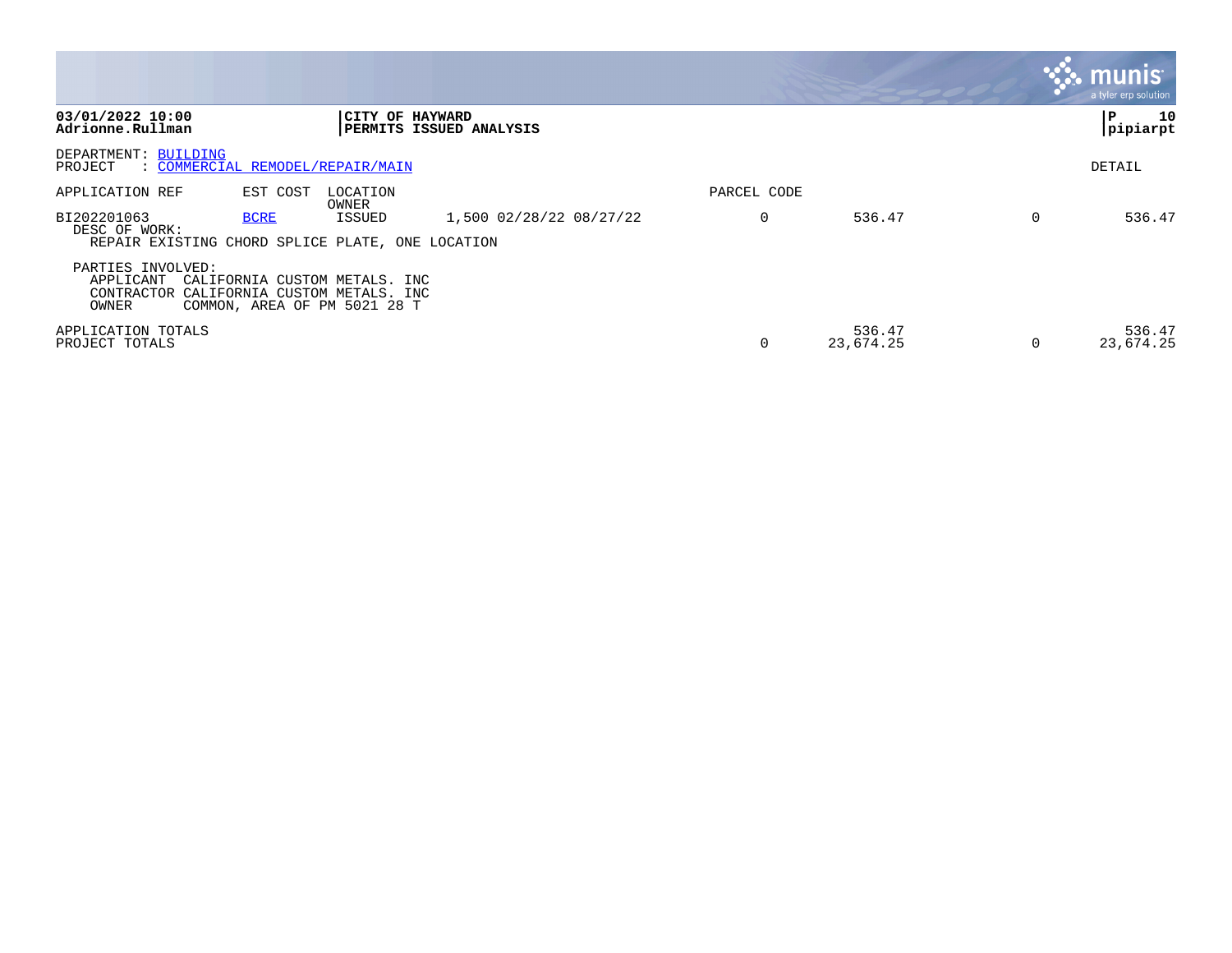**03/01/2022 10:00**
**Adrionne.Rullman**

**CITY OF HAYWARD**
**PERMITS ISSUED ANALYSIS**

**P 10**
**pipiarpt**

DEPARTMENT: BUILDING
PROJECT : COMMERCIAL REMODEL/REPAIR/MAIN

DETAIL

| APPLICATION REF | EST COST | LOCATION / OWNER | | PARCEL CODE | | | |
|---|---|---|---|---|---|---|---|
| BI202201063 | BCRE | ISSUED | 1,500 02/28/22 08/27/22 | 0 | 536.47 | 0 | 536.47 |

DESC OF WORK:
REPAIR EXISTING CHORD SPLICE PLATE, ONE LOCATION

PARTIES INVOLVED:
APPLICANT CALIFORNIA CUSTOM METALS. INC
CONTRACTOR CALIFORNIA CUSTOM METALS. INC
OWNER COMMON, AREA OF PM 5021 28 T

| | | | | |
|---|---|---|---|---|
| APPLICATION TOTALS | | 536.47 | | 536.47 |
| PROJECT TOTALS | 0 | 23,674.25 | 0 | 23,674.25 |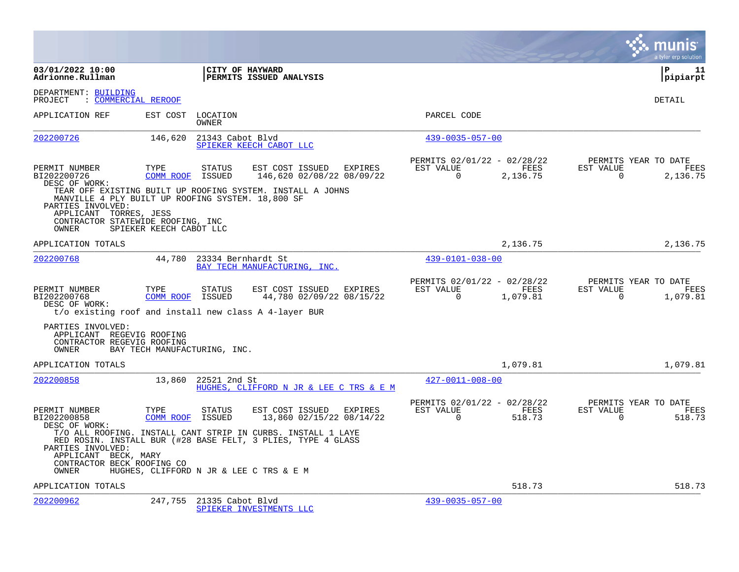**03/01/2022 10:00**
**Adrionne.Rullman**

**CITY OF HAYWARD**
**PERMITS ISSUED ANALYSIS**

**P 11**
**pipiarpt**

DEPARTMENT: BUILDING
PROJECT : COMMERCIAL REROOF

DETAIL

| APPLICATION REF | EST COST | LOCATION / OWNER | PARCEL CODE |
|---|---|---|---|
| 202200726 | 146,620 | 21343 Cabot Blvd / SPIEKER KEECH CABOT LLC | 439-0035-057-00 |

| PERMIT NUMBER | TYPE | STATUS | EST COST | ISSUED | EXPIRES | PERMITS 02/01/22 - 02/28/22 EST VALUE | FEES | PERMITS YEAR TO DATE EST VALUE | FEES |
|---|---|---|---|---|---|---|---|---|---|
| BI202200726 | COMM ROOF | ISSUED | 146,620 | 02/08/22 | 08/09/22 | 0 | 2,136.75 | 0 | 2,136.75 |

DESC OF WORK:
TEAR OFF EXISTING BUILT UP ROOFING SYSTEM. INSTALL A JOHNS MANVILLE 4 PLY BUILT UP ROOFING SYSTEM. 18,800 SF

PARTIES INVOLVED:
APPLICANT TORRES, JESS
CONTRACTOR STATEWIDE ROOFING, INC
OWNER SPIEKER KEECH CABOT LLC

APPLICATION TOTALS 2,136.75 2,136.75

| APPLICATION REF | EST COST | LOCATION / OWNER | PARCEL CODE |
|---|---|---|---|
| 202200768 | 44,780 | 23334 Bernhardt St / BAY TECH MANUFACTURING, INC. | 439-0101-038-00 |

| PERMIT NUMBER | TYPE | STATUS | EST COST | ISSUED | EXPIRES | PERMITS 02/01/22 - 02/28/22 EST VALUE | FEES | PERMITS YEAR TO DATE EST VALUE | FEES |
|---|---|---|---|---|---|---|---|---|---|
| BI202200768 | COMM ROOF | ISSUED | 44,780 | 02/09/22 | 08/15/22 | 0 | 1,079.81 | 0 | 1,079.81 |

DESC OF WORK:
t/o existing roof and install new class A 4-layer BUR

PARTIES INVOLVED:
APPLICANT REGEVIG ROOFING
CONTRACTOR REGEVIG ROOFING
OWNER BAY TECH MANUFACTURING, INC.

APPLICATION TOTALS 1,079.81 1,079.81

| APPLICATION REF | EST COST | LOCATION / OWNER | PARCEL CODE |
|---|---|---|---|
| 202200858 | 13,860 | 22521 2nd St / HUGHES, CLIFFORD N JR & LEE C TRS & E M | 427-0011-008-00 |

| PERMIT NUMBER | TYPE | STATUS | EST COST | ISSUED | EXPIRES | PERMITS 02/01/22 - 02/28/22 EST VALUE | FEES | PERMITS YEAR TO DATE EST VALUE | FEES |
|---|---|---|---|---|---|---|---|---|---|
| BI202200858 | COMM ROOF | ISSUED | 13,860 | 02/15/22 | 08/14/22 | 0 | 518.73 | 0 | 518.73 |

DESC OF WORK:
T/O ALL ROOFING. INSTALL CANT STRIP IN CURBS. INSTALL 1 LAYE RED ROSIN. INSTALL BUR (#28 BASE FELT, 3 PLIES, TYPE 4 GLASS

PARTIES INVOLVED:
APPLICANT BECK, MARY
CONTRACTOR BECK ROOFING CO
OWNER HUGHES, CLIFFORD N JR & LEE C TRS & E M

APPLICATION TOTALS 518.73 518.73

| APPLICATION REF | EST COST | LOCATION / OWNER | PARCEL CODE |
|---|---|---|---|
| 202200962 | 247,755 | 21335 Cabot Blvd / SPIEKER INVESTMENTS LLC | 439-0035-057-00 |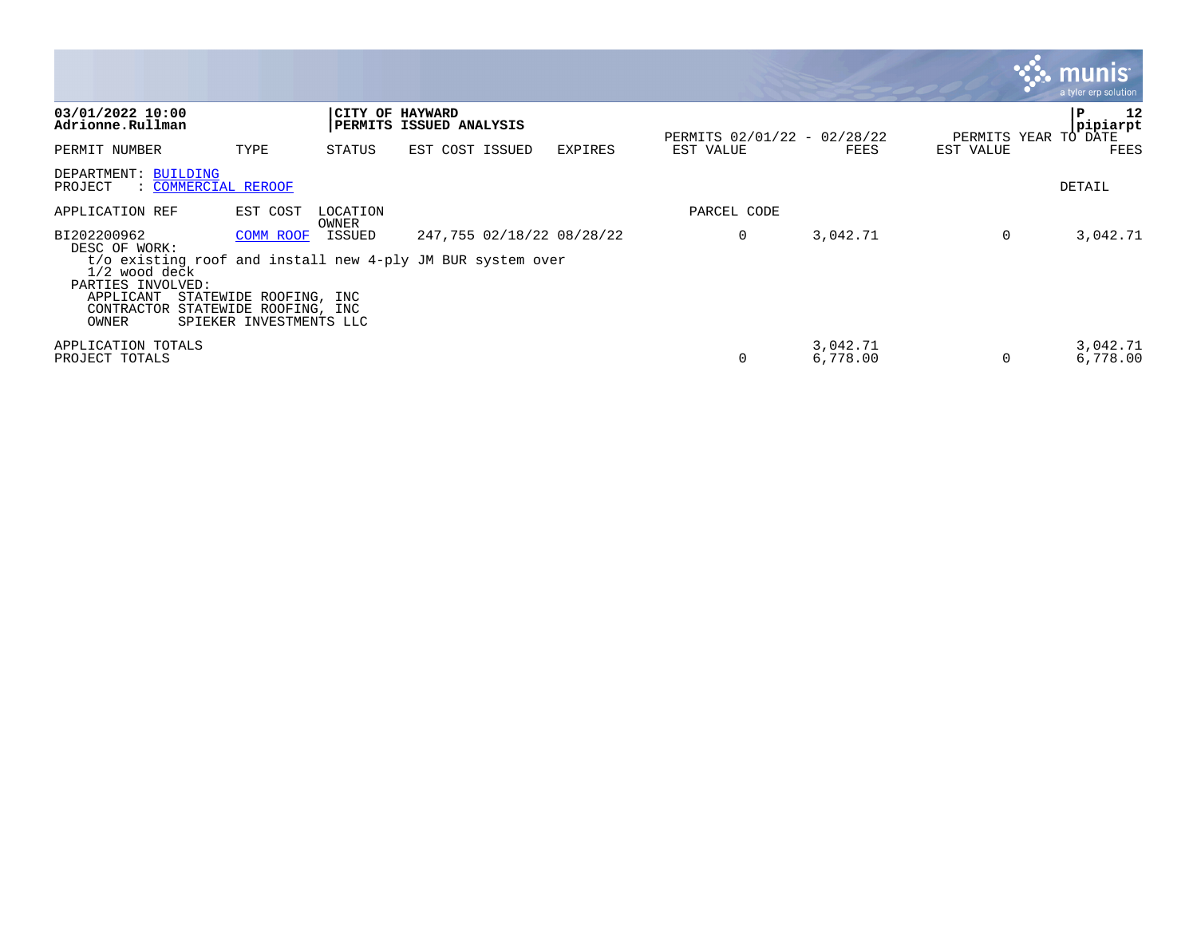**03/01/2022 10:00**
**Adrionne.Rullman**

**CITY OF HAYWARD**
**PERMITS ISSUED ANALYSIS**

**P 12**
**pipiarpt**

| PERMIT NUMBER | TYPE | STATUS | EST COST | ISSUED | EXPIRES | PERMITS 02/01/22 - 02/28/22 EST VALUE | FEES | PERMITS YEAR TO DATE EST VALUE | FEES |
|---|---|---|---|---|---|---|---|---|---|

DEPARTMENT: BUILDING
PROJECT : COMMERCIAL REROOF

DETAIL

| APPLICATION REF | EST COST | LOCATION / OWNER | | | | PARCEL CODE | | | |
|---|---|---|---|---|---|---|---|---|---|
| BI202200962 | COMM ROOF | ISSUED | 247,755 | 02/18/22 | 08/28/22 | 0 | 3,042.71 | 0 | 3,042.71 |

DESC OF WORK:
t/o existing roof and install new 4-ply JM BUR system over 1/2 wood deck

PARTIES INVOLVED:
APPLICANT STATEWIDE ROOFING, INC
CONTRACTOR STATEWIDE ROOFING, INC
OWNER SPIEKER INVESTMENTS LLC

| | EST VALUE | FEES | EST VALUE | FEES |
|---|---|---|---|---|
| APPLICATION TOTALS | | 3,042.71 | | 3,042.71 |
| PROJECT TOTALS | 0 | 6,778.00 | 0 | 6,778.00 |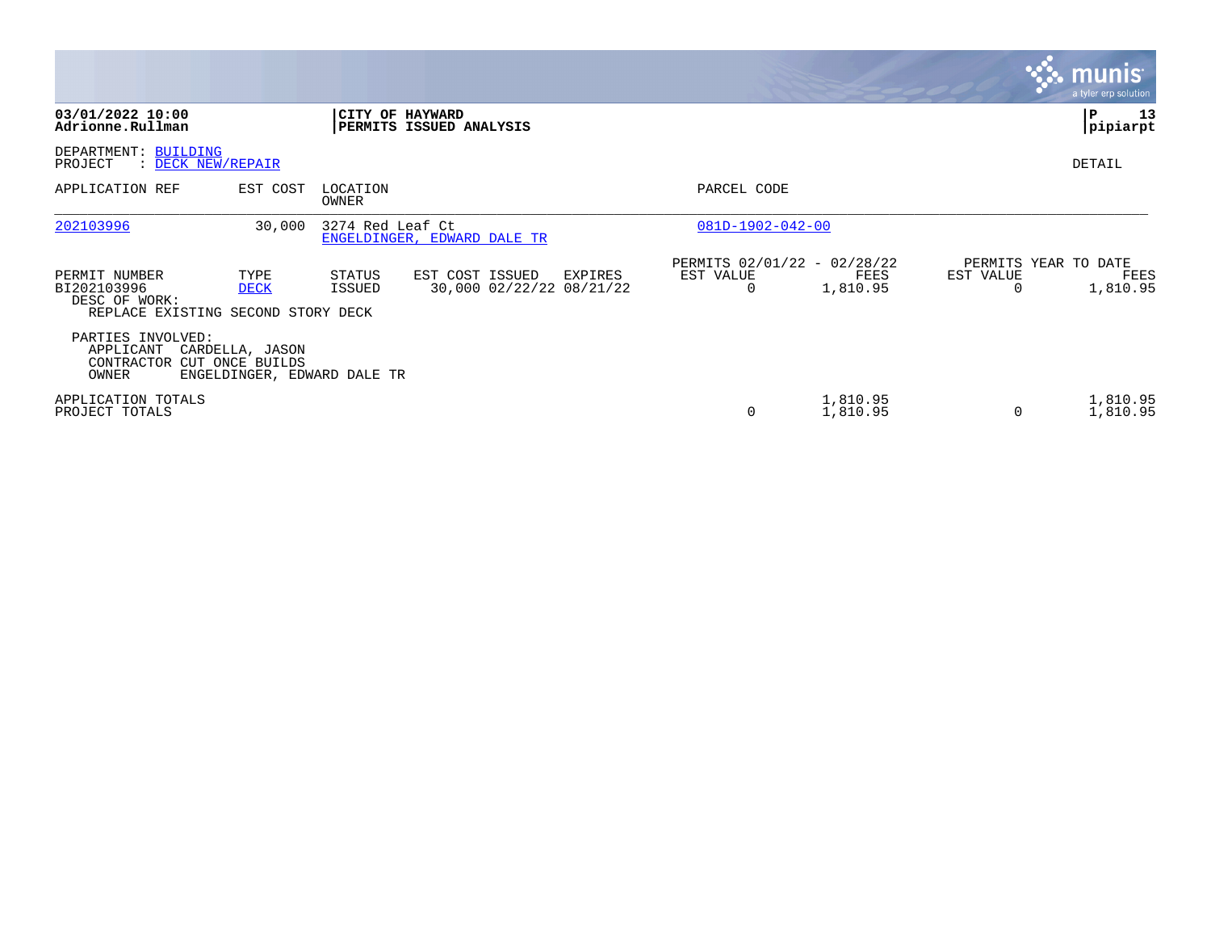**03/01/2022 10:00**
**Adrionne.Rullman**

**CITY OF HAYWARD**
**PERMITS ISSUED ANALYSIS**

DEPARTMENT: BUILDING
PROJECT : DECK NEW/REPAIR

DETAIL

| APPLICATION REF | EST COST | LOCATION / OWNER | PARCEL CODE |
|---|---|---|---|
| 202103996 | 30,000 | 3274 Red Leaf Ct / ENGELDINGER, EDWARD DALE TR | 081D-1902-042-00 |

| PERMIT NUMBER | TYPE | STATUS | EST COST | ISSUED | EXPIRES | PERMITS 02/01/22 - 02/28/22 EST VALUE | FEES | PERMITS YEAR TO DATE EST VALUE | FEES |
|---|---|---|---|---|---|---|---|---|---|
| BI202103996 | DECK | ISSUED | 30,000 | 02/22/22 | 08/21/22 | 0 | 1,810.95 | 0 | 1,810.95 |

DESC OF WORK:
REPLACE EXISTING SECOND STORY DECK

PARTIES INVOLVED:
APPLICANT CARDELLA, JASON
CONTRACTOR CUT ONCE BUILDS
OWNER ENGELDINGER, EDWARD DALE TR

| | PERMITS EST VALUE | FEES | YEAR TO DATE EST VALUE | FEES |
|---|---|---|---|---|
| APPLICATION TOTALS | | 1,810.95 | | 1,810.95 |
| PROJECT TOTALS | 0 | 1,810.95 | 0 | 1,810.95 |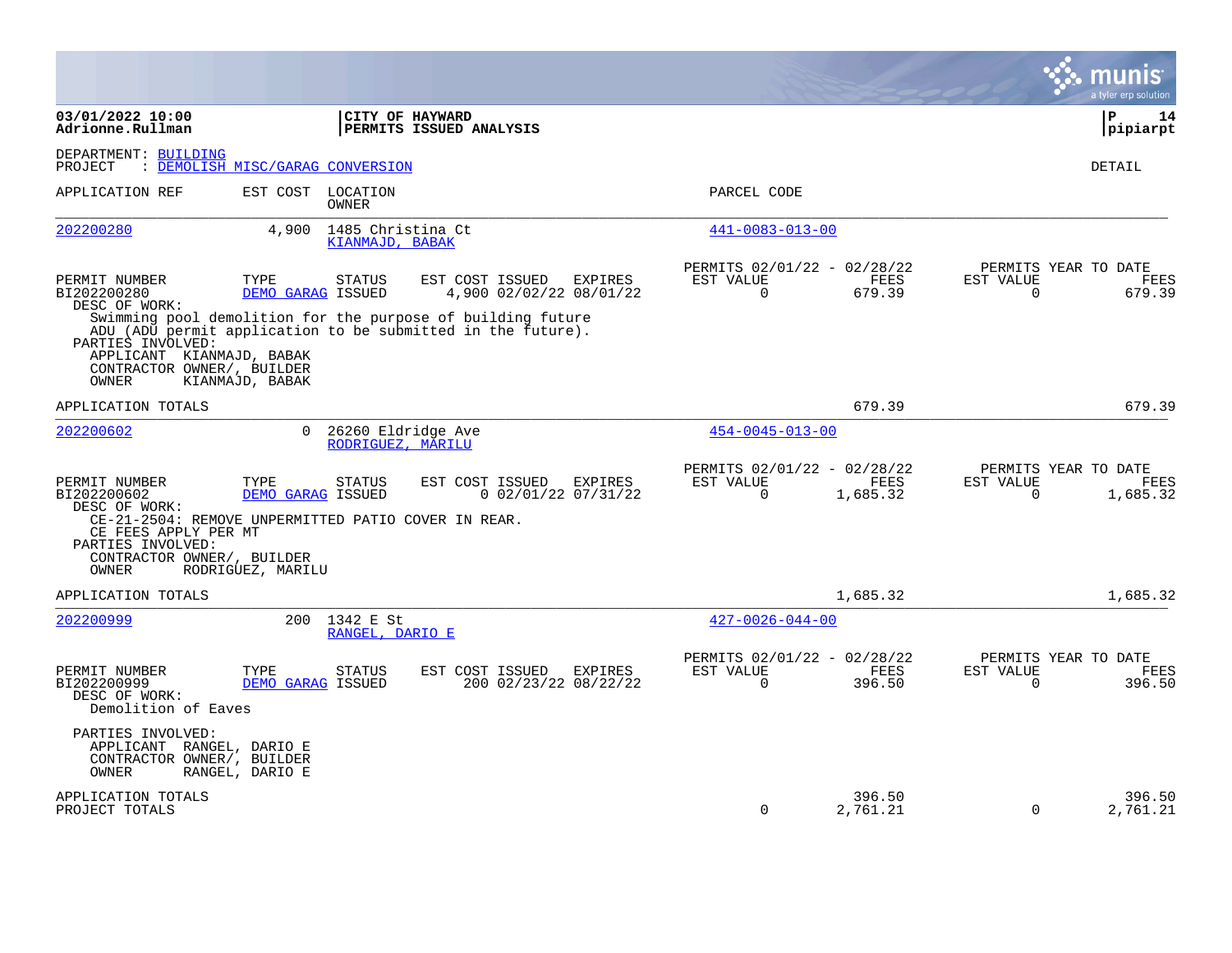03/01/2022 10:00
Adrionne.Rullman

**CITY OF HAYWARD**
**PERMITS ISSUED ANALYSIS**

pipiarpt

DEPARTMENT: BUILDING
PROJECT : DEMOLISH MISC/GARAG CONVERSION

DETAIL

| APPLICATION REF | EST COST | LOCATION / OWNER | PARCEL CODE |
|---|---|---|---|
| 202200280 | 4,900 | 1485 Christina Ct / KIANMAJD, BABAK | 441-0083-013-00 |

| PERMIT NUMBER | TYPE | STATUS | EST COST | ISSUED | EXPIRES | PERMITS 02/01/22 - 02/28/22 EST VALUE | FEES | PERMITS YEAR TO DATE EST VALUE | FEES |
|---|---|---|---|---|---|---|---|---|---|
| BI202200280 | DEMO GARAG | ISSUED | 4,900 | 02/02/22 | 08/01/22 | 0 | 679.39 | 0 | 679.39 |

DESC OF WORK:
Swimming pool demolition for the purpose of building future ADU (ADU permit application to be submitted in the future).

PARTIES INVOLVED:
APPLICANT KIANMAJD, BABAK
CONTRACTOR OWNER/, BUILDER
OWNER KIANMAJD, BABAK

APPLICATION TOTALS 679.39 679.39

| APPLICATION REF | EST COST | LOCATION / OWNER | PARCEL CODE |
|---|---|---|---|
| 202200602 | 0 | 26260 Eldridge Ave / RODRIGUEZ, MARILU | 454-0045-013-00 |

| PERMIT NUMBER | TYPE | STATUS | EST COST | ISSUED | EXPIRES | PERMITS 02/01/22 - 02/28/22 EST VALUE | FEES | PERMITS YEAR TO DATE EST VALUE | FEES |
|---|---|---|---|---|---|---|---|---|---|
| BI202200602 | DEMO GARAG | ISSUED | 0 | 02/01/22 | 07/31/22 | 0 | 1,685.32 | 0 | 1,685.32 |

DESC OF WORK:
CE-21-2504: REMOVE UNPERMITTED PATIO COVER IN REAR.
CE FEES APPLY PER MT

PARTIES INVOLVED:
CONTRACTOR OWNER/, BUILDER
OWNER RODRIGUEZ, MARILU

APPLICATION TOTALS 1,685.32 1,685.32

| APPLICATION REF | EST COST | LOCATION / OWNER | PARCEL CODE |
|---|---|---|---|
| 202200999 | 200 | 1342 E St / RANGEL, DARIO E | 427-0026-044-00 |

| PERMIT NUMBER | TYPE | STATUS | EST COST | ISSUED | EXPIRES | PERMITS 02/01/22 - 02/28/22 EST VALUE | FEES | PERMITS YEAR TO DATE EST VALUE | FEES |
|---|---|---|---|---|---|---|---|---|---|
| BI202200999 | DEMO GARAG | ISSUED | 200 | 02/23/22 | 08/22/22 | 0 | 396.50 | 0 | 396.50 |

DESC OF WORK:
Demolition of Eaves

PARTIES INVOLVED:
APPLICANT RANGEL, DARIO E
CONTRACTOR OWNER/, BUILDER
OWNER RANGEL, DARIO E

| | EST VALUE | FEES | EST VALUE | FEES |
|---|---|---|---|---|
| APPLICATION TOTALS | | 396.50 | | 396.50 |
| PROJECT TOTALS | 0 | 2,761.21 | 0 | 2,761.21 |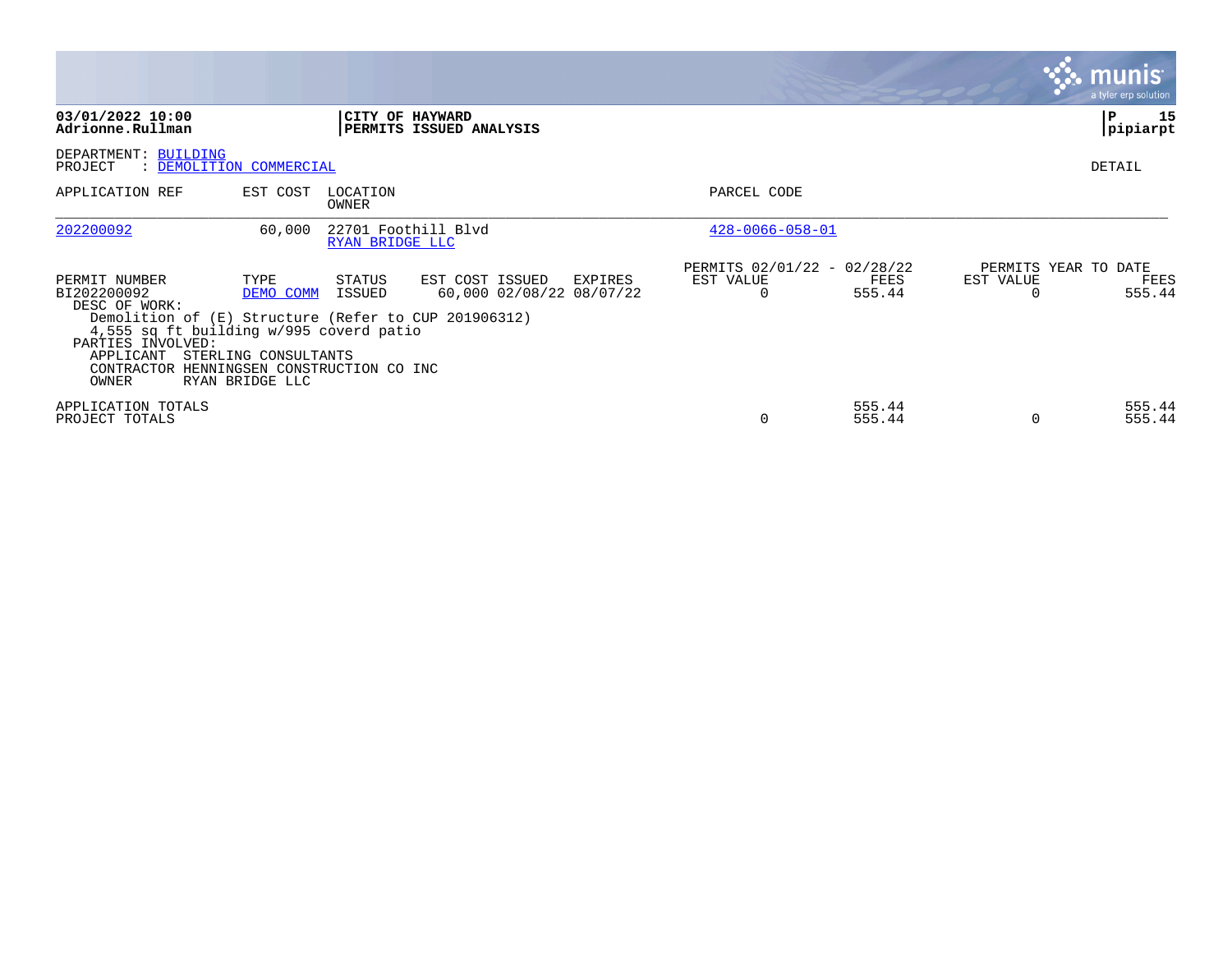**03/01/2022 10:00**
**Adrionne.Rullman**

**CITY OF HAYWARD**
**PERMITS ISSUED ANALYSIS**

**pipiarpt**

DEPARTMENT: BUILDING
PROJECT : DEMOLITION COMMERCIAL

DETAIL

| APPLICATION REF | EST COST | LOCATION / OWNER | PARCEL CODE |
|---|---|---|---|
| 202200092 | 60,000 | 22701 Foothill Blvd / RYAN BRIDGE LLC | 428-0066-058-01 |

| PERMIT NUMBER | TYPE | STATUS | EST COST | ISSUED | EXPIRES | PERMITS 02/01/22 - 02/28/22 EST VALUE | FEES | PERMITS YEAR TO DATE EST VALUE | FEES |
|---|---|---|---|---|---|---|---|---|---|
| BI202200092 | DEMO COMM | ISSUED | 60,000 | 02/08/22 | 08/07/22 | 0 | 555.44 | 0 | 555.44 |

DESC OF WORK:
Demolition of (E) Structure (Refer to CUP 201906312)
4,555 sq ft building w/995 coverd patio

PARTIES INVOLVED:
APPLICANT STERLING CONSULTANTS
CONTRACTOR HENNINGSEN CONSTRUCTION CO INC
OWNER RYAN BRIDGE LLC

| | EST VALUE | FEES | EST VALUE | FEES |
|---|---|---|---|---|
| APPLICATION TOTALS | | 555.44 | | 555.44 |
| PROJECT TOTALS | 0 | 555.44 | 0 | 555.44 |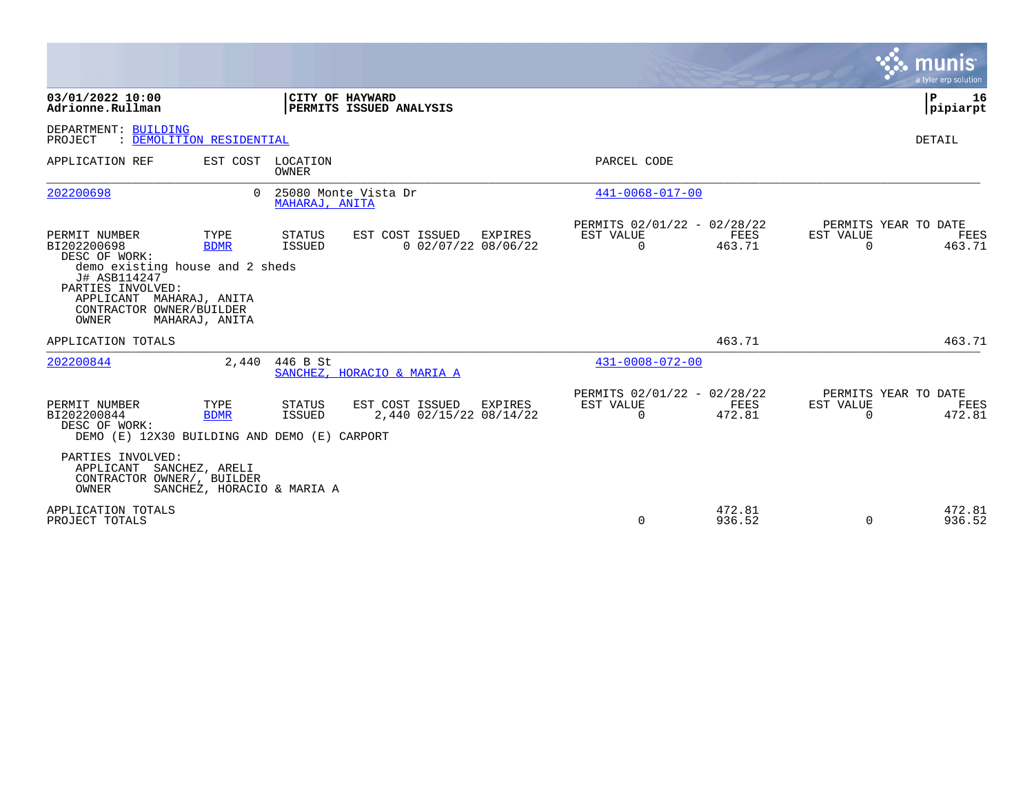**03/01/2022 10:00** | **CITY OF HAYWARD** | **P 16**
**Adrionne.Rullman** | **PERMITS ISSUED ANALYSIS** | **pipiarpt**

DEPARTMENT: BUILDING
PROJECT : DEMOLITION RESIDENTIAL

DETAIL

| APPLICATION REF | EST COST | LOCATION / OWNER | PARCEL CODE |
|---|---|---|---|
| 202200698 | 0 | 25080 Monte Vista Dr / MAHARAJ, ANITA | 441-0068-017-00 |

| PERMIT NUMBER | TYPE | STATUS | EST COST | ISSUED | EXPIRES | PERMITS 02/01/22 - 02/28/22 EST VALUE | FEES | PERMITS YEAR TO DATE EST VALUE | FEES |
|---|---|---|---|---|---|---|---|---|---|
| BI202200698 | BDMR | ISSUED | 0 | 02/07/22 | 08/06/22 | 0 | 463.71 | 0 | 463.71 |

DESC OF WORK:
demo existing house and 2 sheds
J# ASB114247

PARTIES INVOLVED:
APPLICANT MAHARAJ, ANITA
CONTRACTOR OWNER/BUILDER
OWNER MAHARAJ, ANITA

APPLICATION TOTALS 463.71 463.71

| APPLICATION REF | EST COST | LOCATION / OWNER | PARCEL CODE |
|---|---|---|---|
| 202200844 | 2,440 | 446 B St / SANCHEZ, HORACIO & MARIA A | 431-0008-072-00 |

| PERMIT NUMBER | TYPE | STATUS | EST COST | ISSUED | EXPIRES | PERMITS 02/01/22 - 02/28/22 EST VALUE | FEES | PERMITS YEAR TO DATE EST VALUE | FEES |
|---|---|---|---|---|---|---|---|---|---|
| BI202200844 | BDMR | ISSUED | 2,440 | 02/15/22 | 08/14/22 | 0 | 472.81 | 0 | 472.81 |

DESC OF WORK:
DEMO (E) 12X30 BUILDING AND DEMO (E) CARPORT

PARTIES INVOLVED:
APPLICANT SANCHEZ, ARELI
CONTRACTOR OWNER/, BUILDER
OWNER SANCHEZ, HORACIO & MARIA A

| | EST VALUE | FEES | EST VALUE | FEES |
|---|---|---|---|---|
| APPLICATION TOTALS | | 472.81 | | 472.81 |
| PROJECT TOTALS | 0 | 936.52 | 0 | 936.52 |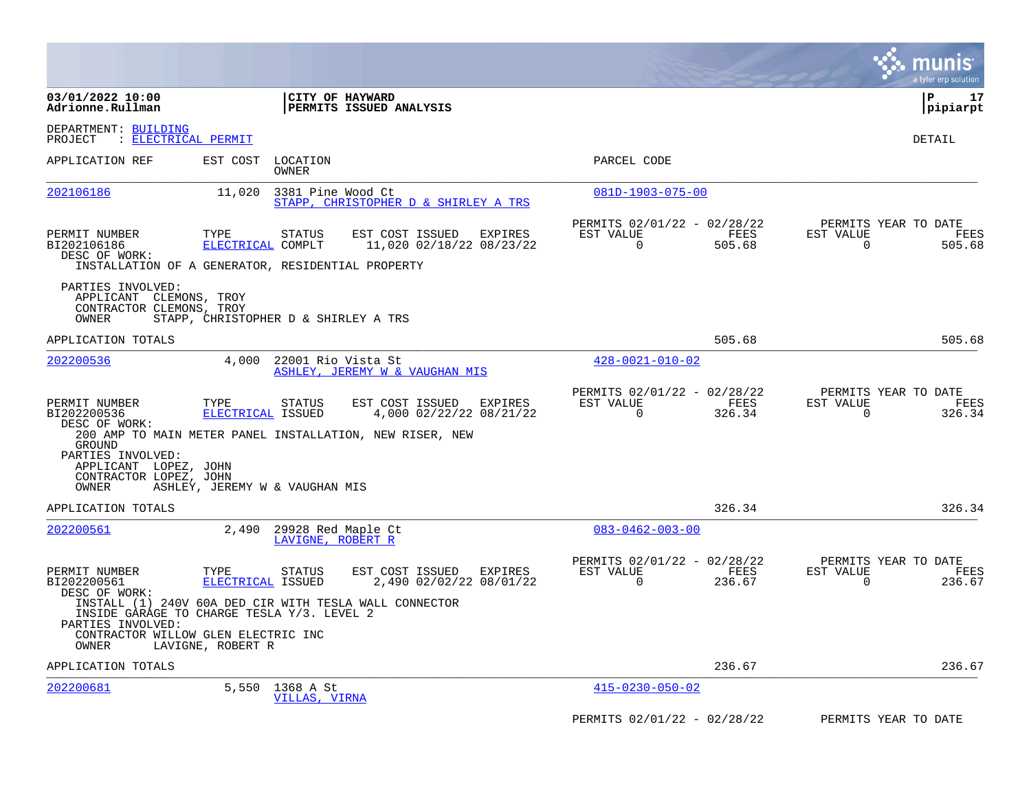**03/01/2022 10:00** | **CITY OF HAYWARD** | **P 17**
**Adrionne.Rullman** | **PERMITS ISSUED ANALYSIS** | **pipiarpt**

DEPARTMENT: BUILDING
PROJECT : ELECTRICAL PERMIT

DETAIL

| APPLICATION REF | EST COST | LOCATION / OWNER | PARCEL CODE |
|---|---|---|---|
| 202106186 | 11,020 | 3381 Pine Wood Ct / STAPP, CHRISTOPHER D & SHIRLEY A TRS | 081D-1903-075-00 |

| PERMIT NUMBER | TYPE | STATUS | EST COST | ISSUED | EXPIRES | PERMITS 02/01/22 - 02/28/22 EST VALUE | FEES | PERMITS YEAR TO DATE EST VALUE | FEES |
|---|---|---|---|---|---|---|---|---|---|
| BI202106186 | ELECTRICAL | COMPLT | 11,020 | 02/18/22 | 08/23/22 | 0 | 505.68 | 0 | 505.68 |

DESC OF WORK:
INSTALLATION OF A GENERATOR, RESIDENTIAL PROPERTY

PARTIES INVOLVED:
APPLICANT CLEMONS, TROY
CONTRACTOR CLEMONS, TROY
OWNER STAPP, CHRISTOPHER D & SHIRLEY A TRS

APPLICATION TOTALS 505.68 505.68

| APPLICATION REF | EST COST | LOCATION / OWNER | PARCEL CODE |
|---|---|---|---|
| 202200536 | 4,000 | 22001 Rio Vista St / ASHLEY, JEREMY W & VAUGHAN MIS | 428-0021-010-02 |

| PERMIT NUMBER | TYPE | STATUS | EST COST | ISSUED | EXPIRES | PERMITS 02/01/22 - 02/28/22 EST VALUE | FEES | PERMITS YEAR TO DATE EST VALUE | FEES |
|---|---|---|---|---|---|---|---|---|---|
| BI202200536 | ELECTRICAL | ISSUED | 4,000 | 02/22/22 | 08/21/22 | 0 | 326.34 | 0 | 326.34 |

DESC OF WORK:
200 AMP TO MAIN METER PANEL INSTALLATION, NEW RISER, NEW GROUND

PARTIES INVOLVED:
APPLICANT LOPEZ, JOHN
CONTRACTOR LOPEZ, JOHN
OWNER ASHLEY, JEREMY W & VAUGHAN MIS

APPLICATION TOTALS 326.34 326.34

| APPLICATION REF | EST COST | LOCATION / OWNER | PARCEL CODE |
|---|---|---|---|
| 202200561 | 2,490 | 29928 Red Maple Ct / LAVIGNE, ROBERT R | 083-0462-003-00 |

| PERMIT NUMBER | TYPE | STATUS | EST COST | ISSUED | EXPIRES | PERMITS 02/01/22 - 02/28/22 EST VALUE | FEES | PERMITS YEAR TO DATE EST VALUE | FEES |
|---|---|---|---|---|---|---|---|---|---|
| BI202200561 | ELECTRICAL | ISSUED | 2,490 | 02/02/22 | 08/01/22 | 0 | 236.67 | 0 | 236.67 |

DESC OF WORK:
INSTALL (1) 240V 60A DED CIR WITH TESLA WALL CONNECTOR INSIDE GARAGE TO CHARGE TESLA Y/3. LEVEL 2

PARTIES INVOLVED:
CONTRACTOR WILLOW GLEN ELECTRIC INC
OWNER LAVIGNE, ROBERT R

APPLICATION TOTALS 236.67 236.67

| APPLICATION REF | EST COST | LOCATION / OWNER | PARCEL CODE |
|---|---|---|---|
| 202200681 | 5,550 | 1368 A St / VILLAS, VIRNA | 415-0230-050-02 |

PERMITS 02/01/22 - 02/28/22 PERMITS YEAR TO DATE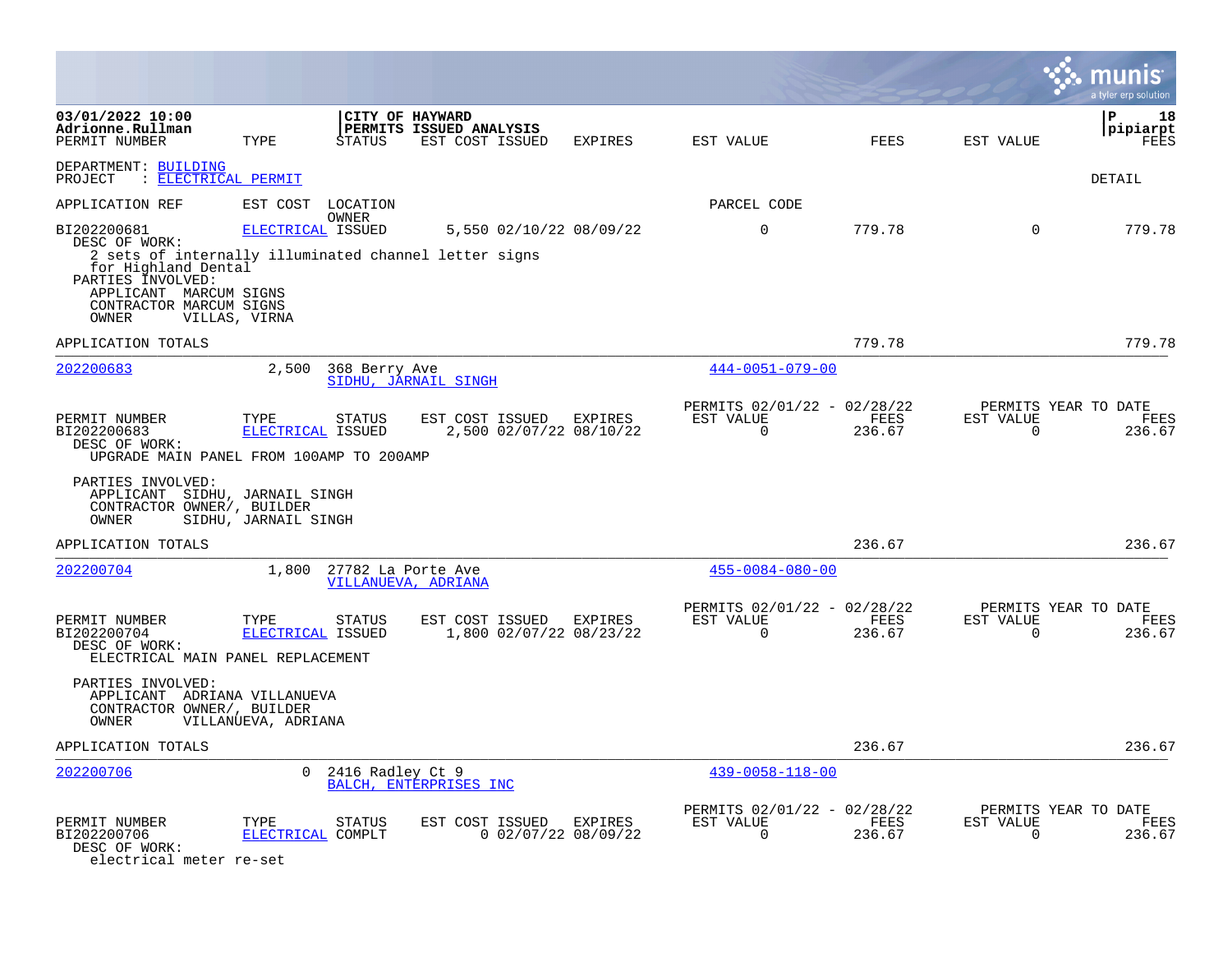**CITY OF HAYWARD**
**PERMITS ISSUED ANALYSIS**

03/01/2022 10:00
Adrionne.Rullman

pipiarpt

DEPARTMENT: BUILDING
PROJECT : ELECTRICAL PERMIT

DETAIL

| APPLICATION REF | EST COST | LOCATION / OWNER | | | | PARCEL CODE | | | |
|---|---|---|---|---|---|---|---|---|---|
| PERMIT NUMBER | TYPE | STATUS | EST COST | ISSUED | EXPIRES | EST VALUE | FEES | EST VALUE | FEES |
| BI202200681 | ELECTRICAL | ISSUED | 5,550 | 02/10/22 | 08/09/22 | 0 | 779.78 | 0 | 779.78 |

DESC OF WORK:
2 sets of internally illuminated channel letter signs for Highland Dental

PARTIES INVOLVED:
APPLICANT MARCUM SIGNS
CONTRACTOR MARCUM SIGNS
OWNER VILLAS, VIRNA

APPLICATION TOTALS 779.78 779.78

---

**202200683** — 2,500 — 368 Berry Ave — SIDHU, JARNAIL SINGH — 444-0051-079-00

| PERMIT NUMBER | TYPE | STATUS | EST COST | ISSUED | EXPIRES | PERMITS 02/01/22 - 02/28/22 EST VALUE | FEES | PERMITS YEAR TO DATE EST VALUE | FEES |
|---|---|---|---|---|---|---|---|---|---|
| BI202200683 | ELECTRICAL | ISSUED | 2,500 | 02/07/22 | 08/10/22 | 0 | 236.67 | 0 | 236.67 |

DESC OF WORK:
UPGRADE MAIN PANEL FROM 100AMP TO 200AMP

PARTIES INVOLVED:
APPLICANT SIDHU, JARNAIL SINGH
CONTRACTOR OWNER/, BUILDER
OWNER SIDHU, JARNAIL SINGH

APPLICATION TOTALS 236.67 236.67

---

**202200704** — 1,800 — 27782 La Porte Ave — VILLANUEVA, ADRIANA — 455-0084-080-00

| PERMIT NUMBER | TYPE | STATUS | EST COST | ISSUED | EXPIRES | PERMITS 02/01/22 - 02/28/22 EST VALUE | FEES | PERMITS YEAR TO DATE EST VALUE | FEES |
|---|---|---|---|---|---|---|---|---|---|
| BI202200704 | ELECTRICAL | ISSUED | 1,800 | 02/07/22 | 08/23/22 | 0 | 236.67 | 0 | 236.67 |

DESC OF WORK:
ELECTRICAL MAIN PANEL REPLACEMENT

PARTIES INVOLVED:
APPLICANT ADRIANA VILLANUEVA
CONTRACTOR OWNER/, BUILDER
OWNER VILLANUEVA, ADRIANA

APPLICATION TOTALS 236.67 236.67

---

**202200706** — 0 — 2416 Radley Ct 9 — BALCH, ENTERPRISES INC — 439-0058-118-00

| PERMIT NUMBER | TYPE | STATUS | EST COST | ISSUED | EXPIRES | PERMITS 02/01/22 - 02/28/22 EST VALUE | FEES | PERMITS YEAR TO DATE EST VALUE | FEES |
|---|---|---|---|---|---|---|---|---|---|
| BI202200706 | ELECTRICAL | COMPLT | 0 | 02/07/22 | 08/09/22 | 0 | 236.67 | 0 | 236.67 |

DESC OF WORK:
electrical meter re-set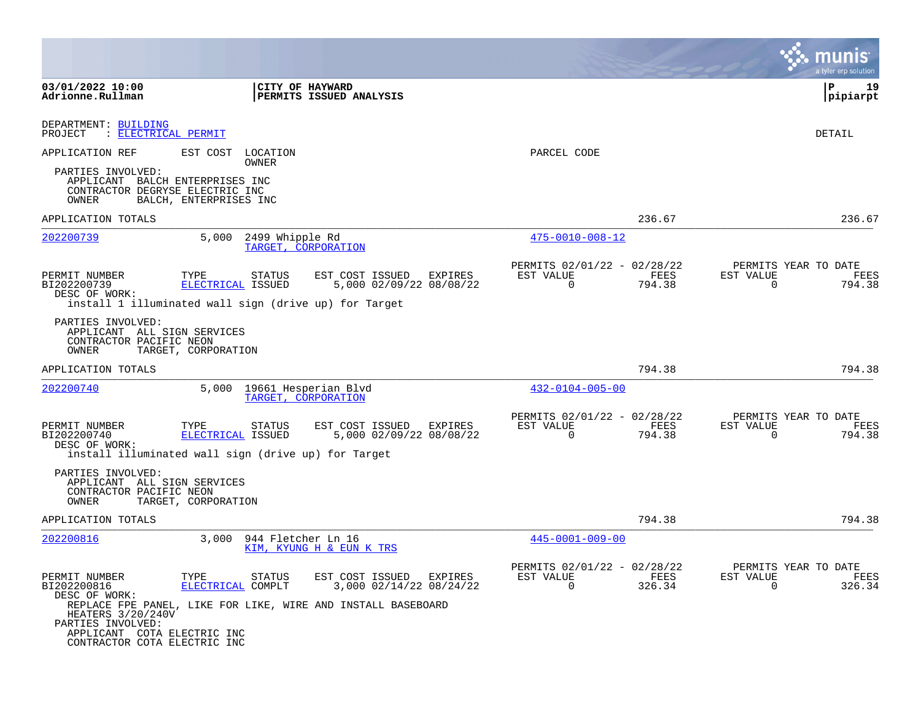**03/01/2022 10:00** | **CITY OF HAYWARD** | **P 19**
**Adrionne.Rullman** | **PERMITS ISSUED ANALYSIS** | **pipiarpt**

DEPARTMENT: BUILDING
PROJECT : ELECTRICAL PERMIT

DETAIL

APPLICATION REF | EST COST | LOCATION / OWNER | PARCEL CODE

PARTIES INVOLVED:
- APPLICANT BALCH ENTERPRISES INC
- CONTRACTOR DEGRYSE ELECTRIC INC
- OWNER BALCH, ENTERPRISES INC

APPLICATION TOTALS — 236.67 — 236.67

---

**202200739** | 5,000 | 2499 Whipple Rd / TARGET, CORPORATION | 475-0010-008-12

| PERMIT NUMBER | TYPE | STATUS | EST COST | ISSUED | EXPIRES | PERMITS 02/01/22 - 02/28/22 EST VALUE | FEES | PERMITS YEAR TO DATE EST VALUE | FEES |
|---|---|---|---|---|---|---|---|---|---|
| BI202200739 | ELECTRICAL | ISSUED | 5,000 | 02/09/22 | 08/08/22 | 0 | 794.38 | 0 | 794.38 |

DESC OF WORK:
install 1 illuminated wall sign (drive up) for Target

PARTIES INVOLVED:
- APPLICANT ALL SIGN SERVICES
- CONTRACTOR PACIFIC NEON
- OWNER TARGET, CORPORATION

APPLICATION TOTALS — 794.38 — 794.38

---

**202200740** | 5,000 | 19661 Hesperian Blvd / TARGET, CORPORATION | 432-0104-005-00

| PERMIT NUMBER | TYPE | STATUS | EST COST | ISSUED | EXPIRES | PERMITS 02/01/22 - 02/28/22 EST VALUE | FEES | PERMITS YEAR TO DATE EST VALUE | FEES |
|---|---|---|---|---|---|---|---|---|---|
| BI202200740 | ELECTRICAL | ISSUED | 5,000 | 02/09/22 | 08/08/22 | 0 | 794.38 | 0 | 794.38 |

DESC OF WORK:
install illuminated wall sign (drive up) for Target

PARTIES INVOLVED:
- APPLICANT ALL SIGN SERVICES
- CONTRACTOR PACIFIC NEON
- OWNER TARGET, CORPORATION

APPLICATION TOTALS — 794.38 — 794.38

---

**202200816** | 3,000 | 944 Fletcher Ln 16 / KIM, KYUNG H & EUN K TRS | 445-0001-009-00

| PERMIT NUMBER | TYPE | STATUS | EST COST | ISSUED | EXPIRES | PERMITS 02/01/22 - 02/28/22 EST VALUE | FEES | PERMITS YEAR TO DATE EST VALUE | FEES |
|---|---|---|---|---|---|---|---|---|---|
| BI202200816 | ELECTRICAL | COMPLT | 3,000 | 02/14/22 | 08/24/22 | 0 | 326.34 | 0 | 326.34 |

DESC OF WORK:
REPLACE FPE PANEL, LIKE FOR LIKE, WIRE AND INSTALL BASEBOARD HEATERS 3/20/240V

PARTIES INVOLVED:
- APPLICANT COTA ELECTRIC INC
- CONTRACTOR COTA ELECTRIC INC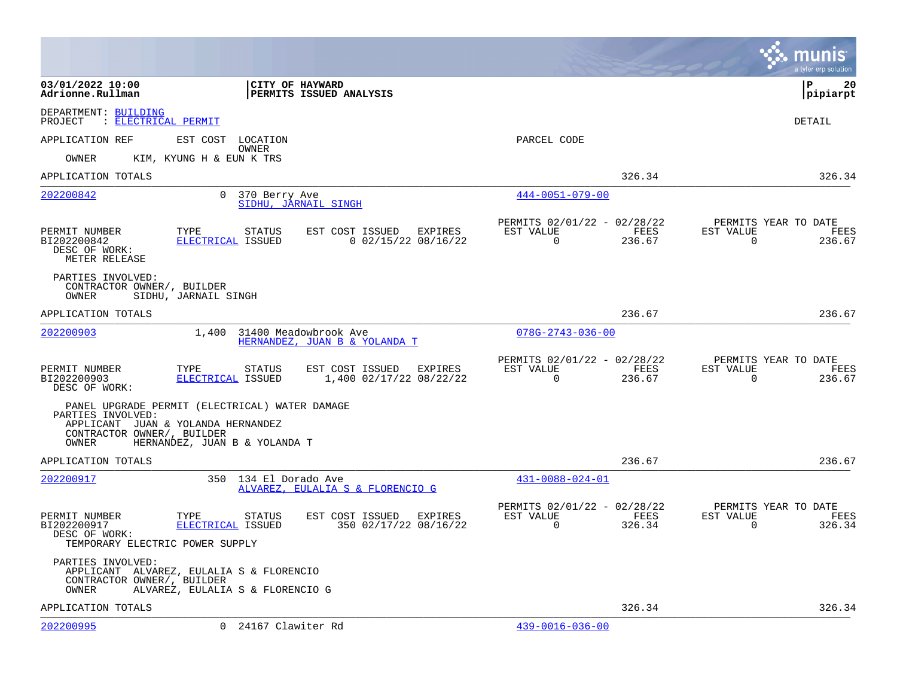03/01/2022 10:00
Adrionne.Rullman

**CITY OF HAYWARD**
**PERMITS ISSUED ANALYSIS**

pipiarpt

DEPARTMENT: BUILDING
PROJECT : ELECTRICAL PERMIT

DETAIL

APPLICATION REF | EST COST | LOCATION / OWNER | PARCEL CODE

OWNER KIM, KYUNG H & EUN K TRS

APPLICATION TOTALS 326.34 326.34

---

**202200842** | 0 | 370 Berry Ave | SIDHU, JARNAIL SINGH | 444-0051-079-00

| PERMIT NUMBER | TYPE | STATUS | EST COST | ISSUED | EXPIRES | PERMITS 02/01/22 - 02/28/22 EST VALUE | FEES | PERMITS YEAR TO DATE EST VALUE | FEES |
|---|---|---|---|---|---|---|---|---|---|
| BI202200842 | ELECTRICAL | ISSUED | 0 | 02/15/22 | 08/16/22 | 0 | 236.67 | 0 | 236.67 |

DESC OF WORK:
METER RELEASE

PARTIES INVOLVED:
CONTRACTOR OWNER/, BUILDER
OWNER SIDHU, JARNAIL SINGH

APPLICATION TOTALS 236.67 236.67

---

**202200903** | 1,400 | 31400 Meadowbrook Ave | HERNANDEZ, JUAN B & YOLANDA T | 078G-2743-036-00

| PERMIT NUMBER | TYPE | STATUS | EST COST | ISSUED | EXPIRES | PERMITS 02/01/22 - 02/28/22 EST VALUE | FEES | PERMITS YEAR TO DATE EST VALUE | FEES |
|---|---|---|---|---|---|---|---|---|---|
| BI202200903 | ELECTRICAL | ISSUED | 1,400 | 02/17/22 | 08/22/22 | 0 | 236.67 | 0 | 236.67 |

DESC OF WORK:
PANEL UPGRADE PERMIT (ELECTRICAL) WATER DAMAGE

PARTIES INVOLVED:
APPLICANT JUAN & YOLANDA HERNANDEZ
CONTRACTOR OWNER/, BUILDER
OWNER HERNANDEZ, JUAN B & YOLANDA T

APPLICATION TOTALS 236.67 236.67

---

**202200917** | 350 | 134 El Dorado Ave | ALVAREZ, EULALIA S & FLORENCIO G | 431-0088-024-01

| PERMIT NUMBER | TYPE | STATUS | EST COST | ISSUED | EXPIRES | PERMITS 02/01/22 - 02/28/22 EST VALUE | FEES | PERMITS YEAR TO DATE EST VALUE | FEES |
|---|---|---|---|---|---|---|---|---|---|
| BI202200917 | ELECTRICAL | ISSUED | 350 | 02/17/22 | 08/16/22 | 0 | 326.34 | 0 | 326.34 |

DESC OF WORK:
TEMPORARY ELECTRIC POWER SUPPLY

PARTIES INVOLVED:
APPLICANT ALVAREZ, EULALIA S & FLORENCIO
CONTRACTOR OWNER/, BUILDER
OWNER ALVAREZ, EULALIA S & FLORENCIO G

APPLICATION TOTALS 326.34 326.34

---

**202200995** | 0 | 24167 Clawiter Rd | 439-0016-036-00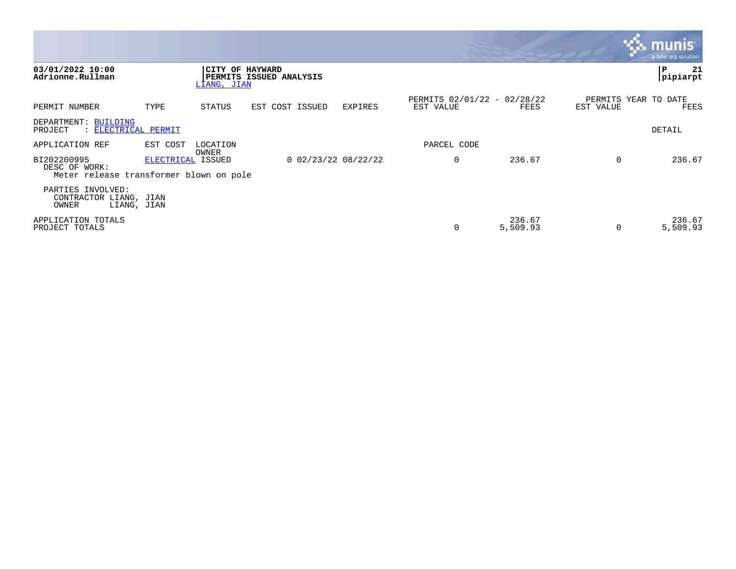**03/01/2022 10:00**
**Adrionne.Rullman**

**CITY OF HAYWARD**
**PERMITS ISSUED ANALYSIS**
LIANG, JIAN

**P 21**
**pipiarpt**

| PERMIT NUMBER | TYPE | STATUS | EST COST | ISSUED | EXPIRES | PERMITS 02/01/22 - 02/28/22 EST VALUE | FEES | PERMITS YEAR TO DATE EST VALUE | FEES |
|---|---|---|---|---|---|---|---|---|---|

DEPARTMENT: BUILDING
PROJECT : ELECTRICAL PERMIT

DETAIL

| APPLICATION REF | EST COST | LOCATION / OWNER | | | | PARCEL CODE | | | |
|---|---|---|---|---|---|---|---|---|---|
| BI202200995 | ELECTRICAL | ISSUED | 0 | 02/23/22 | 08/22/22 | 0 | 236.67 | 0 | 236.67 |

DESC OF WORK:
Meter release transformer blown on pole

PARTIES INVOLVED:
CONTRACTOR LIANG, JIAN
OWNER LIANG, JIAN

| | EST VALUE | FEES | EST VALUE | FEES |
|---|---|---|---|---|
| APPLICATION TOTALS | | 236.67 | | 236.67 |
| PROJECT TOTALS | 0 | 5,509.93 | 0 | 5,509.93 |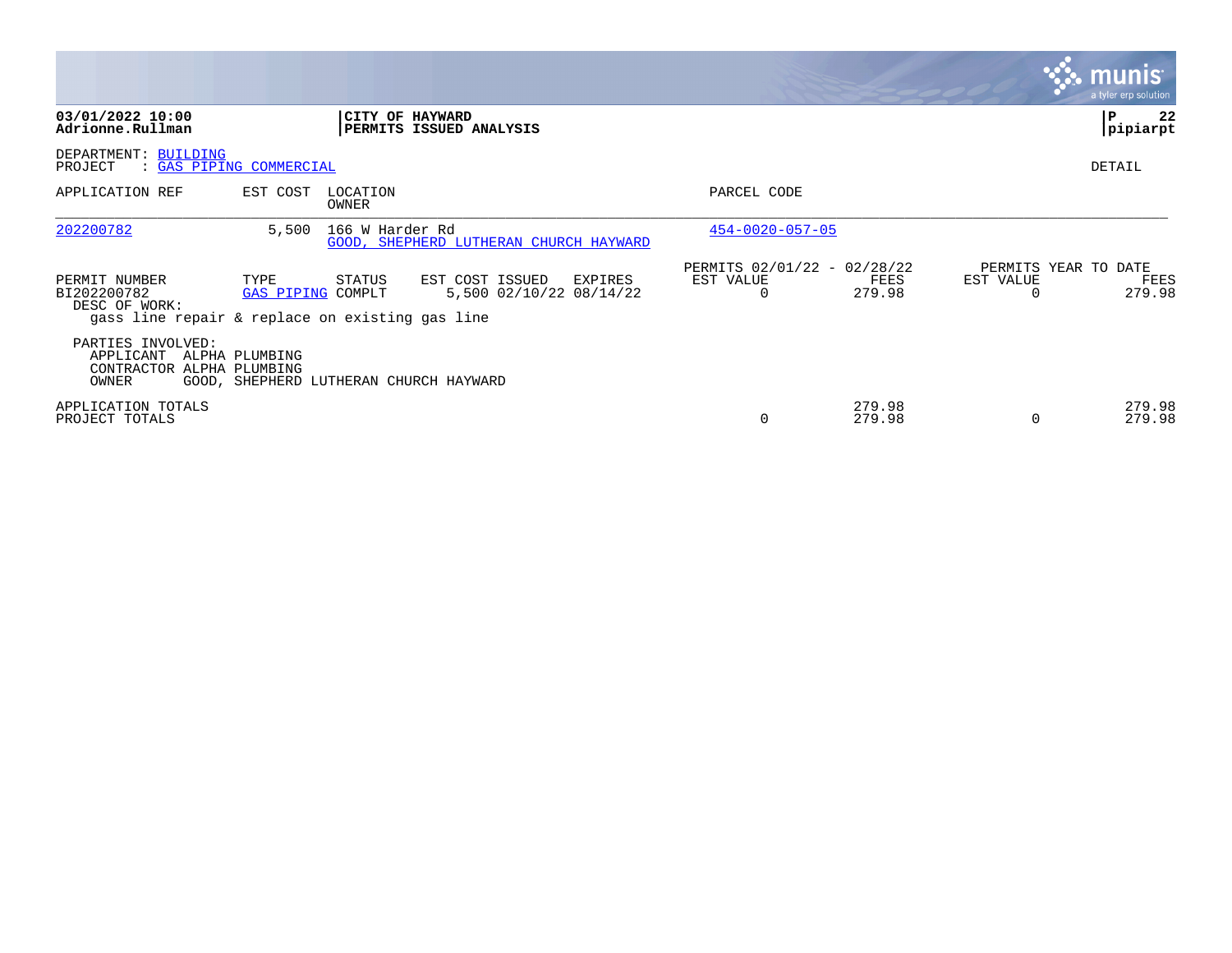**03/01/2022 10:00**
**Adrionne.Rullman**

**CITY OF HAYWARD**
**PERMITS ISSUED ANALYSIS**

**pipiarpt**

DEPARTMENT: BUILDING
PROJECT : GAS PIPING COMMERCIAL

DETAIL

| APPLICATION REF | EST COST | LOCATION / OWNER | PARCEL CODE |
|---|---|---|---|
| 202200782 | 5,500 | 166 W Harder Rd<br>GOOD, SHEPHERD LUTHERAN CHURCH HAYWARD | 454-0020-057-05 |

| PERMIT NUMBER | TYPE | STATUS | EST COST | ISSUED | EXPIRES | PERMITS 02/01/22 - 02/28/22 EST VALUE | FEES | PERMITS YEAR TO DATE EST VALUE | FEES |
|---|---|---|---|---|---|---|---|---|---|
| BI202200782 | GAS PIPING | COMPLT | 5,500 | 02/10/22 | 08/14/22 | 0 | 279.98 | 0 | 279.98 |

DESC OF WORK:
gass line repair & replace on existing gas line

PARTIES INVOLVED:
APPLICANT ALPHA PLUMBING
CONTRACTOR ALPHA PLUMBING
OWNER GOOD, SHEPHERD LUTHERAN CHURCH HAYWARD

| | EST VALUE | FEES | EST VALUE | FEES |
|---|---|---|---|---|
| APPLICATION TOTALS | | 279.98 | | 279.98 |
| PROJECT TOTALS | 0 | 279.98 | 0 | 279.98 |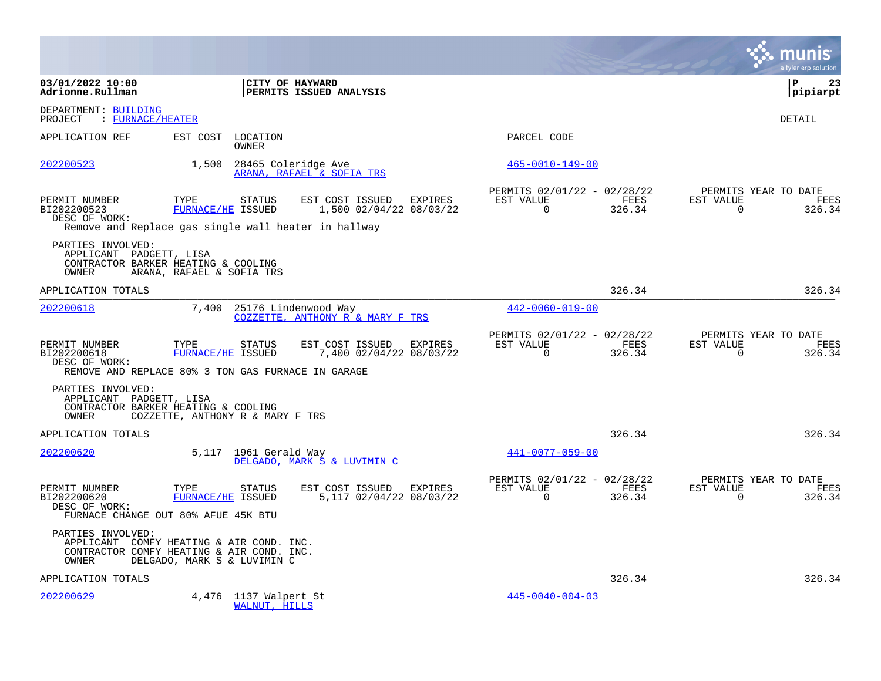**03/01/2022 10:00**
**Adrionne.Rullman**

**CITY OF HAYWARD**
**PERMITS ISSUED ANALYSIS**

**P 23**
**pipiarpt**

DEPARTMENT: BUILDING
PROJECT : FURNACE/HEATER

DETAIL

| APPLICATION REF | EST COST | LOCATION / OWNER | PARCEL CODE |
|---|---|---|---|
| 202200523 | 1,500 | 28465 Coleridge Ave / ARANA, RAFAEL & SOFIA TRS | 465-0010-149-00 |

| PERMIT NUMBER | TYPE | STATUS | EST COST | ISSUED | EXPIRES | PERMITS 02/01/22 - 02/28/22 EST VALUE | FEES | PERMITS YEAR TO DATE EST VALUE | FEES |
|---|---|---|---|---|---|---|---|---|---|
| BI202200523 | FURNACE/HE | ISSUED | 1,500 | 02/04/22 | 08/03/22 | 0 | 326.34 | 0 | 326.34 |

DESC OF WORK:
Remove and Replace gas single wall heater in hallway

PARTIES INVOLVED:
APPLICANT PADGETT, LISA
CONTRACTOR BARKER HEATING & COOLING
OWNER ARANA, RAFAEL & SOFIA TRS

APPLICATION TOTALS 326.34 326.34

| APPLICATION REF | EST COST | LOCATION / OWNER | PARCEL CODE |
|---|---|---|---|
| 202200618 | 7,400 | 25176 Lindenwood Way / COZZETTE, ANTHONY R & MARY F TRS | 442-0060-019-00 |

| PERMIT NUMBER | TYPE | STATUS | EST COST | ISSUED | EXPIRES | PERMITS 02/01/22 - 02/28/22 EST VALUE | FEES | PERMITS YEAR TO DATE EST VALUE | FEES |
|---|---|---|---|---|---|---|---|---|---|
| BI202200618 | FURNACE/HE | ISSUED | 7,400 | 02/04/22 | 08/03/22 | 0 | 326.34 | 0 | 326.34 |

DESC OF WORK:
REMOVE AND REPLACE 80% 3 TON GAS FURNACE IN GARAGE

PARTIES INVOLVED:
APPLICANT PADGETT, LISA
CONTRACTOR BARKER HEATING & COOLING
OWNER COZZETTE, ANTHONY R & MARY F TRS

APPLICATION TOTALS 326.34 326.34

| APPLICATION REF | EST COST | LOCATION / OWNER | PARCEL CODE |
|---|---|---|---|
| 202200620 | 5,117 | 1961 Gerald Way / DELGADO, MARK S & LUVIMIN C | 441-0077-059-00 |

| PERMIT NUMBER | TYPE | STATUS | EST COST | ISSUED | EXPIRES | PERMITS 02/01/22 - 02/28/22 EST VALUE | FEES | PERMITS YEAR TO DATE EST VALUE | FEES |
|---|---|---|---|---|---|---|---|---|---|
| BI202200620 | FURNACE/HE | ISSUED | 5,117 | 02/04/22 | 08/03/22 | 0 | 326.34 | 0 | 326.34 |

DESC OF WORK:
FURNACE CHANGE OUT 80% AFUE 45K BTU

PARTIES INVOLVED:
APPLICANT COMFY HEATING & AIR COND. INC.
CONTRACTOR COMFY HEATING & AIR COND. INC.
OWNER DELGADO, MARK S & LUVIMIN C

APPLICATION TOTALS 326.34 326.34

| APPLICATION REF | EST COST | LOCATION / OWNER | PARCEL CODE |
|---|---|---|---|
| 202200629 | 4,476 | 1137 Walpert St / WALNUT, HILLS | 445-0040-004-03 |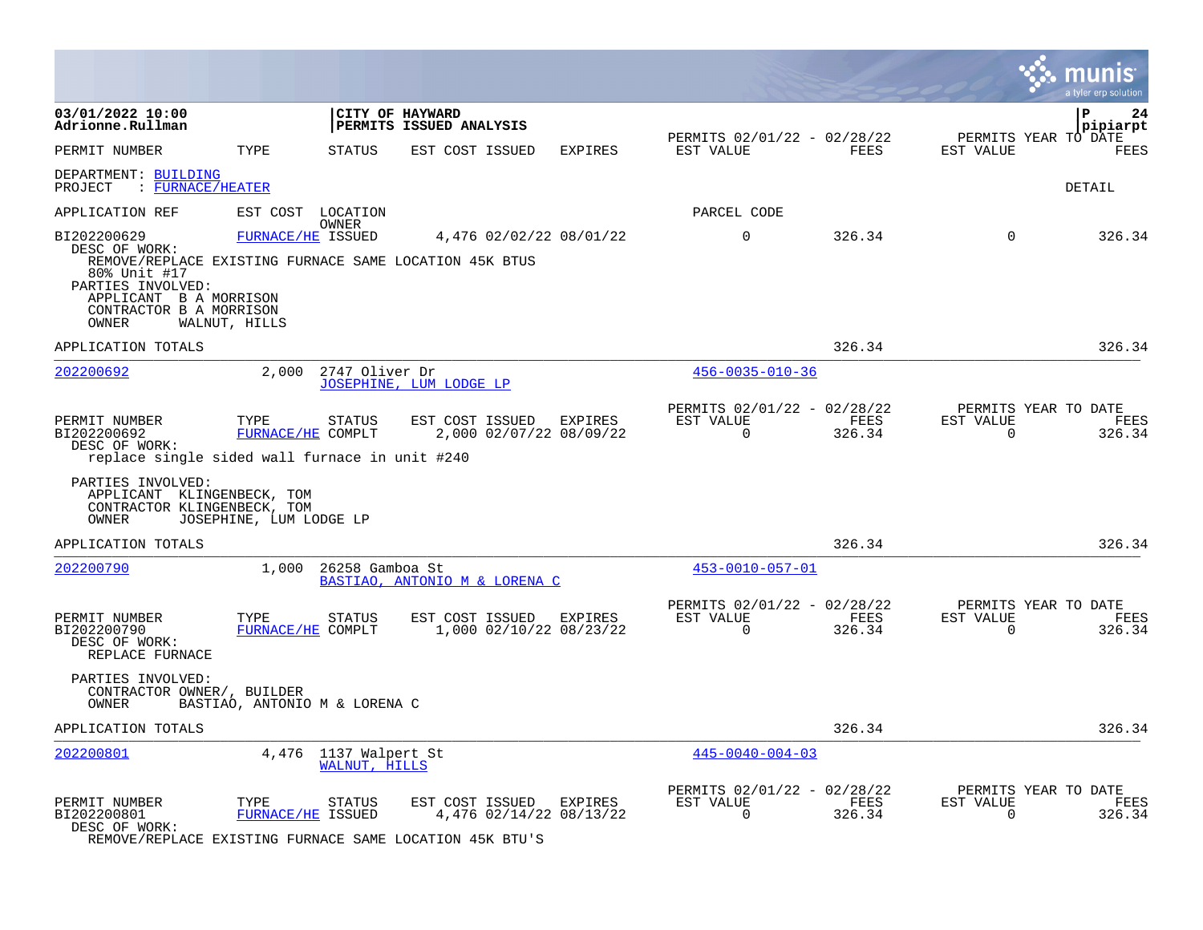03/01/2022 10:00
Adrionne.Rullman

CITY OF HAYWARD
PERMITS ISSUED ANALYSIS

pipiarpt

| PERMIT NUMBER | TYPE | STATUS | EST COST | ISSUED | EXPIRES | PERMITS 02/01/22 - 02/28/22 EST VALUE | FEES | PERMITS YEAR TO DATE EST VALUE | FEES |
|---|---|---|---|---|---|---|---|---|---|

DEPARTMENT: BUILDING
PROJECT : FURNACE/HEATER

DETAIL

APPLICATION REF | EST COST | LOCATION / OWNER | PARCEL CODE

| PERMIT NUMBER | TYPE | STATUS | EST COST | ISSUED | EXPIRES | EST VALUE | FEES | EST VALUE | FEES |
|---|---|---|---|---|---|---|---|---|---|
| BI202200629 | FURNACE/HE | ISSUED | 4,476 | 02/02/22 | 08/01/22 | 0 | 326.34 | 0 | 326.34 |

DESC OF WORK:
REMOVE/REPLACE EXISTING FURNACE SAME LOCATION 45K BTUS
80% Unit #17

PARTIES INVOLVED:
APPLICANT B A MORRISON
CONTRACTOR B A MORRISON
OWNER WALNUT, HILLS

APPLICATION TOTALS — 326.34 — 326.34

---

202200692 | 2,000 | 2747 Oliver Dr | JOSEPHINE, LUM LODGE LP | 456-0035-010-36

| PERMIT NUMBER | TYPE | STATUS | EST COST | ISSUED | EXPIRES | PERMITS 02/01/22 - 02/28/22 EST VALUE | FEES | PERMITS YEAR TO DATE EST VALUE | FEES |
|---|---|---|---|---|---|---|---|---|---|
| BI202200692 | FURNACE/HE | COMPLT | 2,000 | 02/07/22 | 08/09/22 | 0 | 326.34 | 0 | 326.34 |

DESC OF WORK:
replace single sided wall furnace in unit #240

PARTIES INVOLVED:
APPLICANT KLINGENBECK, TOM
CONTRACTOR KLINGENBECK, TOM
OWNER JOSEPHINE, LUM LODGE LP

APPLICATION TOTALS — 326.34 — 326.34

---

202200790 | 1,000 | 26258 Gamboa St | BASTIAO, ANTONIO M & LORENA C | 453-0010-057-01

| PERMIT NUMBER | TYPE | STATUS | EST COST | ISSUED | EXPIRES | PERMITS 02/01/22 - 02/28/22 EST VALUE | FEES | PERMITS YEAR TO DATE EST VALUE | FEES |
|---|---|---|---|---|---|---|---|---|---|
| BI202200790 | FURNACE/HE | COMPLT | 1,000 | 02/10/22 | 08/23/22 | 0 | 326.34 | 0 | 326.34 |

DESC OF WORK:
REPLACE FURNACE

PARTIES INVOLVED:
CONTRACTOR OWNER/, BUILDER
OWNER BASTIAO, ANTONIO M & LORENA C

APPLICATION TOTALS — 326.34 — 326.34

---

202200801 | 4,476 | 1137 Walpert St | WALNUT, HILLS | 445-0040-004-03

| PERMIT NUMBER | TYPE | STATUS | EST COST | ISSUED | EXPIRES | PERMITS 02/01/22 - 02/28/22 EST VALUE | FEES | PERMITS YEAR TO DATE EST VALUE | FEES |
|---|---|---|---|---|---|---|---|---|---|
| BI202200801 | FURNACE/HE | ISSUED | 4,476 | 02/14/22 | 08/13/22 | 0 | 326.34 | 0 | 326.34 |

DESC OF WORK:
REMOVE/REPLACE EXISTING FURNACE SAME LOCATION 45K BTU'S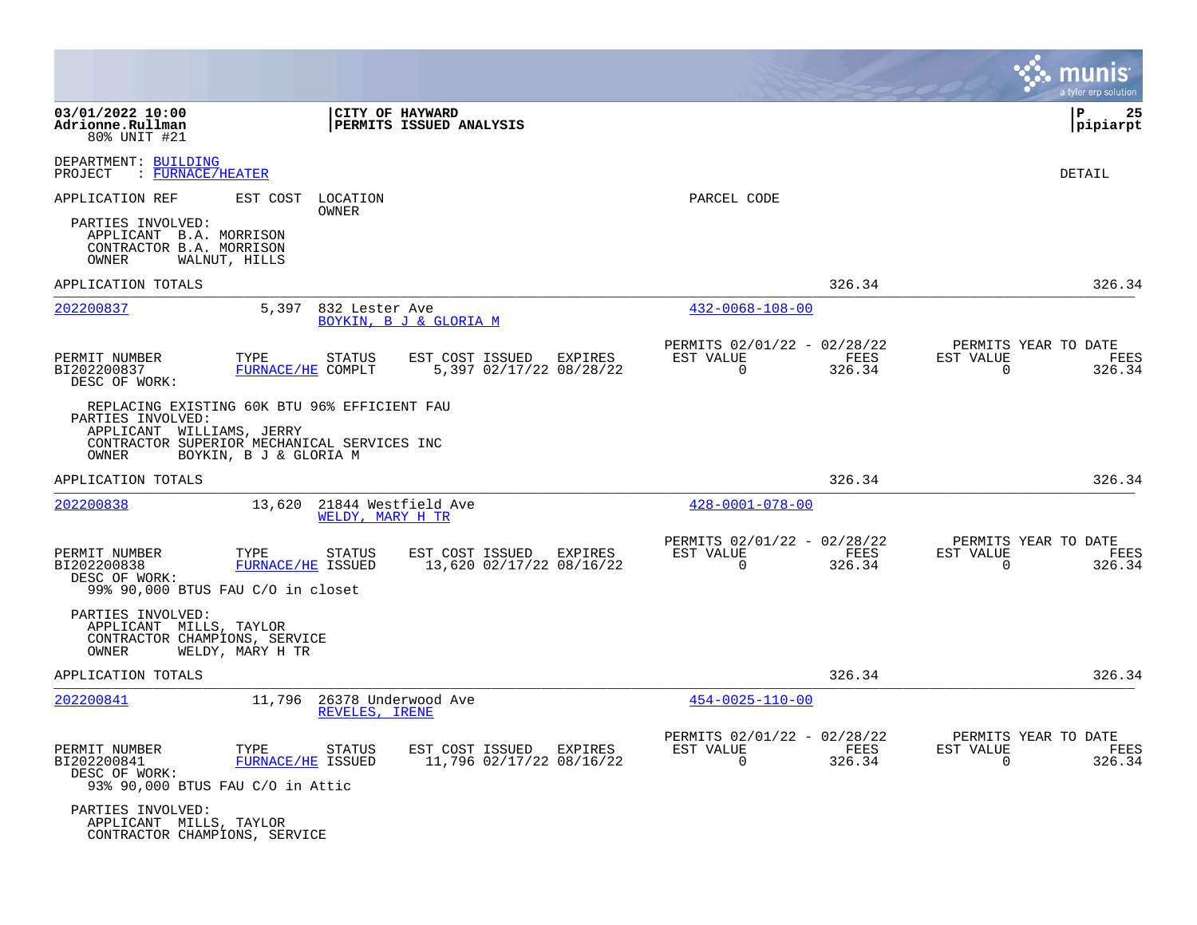DEPARTMENT: BUILDING
PROJECT : FURNACE/HEATER

DETAIL

APPLICATION REF EST COST LOCATION PARCEL CODE
OWNER

PARTIES INVOLVED:
APPLICANT B.A. MORRISON
CONTRACTOR B.A. MORRISON
OWNER WALNUT, HILLS

APPLICATION TOTALS 326.34 326.34

---

**202200837** 5,397 832 Lester Ave 432-0068-108-00
BOYKIN, B J & GLORIA M

| PERMIT NUMBER | TYPE | STATUS | EST COST | ISSUED | EXPIRES | PERMITS 02/01/22 - 02/28/22 EST VALUE | FEES | PERMITS YEAR TO DATE EST VALUE | FEES |
|---|---|---|---|---|---|---|---|---|---|
| BI202200837 | FURNACE/HE | COMPLT | 5,397 | 02/17/22 | 08/28/22 | 0 | 326.34 | 0 | 326.34 |

DESC OF WORK:
REPLACING EXISTING 60K BTU 96% EFFICIENT FAU

PARTIES INVOLVED:
APPLICANT WILLIAMS, JERRY
CONTRACTOR SUPERIOR MECHANICAL SERVICES INC
OWNER BOYKIN, B J & GLORIA M

APPLICATION TOTALS 326.34 326.34

---

**202200838** 13,620 21844 Westfield Ave 428-0001-078-00
WELDY, MARY H TR

| PERMIT NUMBER | TYPE | STATUS | EST COST | ISSUED | EXPIRES | PERMITS 02/01/22 - 02/28/22 EST VALUE | FEES | PERMITS YEAR TO DATE EST VALUE | FEES |
|---|---|---|---|---|---|---|---|---|---|
| BI202200838 | FURNACE/HE | ISSUED | 13,620 | 02/17/22 | 08/16/22 | 0 | 326.34 | 0 | 326.34 |

DESC OF WORK:
99% 90,000 BTUS FAU C/O in closet

PARTIES INVOLVED:
APPLICANT MILLS, TAYLOR
CONTRACTOR CHAMPIONS, SERVICE
OWNER WELDY, MARY H TR

APPLICATION TOTALS 326.34 326.34

---

**202200841** 11,796 26378 Underwood Ave 454-0025-110-00
REVELES, IRENE

| PERMIT NUMBER | TYPE | STATUS | EST COST | ISSUED | EXPIRES | PERMITS 02/01/22 - 02/28/22 EST VALUE | FEES | PERMITS YEAR TO DATE EST VALUE | FEES |
|---|---|---|---|---|---|---|---|---|---|
| BI202200841 | FURNACE/HE | ISSUED | 11,796 | 02/17/22 | 08/16/22 | 0 | 326.34 | 0 | 326.34 |

DESC OF WORK:
93% 90,000 BTUS FAU C/O in Attic

PARTIES INVOLVED:
APPLICANT MILLS, TAYLOR
CONTRACTOR CHAMPIONS, SERVICE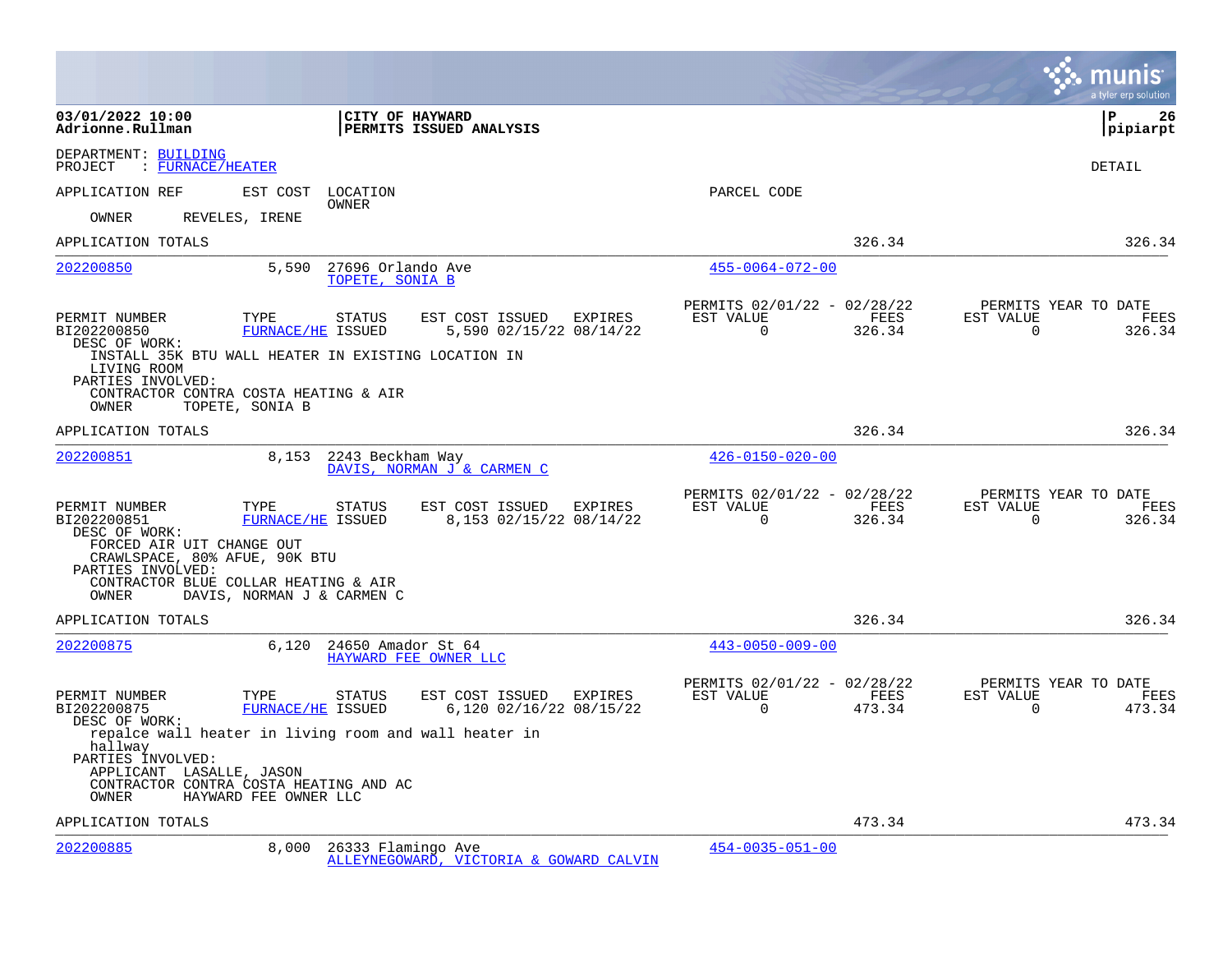DEPARTMENT: BUILDING
PROJECT : FURNACE/HEATER

DETAIL

APPLICATION REF    EST COST    LOCATION
OWNER    PARCEL CODE

OWNER    REVELES, IRENE

APPLICATION TOTALS    326.34    326.34

---

**202200850**    5,590    27696 Orlando Ave    455-0064-072-00
TOPETE, SONIA B

| PERMIT NUMBER | TYPE | STATUS | EST COST | ISSUED | EXPIRES | PERMITS 02/01/22 - 02/28/22 EST VALUE | FEES | PERMITS YEAR TO DATE EST VALUE | FEES |
|---|---|---|---|---|---|---|---|---|---|
| BI202200850 | FURNACE/HE | ISSUED | 5,590 | 02/15/22 | 08/14/22 | 0 | 326.34 | 0 | 326.34 |

DESC OF WORK:
INSTALL 35K BTU WALL HEATER IN EXISTING LOCATION IN LIVING ROOM
PARTIES INVOLVED:
CONTRACTOR CONTRA COSTA HEATING & AIR
OWNER    TOPETE, SONIA B

APPLICATION TOTALS    326.34    326.34

---

**202200851**    8,153    2243 Beckham Way    426-0150-020-00
DAVIS, NORMAN J & CARMEN C

| PERMIT NUMBER | TYPE | STATUS | EST COST | ISSUED | EXPIRES | PERMITS 02/01/22 - 02/28/22 EST VALUE | FEES | PERMITS YEAR TO DATE EST VALUE | FEES |
|---|---|---|---|---|---|---|---|---|---|
| BI202200851 | FURNACE/HE | ISSUED | 8,153 | 02/15/22 | 08/14/22 | 0 | 326.34 | 0 | 326.34 |

DESC OF WORK:
FORCED AIR UIT CHANGE OUT
CRAWLSPACE, 80% AFUE, 90K BTU
PARTIES INVOLVED:
CONTRACTOR BLUE COLLAR HEATING & AIR
OWNER    DAVIS, NORMAN J & CARMEN C

APPLICATION TOTALS    326.34    326.34

---

**202200875**    6,120    24650 Amador St 64    443-0050-009-00
HAYWARD FEE OWNER LLC

| PERMIT NUMBER | TYPE | STATUS | EST COST | ISSUED | EXPIRES | PERMITS 02/01/22 - 02/28/22 EST VALUE | FEES | PERMITS YEAR TO DATE EST VALUE | FEES |
|---|---|---|---|---|---|---|---|---|---|
| BI202200875 | FURNACE/HE | ISSUED | 6,120 | 02/16/22 | 08/15/22 | 0 | 473.34 | 0 | 473.34 |

DESC OF WORK:
repalce wall heater in living room and wall heater in hallway
PARTIES INVOLVED:
APPLICANT    LASALLE, JASON
CONTRACTOR CONTRA COSTA HEATING AND AC
OWNER    HAYWARD FEE OWNER LLC

APPLICATION TOTALS    473.34    473.34

---

**202200885**    8,000    26333 Flamingo Ave    454-0035-051-00
ALLEYNEGOWARD, VICTORIA & GOWARD CALVIN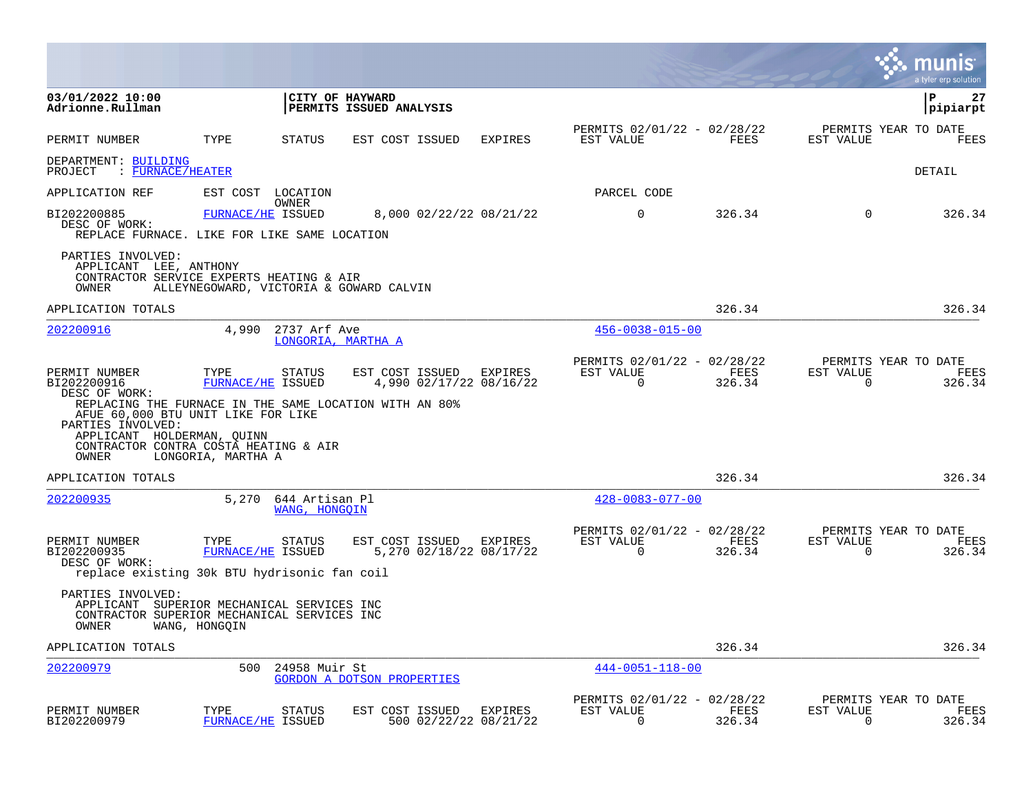**03/01/2022 10:00**
**Adrionne.Rullman**

**CITY OF HAYWARD**
**PERMITS ISSUED ANALYSIS**

**pipiarpt**

| PERMIT NUMBER | TYPE | STATUS | EST COST | ISSUED | EXPIRES | PERMITS 02/01/22 - 02/28/22 EST VALUE | FEES | PERMITS YEAR TO DATE EST VALUE | FEES |
|---|---|---|---|---|---|---|---|---|---|

DEPARTMENT: BUILDING
PROJECT : FURNACE/HEATER

DETAIL

APPLICATION REF | EST COST | LOCATION / OWNER | PARCEL CODE

| PERMIT NUMBER | TYPE | STATUS | EST COST | ISSUED | EXPIRES | EST VALUE | FEES | EST VALUE (YTD) | FEES (YTD) |
|---|---|---|---|---|---|---|---|---|---|
| BI202200885 | FURNACE/HE | ISSUED | 8,000 | 02/22/22 | 08/21/22 | 0 | 326.34 | 0 | 326.34 |

DESC OF WORK:
REPLACE FURNACE. LIKE FOR LIKE SAME LOCATION

PARTIES INVOLVED:
APPLICANT LEE, ANTHONY
CONTRACTOR SERVICE EXPERTS HEATING & AIR
OWNER ALLEYNEGOWARD, VICTORIA & GOWARD CALVIN

APPLICATION TOTALS — FEES 326.34 — YTD FEES 326.34

---

**202200916** — 4,990 — 2737 Arf Ave — LONGORIA, MARTHA A — 456-0038-015-00

| PERMIT NUMBER | TYPE | STATUS | EST COST | ISSUED | EXPIRES | EST VALUE | FEES | EST VALUE (YTD) | FEES (YTD) |
|---|---|---|---|---|---|---|---|---|---|
| BI202200916 | FURNACE/HE | ISSUED | 4,990 | 02/17/22 | 08/16/22 | 0 | 326.34 | 0 | 326.34 |

DESC OF WORK:
REPLACING THE FURNACE IN THE SAME LOCATION WITH AN 80%
AFUE 60,000 BTU UNIT LIKE FOR LIKE

PARTIES INVOLVED:
APPLICANT HOLDERMAN, QUINN
CONTRACTOR CONTRA COSTA HEATING & AIR
OWNER LONGORIA, MARTHA A

APPLICATION TOTALS — FEES 326.34 — YTD FEES 326.34

---

**202200935** — 5,270 — 644 Artisan Pl — WANG, HONGQIN — 428-0083-077-00

| PERMIT NUMBER | TYPE | STATUS | EST COST | ISSUED | EXPIRES | EST VALUE | FEES | EST VALUE (YTD) | FEES (YTD) |
|---|---|---|---|---|---|---|---|---|---|
| BI202200935 | FURNACE/HE | ISSUED | 5,270 | 02/18/22 | 08/17/22 | 0 | 326.34 | 0 | 326.34 |

DESC OF WORK:
replace existing 30k BTU hydrisonic fan coil

PARTIES INVOLVED:
APPLICANT SUPERIOR MECHANICAL SERVICES INC
CONTRACTOR SUPERIOR MECHANICAL SERVICES INC
OWNER WANG, HONGQIN

APPLICATION TOTALS — FEES 326.34 — YTD FEES 326.34

---

**202200979** — 500 — 24958 Muir St — GORDON A DOTSON PROPERTIES — 444-0051-118-00

| PERMIT NUMBER | TYPE | STATUS | EST COST | ISSUED | EXPIRES | EST VALUE | FEES | EST VALUE (YTD) | FEES (YTD) |
|---|---|---|---|---|---|---|---|---|---|
| BI202200979 | FURNACE/HE | ISSUED | 500 | 02/22/22 | 08/21/22 | 0 | 326.34 | 0 | 326.34 |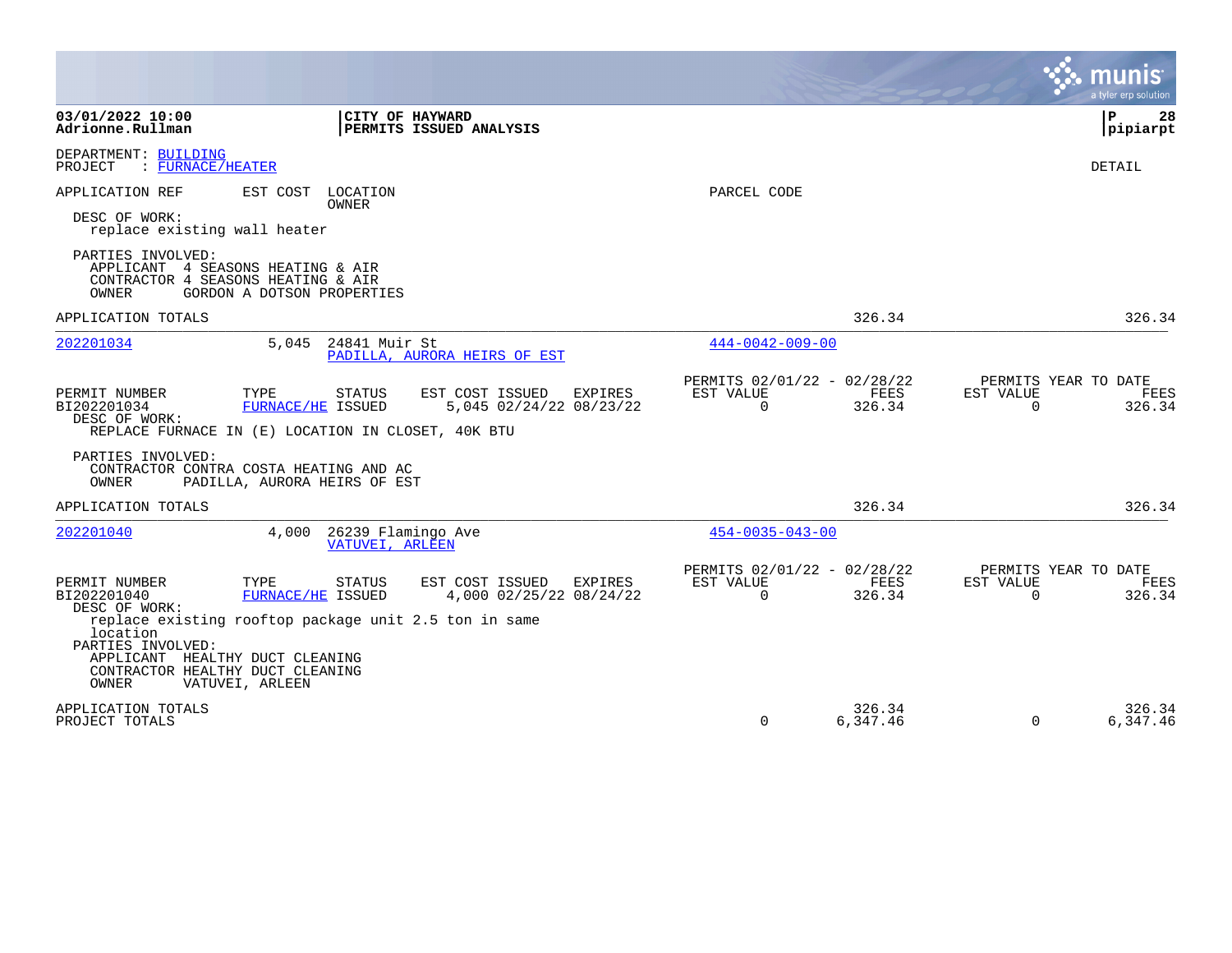**03/01/2022 10:00**
**Adrionne.Rullman**

**CITY OF HAYWARD**
**PERMITS ISSUED ANALYSIS**

**P 28**
**pipiarpt**

DEPARTMENT: BUILDING
PROJECT : FURNACE/HEATER

DETAIL

APPLICATION REF | EST COST | LOCATION / OWNER | PARCEL CODE

DESC OF WORK:
replace existing wall heater

PARTIES INVOLVED:
APPLICANT 4 SEASONS HEATING & AIR
CONTRACTOR 4 SEASONS HEATING & AIR
OWNER GORDON A DOTSON PROPERTIES

APPLICATION TOTALS 326.34 326.34

---

**202201034** 5,045 24841 Muir St
PADILLA, AURORA HEIRS OF EST
444-0042-009-00

| PERMIT NUMBER | TYPE | STATUS | EST COST | ISSUED | EXPIRES | PERMITS 02/01/22 - 02/28/22 EST VALUE | FEES | PERMITS YEAR TO DATE EST VALUE | FEES |
|---|---|---|---|---|---|---|---|---|---|
| BI202201034 | FURNACE/HE | ISSUED | 5,045 | 02/24/22 | 08/23/22 | 0 | 326.34 | 0 | 326.34 |

DESC OF WORK:
REPLACE FURNACE IN (E) LOCATION IN CLOSET, 40K BTU

PARTIES INVOLVED:
CONTRACTOR CONTRA COSTA HEATING AND AC
OWNER PADILLA, AURORA HEIRS OF EST

APPLICATION TOTALS 326.34 326.34

---

**202201040** 4,000 26239 Flamingo Ave
VATUVEI, ARLEEN
454-0035-043-00

| PERMIT NUMBER | TYPE | STATUS | EST COST | ISSUED | EXPIRES | PERMITS 02/01/22 - 02/28/22 EST VALUE | FEES | PERMITS YEAR TO DATE EST VALUE | FEES |
|---|---|---|---|---|---|---|---|---|---|
| BI202201040 | FURNACE/HE | ISSUED | 4,000 | 02/25/22 | 08/24/22 | 0 | 326.34 | 0 | 326.34 |

DESC OF WORK:
replace existing rooftop package unit 2.5 ton in same location

PARTIES INVOLVED:
APPLICANT HEALTHY DUCT CLEANING
CONTRACTOR HEALTHY DUCT CLEANING
OWNER VATUVEI, ARLEEN

| | EST VALUE | FEES | EST VALUE | FEES |
|---|---|---|---|---|
| APPLICATION TOTALS | | 326.34 | | 326.34 |
| PROJECT TOTALS | 0 | 6,347.46 | 0 | 6,347.46 |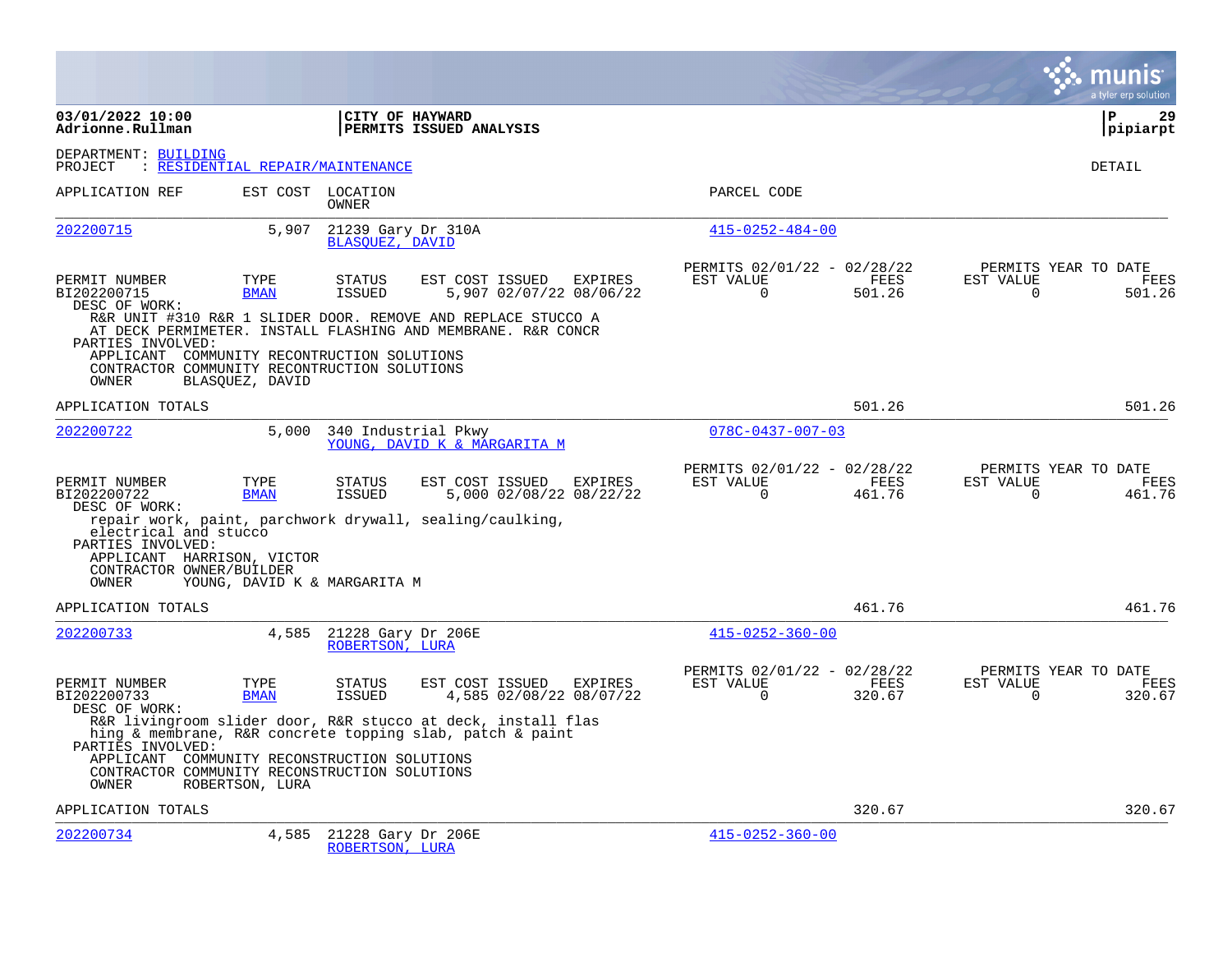**03/01/2022 10:00**
**Adrionne.Rullman**

**CITY OF HAYWARD**
**PERMITS ISSUED ANALYSIS**

DEPARTMENT: BUILDING
PROJECT : RESIDENTIAL REPAIR/MAINTENANCE

DETAIL

| APPLICATION REF | EST COST | LOCATION / OWNER | PARCEL CODE |
|---|---|---|---|
| 202200715 | 5,907 | 21239 Gary Dr 310A / BLASQUEZ, DAVID | 415-0252-484-00 |

| PERMIT NUMBER | TYPE | STATUS | EST COST | ISSUED | EXPIRES | PERMITS 02/01/22 - 02/28/22 EST VALUE | FEES | PERMITS YEAR TO DATE EST VALUE | FEES |
|---|---|---|---|---|---|---|---|---|---|
| BI202200715 | BMAN | ISSUED | 5,907 | 02/07/22 | 08/06/22 | 0 | 501.26 | 0 | 501.26 |

DESC OF WORK:
R&R UNIT #310 R&R 1 SLIDER DOOR. REMOVE AND REPLACE STUCCO A AT DECK PERMIMETER. INSTALL FLASHING AND MEMBRANE. R&R CONCR

PARTIES INVOLVED:
APPLICANT COMMUNITY RECONTRUCTION SOLUTIONS
CONTRACTOR COMMUNITY RECONTRUCTION SOLUTIONS
OWNER BLASQUEZ, DAVID

APPLICATION TOTALS 501.26 501.26

| APPLICATION REF | EST COST | LOCATION / OWNER | PARCEL CODE |
|---|---|---|---|
| 202200722 | 5,000 | 340 Industrial Pkwy / YOUNG, DAVID K & MARGARITA M | 078C-0437-007-03 |

| PERMIT NUMBER | TYPE | STATUS | EST COST | ISSUED | EXPIRES | PERMITS 02/01/22 - 02/28/22 EST VALUE | FEES | PERMITS YEAR TO DATE EST VALUE | FEES |
|---|---|---|---|---|---|---|---|---|---|
| BI202200722 | BMAN | ISSUED | 5,000 | 02/08/22 | 08/22/22 | 0 | 461.76 | 0 | 461.76 |

DESC OF WORK:
repair work, paint, parchwork drywall, sealing/caulking, electrical and stucco

PARTIES INVOLVED:
APPLICANT HARRISON, VICTOR
CONTRACTOR OWNER/BUILDER
OWNER YOUNG, DAVID K & MARGARITA M

APPLICATION TOTALS 461.76 461.76

| APPLICATION REF | EST COST | LOCATION / OWNER | PARCEL CODE |
|---|---|---|---|
| 202200733 | 4,585 | 21228 Gary Dr 206E / ROBERTSON, LURA | 415-0252-360-00 |

| PERMIT NUMBER | TYPE | STATUS | EST COST | ISSUED | EXPIRES | PERMITS 02/01/22 - 02/28/22 EST VALUE | FEES | PERMITS YEAR TO DATE EST VALUE | FEES |
|---|---|---|---|---|---|---|---|---|---|
| BI202200733 | BMAN | ISSUED | 4,585 | 02/08/22 | 08/07/22 | 0 | 320.67 | 0 | 320.67 |

DESC OF WORK:
R&R livingroom slider door, R&R stucco at deck, install flas hing & membrane, R&R concrete topping slab, patch & paint

PARTIES INVOLVED:
APPLICANT COMMUNITY RECONSTRUCTION SOLUTIONS
CONTRACTOR COMMUNITY RECONSTRUCTION SOLUTIONS
OWNER ROBERTSON, LURA

APPLICATION TOTALS 320.67 320.67

| APPLICATION REF | EST COST | LOCATION / OWNER | PARCEL CODE |
|---|---|---|---|
| 202200734 | 4,585 | 21228 Gary Dr 206E / ROBERTSON, LURA | 415-0252-360-00 |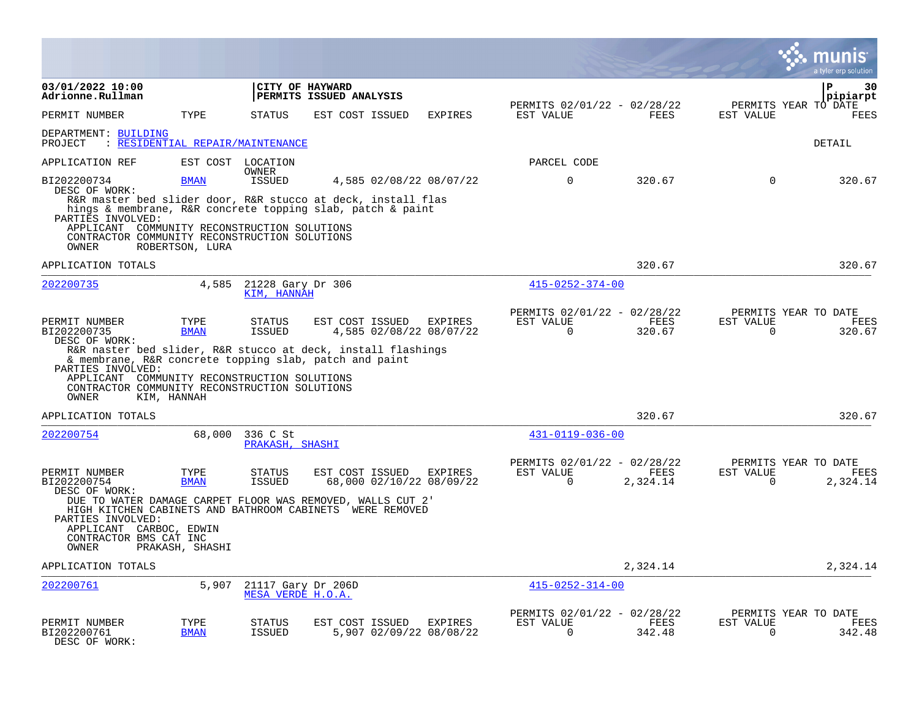**03/01/2022 10:00**
**Adrionne.Rullman**

**CITY OF HAYWARD**
**PERMITS ISSUED ANALYSIS**

PERMITS 02/01/22 - 02/28/22 | PERMITS YEAR TO DATE

**pipiarpt**

| PERMIT NUMBER | TYPE | STATUS | EST COST | ISSUED | EXPIRES | EST VALUE | FEES | EST VALUE | FEES |
|---|---|---|---|---|---|---|---|---|---|

DEPARTMENT: BUILDING
PROJECT : RESIDENTIAL REPAIR/MAINTENANCE

DETAIL

| APPLICATION REF | EST COST | LOCATION / OWNER | | | | PARCEL CODE | | | |
|---|---|---|---|---|---|---|---|---|---|
| BI202200734 | BMAN | ISSUED | 4,585 | 02/08/22 | 08/07/22 | 0 | 320.67 | 0 | 320.67 |

DESC OF WORK:
R&R master bed slider door, R&R stucco at deck, install flashings & membrane, R&R concrete topping slab, patch & paint
PARTIES INVOLVED:
APPLICANT COMMUNITY RECONSTRUCTION SOLUTIONS
CONTRACTOR COMMUNITY RECONSTRUCTION SOLUTIONS
OWNER ROBERTSON, LURA

APPLICATION TOTALS: 320.67 | 320.67

---

202200735 | 4,585 | 21228 Gary Dr 306 | KIM, HANNAH | 415-0252-374-00

| PERMIT NUMBER | TYPE | STATUS | EST COST | ISSUED | EXPIRES | EST VALUE | FEES | EST VALUE | FEES |
|---|---|---|---|---|---|---|---|---|---|
| BI202200735 | BMAN | ISSUED | 4,585 | 02/08/22 | 08/07/22 | 0 | 320.67 | 0 | 320.67 |

DESC OF WORK:
R&R naster bed slider, R&R stucco at deck, install flashings & membrane, R&R concrete topping slab, patch and paint
PARTIES INVOLVED:
APPLICANT COMMUNITY RECONSTRUCTION SOLUTIONS
CONTRACTOR COMMUNITY RECONSTRUCTION SOLUTIONS
OWNER KIM, HANNAH

APPLICATION TOTALS: 320.67 | 320.67

---

202200754 | 68,000 | 336 C St | PRAKASH, SHASHI | 431-0119-036-00

| PERMIT NUMBER | TYPE | STATUS | EST COST | ISSUED | EXPIRES | EST VALUE | FEES | EST VALUE | FEES |
|---|---|---|---|---|---|---|---|---|---|
| BI202200754 | BMAN | ISSUED | 68,000 | 02/10/22 | 08/09/22 | 0 | 2,324.14 | 0 | 2,324.14 |

DESC OF WORK:
DUE TO WATER DAMAGE CARPET FLOOR WAS REMOVED, WALLS CUT 2' HIGH KITCHEN CABINETS AND BATHROOM CABINETS WERE REMOVED
PARTIES INVOLVED:
APPLICANT CARBOC, EDWIN
CONTRACTOR BMS CAT INC
OWNER PRAKASH, SHASHI

APPLICATION TOTALS: 2,324.14 | 2,324.14

---

202200761 | 5,907 | 21117 Gary Dr 206D | MESA VERDE H.O.A. | 415-0252-314-00

| PERMIT NUMBER | TYPE | STATUS | EST COST | ISSUED | EXPIRES | EST VALUE | FEES | EST VALUE | FEES |
|---|---|---|---|---|---|---|---|---|---|
| BI202200761 | BMAN | ISSUED | 5,907 | 02/09/22 | 08/08/22 | 0 | 342.48 | 0 | 342.48 |

DESC OF WORK: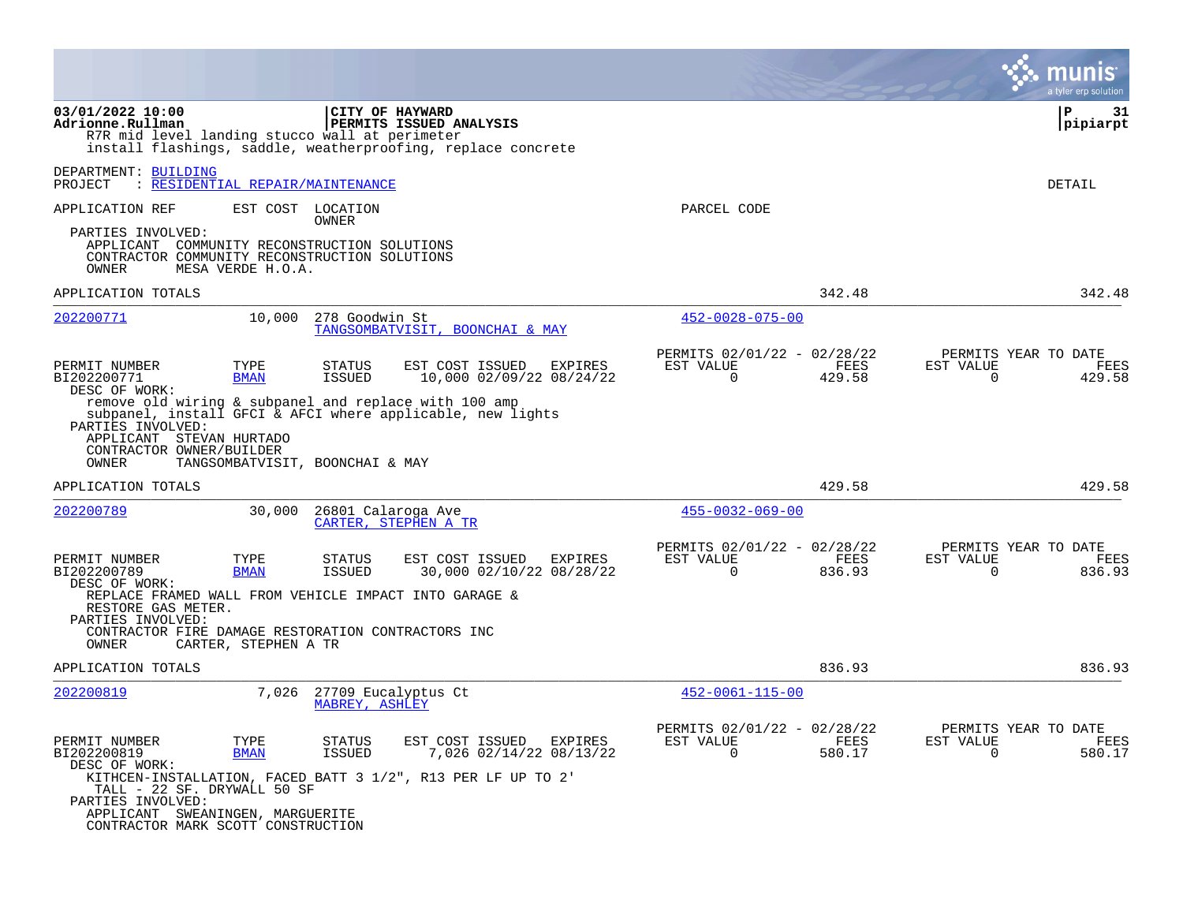R7R mid level landing stucco wall at perimeter
install flashings, saddle, weatherproofing, replace concrete

DEPARTMENT: BUILDING
PROJECT : RESIDENTIAL REPAIR/MAINTENANCE

DETAIL

APPLICATION REF | EST COST | LOCATION / OWNER | PARCEL CODE

PARTIES INVOLVED:
- APPLICANT COMMUNITY RECONSTRUCTION SOLUTIONS
- CONTRACTOR COMMUNITY RECONSTRUCTION SOLUTIONS
- OWNER MESA VERDE H.O.A.

APPLICATION TOTALS 342.48 342.48

---

**202200771** | 10,000 | 278 Goodwin St / TANGSOMBATVISIT, BOONCHAI & MAY | 452-0028-075-00

| PERMIT NUMBER | TYPE | STATUS | EST COST | ISSUED | EXPIRES | PERMITS 02/01/22 - 02/28/22 EST VALUE | FEES | PERMITS YEAR TO DATE EST VALUE | FEES |
|---|---|---|---|---|---|---|---|---|---|
| BI202200771 | BMAN | ISSUED | 10,000 | 02/09/22 | 08/24/22 | 0 | 429.58 | 0 | 429.58 |

DESC OF WORK:
remove old wiring & subpanel and replace with 100 amp subpanel, install GFCI & AFCI where applicable, new lights

PARTIES INVOLVED:
- APPLICANT STEVAN HURTADO
- CONTRACTOR OWNER/BUILDER
- OWNER TANGSOMBATVISIT, BOONCHAI & MAY

APPLICATION TOTALS 429.58 429.58

---

**202200789** | 30,000 | 26801 Calaroga Ave / CARTER, STEPHEN A TR | 455-0032-069-00

| PERMIT NUMBER | TYPE | STATUS | EST COST | ISSUED | EXPIRES | PERMITS 02/01/22 - 02/28/22 EST VALUE | FEES | PERMITS YEAR TO DATE EST VALUE | FEES |
|---|---|---|---|---|---|---|---|---|---|
| BI202200789 | BMAN | ISSUED | 30,000 | 02/10/22 | 08/28/22 | 0 | 836.93 | 0 | 836.93 |

DESC OF WORK:
REPLACE FRAMED WALL FROM VEHICLE IMPACT INTO GARAGE & RESTORE GAS METER.

PARTIES INVOLVED:
- CONTRACTOR FIRE DAMAGE RESTORATION CONTRACTORS INC
- OWNER CARTER, STEPHEN A TR

APPLICATION TOTALS 836.93 836.93

---

**202200819** | 7,026 | 27709 Eucalyptus Ct / MABREY, ASHLEY | 452-0061-115-00

| PERMIT NUMBER | TYPE | STATUS | EST COST | ISSUED | EXPIRES | PERMITS 02/01/22 - 02/28/22 EST VALUE | FEES | PERMITS YEAR TO DATE EST VALUE | FEES |
|---|---|---|---|---|---|---|---|---|---|
| BI202200819 | BMAN | ISSUED | 7,026 | 02/14/22 | 08/13/22 | 0 | 580.17 | 0 | 580.17 |

DESC OF WORK:
KITHCEN-INSTALLATION, FACED BATT 3 1/2", R13 PER LF UP TO 2' TALL - 22 SF. DRYWALL 50 SF

PARTIES INVOLVED:
- APPLICANT SWEANINGEN, MARGUERITE
- CONTRACTOR MARK SCOTT CONSTRUCTION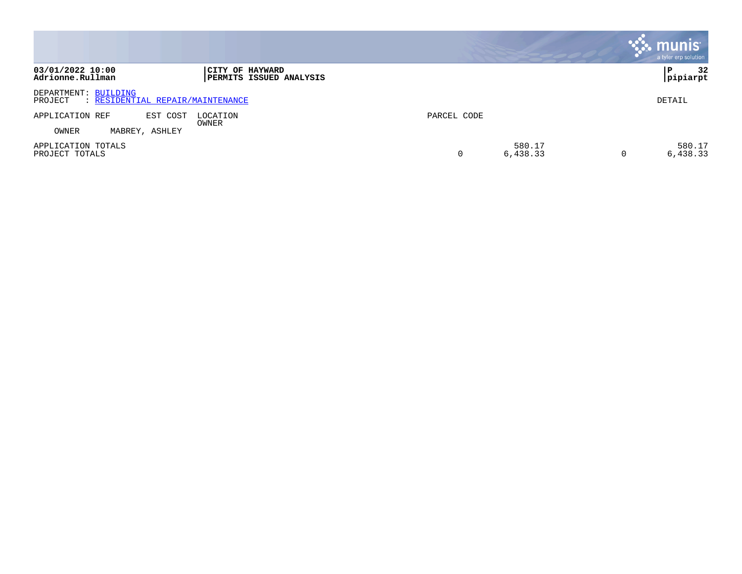**CITY OF HAYWARD**
**PERMITS ISSUED ANALYSIS**

03/01/2022 10:00
Adrionne.Rullman

P 32
pipiarpt

DEPARTMENT: BUILDING
PROJECT : RESIDENTIAL REPAIR/MAINTENANCE

DETAIL

| APPLICATION REF | EST COST | LOCATION<br>OWNER | PARCEL CODE | | | |
|---|---|---|---|---|---|---|
| OWNER | MABREY, ASHLEY | | | | | |
| APPLICATION TOTALS | | | | 580.17 | | 580.17 |
| PROJECT TOTALS | | | 0 | 6,438.33 | 0 | 6,438.33 |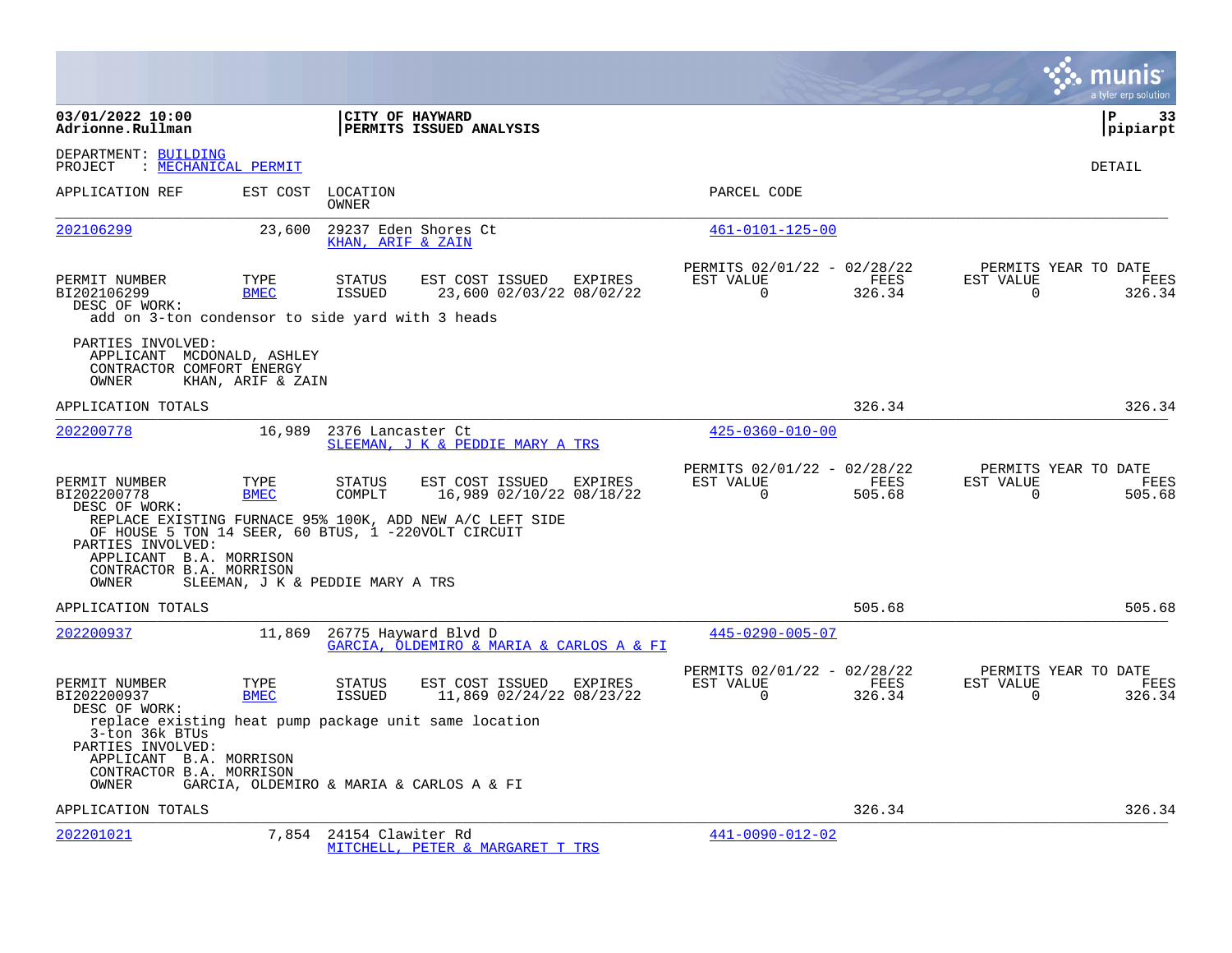**03/01/2022 10:00**
**Adrionne.Rullman**

**CITY OF HAYWARD**
**PERMITS ISSUED ANALYSIS**

**P 33**
**pipiarpt**

DEPARTMENT: BUILDING
PROJECT : MECHANICAL PERMIT

DETAIL

| APPLICATION REF | EST COST | LOCATION / OWNER | PARCEL CODE |
|---|---|---|---|
| 202106299 | 23,600 | 29237 Eden Shores Ct / KHAN, ARIF & ZAIN | 461-0101-125-00 |

| PERMIT NUMBER | TYPE | STATUS | EST COST | ISSUED | EXPIRES | PERMITS 02/01/22 - 02/28/22 EST VALUE | FEES | PERMITS YEAR TO DATE EST VALUE | FEES |
|---|---|---|---|---|---|---|---|---|---|
| BI202106299 | BMEC | ISSUED | 23,600 | 02/03/22 | 08/02/22 | 0 | 326.34 | 0 | 326.34 |

DESC OF WORK:
add on 3-ton condensor to side yard with 3 heads

PARTIES INVOLVED:
APPLICANT MCDONALD, ASHLEY
CONTRACTOR COMFORT ENERGY
OWNER KHAN, ARIF & ZAIN

APPLICATION TOTALS 326.34 326.34

| APPLICATION REF | EST COST | LOCATION / OWNER | PARCEL CODE |
|---|---|---|---|
| 202200778 | 16,989 | 2376 Lancaster Ct / SLEEMAN, J K & PEDDIE MARY A TRS | 425-0360-010-00 |

| PERMIT NUMBER | TYPE | STATUS | EST COST | ISSUED | EXPIRES | PERMITS 02/01/22 - 02/28/22 EST VALUE | FEES | PERMITS YEAR TO DATE EST VALUE | FEES |
|---|---|---|---|---|---|---|---|---|---|
| BI202200778 | BMEC | COMPLT | 16,989 | 02/10/22 | 08/18/22 | 0 | 505.68 | 0 | 505.68 |

DESC OF WORK:
REPLACE EXISTING FURNACE 95% 100K, ADD NEW A/C LEFT SIDE OF HOUSE 5 TON 14 SEER, 60 BTUS, 1 -220VOLT CIRCUIT

PARTIES INVOLVED:
APPLICANT B.A. MORRISON
CONTRACTOR B.A. MORRISON
OWNER SLEEMAN, J K & PEDDIE MARY A TRS

APPLICATION TOTALS 505.68 505.68

| APPLICATION REF | EST COST | LOCATION / OWNER | PARCEL CODE |
|---|---|---|---|
| 202200937 | 11,869 | 26775 Hayward Blvd D / GARCIA, OLDEMIRO & MARIA & CARLOS A & FI | 445-0290-005-07 |

| PERMIT NUMBER | TYPE | STATUS | EST COST | ISSUED | EXPIRES | PERMITS 02/01/22 - 02/28/22 EST VALUE | FEES | PERMITS YEAR TO DATE EST VALUE | FEES |
|---|---|---|---|---|---|---|---|---|---|
| BI202200937 | BMEC | ISSUED | 11,869 | 02/24/22 | 08/23/22 | 0 | 326.34 | 0 | 326.34 |

DESC OF WORK:
replace existing heat pump package unit same location 3-ton 36k BTUs

PARTIES INVOLVED:
APPLICANT B.A. MORRISON
CONTRACTOR B.A. MORRISON
OWNER GARCIA, OLDEMIRO & MARIA & CARLOS A & FI

APPLICATION TOTALS 326.34 326.34

| APPLICATION REF | EST COST | LOCATION / OWNER | PARCEL CODE |
|---|---|---|---|
| 202201021 | 7,854 | 24154 Clawiter Rd / MITCHELL, PETER & MARGARET T TRS | 441-0090-012-02 |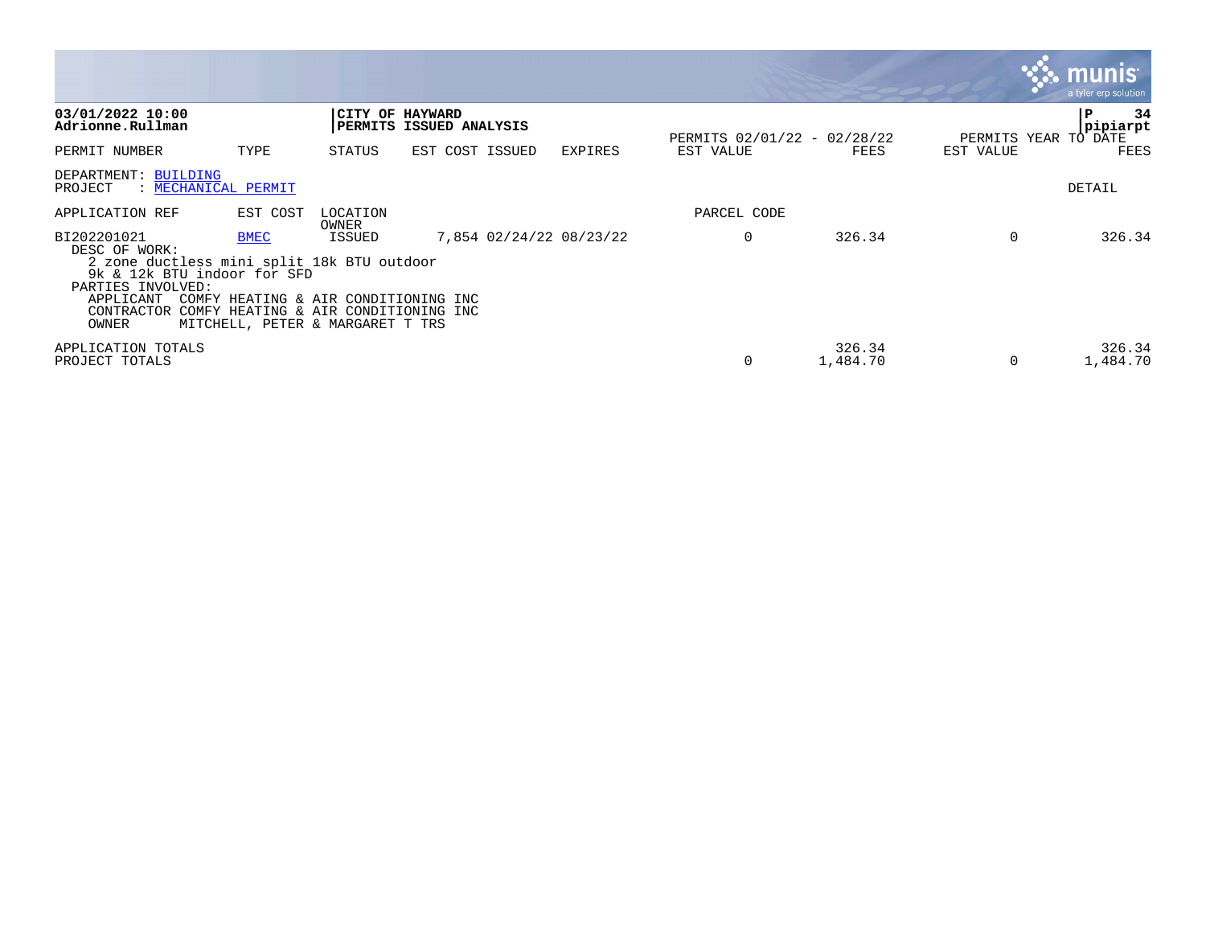**03/01/2022 10:00**
**Adrionne.Rullman**

**CITY OF HAYWARD**
**PERMITS ISSUED ANALYSIS**

**P 34**
**pipiarpt**

| PERMIT NUMBER | TYPE | STATUS | EST COST | ISSUED | EXPIRES | PERMITS 02/01/22 - 02/28/22 EST VALUE | FEES | PERMITS YEAR TO DATE EST VALUE | FEES |
|---|---|---|---|---|---|---|---|---|---|

DEPARTMENT: BUILDING
PROJECT : MECHANICAL PERMIT

DETAIL

| APPLICATION REF | EST COST | LOCATION OWNER | | | | PARCEL CODE | | | |
|---|---|---|---|---|---|---|---|---|---|
| BI202201021 | BMEC | ISSUED | 7,854 | 02/24/22 | 08/23/22 | 0 | 326.34 | 0 | 326.34 |

DESC OF WORK:
2 zone ductless mini split 18k BTU outdoor
9k & 12k BTU indoor for SFD

PARTIES INVOLVED:
APPLICANT COMFY HEATING & AIR CONDITIONING INC
CONTRACTOR COMFY HEATING & AIR CONDITIONING INC
OWNER MITCHELL, PETER & MARGARET T TRS

| | EST VALUE | FEES | EST VALUE | FEES |
|---|---|---|---|---|
| APPLICATION TOTALS | | 326.34 | | 326.34 |
| PROJECT TOTALS | 0 | 1,484.70 | 0 | 1,484.70 |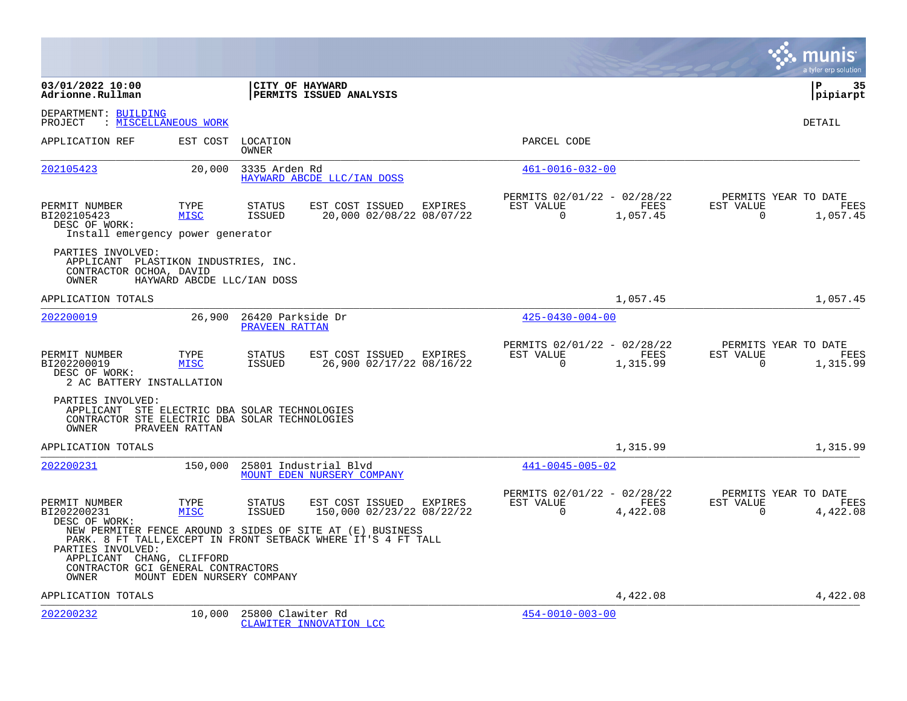**03/01/2022 10:00**
**Adrionne.Rullman**

**CITY OF HAYWARD**
**PERMITS ISSUED ANALYSIS**

**P 35**
**pipiarpt**

DEPARTMENT: BUILDING
PROJECT : MISCELLANEOUS WORK

DETAIL

| APPLICATION REF | EST COST | LOCATION / OWNER | PARCEL CODE |
|---|---|---|---|
| 202105423 | 20,000 | 3335 Arden Rd / HAYWARD ABCDE LLC/IAN DOSS | 461-0016-032-00 |

| PERMIT NUMBER | TYPE | STATUS | EST COST | ISSUED | EXPIRES | PERMITS 02/01/22 - 02/28/22 EST VALUE | FEES | PERMITS YEAR TO DATE EST VALUE | FEES |
|---|---|---|---|---|---|---|---|---|---|
| BI202105423 | MISC | ISSUED | 20,000 | 02/08/22 | 08/07/22 | 0 | 1,057.45 | 0 | 1,057.45 |

DESC OF WORK:
Install emergency power generator

PARTIES INVOLVED:
APPLICANT PLASTIKON INDUSTRIES, INC.
CONTRACTOR OCHOA, DAVID
OWNER HAYWARD ABCDE LLC/IAN DOSS

APPLICATION TOTALS 1,057.45 1,057.45

| APPLICATION REF | EST COST | LOCATION / OWNER | PARCEL CODE |
|---|---|---|---|
| 202200019 | 26,900 | 26420 Parkside Dr / PRAVEEN RATTAN | 425-0430-004-00 |

| PERMIT NUMBER | TYPE | STATUS | EST COST | ISSUED | EXPIRES | PERMITS 02/01/22 - 02/28/22 EST VALUE | FEES | PERMITS YEAR TO DATE EST VALUE | FEES |
|---|---|---|---|---|---|---|---|---|---|
| BI202200019 | MISC | ISSUED | 26,900 | 02/17/22 | 08/16/22 | 0 | 1,315.99 | 0 | 1,315.99 |

DESC OF WORK:
2 AC BATTERY INSTALLATION

PARTIES INVOLVED:
APPLICANT STE ELECTRIC DBA SOLAR TECHNOLOGIES
CONTRACTOR STE ELECTRIC DBA SOLAR TECHNOLOGIES
OWNER PRAVEEN RATTAN

APPLICATION TOTALS 1,315.99 1,315.99

| APPLICATION REF | EST COST | LOCATION / OWNER | PARCEL CODE |
|---|---|---|---|
| 202200231 | 150,000 | 25801 Industrial Blvd / MOUNT EDEN NURSERY COMPANY | 441-0045-005-02 |

| PERMIT NUMBER | TYPE | STATUS | EST COST | ISSUED | EXPIRES | PERMITS 02/01/22 - 02/28/22 EST VALUE | FEES | PERMITS YEAR TO DATE EST VALUE | FEES |
|---|---|---|---|---|---|---|---|---|---|
| BI202200231 | MISC | ISSUED | 150,000 | 02/23/22 | 08/22/22 | 0 | 4,422.08 | 0 | 4,422.08 |

DESC OF WORK:
NEW PERMITER FENCE AROUND 3 SIDES OF SITE AT (E) BUSINESS PARK. 8 FT TALL,EXCEPT IN FRONT SETBACK WHERE IT'S 4 FT TALL

PARTIES INVOLVED:
APPLICANT CHANG, CLIFFORD
CONTRACTOR GCI GENERAL CONTRACTORS
OWNER MOUNT EDEN NURSERY COMPANY

APPLICATION TOTALS 4,422.08 4,422.08

| APPLICATION REF | EST COST | LOCATION / OWNER | PARCEL CODE |
|---|---|---|---|
| 202200232 | 10,000 | 25800 Clawiter Rd / CLAWITER INNOVATION LCC | 454-0010-003-00 |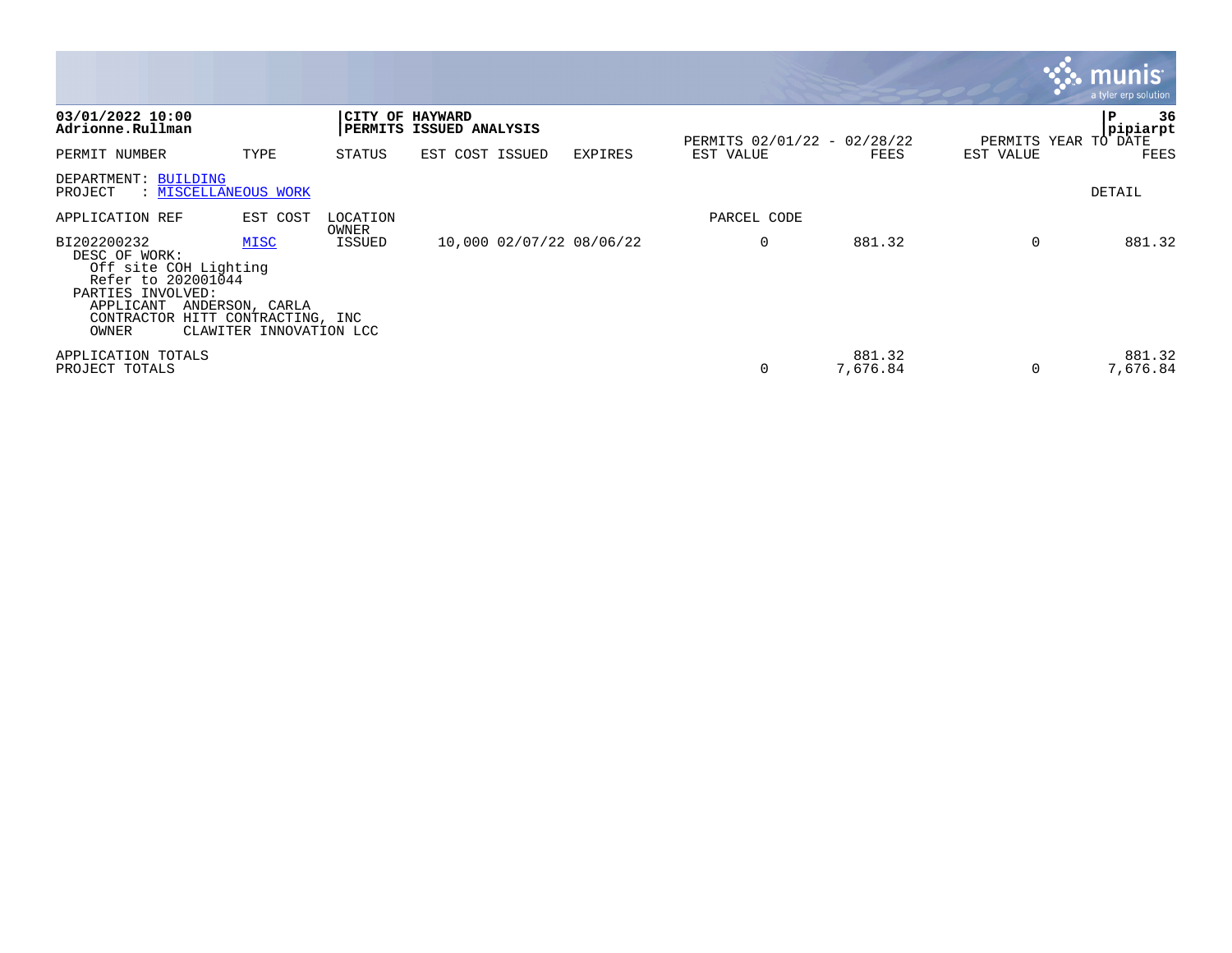**03/01/2022 10:00**
**Adrionne.Rullman**

**CITY OF HAYWARD**
**PERMITS ISSUED ANALYSIS**

**P 36**
**pipiarpt**

| PERMIT NUMBER | TYPE | STATUS | EST COST ISSUED | EXPIRES | PERMITS 02/01/22 - 02/28/22 EST VALUE | FEES | PERMITS YEAR TO DATE EST VALUE | FEES |
|---|---|---|---|---|---|---|---|---|

DEPARTMENT: BUILDING
PROJECT : MISCELLANEOUS WORK

DETAIL

| APPLICATION REF | EST COST | LOCATION OWNER | | | PARCEL CODE | | | |
|---|---|---|---|---|---|---|---|---|
| BI202200232 | MISC | ISSUED | 10,000 02/07/22 | 08/06/22 | 0 | 881.32 | 0 | 881.32 |

DESC OF WORK:
Off site COH Lighting
Refer to 202001044
PARTIES INVOLVED:
APPLICANT ANDERSON, CARLA
CONTRACTOR HITT CONTRACTING, INC
OWNER CLAWITER INNOVATION LCC

| | EST VALUE | FEES | EST VALUE | FEES |
|---|---|---|---|---|
| APPLICATION TOTALS | | 881.32 | | 881.32 |
| PROJECT TOTALS | 0 | 7,676.84 | 0 | 7,676.84 |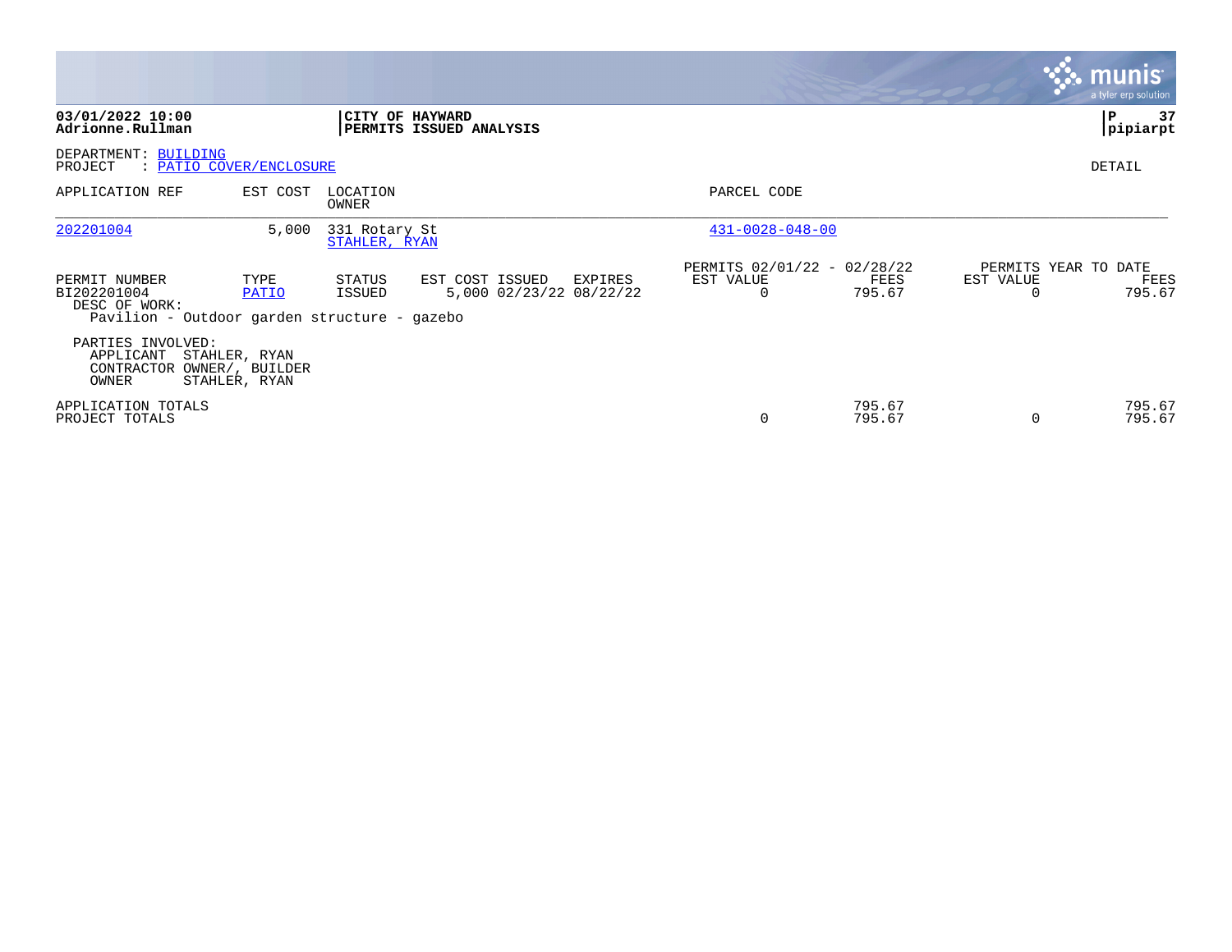**03/01/2022 10:00**
**Adrionne.Rullman**

**CITY OF HAYWARD**
**PERMITS ISSUED ANALYSIS**

**P 37**
**pipiarpt**

DEPARTMENT: BUILDING
PROJECT : PATIO COVER/ENCLOSURE

DETAIL

| APPLICATION REF | EST COST | LOCATION / OWNER | PARCEL CODE |
|---|---|---|---|
| 202201004 | 5,000 | 331 Rotary St / STAHLER, RYAN | 431-0028-048-00 |

| PERMIT NUMBER | TYPE | STATUS | EST COST | ISSUED | EXPIRES | PERMITS 02/01/22 - 02/28/22 EST VALUE | FEES | PERMITS YEAR TO DATE EST VALUE | FEES |
|---|---|---|---|---|---|---|---|---|---|
| BI202201004 | PATIO | ISSUED | 5,000 | 02/23/22 | 08/22/22 | 0 | 795.67 | 0 | 795.67 |

DESC OF WORK:
Pavilion - Outdoor garden structure - gazebo

PARTIES INVOLVED:
APPLICANT STAHLER, RYAN
CONTRACTOR OWNER/, BUILDER
OWNER STAHLER, RYAN

| | PERMITS EST VALUE | FEES | YTD EST VALUE | YTD FEES |
|---|---|---|---|---|
| APPLICATION TOTALS | | 795.67 | | 795.67 |
| PROJECT TOTALS | 0 | 795.67 | 0 | 795.67 |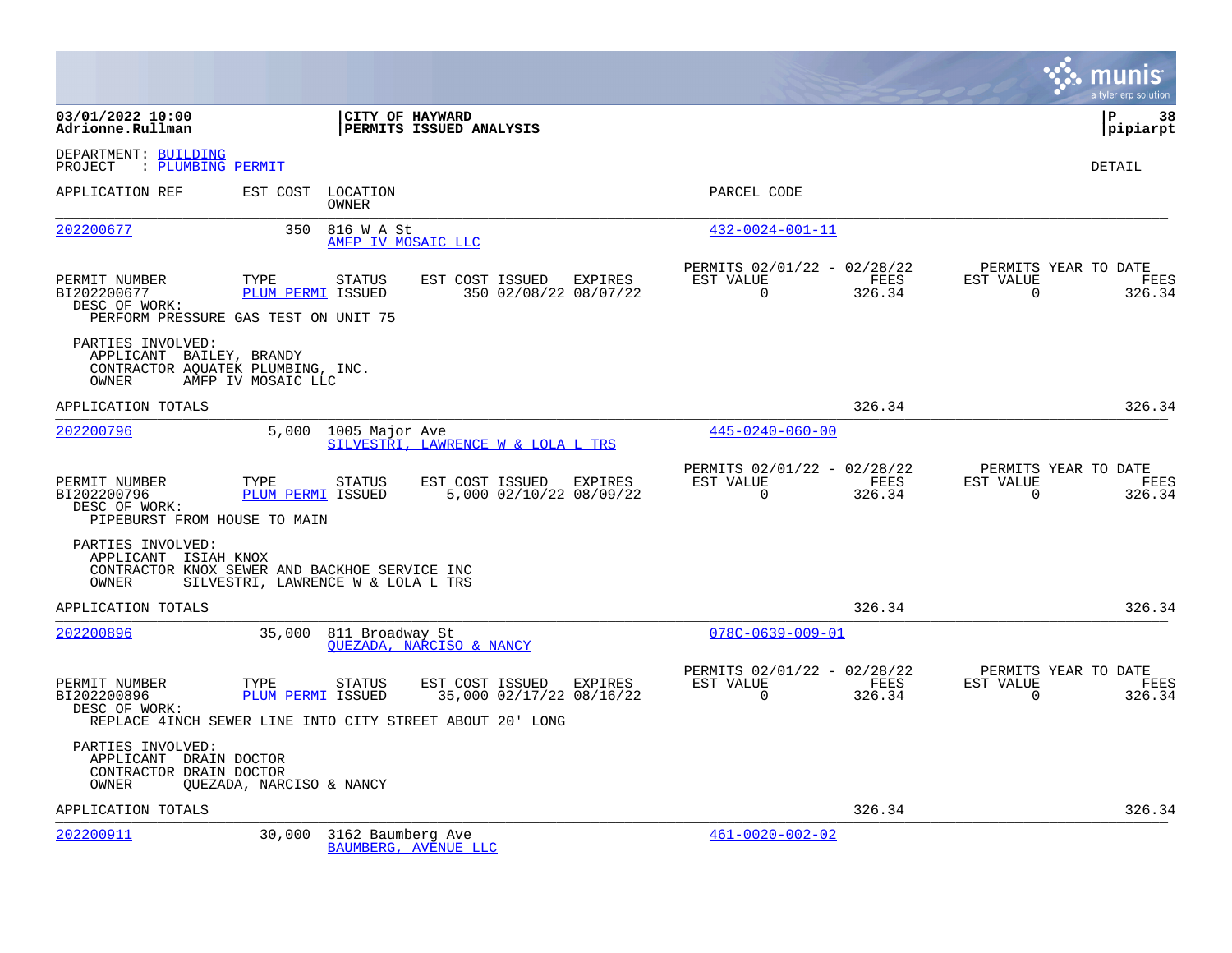**03/01/2022 10:00**
**Adrionne.Rullman**

**CITY OF HAYWARD**
**PERMITS ISSUED ANALYSIS**

DEPARTMENT: BUILDING
PROJECT : PLUMBING PERMIT

DETAIL

| APPLICATION REF | EST COST | LOCATION / OWNER | PARCEL CODE |
|---|---|---|---|
| 202200677 | 350 | 816 W A St / AMFP IV MOSAIC LLC | 432-0024-001-11 |

| PERMIT NUMBER | TYPE | STATUS | EST COST | ISSUED | EXPIRES | PERMITS 02/01/22 - 02/28/22 EST VALUE | FEES | PERMITS YEAR TO DATE EST VALUE | FEES |
|---|---|---|---|---|---|---|---|---|---|
| BI202200677 | PLUM PERMI | ISSUED | 350 | 02/08/22 | 08/07/22 | 0 | 326.34 | 0 | 326.34 |

DESC OF WORK:
PERFORM PRESSURE GAS TEST ON UNIT 75

PARTIES INVOLVED:
APPLICANT BAILEY, BRANDY
CONTRACTOR AQUATEK PLUMBING, INC.
OWNER AMFP IV MOSAIC LLC

APPLICATION TOTALS 326.34 326.34

| APPLICATION REF | EST COST | LOCATION / OWNER | PARCEL CODE |
|---|---|---|---|
| 202200796 | 5,000 | 1005 Major Ave / SILVESTRI, LAWRENCE W & LOLA L TRS | 445-0240-060-00 |

| PERMIT NUMBER | TYPE | STATUS | EST COST | ISSUED | EXPIRES | PERMITS 02/01/22 - 02/28/22 EST VALUE | FEES | PERMITS YEAR TO DATE EST VALUE | FEES |
|---|---|---|---|---|---|---|---|---|---|
| BI202200796 | PLUM PERMI | ISSUED | 5,000 | 02/10/22 | 08/09/22 | 0 | 326.34 | 0 | 326.34 |

DESC OF WORK:
PIPEBURST FROM HOUSE TO MAIN

PARTIES INVOLVED:
APPLICANT ISIAH KNOX
CONTRACTOR KNOX SEWER AND BACKHOE SERVICE INC
OWNER SILVESTRI, LAWRENCE W & LOLA L TRS

APPLICATION TOTALS 326.34 326.34

| APPLICATION REF | EST COST | LOCATION / OWNER | PARCEL CODE |
|---|---|---|---|
| 202200896 | 35,000 | 811 Broadway St / QUEZADA, NARCISO & NANCY | 078C-0639-009-01 |

| PERMIT NUMBER | TYPE | STATUS | EST COST | ISSUED | EXPIRES | PERMITS 02/01/22 - 02/28/22 EST VALUE | FEES | PERMITS YEAR TO DATE EST VALUE | FEES |
|---|---|---|---|---|---|---|---|---|---|
| BI202200896 | PLUM PERMI | ISSUED | 35,000 | 02/17/22 | 08/16/22 | 0 | 326.34 | 0 | 326.34 |

DESC OF WORK:
REPLACE 4INCH SEWER LINE INTO CITY STREET ABOUT 20' LONG

PARTIES INVOLVED:
APPLICANT DRAIN DOCTOR
CONTRACTOR DRAIN DOCTOR
OWNER QUEZADA, NARCISO & NANCY

APPLICATION TOTALS 326.34 326.34

| APPLICATION REF | EST COST | LOCATION / OWNER | PARCEL CODE |
|---|---|---|---|
| 202200911 | 30,000 | 3162 Baumberg Ave / BAUMBERG, AVENUE LLC | 461-0020-002-02 |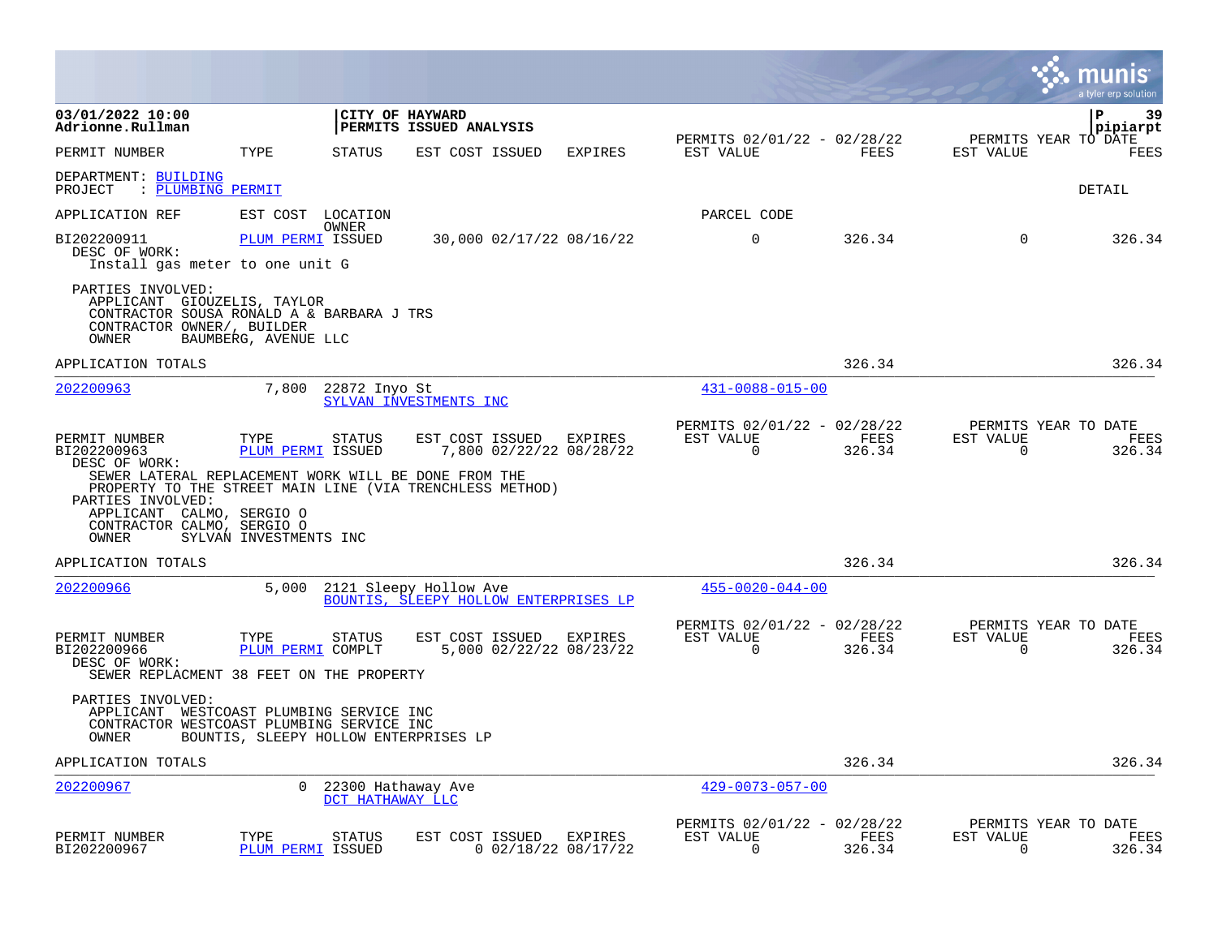**03/01/2022 10:00**
**Adrionne.Rullman**

**CITY OF HAYWARD**
**PERMITS ISSUED ANALYSIS**

pipiarpt

| PERMIT NUMBER | TYPE | STATUS | EST COST | ISSUED | EXPIRES | PERMITS 02/01/22 - 02/28/22 EST VALUE | FEES | PERMITS YEAR TO DATE EST VALUE | FEES |
|---|---|---|---|---|---|---|---|---|---|

DEPARTMENT: BUILDING
PROJECT : PLUMBING PERMIT

DETAIL

APPLICATION REF | EST COST | LOCATION / OWNER | PARCEL CODE

| PERMIT NUMBER | TYPE | STATUS | EST COST | ISSUED | EXPIRES | EST VALUE | FEES | EST VALUE | FEES |
|---|---|---|---|---|---|---|---|---|---|
| BI202200911 | PLUM PERMI | ISSUED | 30,000 | 02/17/22 | 08/16/22 | 0 | 326.34 | 0 | 326.34 |

DESC OF WORK:
Install gas meter to one unit G

PARTIES INVOLVED:
APPLICANT GIOUZELIS, TAYLOR
CONTRACTOR SOUSA RONALD A & BARBARA J TRS
CONTRACTOR OWNER/, BUILDER
OWNER BAUMBERG, AVENUE LLC

APPLICATION TOTALS: 326.34 | 326.34

---

202200963 | 7,800 | 22872 Inyo St | SYLVAN INVESTMENTS INC | 431-0088-015-00

| PERMIT NUMBER | TYPE | STATUS | EST COST | ISSUED | EXPIRES | EST VALUE | FEES | EST VALUE | FEES |
|---|---|---|---|---|---|---|---|---|---|
| BI202200963 | PLUM PERMI | ISSUED | 7,800 | 02/22/22 | 08/28/22 | 0 | 326.34 | 0 | 326.34 |

DESC OF WORK:
SEWER LATERAL REPLACEMENT WORK WILL BE DONE FROM THE PROPERTY TO THE STREET MAIN LINE (VIA TRENCHLESS METHOD)

PARTIES INVOLVED:
APPLICANT CALMO, SERGIO O
CONTRACTOR CALMO, SERGIO O
OWNER SYLVAN INVESTMENTS INC

APPLICATION TOTALS: 326.34 | 326.34

---

202200966 | 5,000 | 2121 Sleepy Hollow Ave | BOUNTIS, SLEEPY HOLLOW ENTERPRISES LP | 455-0020-044-00

| PERMIT NUMBER | TYPE | STATUS | EST COST | ISSUED | EXPIRES | EST VALUE | FEES | EST VALUE | FEES |
|---|---|---|---|---|---|---|---|---|---|
| BI202200966 | PLUM PERMI | COMPLT | 5,000 | 02/22/22 | 08/23/22 | 0 | 326.34 | 0 | 326.34 |

DESC OF WORK:
SEWER REPLACMENT 38 FEET ON THE PROPERTY

PARTIES INVOLVED:
APPLICANT WESTCOAST PLUMBING SERVICE INC
CONTRACTOR WESTCOAST PLUMBING SERVICE INC
OWNER BOUNTIS, SLEEPY HOLLOW ENTERPRISES LP

APPLICATION TOTALS: 326.34 | 326.34

---

202200967 | 0 | 22300 Hathaway Ave | DCT HATHAWAY LLC | 429-0073-057-00

| PERMIT NUMBER | TYPE | STATUS | EST COST | ISSUED | EXPIRES | EST VALUE | FEES | EST VALUE | FEES |
|---|---|---|---|---|---|---|---|---|---|
| BI202200967 | PLUM PERMI | ISSUED | 0 | 02/18/22 | 08/17/22 | 0 | 326.34 | 0 | 326.34 |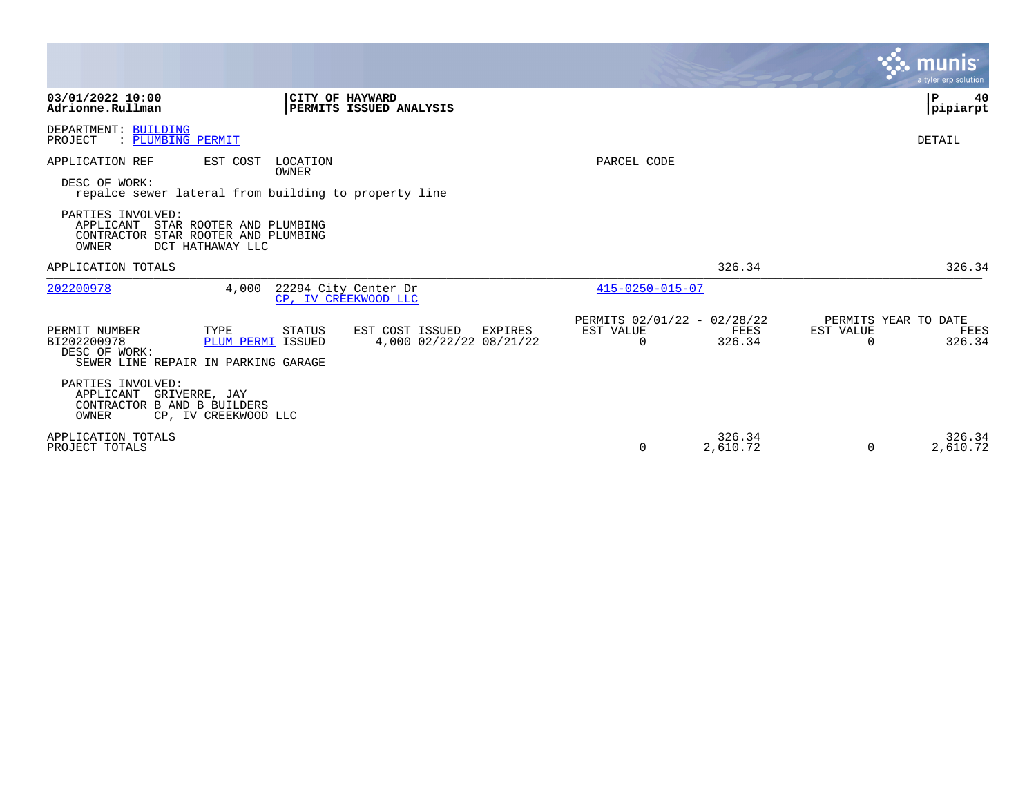**03/01/2022 10:00**
**Adrionne.Rullman**

**CITY OF HAYWARD**
**PERMITS ISSUED ANALYSIS**

**P 40**
**pipiarpt**

DEPARTMENT: BUILDING
PROJECT : PLUMBING PERMIT

DETAIL

APPLICATION REF | EST COST | LOCATION / OWNER | PARCEL CODE

DESC OF WORK:
repalce sewer lateral from building to property line

PARTIES INVOLVED:
APPLICANT STAR ROOTER AND PLUMBING
CONTRACTOR STAR ROOTER AND PLUMBING
OWNER DCT HATHAWAY LLC

APPLICATION TOTALS 326.34 326.34

---

202200978 | 4,000 | 22294 City Center Dr / CP, IV CREEKWOOD LLC | 415-0250-015-07

| PERMIT NUMBER | TYPE | STATUS | EST COST | ISSUED | EXPIRES | PERMITS 02/01/22 - 02/28/22 EST VALUE | FEES | PERMITS YEAR TO DATE EST VALUE | FEES |
|---|---|---|---|---|---|---|---|---|---|
| BI202200978 | PLUM PERMI | ISSUED | 4,000 | 02/22/22 | 08/21/22 | 0 | 326.34 | 0 | 326.34 |

DESC OF WORK:
SEWER LINE REPAIR IN PARKING GARAGE

PARTIES INVOLVED:
APPLICANT GRIVERRE, JAY
CONTRACTOR B AND B BUILDERS
OWNER CP, IV CREEKWOOD LLC

| | EST VALUE | FEES | EST VALUE | FEES |
|---|---|---|---|---|
| APPLICATION TOTALS | | 326.34 | | 326.34 |
| PROJECT TOTALS | 0 | 2,610.72 | 0 | 2,610.72 |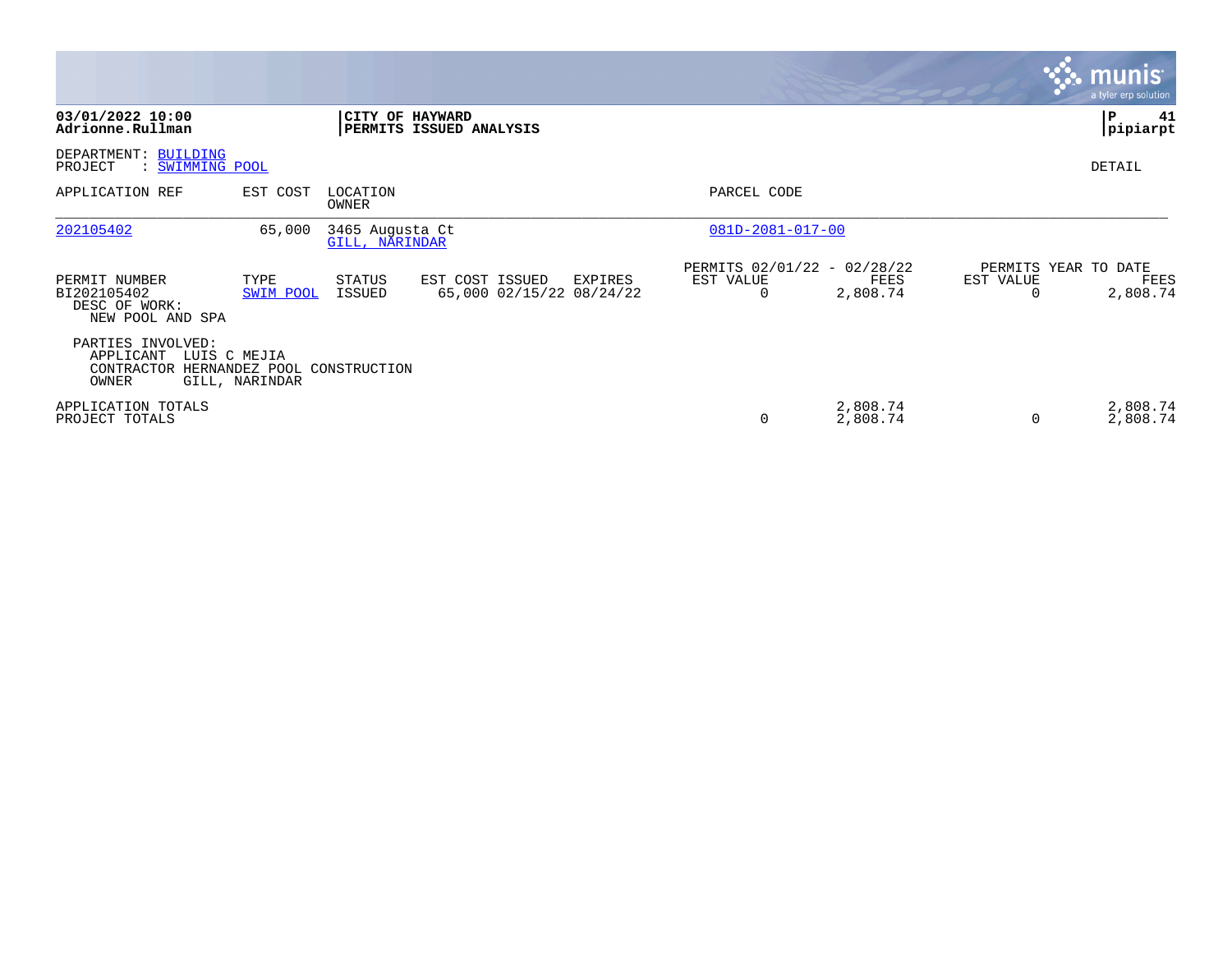**03/01/2022 10:00**
**Adrionne.Rullman**

**CITY OF HAYWARD**
**PERMITS ISSUED ANALYSIS**

**P 41**
**pipiarpt**

DEPARTMENT: BUILDING
PROJECT : SWIMMING POOL

DETAIL

| APPLICATION REF | EST COST | LOCATION / OWNER | PARCEL CODE |
|---|---|---|---|
| 202105402 | 65,000 | 3465 Augusta Ct / GILL, NARINDAR | 081D-2081-017-00 |

| PERMIT NUMBER | TYPE | STATUS | EST COST | ISSUED | EXPIRES | PERMITS 02/01/22 - 02/28/22 EST VALUE | FEES | PERMITS YEAR TO DATE EST VALUE | FEES |
|---|---|---|---|---|---|---|---|---|---|
| BI202105402 | SWIM POOL | ISSUED | 65,000 | 02/15/22 | 08/24/22 | 0 | 2,808.74 | 0 | 2,808.74 |

DESC OF WORK:
NEW POOL AND SPA

PARTIES INVOLVED:
APPLICANT LUIS C MEJIA
CONTRACTOR HERNANDEZ POOL CONSTRUCTION
OWNER GILL, NARINDAR

| | EST VALUE | FEES | YTD EST VALUE | YTD FEES |
|---|---|---|---|---|
| APPLICATION TOTALS | | 2,808.74 | | 2,808.74 |
| PROJECT TOTALS | 0 | 2,808.74 | 0 | 2,808.74 |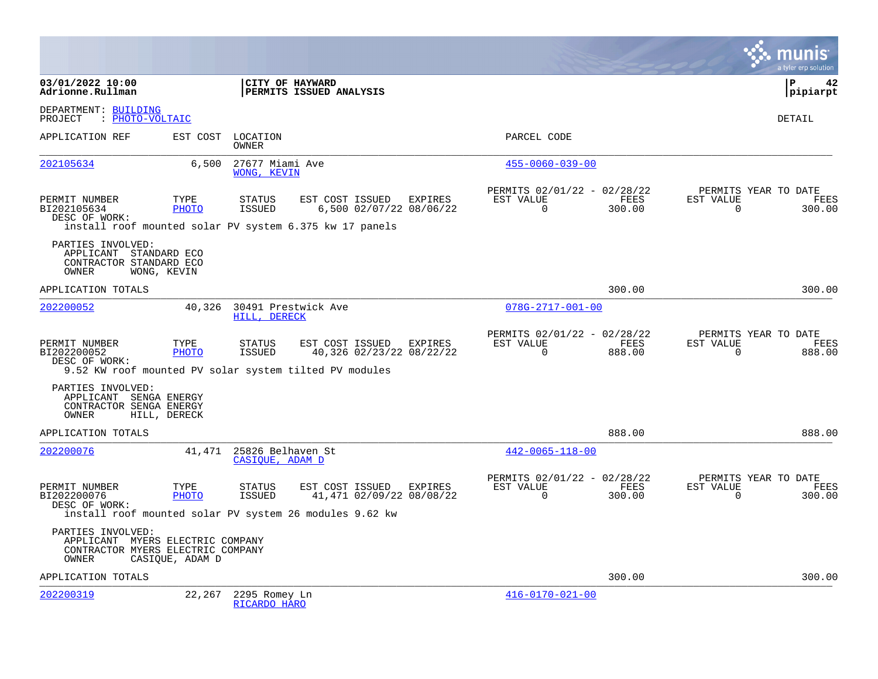**03/01/2022 10:00**
**Adrionne.Rullman**

**CITY OF HAYWARD**
**PERMITS ISSUED ANALYSIS**

**pipiarpt**

DEPARTMENT: BUILDING
PROJECT : PHOTO-VOLTAIC

DETAIL

| APPLICATION REF | EST COST | LOCATION / OWNER | PARCEL CODE |
|---|---|---|---|
| 202105634 | 6,500 | 27677 Miami Ave / WONG, KEVIN | 455-0060-039-00 |

| PERMIT NUMBER | TYPE | STATUS | EST COST | ISSUED | EXPIRES | PERMITS 02/01/22 - 02/28/22 EST VALUE | FEES | PERMITS YEAR TO DATE EST VALUE | FEES |
|---|---|---|---|---|---|---|---|---|---|
| BI202105634 | PHOTO | ISSUED | 6,500 | 02/07/22 | 08/06/22 | 0 | 300.00 | 0 | 300.00 |

DESC OF WORK:
install roof mounted solar PV system 6.375 kw 17 panels

PARTIES INVOLVED:
APPLICANT STANDARD ECO
CONTRACTOR STANDARD ECO
OWNER WONG, KEVIN

APPLICATION TOTALS 300.00 300.00

| APPLICATION REF | EST COST | LOCATION / OWNER | PARCEL CODE |
|---|---|---|---|
| 202200052 | 40,326 | 30491 Prestwick Ave / HILL, DERECK | 078G-2717-001-00 |

| PERMIT NUMBER | TYPE | STATUS | EST COST | ISSUED | EXPIRES | PERMITS 02/01/22 - 02/28/22 EST VALUE | FEES | PERMITS YEAR TO DATE EST VALUE | FEES |
|---|---|---|---|---|---|---|---|---|---|
| BI202200052 | PHOTO | ISSUED | 40,326 | 02/23/22 | 08/22/22 | 0 | 888.00 | 0 | 888.00 |

DESC OF WORK:
9.52 KW roof mounted PV solar system tilted PV modules

PARTIES INVOLVED:
APPLICANT SENGA ENERGY
CONTRACTOR SENGA ENERGY
OWNER HILL, DERECK

APPLICATION TOTALS 888.00 888.00

| APPLICATION REF | EST COST | LOCATION / OWNER | PARCEL CODE |
|---|---|---|---|
| 202200076 | 41,471 | 25826 Belhaven St / CASIQUE, ADAM D | 442-0065-118-00 |

| PERMIT NUMBER | TYPE | STATUS | EST COST | ISSUED | EXPIRES | PERMITS 02/01/22 - 02/28/22 EST VALUE | FEES | PERMITS YEAR TO DATE EST VALUE | FEES |
|---|---|---|---|---|---|---|---|---|---|
| BI202200076 | PHOTO | ISSUED | 41,471 | 02/09/22 | 08/08/22 | 0 | 300.00 | 0 | 300.00 |

DESC OF WORK:
install roof mounted solar PV system 26 modules 9.62 kw

PARTIES INVOLVED:
APPLICANT MYERS ELECTRIC COMPANY
CONTRACTOR MYERS ELECTRIC COMPANY
OWNER CASIQUE, ADAM D

APPLICATION TOTALS 300.00 300.00

| APPLICATION REF | EST COST | LOCATION / OWNER | PARCEL CODE |
|---|---|---|---|
| 202200319 | 22,267 | 2295 Romey Ln / RICARDO HARO | 416-0170-021-00 |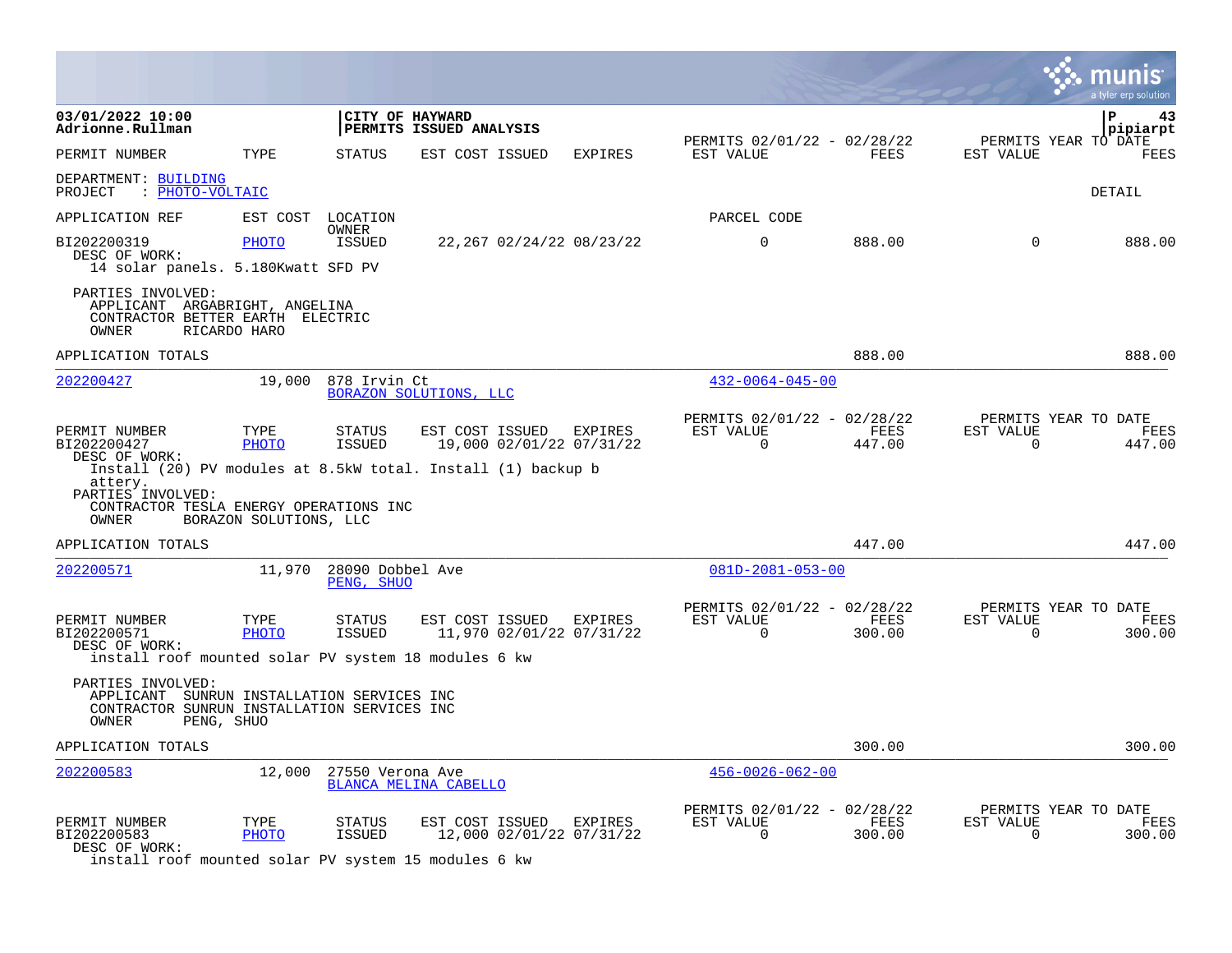03/01/2022 10:00
Adrionne.Rullman

**CITY OF HAYWARD**
**PERMITS ISSUED ANALYSIS**

pipiarpt

| PERMIT NUMBER | TYPE | STATUS | EST COST | ISSUED | EXPIRES | PERMITS 02/01/22 - 02/28/22 EST VALUE | FEES | PERMITS YEAR TO DATE EST VALUE | FEES |
|---|---|---|---|---|---|---|---|---|---|

DEPARTMENT: BUILDING
PROJECT : PHOTO-VOLTAIC

DETAIL

| APPLICATION REF | EST COST | LOCATION / OWNER | | | | PARCEL CODE | | | |
|---|---|---|---|---|---|---|---|---|---|
| BI202200319 | PHOTO | ISSUED | 22,267 | 02/24/22 | 08/23/22 | 0 | 888.00 | 0 | 888.00 |

DESC OF WORK:
14 solar panels. 5.180Kwatt SFD PV

PARTIES INVOLVED:
APPLICANT ARGABRIGHT, ANGELINA
CONTRACTOR BETTER EARTH ELECTRIC
OWNER RICARDO HARO

APPLICATION TOTALS 888.00 888.00

---

202200427 19,000 878 Irvin Ct
BORAZON SOLUTIONS, LLC
432-0064-045-00

| PERMIT NUMBER | TYPE | STATUS | EST COST | ISSUED | EXPIRES | PERMITS 02/01/22 - 02/28/22 EST VALUE | FEES | PERMITS YEAR TO DATE EST VALUE | FEES |
|---|---|---|---|---|---|---|---|---|---|
| BI202200427 | PHOTO | ISSUED | 19,000 | 02/01/22 | 07/31/22 | 0 | 447.00 | 0 | 447.00 |

DESC OF WORK:
Install (20) PV modules at 8.5kW total. Install (1) backup b
attery.

PARTIES INVOLVED:
CONTRACTOR TESLA ENERGY OPERATIONS INC
OWNER BORAZON SOLUTIONS, LLC

APPLICATION TOTALS 447.00 447.00

---

202200571 11,970 28090 Dobbel Ave
PENG, SHUO
081D-2081-053-00

| PERMIT NUMBER | TYPE | STATUS | EST COST | ISSUED | EXPIRES | PERMITS 02/01/22 - 02/28/22 EST VALUE | FEES | PERMITS YEAR TO DATE EST VALUE | FEES |
|---|---|---|---|---|---|---|---|---|---|
| BI202200571 | PHOTO | ISSUED | 11,970 | 02/01/22 | 07/31/22 | 0 | 300.00 | 0 | 300.00 |

DESC OF WORK:
install roof mounted solar PV system 18 modules 6 kw

PARTIES INVOLVED:
APPLICANT SUNRUN INSTALLATION SERVICES INC
CONTRACTOR SUNRUN INSTALLATION SERVICES INC
OWNER PENG, SHUO

APPLICATION TOTALS 300.00 300.00

---

202200583 12,000 27550 Verona Ave
BLANCA MELINA CABELLO
456-0026-062-00

| PERMIT NUMBER | TYPE | STATUS | EST COST | ISSUED | EXPIRES | PERMITS 02/01/22 - 02/28/22 EST VALUE | FEES | PERMITS YEAR TO DATE EST VALUE | FEES |
|---|---|---|---|---|---|---|---|---|---|
| BI202200583 | PHOTO | ISSUED | 12,000 | 02/01/22 | 07/31/22 | 0 | 300.00 | 0 | 300.00 |

DESC OF WORK:
install roof mounted solar PV system 15 modules 6 kw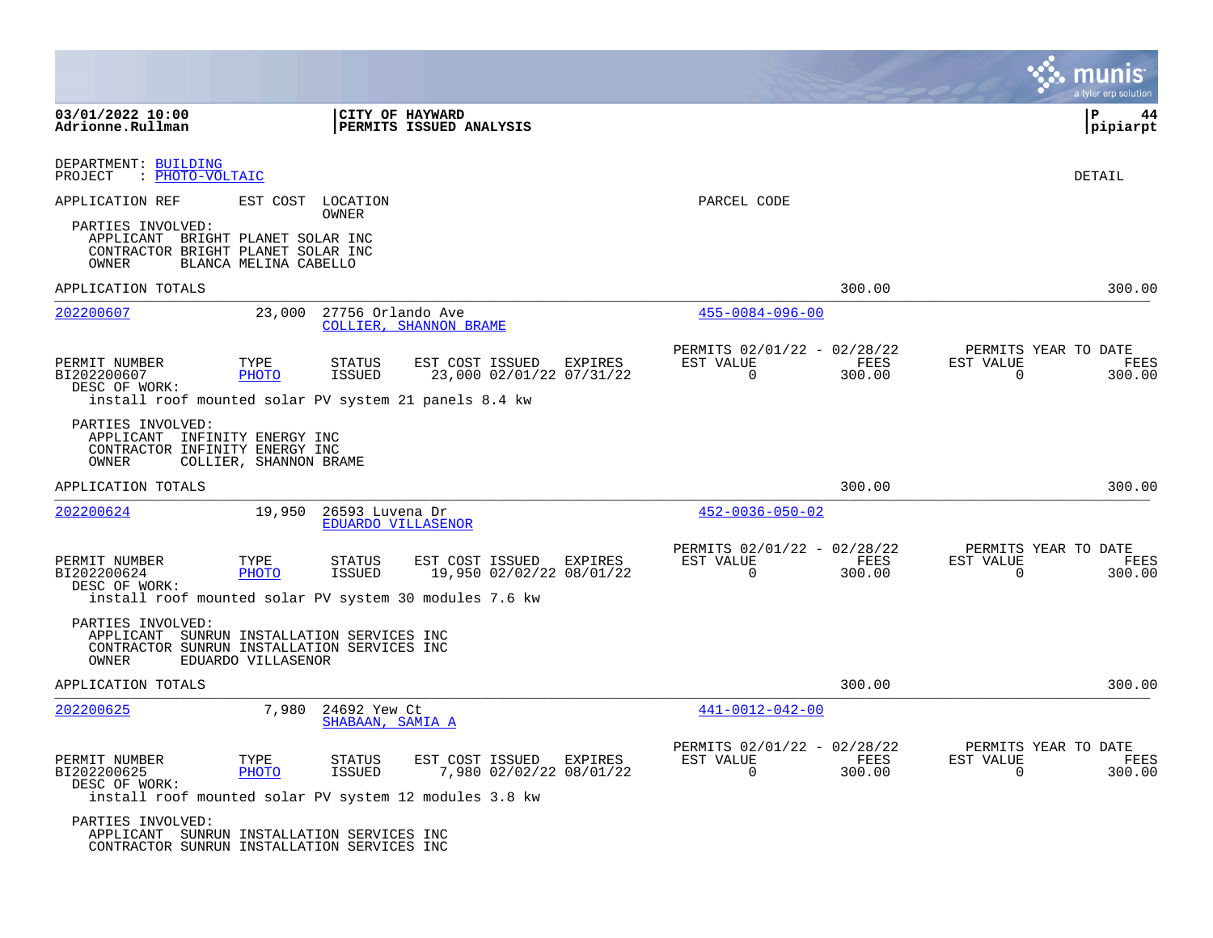DEPARTMENT: BUILDING
PROJECT : PHOTO-VOLTAIC

DETAIL

APPLICATION REF EST COST LOCATION
OWNER

PARCEL CODE

PARTIES INVOLVED:
APPLICANT BRIGHT PLANET SOLAR INC
CONTRACTOR BRIGHT PLANET SOLAR INC
OWNER BLANCA MELINA CABELLO

APPLICATION TOTALS 300.00 300.00

---

**202200607** 23,000 27756 Orlando Ave
COLLIER, SHANNON BRAME
455-0084-096-00

| PERMIT NUMBER | TYPE | STATUS | EST COST | ISSUED | EXPIRES | PERMITS 02/01/22 - 02/28/22 EST VALUE | FEES | PERMITS YEAR TO DATE EST VALUE | FEES |
|---|---|---|---|---|---|---|---|---|---|
| BI202200607 | PHOTO | ISSUED | 23,000 | 02/01/22 | 07/31/22 | 0 | 300.00 | 0 | 300.00 |

DESC OF WORK:
install roof mounted solar PV system 21 panels 8.4 kw

PARTIES INVOLVED:
APPLICANT INFINITY ENERGY INC
CONTRACTOR INFINITY ENERGY INC
OWNER COLLIER, SHANNON BRAME

APPLICATION TOTALS 300.00 300.00

---

**202200624** 19,950 26593 Luvena Dr
EDUARDO VILLASENOR
452-0036-050-02

| PERMIT NUMBER | TYPE | STATUS | EST COST | ISSUED | EXPIRES | PERMITS 02/01/22 - 02/28/22 EST VALUE | FEES | PERMITS YEAR TO DATE EST VALUE | FEES |
|---|---|---|---|---|---|---|---|---|---|
| BI202200624 | PHOTO | ISSUED | 19,950 | 02/02/22 | 08/01/22 | 0 | 300.00 | 0 | 300.00 |

DESC OF WORK:
install roof mounted solar PV system 30 modules 7.6 kw

PARTIES INVOLVED:
APPLICANT SUNRUN INSTALLATION SERVICES INC
CONTRACTOR SUNRUN INSTALLATION SERVICES INC
OWNER EDUARDO VILLASENOR

APPLICATION TOTALS 300.00 300.00

---

**202200625** 7,980 24692 Yew Ct
SHABAAN, SAMIA A
441-0012-042-00

| PERMIT NUMBER | TYPE | STATUS | EST COST | ISSUED | EXPIRES | PERMITS 02/01/22 - 02/28/22 EST VALUE | FEES | PERMITS YEAR TO DATE EST VALUE | FEES |
|---|---|---|---|---|---|---|---|---|---|
| BI202200625 | PHOTO | ISSUED | 7,980 | 02/02/22 | 08/01/22 | 0 | 300.00 | 0 | 300.00 |

DESC OF WORK:
install roof mounted solar PV system 12 modules 3.8 kw

PARTIES INVOLVED:
APPLICANT SUNRUN INSTALLATION SERVICES INC
CONTRACTOR SUNRUN INSTALLATION SERVICES INC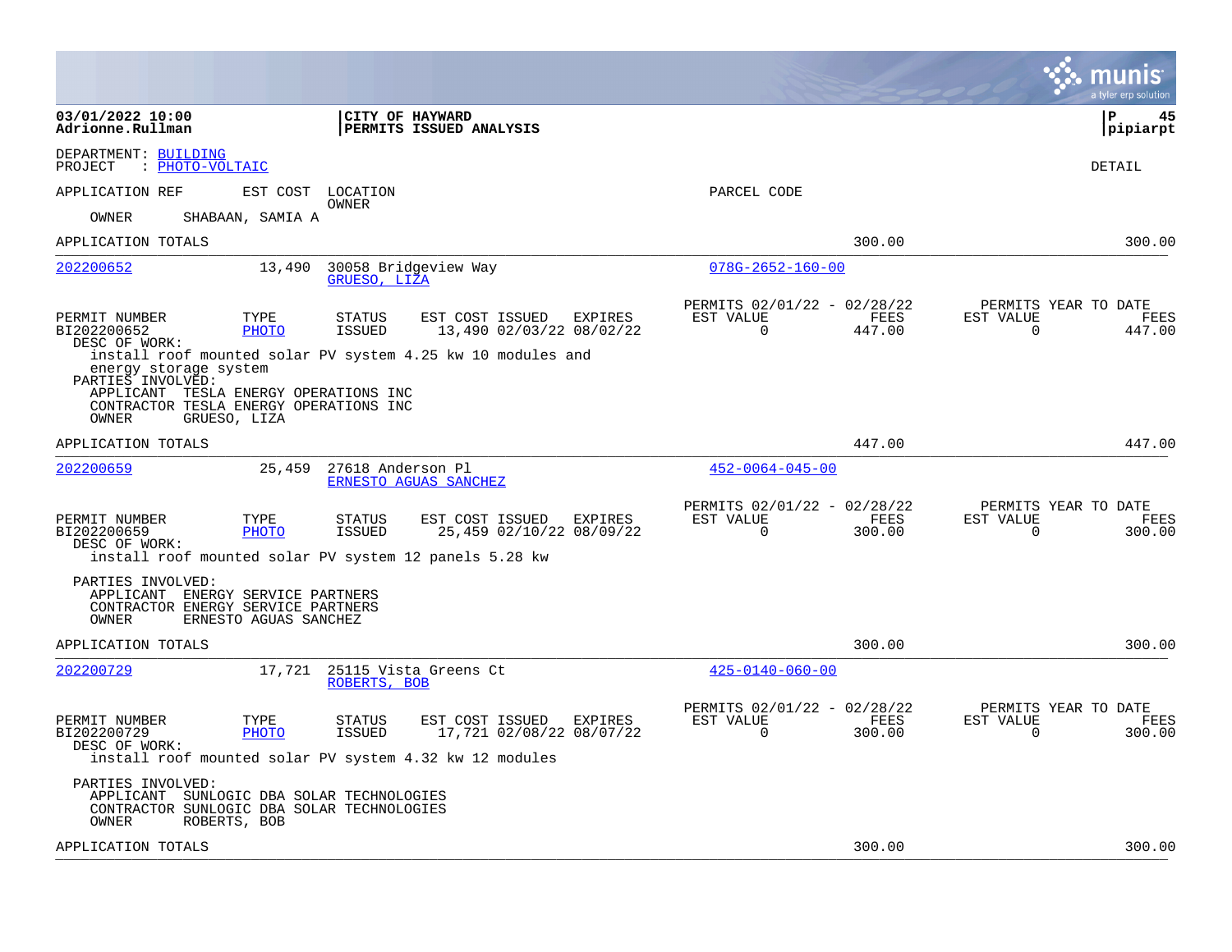03/01/2022 10:00
Adrionne.Rullman

**CITY OF HAYWARD**
**PERMITS ISSUED ANALYSIS**

pipiarpt

DEPARTMENT: BUILDING
PROJECT : PHOTO-VOLTAIC

DETAIL

APPLICATION REF | EST COST | LOCATION / OWNER | PARCEL CODE

OWNER SHABAAN, SAMIA A

APPLICATION TOTALS 300.00 300.00

---

**202200652** | 13,490 | 30058 Bridgeview Way | 078G-2652-160-00
GRUESO, LIZA

| PERMIT NUMBER | TYPE | STATUS | EST COST | ISSUED | EXPIRES | PERMITS 02/01/22 - 02/28/22 EST VALUE | FEES | PERMITS YEAR TO DATE EST VALUE | FEES |
|---|---|---|---|---|---|---|---|---|---|
| BI202200652 | PHOTO | ISSUED | 13,490 | 02/03/22 | 08/02/22 | 0 | 447.00 | 0 | 447.00 |

DESC OF WORK:
install roof mounted solar PV system 4.25 kw 10 modules and energy storage system

PARTIES INVOLVED:
APPLICANT TESLA ENERGY OPERATIONS INC
CONTRACTOR TESLA ENERGY OPERATIONS INC
OWNER GRUESO, LIZA

APPLICATION TOTALS 447.00 447.00

---

**202200659** | 25,459 | 27618 Anderson Pl | 452-0064-045-00
ERNESTO AGUAS SANCHEZ

| PERMIT NUMBER | TYPE | STATUS | EST COST | ISSUED | EXPIRES | PERMITS 02/01/22 - 02/28/22 EST VALUE | FEES | PERMITS YEAR TO DATE EST VALUE | FEES |
|---|---|---|---|---|---|---|---|---|---|
| BI202200659 | PHOTO | ISSUED | 25,459 | 02/10/22 | 08/09/22 | 0 | 300.00 | 0 | 300.00 |

DESC OF WORK:
install roof mounted solar PV system 12 panels 5.28 kw

PARTIES INVOLVED:
APPLICANT ENERGY SERVICE PARTNERS
CONTRACTOR ENERGY SERVICE PARTNERS
OWNER ERNESTO AGUAS SANCHEZ

APPLICATION TOTALS 300.00 300.00

---

**202200729** | 17,721 | 25115 Vista Greens Ct | 425-0140-060-00
ROBERTS, BOB

| PERMIT NUMBER | TYPE | STATUS | EST COST | ISSUED | EXPIRES | PERMITS 02/01/22 - 02/28/22 EST VALUE | FEES | PERMITS YEAR TO DATE EST VALUE | FEES |
|---|---|---|---|---|---|---|---|---|---|
| BI202200729 | PHOTO | ISSUED | 17,721 | 02/08/22 | 08/07/22 | 0 | 300.00 | 0 | 300.00 |

DESC OF WORK:
install roof mounted solar PV system 4.32 kw 12 modules

PARTIES INVOLVED:
APPLICANT SUNLOGIC DBA SOLAR TECHNOLOGIES
CONTRACTOR SUNLOGIC DBA SOLAR TECHNOLOGIES
OWNER ROBERTS, BOB

APPLICATION TOTALS 300.00 300.00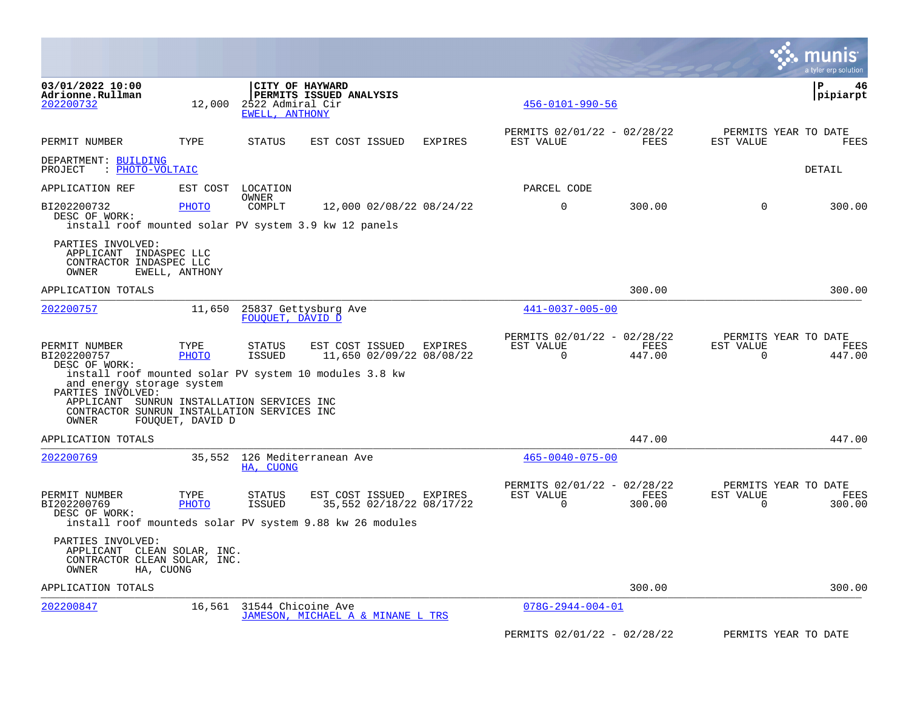03/01/2022 10:00
Adrionne.Rullman

CITY OF HAYWARD
PERMITS ISSUED ANALYSIS

P 46
pipiarpt

202200732 | 12,000 | 2522 Admiral Cir | EWELL, ANTHONY | 456-0101-990-56

| PERMIT NUMBER | TYPE | STATUS | EST COST | ISSUED | EXPIRES | PERMITS 02/01/22 - 02/28/22 EST VALUE | FEES | PERMITS YEAR TO DATE EST VALUE | FEES |
|---|---|---|---|---|---|---|---|---|---|

DEPARTMENT: BUILDING
PROJECT : PHOTO-VOLTAIC

DETAIL

APPLICATION REF | EST COST | LOCATION / OWNER | PARCEL CODE

| PERMIT NUMBER | TYPE | STATUS | EST COST | ISSUED | EXPIRES | EST VALUE | FEES | EST VALUE YTD | FEES YTD |
|---|---|---|---|---|---|---|---|---|---|
| BI202200732 | PHOTO | COMPLT | 12,000 | 02/08/22 | 08/24/22 | 0 | 300.00 | 0 | 300.00 |

DESC OF WORK:
install roof mounted solar PV system 3.9 kw 12 panels

PARTIES INVOLVED:
APPLICANT INDASPEC LLC
CONTRACTOR INDASPEC LLC
OWNER EWELL, ANTHONY

APPLICATION TOTALS 300.00 300.00

---

202200757 | 11,650 | 25837 Gettysburg Ave | FOUQUET, DAVID D | 441-0037-005-00

| PERMIT NUMBER | TYPE | STATUS | EST COST | ISSUED | EXPIRES | PERMITS 02/01/22 - 02/28/22 EST VALUE | FEES | PERMITS YEAR TO DATE EST VALUE | FEES |
|---|---|---|---|---|---|---|---|---|---|
| BI202200757 | PHOTO | ISSUED | 11,650 | 02/09/22 | 08/08/22 | 0 | 447.00 | 0 | 447.00 |

DESC OF WORK:
install roof mounted solar PV system 10 modules 3.8 kw
and energy storage system

PARTIES INVOLVED:
APPLICANT SUNRUN INSTALLATION SERVICES INC
CONTRACTOR SUNRUN INSTALLATION SERVICES INC
OWNER FOUQUET, DAVID D

APPLICATION TOTALS 447.00 447.00

---

202200769 | 35,552 | 126 Mediterranean Ave | HA, CUONG | 465-0040-075-00

| PERMIT NUMBER | TYPE | STATUS | EST COST | ISSUED | EXPIRES | PERMITS 02/01/22 - 02/28/22 EST VALUE | FEES | PERMITS YEAR TO DATE EST VALUE | FEES |
|---|---|---|---|---|---|---|---|---|---|
| BI202200769 | PHOTO | ISSUED | 35,552 | 02/18/22 | 08/17/22 | 0 | 300.00 | 0 | 300.00 |

DESC OF WORK:
install roof mounteds solar PV system 9.88 kw 26 modules

PARTIES INVOLVED:
APPLICANT CLEAN SOLAR, INC.
CONTRACTOR CLEAN SOLAR, INC.
OWNER HA, CUONG

APPLICATION TOTALS 300.00 300.00

---

202200847 | 16,561 | 31544 Chicoine Ave | JAMESON, MICHAEL A & MINANE L TRS | 078G-2944-004-01

PERMITS 02/01/22 - 02/28/22 PERMITS YEAR TO DATE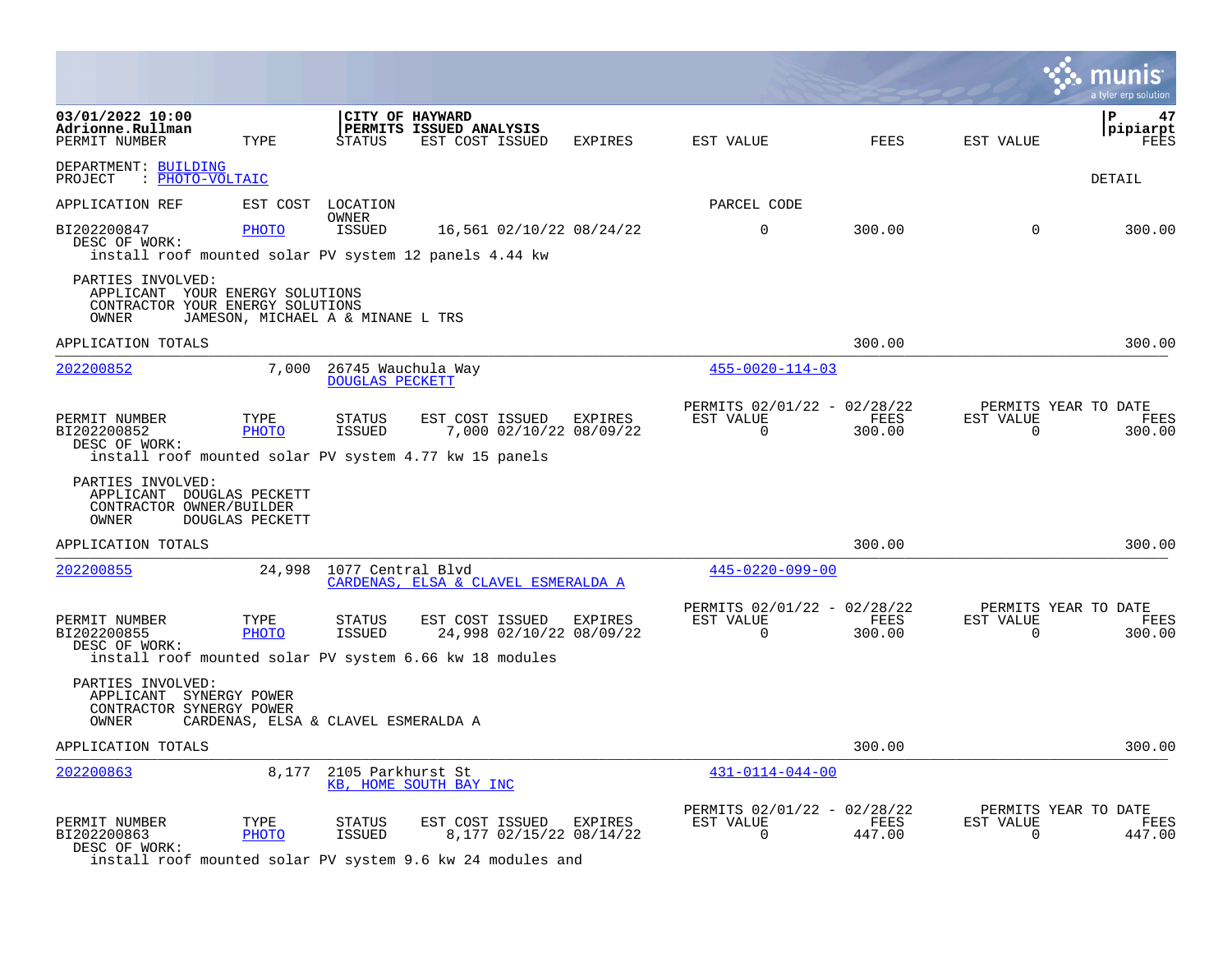03/01/2022 10:00
Adrionne.Rullman

**CITY OF HAYWARD**
**PERMITS ISSUED ANALYSIS**

pipiarpt

DEPARTMENT: BUILDING
PROJECT : PHOTO-VOLTAIC

DETAIL

| APPLICATION REF | EST COST | LOCATION / OWNER | | PARCEL CODE | | | |
|---|---|---|---|---|---|---|---|

| PERMIT NUMBER | TYPE | STATUS | EST COST ISSUED EXPIRES | EST VALUE | FEES | EST VALUE | FEES |
|---|---|---|---|---|---|---|---|
| BI202200847 | PHOTO | ISSUED | 16,561 02/10/22 08/24/22 | 0 | 300.00 | 0 | 300.00 |

DESC OF WORK:
install roof mounted solar PV system 12 panels 4.44 kw

PARTIES INVOLVED:
APPLICANT YOUR ENERGY SOLUTIONS
CONTRACTOR YOUR ENERGY SOLUTIONS
OWNER JAMESON, MICHAEL A & MINANE L TRS

APPLICATION TOTALS 300.00 300.00

---

202200852 7,000 26745 Wauchula Way — DOUGLAS PECKETT — 455-0020-114-03

| PERMIT NUMBER | TYPE | STATUS | EST COST ISSUED EXPIRES | PERMITS 02/01/22 - 02/28/22 EST VALUE | FEES | PERMITS YEAR TO DATE EST VALUE | FEES |
|---|---|---|---|---|---|---|---|
| BI202200852 | PHOTO | ISSUED | 7,000 02/10/22 08/09/22 | 0 | 300.00 | 0 | 300.00 |

DESC OF WORK:
install roof mounted solar PV system 4.77 kw 15 panels

PARTIES INVOLVED:
APPLICANT DOUGLAS PECKETT
CONTRACTOR OWNER/BUILDER
OWNER DOUGLAS PECKETT

APPLICATION TOTALS 300.00 300.00

---

202200855 24,998 1077 Central Blvd — CARDENAS, ELSA & CLAVEL ESMERALDA A — 445-0220-099-00

| PERMIT NUMBER | TYPE | STATUS | EST COST ISSUED EXPIRES | PERMITS 02/01/22 - 02/28/22 EST VALUE | FEES | PERMITS YEAR TO DATE EST VALUE | FEES |
|---|---|---|---|---|---|---|---|
| BI202200855 | PHOTO | ISSUED | 24,998 02/10/22 08/09/22 | 0 | 300.00 | 0 | 300.00 |

DESC OF WORK:
install roof mounted solar PV system 6.66 kw 18 modules

PARTIES INVOLVED:
APPLICANT SYNERGY POWER
CONTRACTOR SYNERGY POWER
OWNER CARDENAS, ELSA & CLAVEL ESMERALDA A

APPLICATION TOTALS 300.00 300.00

---

202200863 8,177 2105 Parkhurst St — KB, HOME SOUTH BAY INC — 431-0114-044-00

| PERMIT NUMBER | TYPE | STATUS | EST COST ISSUED EXPIRES | PERMITS 02/01/22 - 02/28/22 EST VALUE | FEES | PERMITS YEAR TO DATE EST VALUE | FEES |
|---|---|---|---|---|---|---|---|
| BI202200863 | PHOTO | ISSUED | 8,177 02/15/22 08/14/22 | 0 | 447.00 | 0 | 447.00 |

DESC OF WORK:
install roof mounted solar PV system 9.6 kw 24 modules and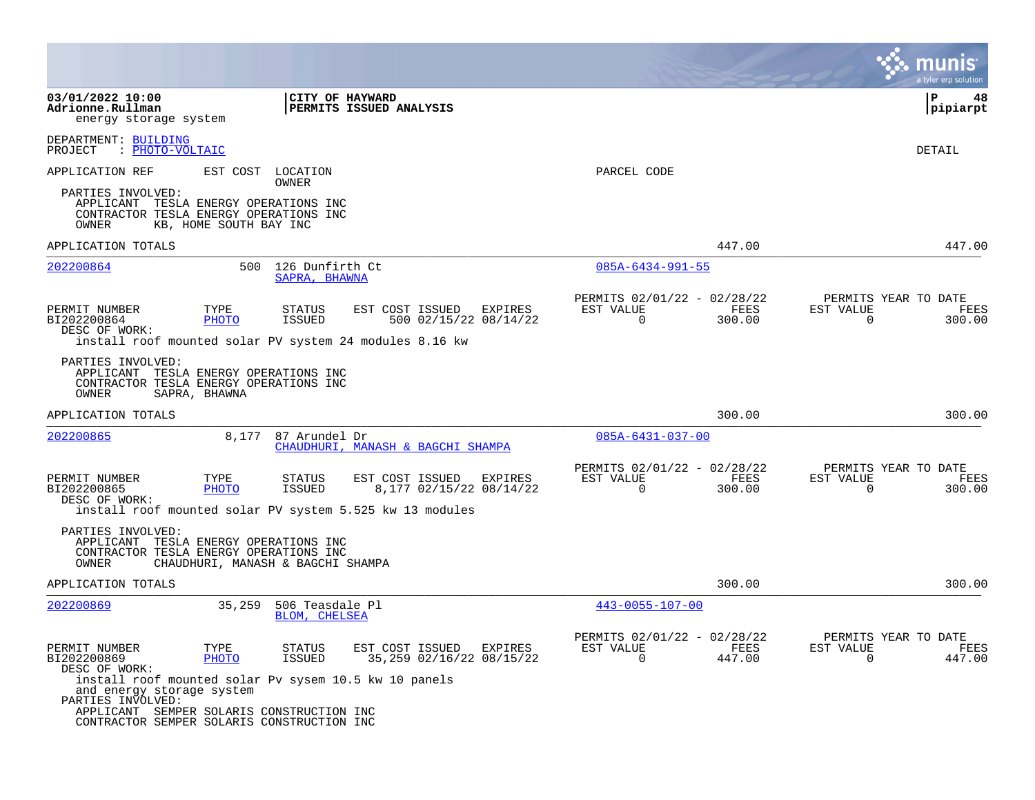energy storage system

DEPARTMENT: BUILDING
PROJECT : PHOTO-VOLTAIC

DETAIL

APPLICATION REF | EST COST | LOCATION / OWNER | PARCEL CODE

PARTIES INVOLVED:
- APPLICANT TESLA ENERGY OPERATIONS INC
- CONTRACTOR TESLA ENERGY OPERATIONS INC
- OWNER KB, HOME SOUTH BAY INC

APPLICATION TOTALS — 447.00 — 447.00

---

**202200864** — 500 — 126 Dunfirth Ct — SAPRA, BHAWNA — 085A-6434-991-55

| PERMIT NUMBER | TYPE | STATUS | EST COST | ISSUED | EXPIRES | PERMITS 02/01/22 - 02/28/22 EST VALUE | FEES | PERMITS YEAR TO DATE EST VALUE | FEES |
|---|---|---|---|---|---|---|---|---|---|
| BI202200864 | PHOTO | ISSUED | 500 | 02/15/22 | 08/14/22 | 0 | 300.00 | 0 | 300.00 |

DESC OF WORK:
install roof mounted solar PV system 24 modules 8.16 kw

PARTIES INVOLVED:
- APPLICANT TESLA ENERGY OPERATIONS INC
- CONTRACTOR TESLA ENERGY OPERATIONS INC
- OWNER SAPRA, BHAWNA

APPLICATION TOTALS — 300.00 — 300.00

---

**202200865** — 8,177 — 87 Arundel Dr — CHAUDHURI, MANASH & BAGCHI SHAMPA — 085A-6431-037-00

| PERMIT NUMBER | TYPE | STATUS | EST COST | ISSUED | EXPIRES | PERMITS 02/01/22 - 02/28/22 EST VALUE | FEES | PERMITS YEAR TO DATE EST VALUE | FEES |
|---|---|---|---|---|---|---|---|---|---|
| BI202200865 | PHOTO | ISSUED | 8,177 | 02/15/22 | 08/14/22 | 0 | 300.00 | 0 | 300.00 |

DESC OF WORK:
install roof mounted solar PV system 5.525 kw 13 modules

PARTIES INVOLVED:
- APPLICANT TESLA ENERGY OPERATIONS INC
- CONTRACTOR TESLA ENERGY OPERATIONS INC
- OWNER CHAUDHURI, MANASH & BAGCHI SHAMPA

APPLICATION TOTALS — 300.00 — 300.00

---

**202200869** — 35,259 — 506 Teasdale Pl — BLOM, CHELSEA — 443-0055-107-00

| PERMIT NUMBER | TYPE | STATUS | EST COST | ISSUED | EXPIRES | PERMITS 02/01/22 - 02/28/22 EST VALUE | FEES | PERMITS YEAR TO DATE EST VALUE | FEES |
|---|---|---|---|---|---|---|---|---|---|
| BI202200869 | PHOTO | ISSUED | 35,259 | 02/16/22 | 08/15/22 | 0 | 447.00 | 0 | 447.00 |

DESC OF WORK:
install roof mounted solar Pv sysem 10.5 kw 10 panels
and energy storage system

PARTIES INVOLVED:
- APPLICANT SEMPER SOLARIS CONSTRUCTION INC
- CONTRACTOR SEMPER SOLARIS CONSTRUCTION INC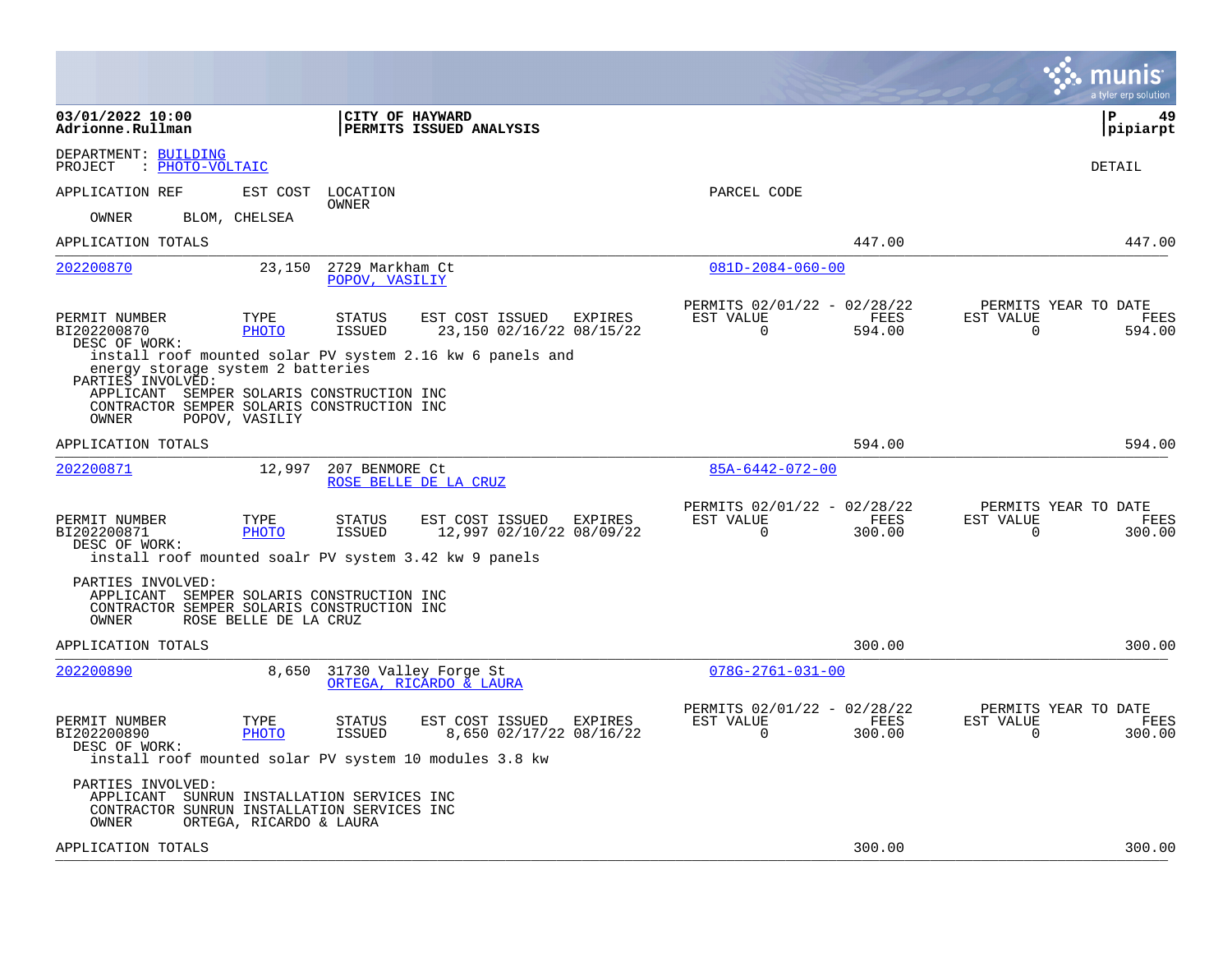03/01/2022 10:00
Adrionne.Rullman

**CITY OF HAYWARD**
**PERMITS ISSUED ANALYSIS**

DEPARTMENT: BUILDING
PROJECT : PHOTO-VOLTAIC

DETAIL

APPLICATION REF | EST COST | LOCATION / OWNER | PARCEL CODE

OWNER BLOM, CHELSEA

APPLICATION TOTALS 447.00 447.00

---

**202200870** | 23,150 | 2729 Markham Ct / POPOV, VASILIY | 081D-2084-060-00

| PERMIT NUMBER | TYPE | STATUS | EST COST | ISSUED | EXPIRES | PERMITS 02/01/22 - 02/28/22 EST VALUE | FEES | PERMITS YEAR TO DATE EST VALUE | FEES |
|---|---|---|---|---|---|---|---|---|---|
| BI202200870 | PHOTO | ISSUED | 23,150 | 02/16/22 | 08/15/22 | 0 | 594.00 | 0 | 594.00 |

DESC OF WORK:
install roof mounted solar PV system 2.16 kw 6 panels and energy storage system 2 batteries

PARTIES INVOLVED:
APPLICANT SEMPER SOLARIS CONSTRUCTION INC
CONTRACTOR SEMPER SOLARIS CONSTRUCTION INC
OWNER POPOV, VASILIY

APPLICATION TOTALS 594.00 594.00

---

**202200871** | 12,997 | 207 BENMORE Ct / ROSE BELLE DE LA CRUZ | 85A-6442-072-00

| PERMIT NUMBER | TYPE | STATUS | EST COST | ISSUED | EXPIRES | PERMITS 02/01/22 - 02/28/22 EST VALUE | FEES | PERMITS YEAR TO DATE EST VALUE | FEES |
|---|---|---|---|---|---|---|---|---|---|
| BI202200871 | PHOTO | ISSUED | 12,997 | 02/10/22 | 08/09/22 | 0 | 300.00 | 0 | 300.00 |

DESC OF WORK:
install roof mounted soalr PV system 3.42 kw 9 panels

PARTIES INVOLVED:
APPLICANT SEMPER SOLARIS CONSTRUCTION INC
CONTRACTOR SEMPER SOLARIS CONSTRUCTION INC
OWNER ROSE BELLE DE LA CRUZ

APPLICATION TOTALS 300.00 300.00

---

**202200890** | 8,650 | 31730 Valley Forge St / ORTEGA, RICARDO & LAURA | 078G-2761-031-00

| PERMIT NUMBER | TYPE | STATUS | EST COST | ISSUED | EXPIRES | PERMITS 02/01/22 - 02/28/22 EST VALUE | FEES | PERMITS YEAR TO DATE EST VALUE | FEES |
|---|---|---|---|---|---|---|---|---|---|
| BI202200890 | PHOTO | ISSUED | 8,650 | 02/17/22 | 08/16/22 | 0 | 300.00 | 0 | 300.00 |

DESC OF WORK:
install roof mounted solar PV system 10 modules 3.8 kw

PARTIES INVOLVED:
APPLICANT SUNRUN INSTALLATION SERVICES INC
CONTRACTOR SUNRUN INSTALLATION SERVICES INC
OWNER ORTEGA, RICARDO & LAURA

APPLICATION TOTALS 300.00 300.00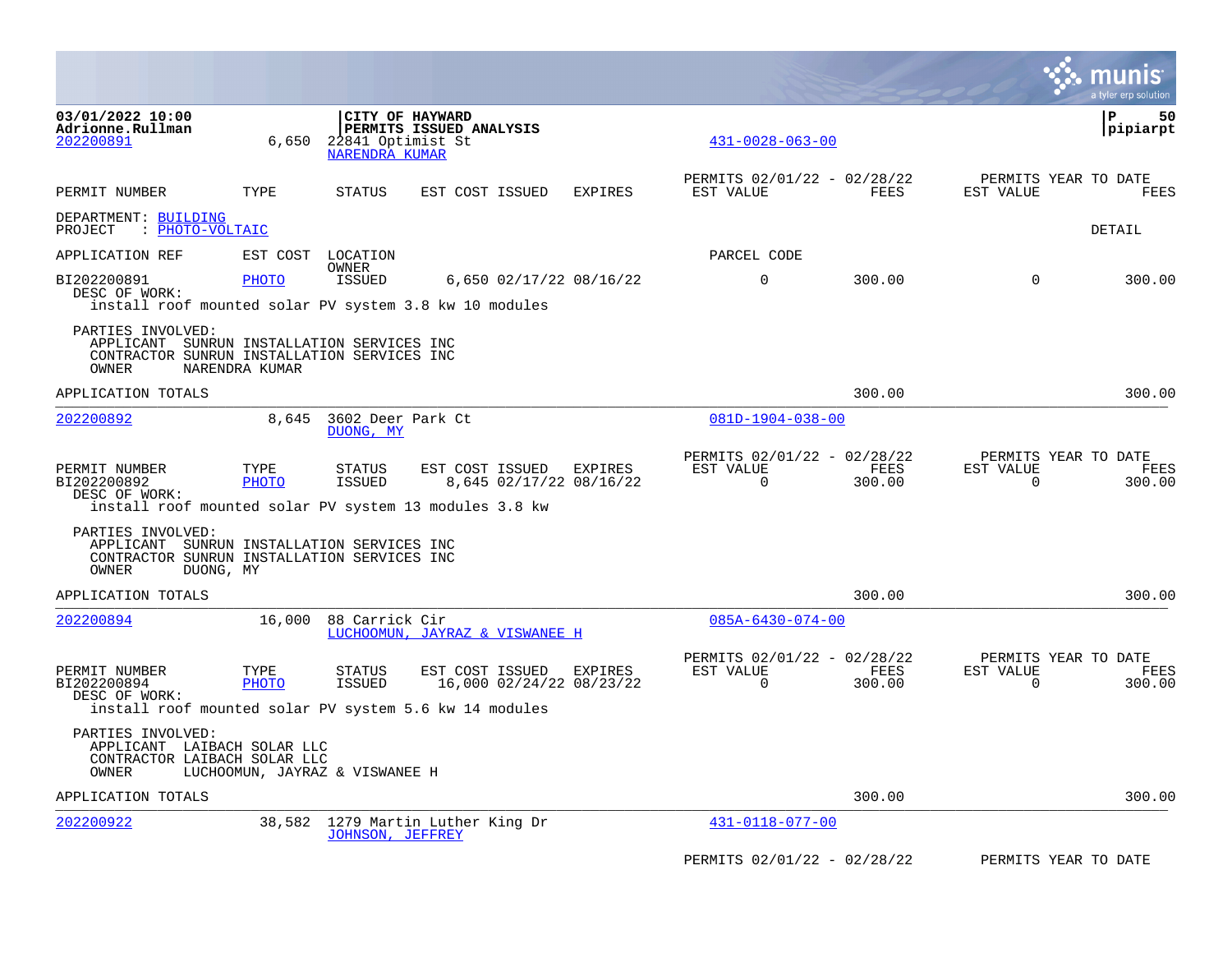**CITY OF HAYWARD**
**PERMITS ISSUED ANALYSIS**

03/01/2022 10:00
Adrionne.Rullman

202200891 — 6,650 — 22841 Optimist St — NARENDRA KUMAR — 431-0028-063-00

| PERMIT NUMBER | TYPE | STATUS | EST COST | ISSUED | EXPIRES | PERMITS 02/01/22 - 02/28/22 EST VALUE | FEES | PERMITS YEAR TO DATE EST VALUE | FEES |
|---|---|---|---|---|---|---|---|---|---|

DEPARTMENT: BUILDING
PROJECT : PHOTO-VOLTAIC

DETAIL

| APPLICATION REF | EST COST | LOCATION / OWNER | | | | PARCEL CODE | | | |
|---|---|---|---|---|---|---|---|---|---|
| BI202200891 | PHOTO | ISSUED | 6,650 | 02/17/22 | 08/16/22 | 0 | 300.00 | 0 | 300.00 |

DESC OF WORK:
install roof mounted solar PV system 3.8 kw 10 modules

PARTIES INVOLVED:
APPLICANT SUNRUN INSTALLATION SERVICES INC
CONTRACTOR SUNRUN INSTALLATION SERVICES INC
OWNER NARENDRA KUMAR

APPLICATION TOTALS — 300.00 — 300.00

---

202200892 — 8,645 — 3602 Deer Park Ct — DUONG, MY — 081D-1904-038-00

| PERMIT NUMBER | TYPE | STATUS | EST COST | ISSUED | EXPIRES | PERMITS 02/01/22 - 02/28/22 EST VALUE | FEES | PERMITS YEAR TO DATE EST VALUE | FEES |
|---|---|---|---|---|---|---|---|---|---|
| BI202200892 | PHOTO | ISSUED | 8,645 | 02/17/22 | 08/16/22 | 0 | 300.00 | 0 | 300.00 |

DESC OF WORK:
install roof mounted solar PV system 13 modules 3.8 kw

PARTIES INVOLVED:
APPLICANT SUNRUN INSTALLATION SERVICES INC
CONTRACTOR SUNRUN INSTALLATION SERVICES INC
OWNER DUONG, MY

APPLICATION TOTALS — 300.00 — 300.00

---

202200894 — 16,000 — 88 Carrick Cir — LUCHOOMUN, JAYRAZ & VISWANEE H — 085A-6430-074-00

| PERMIT NUMBER | TYPE | STATUS | EST COST | ISSUED | EXPIRES | PERMITS 02/01/22 - 02/28/22 EST VALUE | FEES | PERMITS YEAR TO DATE EST VALUE | FEES |
|---|---|---|---|---|---|---|---|---|---|
| BI202200894 | PHOTO | ISSUED | 16,000 | 02/24/22 | 08/23/22 | 0 | 300.00 | 0 | 300.00 |

DESC OF WORK:
install roof mounted solar PV system 5.6 kw 14 modules

PARTIES INVOLVED:
APPLICANT LAIBACH SOLAR LLC
CONTRACTOR LAIBACH SOLAR LLC
OWNER LUCHOOMUN, JAYRAZ & VISWANEE H

APPLICATION TOTALS — 300.00 — 300.00

---

202200922 — 38,582 — 1279 Martin Luther King Dr — JOHNSON, JEFFREY — 431-0118-077-00

PERMITS 02/01/22 - 02/28/22 — PERMITS YEAR TO DATE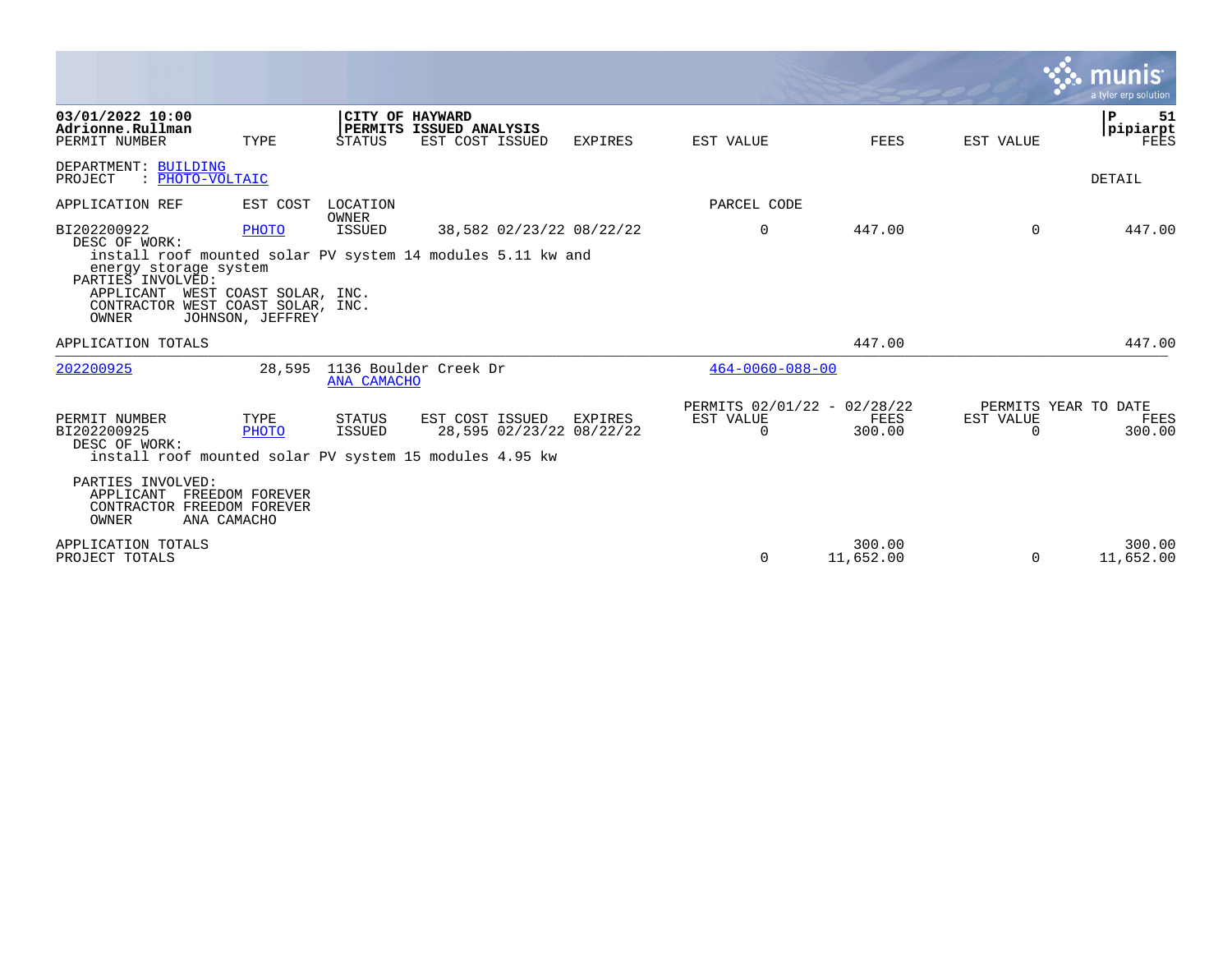03/01/2022 10:00
Adrionne.Rullman

CITY OF HAYWARD
PERMITS ISSUED ANALYSIS

P 51
pipiarpt

| PERMIT NUMBER | TYPE | STATUS | EST COST | ISSUED | EXPIRES | EST VALUE | FEES | EST VALUE | FEES |
|---|---|---|---|---|---|---|---|---|---|

DEPARTMENT: BUILDING
PROJECT : PHOTO-VOLTAIC

DETAIL

| APPLICATION REF | EST COST | LOCATION / OWNER | | | | PARCEL CODE | | | |
|---|---|---|---|---|---|---|---|---|---|
| BI202200922 | PHOTO | ISSUED | 38,582 | 02/23/22 | 08/22/22 | 0 | 447.00 | 0 | 447.00 |

DESC OF WORK:
install roof mounted solar PV system 14 modules 5.11 kw and energy storage system

PARTIES INVOLVED:
APPLICANT WEST COAST SOLAR, INC.
CONTRACTOR WEST COAST SOLAR, INC.
OWNER JOHNSON, JEFFREY

| APPLICATION TOTALS | | | 447.00 | | 447.00 |
|---|---|---|---|---|---|

| APPLICATION REF | EST COST | LOCATION | OWNER | PARCEL CODE |
|---|---|---|---|---|
| 202200925 | 28,595 | 1136 Boulder Creek Dr | ANA CAMACHO | 464-0060-088-00 |

| | | | | | | PERMITS 02/01/22 - 02/28/22 | | PERMITS YEAR TO DATE | |
|---|---|---|---|---|---|---|---|---|---|
| PERMIT NUMBER | TYPE | STATUS | EST COST | ISSUED | EXPIRES | EST VALUE | FEES | EST VALUE | FEES |
| BI202200925 | PHOTO | ISSUED | 28,595 | 02/23/22 | 08/22/22 | 0 | 300.00 | 0 | 300.00 |

DESC OF WORK:
install roof mounted solar PV system 15 modules 4.95 kw

PARTIES INVOLVED:
APPLICANT FREEDOM FOREVER
CONTRACTOR FREEDOM FOREVER
OWNER ANA CAMACHO

| | EST VALUE | FEES | EST VALUE | FEES |
|---|---|---|---|---|
| APPLICATION TOTALS | | 300.00 | | 300.00 |
| PROJECT TOTALS | 0 | 11,652.00 | 0 | 11,652.00 |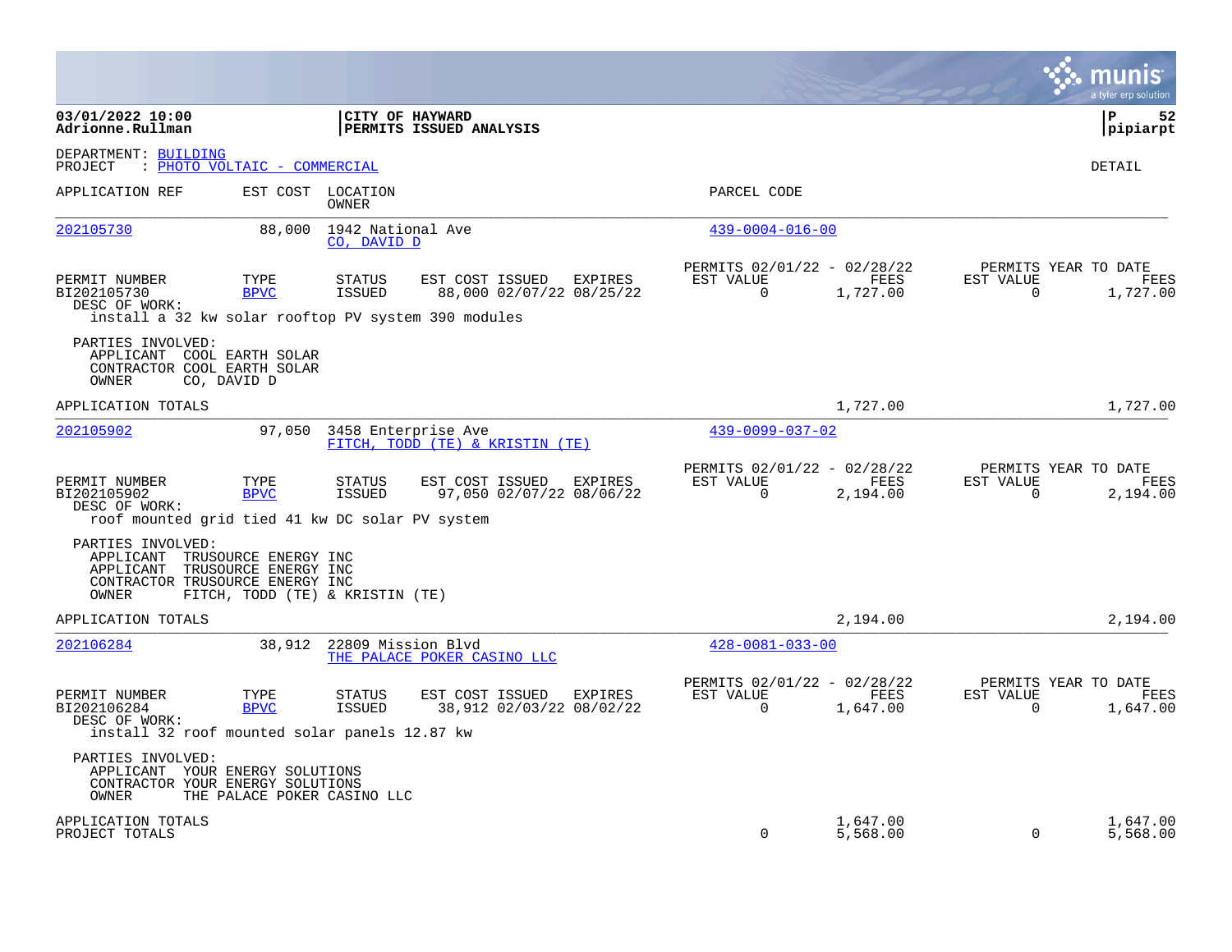**03/01/2022 10:00**
**Adrionne.Rullman**

**CITY OF HAYWARD**
**PERMITS ISSUED ANALYSIS**

**P 52**
**pipiarpt**

DEPARTMENT: BUILDING
PROJECT : PHOTO VOLTAIC - COMMERCIAL

DETAIL

| APPLICATION REF | EST COST | LOCATION / OWNER | PARCEL CODE |
|---|---|---|---|
| 202105730 | 88,000 | 1942 National Ave / CO, DAVID D | 439-0004-016-00 |

| PERMIT NUMBER | TYPE | STATUS | EST COST | ISSUED | EXPIRES | PERMITS 02/01/22 - 02/28/22 EST VALUE | FEES | PERMITS YEAR TO DATE EST VALUE | FEES |
|---|---|---|---|---|---|---|---|---|---|
| BI202105730 | BPVC | ISSUED | 88,000 | 02/07/22 | 08/25/22 | 0 | 1,727.00 | 0 | 1,727.00 |

DESC OF WORK:
install a 32 kw solar rooftop PV system 390 modules

PARTIES INVOLVED:
- APPLICANT COOL EARTH SOLAR
- CONTRACTOR COOL EARTH SOLAR
- OWNER CO, DAVID D

APPLICATION TOTALS: 1,727.00 | 1,727.00

| APPLICATION REF | EST COST | LOCATION / OWNER | PARCEL CODE |
|---|---|---|---|
| 202105902 | 97,050 | 3458 Enterprise Ave / FITCH, TODD (TE) & KRISTIN (TE) | 439-0099-037-02 |

| PERMIT NUMBER | TYPE | STATUS | EST COST | ISSUED | EXPIRES | PERMITS 02/01/22 - 02/28/22 EST VALUE | FEES | PERMITS YEAR TO DATE EST VALUE | FEES |
|---|---|---|---|---|---|---|---|---|---|
| BI202105902 | BPVC | ISSUED | 97,050 | 02/07/22 | 08/06/22 | 0 | 2,194.00 | 0 | 2,194.00 |

DESC OF WORK:
roof mounted grid tied 41 kw DC solar PV system

PARTIES INVOLVED:
- APPLICANT TRUSOURCE ENERGY INC
- APPLICANT TRUSOURCE ENERGY INC
- CONTRACTOR TRUSOURCE ENERGY INC
- OWNER FITCH, TODD (TE) & KRISTIN (TE)

APPLICATION TOTALS: 2,194.00 | 2,194.00

| APPLICATION REF | EST COST | LOCATION / OWNER | PARCEL CODE |
|---|---|---|---|
| 202106284 | 38,912 | 22809 Mission Blvd / THE PALACE POKER CASINO LLC | 428-0081-033-00 |

| PERMIT NUMBER | TYPE | STATUS | EST COST | ISSUED | EXPIRES | PERMITS 02/01/22 - 02/28/22 EST VALUE | FEES | PERMITS YEAR TO DATE EST VALUE | FEES |
|---|---|---|---|---|---|---|---|---|---|
| BI202106284 | BPVC | ISSUED | 38,912 | 02/03/22 | 08/02/22 | 0 | 1,647.00 | 0 | 1,647.00 |

DESC OF WORK:
install 32 roof mounted solar panels 12.87 kw

PARTIES INVOLVED:
- APPLICANT YOUR ENERGY SOLUTIONS
- CONTRACTOR YOUR ENERGY SOLUTIONS
- OWNER THE PALACE POKER CASINO LLC

| | EST VALUE | FEES | YTD EST VALUE | YTD FEES |
|---|---|---|---|---|
| APPLICATION TOTALS | | 1,647.00 | | 1,647.00 |
| PROJECT TOTALS | 0 | 5,568.00 | 0 | 5,568.00 |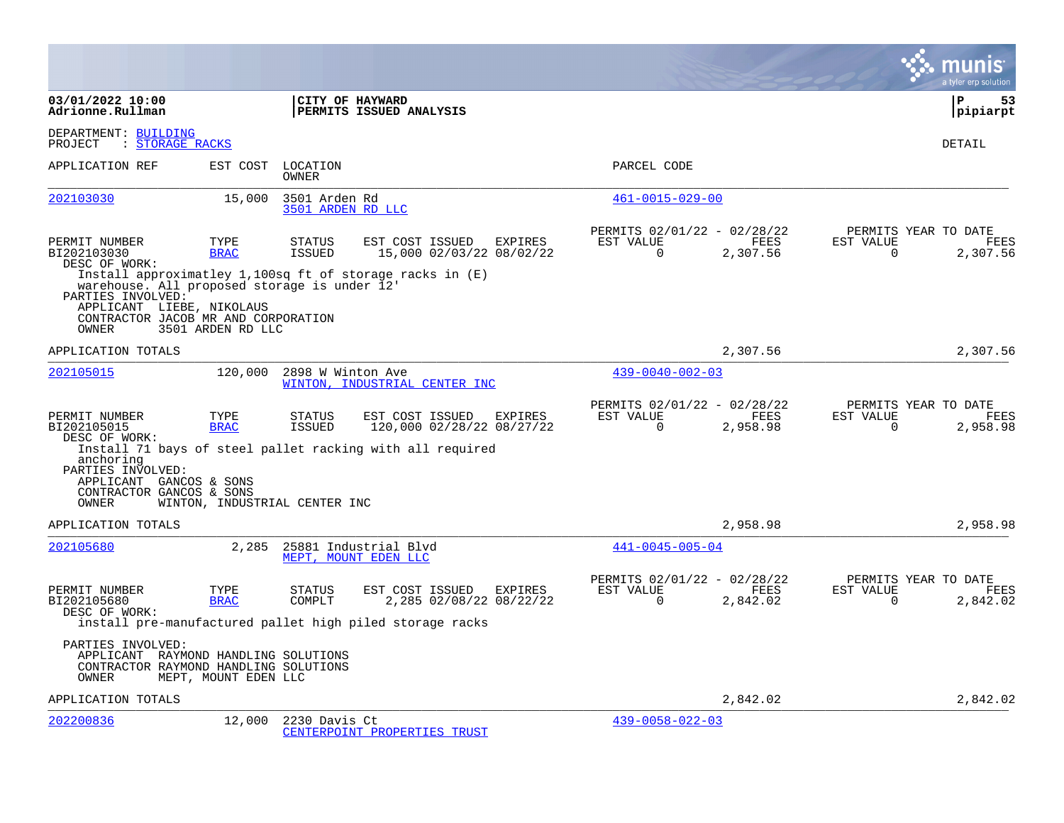**03/01/2022 10:00**
**Adrionne.Rullman**

**CITY OF HAYWARD**
**PERMITS ISSUED ANALYSIS**

DEPARTMENT: BUILDING
PROJECT : STORAGE RACKS

DETAIL

| APPLICATION REF | EST COST | LOCATION / OWNER | PARCEL CODE |
|---|---|---|---|
| 202103030 | 15,000 | 3501 Arden Rd / 3501 ARDEN RD LLC | 461-0015-029-00 |

| PERMIT NUMBER | TYPE | STATUS | EST COST | ISSUED | EXPIRES | PERMITS 02/01/22 - 02/28/22 EST VALUE | FEES | PERMITS YEAR TO DATE EST VALUE | FEES |
|---|---|---|---|---|---|---|---|---|---|
| BI202103030 | BRAC | ISSUED | 15,000 | 02/03/22 | 08/02/22 | 0 | 2,307.56 | 0 | 2,307.56 |

DESC OF WORK:
Install approximatley 1,100sq ft of storage racks in (E) warehouse. All proposed storage is under 12'

PARTIES INVOLVED:
APPLICANT LIEBE, NIKOLAUS
CONTRACTOR JACOB MR AND CORPORATION
OWNER 3501 ARDEN RD LLC

APPLICATION TOTALS: 2,307.56 | 2,307.56

| APPLICATION REF | EST COST | LOCATION / OWNER | PARCEL CODE |
|---|---|---|---|
| 202105015 | 120,000 | 2898 W Winton Ave / WINTON, INDUSTRIAL CENTER INC | 439-0040-002-03 |

| PERMIT NUMBER | TYPE | STATUS | EST COST | ISSUED | EXPIRES | PERMITS 02/01/22 - 02/28/22 EST VALUE | FEES | PERMITS YEAR TO DATE EST VALUE | FEES |
|---|---|---|---|---|---|---|---|---|---|
| BI202105015 | BRAC | ISSUED | 120,000 | 02/28/22 | 08/27/22 | 0 | 2,958.98 | 0 | 2,958.98 |

DESC OF WORK:
Install 71 bays of steel pallet racking with all required anchoring

PARTIES INVOLVED:
APPLICANT GANCOS & SONS
CONTRACTOR GANCOS & SONS
OWNER WINTON, INDUSTRIAL CENTER INC

APPLICATION TOTALS: 2,958.98 | 2,958.98

| APPLICATION REF | EST COST | LOCATION / OWNER | PARCEL CODE |
|---|---|---|---|
| 202105680 | 2,285 | 25881 Industrial Blvd / MEPT, MOUNT EDEN LLC | 441-0045-005-04 |

| PERMIT NUMBER | TYPE | STATUS | EST COST | ISSUED | EXPIRES | PERMITS 02/01/22 - 02/28/22 EST VALUE | FEES | PERMITS YEAR TO DATE EST VALUE | FEES |
|---|---|---|---|---|---|---|---|---|---|
| BI202105680 | BRAC | COMPLT | 2,285 | 02/08/22 | 08/22/22 | 0 | 2,842.02 | 0 | 2,842.02 |

DESC OF WORK:
install pre-manufactured pallet high piled storage racks

PARTIES INVOLVED:
APPLICANT RAYMOND HANDLING SOLUTIONS
CONTRACTOR RAYMOND HANDLING SOLUTIONS
OWNER MEPT, MOUNT EDEN LLC

APPLICATION TOTALS: 2,842.02 | 2,842.02

| APPLICATION REF | EST COST | LOCATION / OWNER | PARCEL CODE |
|---|---|---|---|
| 202200836 | 12,000 | 2230 Davis Ct / CENTERPOINT PROPERTIES TRUST | 439-0058-022-03 |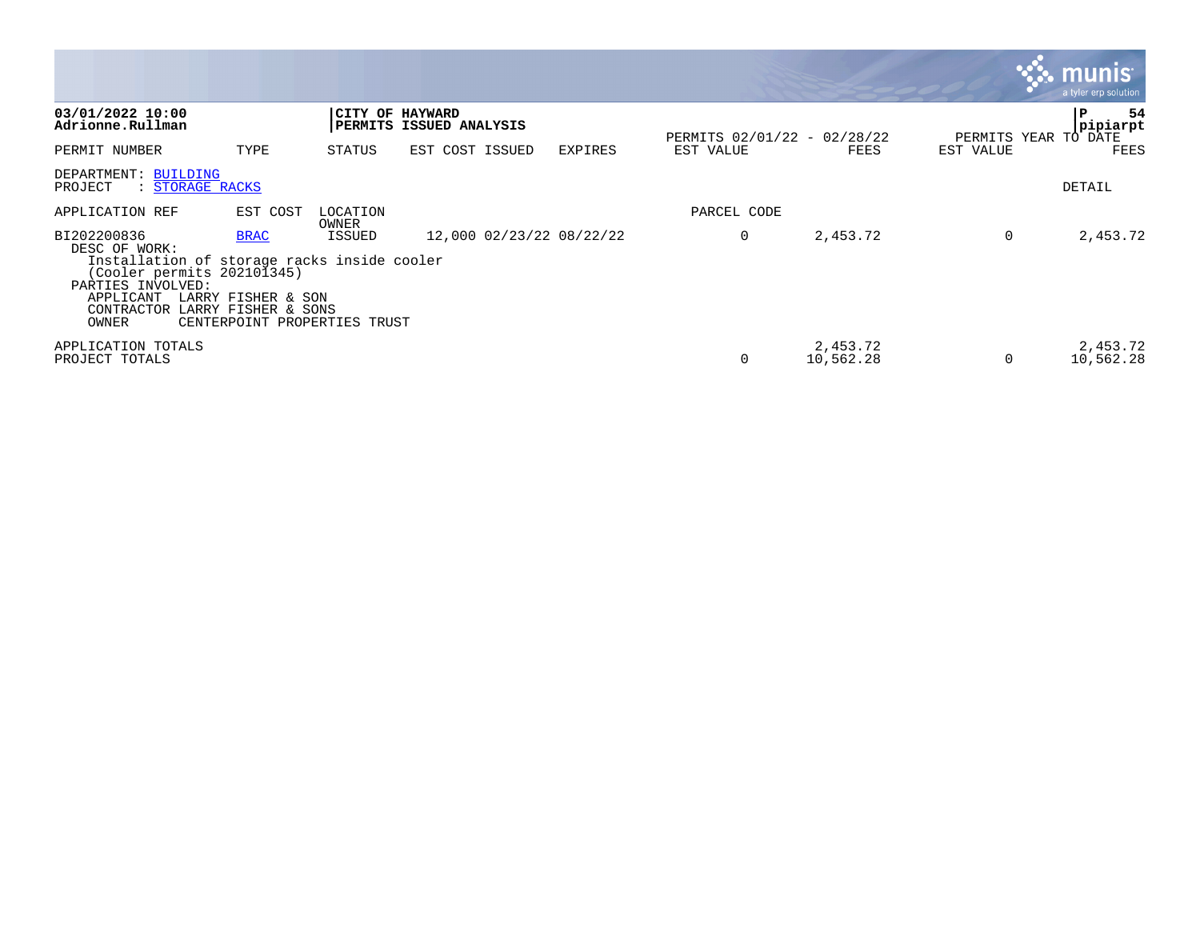**03/01/2022 10:00**
**Adrionne.Rullman**

**CITY OF HAYWARD**
**PERMITS ISSUED ANALYSIS**

**P 54**
**pipiarpt**

| PERMIT NUMBER | TYPE | STATUS | EST COST | ISSUED | EXPIRES | PERMITS 02/01/22 - 02/28/22 EST VALUE | PERMITS 02/01/22 - 02/28/22 FEES | PERMITS YEAR TO DATE EST VALUE | PERMITS YEAR TO DATE FEES |
|---|---|---|---|---|---|---|---|---|---|

DEPARTMENT: BUILDING
PROJECT : STORAGE RACKS

DETAIL

| APPLICATION REF | EST COST | LOCATION / OWNER | | | | PARCEL CODE | | | |
|---|---|---|---|---|---|---|---|---|---|
| BI202200836 | BRAC | ISSUED | 12,000 | 02/23/22 | 08/22/22 | 0 | 2,453.72 | 0 | 2,453.72 |

DESC OF WORK:
Installation of storage racks inside cooler
(Cooler permits 202101345)

PARTIES INVOLVED:
APPLICANT LARRY FISHER & SON
CONTRACTOR LARRY FISHER & SONS
OWNER CENTERPOINT PROPERTIES TRUST

| | EST VALUE | FEES | YTD EST VALUE | YTD FEES |
|---|---|---|---|---|
| APPLICATION TOTALS | | 2,453.72 | | 2,453.72 |
| PROJECT TOTALS | 0 | 10,562.28 | 0 | 10,562.28 |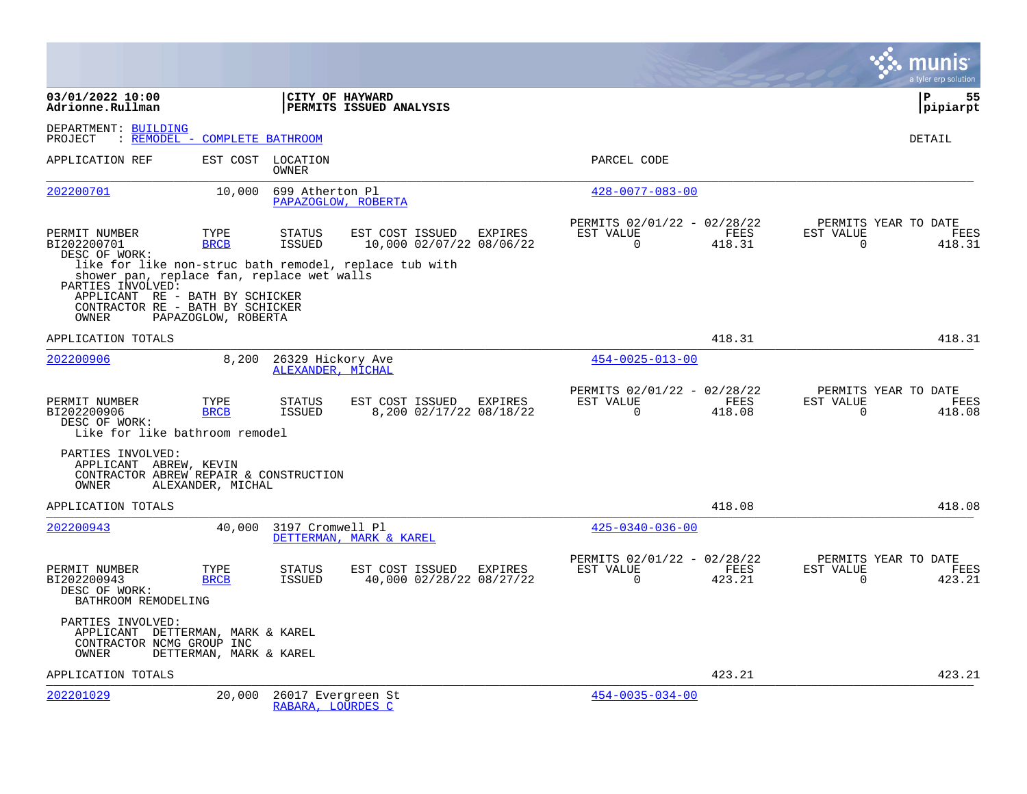**03/01/2022 10:00**
**Adrionne.Rullman**

**CITY OF HAYWARD**
**PERMITS ISSUED ANALYSIS**

**P 55**
**pipiarpt**

DEPARTMENT: BUILDING
PROJECT : REMODEL - COMPLETE BATHROOM

DETAIL

| APPLICATION REF | EST COST | LOCATION / OWNER | PARCEL CODE |
|---|---|---|---|
| 202200701 | 10,000 | 699 Atherton Pl / PAPAZOGLOW, ROBERTA | 428-0077-083-00 |

| PERMIT NUMBER | TYPE | STATUS | EST COST | ISSUED | EXPIRES | PERMITS 02/01/22 - 02/28/22 EST VALUE | FEES | PERMITS YEAR TO DATE EST VALUE | FEES |
|---|---|---|---|---|---|---|---|---|---|
| BI202200701 | BRCB | ISSUED | 10,000 | 02/07/22 | 08/06/22 | 0 | 418.31 | 0 | 418.31 |

DESC OF WORK:
like for like non-struc bath remodel, replace tub with shower pan, replace fan, replace wet walls

PARTIES INVOLVED:
APPLICANT RE - BATH BY SCHICKER
CONTRACTOR RE - BATH BY SCHICKER
OWNER PAPAZOGLOW, ROBERTA

APPLICATION TOTALS 418.31 418.31

| APPLICATION REF | EST COST | LOCATION / OWNER | PARCEL CODE |
|---|---|---|---|
| 202200906 | 8,200 | 26329 Hickory Ave / ALEXANDER, MICHAL | 454-0025-013-00 |

| PERMIT NUMBER | TYPE | STATUS | EST COST | ISSUED | EXPIRES | PERMITS 02/01/22 - 02/28/22 EST VALUE | FEES | PERMITS YEAR TO DATE EST VALUE | FEES |
|---|---|---|---|---|---|---|---|---|---|
| BI202200906 | BRCB | ISSUED | 8,200 | 02/17/22 | 08/18/22 | 0 | 418.08 | 0 | 418.08 |

DESC OF WORK:
Like for like bathroom remodel

PARTIES INVOLVED:
APPLICANT ABREW, KEVIN
CONTRACTOR ABREW REPAIR & CONSTRUCTION
OWNER ALEXANDER, MICHAL

APPLICATION TOTALS 418.08 418.08

| APPLICATION REF | EST COST | LOCATION / OWNER | PARCEL CODE |
|---|---|---|---|
| 202200943 | 40,000 | 3197 Cromwell Pl / DETTERMAN, MARK & KAREL | 425-0340-036-00 |

| PERMIT NUMBER | TYPE | STATUS | EST COST | ISSUED | EXPIRES | PERMITS 02/01/22 - 02/28/22 EST VALUE | FEES | PERMITS YEAR TO DATE EST VALUE | FEES |
|---|---|---|---|---|---|---|---|---|---|
| BI202200943 | BRCB | ISSUED | 40,000 | 02/28/22 | 08/27/22 | 0 | 423.21 | 0 | 423.21 |

DESC OF WORK:
BATHROOM REMODELING

PARTIES INVOLVED:
APPLICANT DETTERMAN, MARK & KAREL
CONTRACTOR NCMG GROUP INC
OWNER DETTERMAN, MARK & KAREL

APPLICATION TOTALS 423.21 423.21

| APPLICATION REF | EST COST | LOCATION / OWNER | PARCEL CODE |
|---|---|---|---|
| 202201029 | 20,000 | 26017 Evergreen St / RABARA, LOURDES C | 454-0035-034-00 |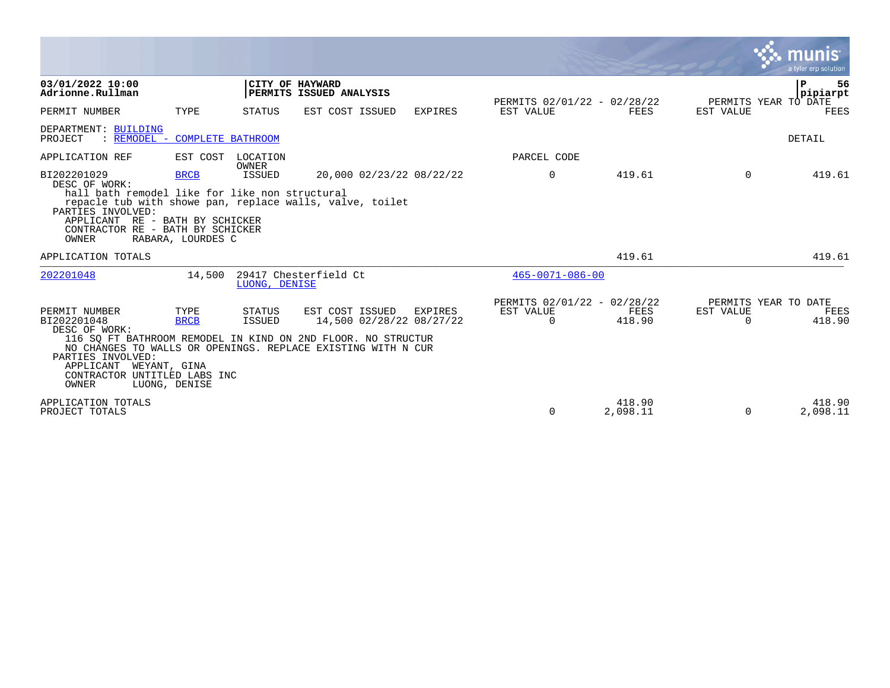**03/01/2022 10:00**
**Adrionne.Rullman**

**CITY OF HAYWARD**
**PERMITS ISSUED ANALYSIS**

**P 56**
**pipiarpt**

| PERMIT NUMBER | TYPE | STATUS | EST COST | ISSUED | EXPIRES | PERMITS 02/01/22 - 02/28/22 EST VALUE | FEES | PERMITS YEAR TO DATE EST VALUE | FEES |
|---|---|---|---|---|---|---|---|---|---|

DEPARTMENT: BUILDING
PROJECT : REMODEL - COMPLETE BATHROOM

DETAIL

| APPLICATION REF | EST COST | LOCATION OWNER | | | | PARCEL CODE | | | |
|---|---|---|---|---|---|---|---|---|---|
| BI202201029 | BRCB | ISSUED | 20,000 | 02/23/22 | 08/22/22 | 0 | 419.61 | 0 | 419.61 |

DESC OF WORK:
hall bath remodel like for like non structural
repacle tub with showe pan, replace walls, valve, toilet
PARTIES INVOLVED:
APPLICANT RE - BATH BY SCHICKER
CONTRACTOR RE - BATH BY SCHICKER
OWNER RABARA, LOURDES C

APPLICATION TOTALS 419.61 419.61

| APPLICATION REF | EST COST | LOCATION | OWNER | PARCEL CODE |
|---|---|---|---|---|
| 202201048 | 14,500 | 29417 Chesterfield Ct | LUONG, DENISE | 465-0071-086-00 |

| PERMIT NUMBER | TYPE | STATUS | EST COST | ISSUED | EXPIRES | PERMITS 02/01/22 - 02/28/22 EST VALUE | FEES | PERMITS YEAR TO DATE EST VALUE | FEES |
|---|---|---|---|---|---|---|---|---|---|
| BI202201048 | BRCB | ISSUED | 14,500 | 02/28/22 | 08/27/22 | 0 | 418.90 | 0 | 418.90 |

DESC OF WORK:
116 SQ FT BATHROOM REMODEL IN KIND ON 2ND FLOOR. NO STRUCTUR
NO CHANGES TO WALLS OR OPENINGS. REPLACE EXISTING WITH N CUR
PARTIES INVOLVED:
APPLICANT WEYANT, GINA
CONTRACTOR UNTITLED LABS INC
OWNER LUONG, DENISE

| | EST VALUE | FEES | EST VALUE | FEES |
|---|---|---|---|---|
| APPLICATION TOTALS | | 418.90 | | 418.90 |
| PROJECT TOTALS | 0 | 2,098.11 | 0 | 2,098.11 |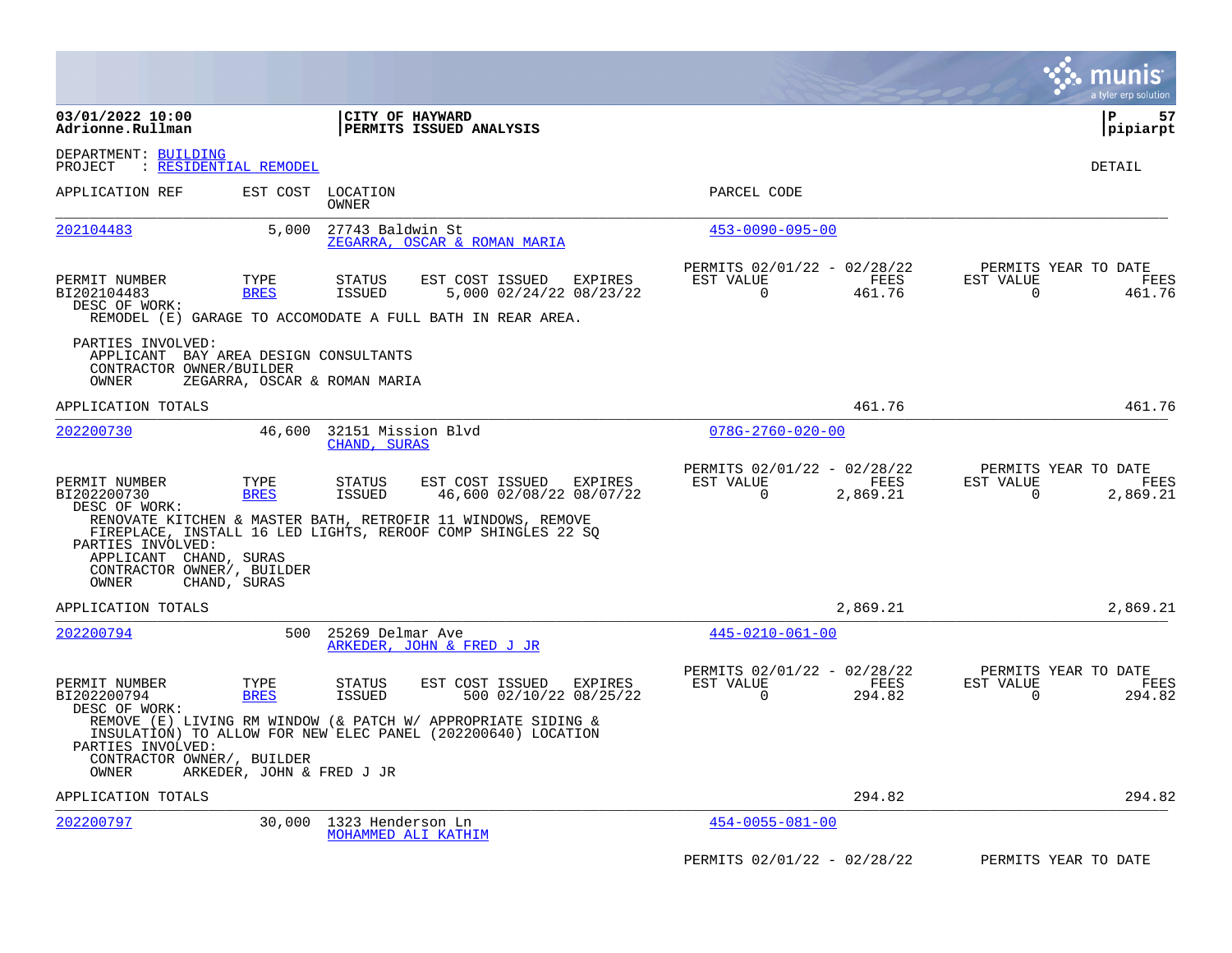**CITY OF HAYWARD**
**PERMITS ISSUED ANALYSIS**

03/01/2022 10:00
Adrionne.Rullman

P 57
pipiarpt

DEPARTMENT: BUILDING
PROJECT : RESIDENTIAL REMODEL

DETAIL

| APPLICATION REF | EST COST | LOCATION / OWNER | PARCEL CODE |
|---|---|---|---|
| 202104483 | 5,000 | 27743 Baldwin St / ZEGARRA, OSCAR & ROMAN MARIA | 453-0090-095-00 |

| PERMIT NUMBER | TYPE | STATUS | EST COST | ISSUED | EXPIRES | PERMITS 02/01/22 - 02/28/22 EST VALUE | FEES | PERMITS YEAR TO DATE EST VALUE | FEES |
|---|---|---|---|---|---|---|---|---|---|
| BI202104483 | BRES | ISSUED | 5,000 | 02/24/22 | 08/23/22 | 0 | 461.76 | 0 | 461.76 |

DESC OF WORK:
REMODEL (E) GARAGE TO ACCOMODATE A FULL BATH IN REAR AREA.

PARTIES INVOLVED:
APPLICANT BAY AREA DESIGN CONSULTANTS
CONTRACTOR OWNER/BUILDER
OWNER ZEGARRA, OSCAR & ROMAN MARIA

APPLICATION TOTALS 461.76 461.76

| APPLICATION REF | EST COST | LOCATION / OWNER | PARCEL CODE |
|---|---|---|---|
| 202200730 | 46,600 | 32151 Mission Blvd / CHAND, SURAS | 078G-2760-020-00 |

| PERMIT NUMBER | TYPE | STATUS | EST COST | ISSUED | EXPIRES | PERMITS 02/01/22 - 02/28/22 EST VALUE | FEES | PERMITS YEAR TO DATE EST VALUE | FEES |
|---|---|---|---|---|---|---|---|---|---|
| BI202200730 | BRES | ISSUED | 46,600 | 02/08/22 | 08/07/22 | 0 | 2,869.21 | 0 | 2,869.21 |

DESC OF WORK:
RENOVATE KITCHEN & MASTER BATH, RETROFIR 11 WINDOWS, REMOVE FIREPLACE, INSTALL 16 LED LIGHTS, REROOF COMP SHINGLES 22 SQ

PARTIES INVOLVED:
APPLICANT CHAND, SURAS
CONTRACTOR OWNER/, BUILDER
OWNER CHAND, SURAS

APPLICATION TOTALS 2,869.21 2,869.21

| APPLICATION REF | EST COST | LOCATION / OWNER | PARCEL CODE |
|---|---|---|---|
| 202200794 | 500 | 25269 Delmar Ave / ARKEDER, JOHN & FRED J JR | 445-0210-061-00 |

| PERMIT NUMBER | TYPE | STATUS | EST COST | ISSUED | EXPIRES | PERMITS 02/01/22 - 02/28/22 EST VALUE | FEES | PERMITS YEAR TO DATE EST VALUE | FEES |
|---|---|---|---|---|---|---|---|---|---|
| BI202200794 | BRES | ISSUED | 500 | 02/10/22 | 08/25/22 | 0 | 294.82 | 0 | 294.82 |

DESC OF WORK:
REMOVE (E) LIVING RM WINDOW (& PATCH W/ APPROPRIATE SIDING & INSULATION) TO ALLOW FOR NEW ELEC PANEL (202200640) LOCATION

PARTIES INVOLVED:
CONTRACTOR OWNER/, BUILDER
OWNER ARKEDER, JOHN & FRED J JR

APPLICATION TOTALS 294.82 294.82

| APPLICATION REF | EST COST | LOCATION / OWNER | PARCEL CODE |
|---|---|---|---|
| 202200797 | 30,000 | 1323 Henderson Ln / MOHAMMED ALI KATHIM | 454-0055-081-00 |

PERMITS 02/01/22 - 02/28/22 PERMITS YEAR TO DATE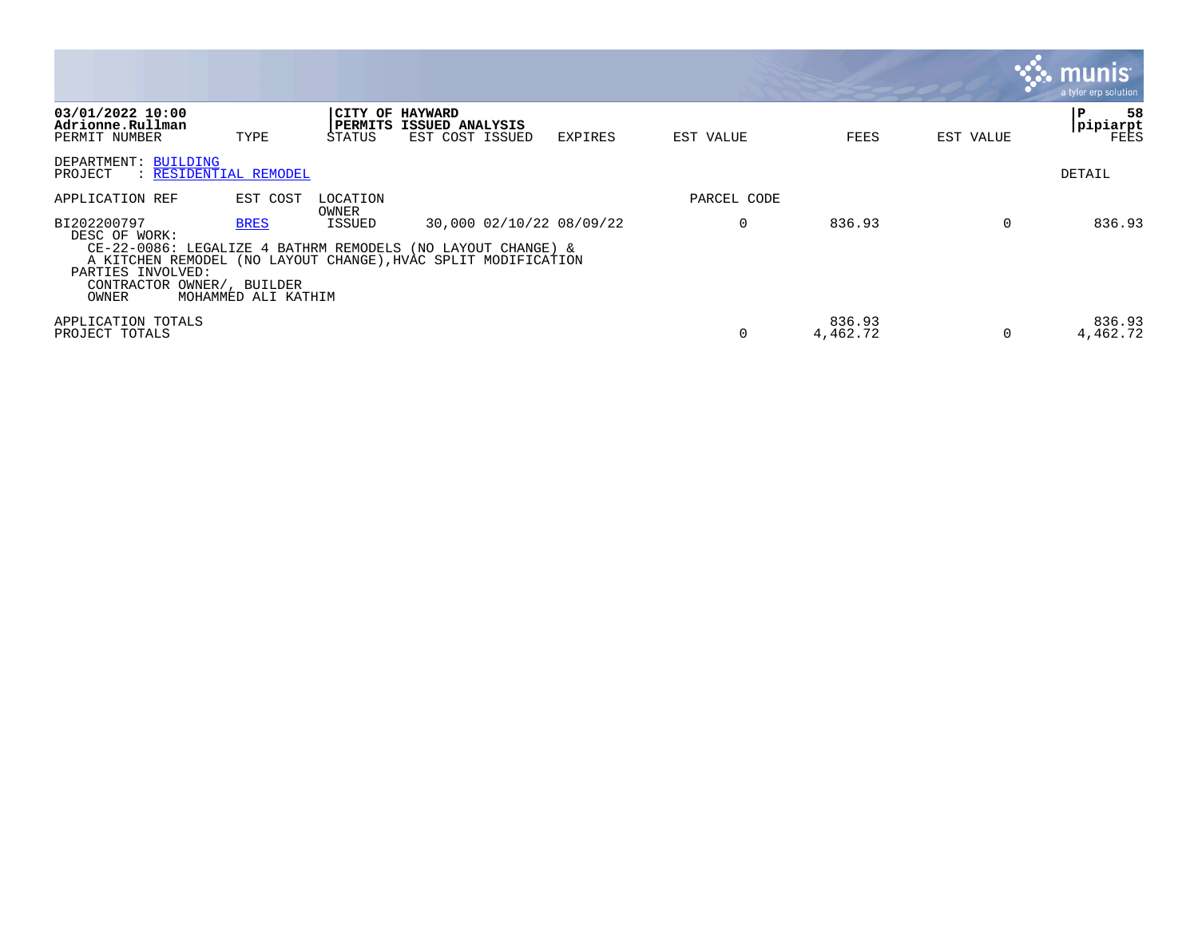03/01/2022 10:00
Adrionne.Rullman

CITY OF HAYWARD
PERMITS ISSUED ANALYSIS

pipiarpt

| PERMIT NUMBER | TYPE | STATUS | EST COST ISSUED | EXPIRES | EST VALUE | FEES | EST VALUE | FEES |
|---|---|---|---|---|---|---|---|---|

DEPARTMENT: BUILDING
PROJECT : RESIDENTIAL REMODEL

DETAIL

| APPLICATION REF | EST COST | LOCATION / OWNER | | | PARCEL CODE | | | |
|---|---|---|---|---|---|---|---|---|
| BI202200797 | BRES | ISSUED | 30,000 02/10/22 | 08/09/22 | 0 | 836.93 | 0 | 836.93 |

DESC OF WORK:
CE-22-0086: LEGALIZE 4 BATHRM REMODELS (NO LAYOUT CHANGE) & A KITCHEN REMODEL (NO LAYOUT CHANGE),HVAC SPLIT MODIFICATION

PARTIES INVOLVED:
CONTRACTOR OWNER/, BUILDER
OWNER MOHAMMED ALI KATHIM

| | EST VALUE | FEES | EST VALUE | FEES |
|---|---|---|---|---|
| APPLICATION TOTALS | | 836.93 | | 836.93 |
| PROJECT TOTALS | 0 | 4,462.72 | 0 | 4,462.72 |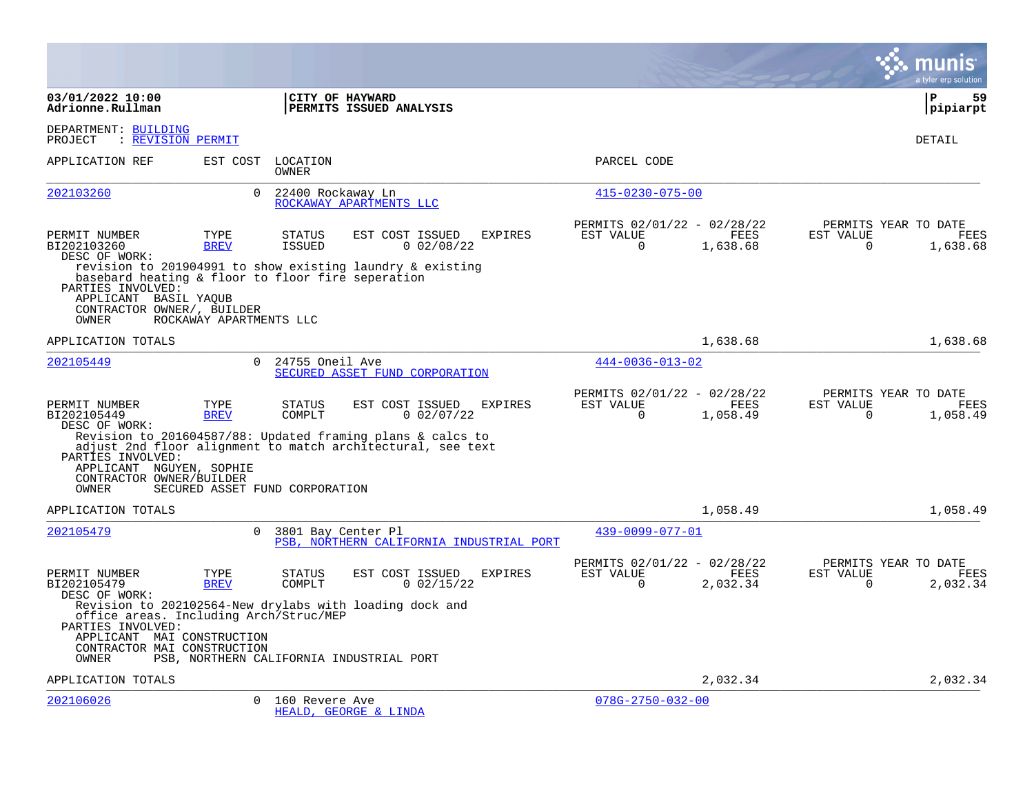**03/01/2022 10:00**
**Adrionne.Rullman**

**CITY OF HAYWARD**
**PERMITS ISSUED ANALYSIS**

**P 59**
**pipiarpt**

DEPARTMENT: BUILDING
PROJECT : REVISION PERMIT

DETAIL

| APPLICATION REF | EST COST | LOCATION / OWNER | PARCEL CODE |
|---|---|---|---|
| 202103260 | 0 | 22400 Rockaway Ln / ROCKAWAY APARTMENTS LLC | 415-0230-075-00 |

| PERMIT NUMBER | TYPE | STATUS | EST COST | ISSUED | EXPIRES | PERMITS 02/01/22 - 02/28/22 EST VALUE | FEES | PERMITS YEAR TO DATE EST VALUE | FEES |
|---|---|---|---|---|---|---|---|---|---|
| BI202103260 | BREV | ISSUED | 0 | 02/08/22 | | 0 | 1,638.68 | 0 | 1,638.68 |

DESC OF WORK:
revision to 201904991 to show existing laundry & existing basebard heating & floor to floor fire seperation

PARTIES INVOLVED:
APPLICANT BASIL YAQUB
CONTRACTOR OWNER/, BUILDER
OWNER ROCKAWAY APARTMENTS LLC

APPLICATION TOTALS: 1,638.68 | 1,638.68

| APPLICATION REF | EST COST | LOCATION / OWNER | PARCEL CODE |
|---|---|---|---|
| 202105449 | 0 | 24755 Oneil Ave / SECURED ASSET FUND CORPORATION | 444-0036-013-02 |

| PERMIT NUMBER | TYPE | STATUS | EST COST | ISSUED | EXPIRES | PERMITS 02/01/22 - 02/28/22 EST VALUE | FEES | PERMITS YEAR TO DATE EST VALUE | FEES |
|---|---|---|---|---|---|---|---|---|---|
| BI202105449 | BREV | COMPLT | 0 | 02/07/22 | | 0 | 1,058.49 | 0 | 1,058.49 |

DESC OF WORK:
Revision to 201604587/88: Updated framing plans & calcs to adjust 2nd floor alignment to match architectural, see text

PARTIES INVOLVED:
APPLICANT NGUYEN, SOPHIE
CONTRACTOR OWNER/BUILDER
OWNER SECURED ASSET FUND CORPORATION

APPLICATION TOTALS: 1,058.49 | 1,058.49

| APPLICATION REF | EST COST | LOCATION / OWNER | PARCEL CODE |
|---|---|---|---|
| 202105479 | 0 | 3801 Bay Center Pl / PSB, NORTHERN CALIFORNIA INDUSTRIAL PORT | 439-0099-077-01 |

| PERMIT NUMBER | TYPE | STATUS | EST COST | ISSUED | EXPIRES | PERMITS 02/01/22 - 02/28/22 EST VALUE | FEES | PERMITS YEAR TO DATE EST VALUE | FEES |
|---|---|---|---|---|---|---|---|---|---|
| BI202105479 | BREV | COMPLT | 0 | 02/15/22 | | 0 | 2,032.34 | 0 | 2,032.34 |

DESC OF WORK:
Revision to 202102564-New drylabs with loading dock and office areas. Including Arch/Struc/MEP

PARTIES INVOLVED:
APPLICANT MAI CONSTRUCTION
CONTRACTOR MAI CONSTRUCTION
OWNER PSB, NORTHERN CALIFORNIA INDUSTRIAL PORT

APPLICATION TOTALS: 2,032.34 | 2,032.34

| APPLICATION REF | EST COST | LOCATION / OWNER | PARCEL CODE |
|---|---|---|---|
| 202106026 | 0 | 160 Revere Ave / HEALD, GEORGE & LINDA | 078G-2750-032-00 |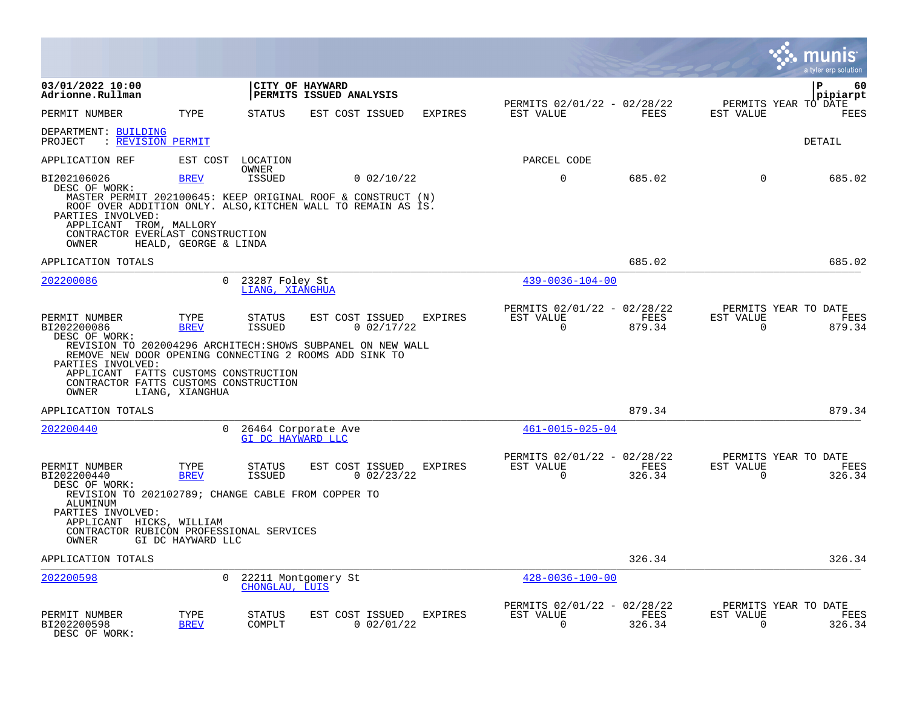**03/01/2022 10:00**
**Adrionne.Rullman**

**CITY OF HAYWARD**
**PERMITS ISSUED ANALYSIS**

**pipiarpt**

| PERMIT NUMBER | TYPE | STATUS | EST COST ISSUED | EXPIRES | PERMITS 02/01/22 - 02/28/22 EST VALUE | FEES | PERMITS YEAR TO DATE EST VALUE | FEES |
|---|---|---|---|---|---|---|---|---|

DEPARTMENT: BUILDING
PROJECT : REVISION PERMIT

DETAIL

| APPLICATION REF | EST COST | LOCATION OWNER | | | PARCEL CODE | | | |
|---|---|---|---|---|---|---|---|---|
| BI202106026 | BREV | ISSUED | 0 02/10/22 | | 0 | 685.02 | 0 | 685.02 |

DESC OF WORK:
MASTER PERMIT 202100645: KEEP ORIGINAL ROOF & CONSTRUCT (N) ROOF OVER ADDITION ONLY. ALSO,KITCHEN WALL TO REMAIN AS IS.
PARTIES INVOLVED:
APPLICANT TROM, MALLORY
CONTRACTOR EVERLAST CONSTRUCTION
OWNER HEALD, GEORGE & LINDA

APPLICATION TOTALS 685.02 685.02

---

202200086 0 23287 Foley St LIANG, XIANGHUA 439-0036-104-00

| PERMIT NUMBER | TYPE | STATUS | EST COST ISSUED | EXPIRES | PERMITS 02/01/22 - 02/28/22 EST VALUE | FEES | PERMITS YEAR TO DATE EST VALUE | FEES |
|---|---|---|---|---|---|---|---|---|
| BI202200086 | BREV | ISSUED | 0 02/17/22 | | 0 | 879.34 | 0 | 879.34 |

DESC OF WORK:
REVISION TO 202004296 ARCHITECH:SHOWS SUBPANEL ON NEW WALL REMOVE NEW DOOR OPENING CONNECTING 2 ROOMS ADD SINK TO
PARTIES INVOLVED:
APPLICANT FATTS CUSTOMS CONSTRUCTION
CONTRACTOR FATTS CUSTOMS CONSTRUCTION
OWNER LIANG, XIANGHUA

APPLICATION TOTALS 879.34 879.34

---

202200440 0 26464 Corporate Ave GI DC HAYWARD LLC 461-0015-025-04

| PERMIT NUMBER | TYPE | STATUS | EST COST ISSUED | EXPIRES | PERMITS 02/01/22 - 02/28/22 EST VALUE | FEES | PERMITS YEAR TO DATE EST VALUE | FEES |
|---|---|---|---|---|---|---|---|---|
| BI202200440 | BREV | ISSUED | 0 02/23/22 | | 0 | 326.34 | 0 | 326.34 |

DESC OF WORK:
REVISION TO 202102789; CHANGE CABLE FROM COPPER TO ALUMINUM
PARTIES INVOLVED:
APPLICANT HICKS, WILLIAM
CONTRACTOR RUBICON PROFESSIONAL SERVICES
OWNER GI DC HAYWARD LLC

APPLICATION TOTALS 326.34 326.34

---

202200598 0 22211 Montgomery St CHONGLAU, LUIS 428-0036-100-00

| PERMIT NUMBER | TYPE | STATUS | EST COST ISSUED | EXPIRES | PERMITS 02/01/22 - 02/28/22 EST VALUE | FEES | PERMITS YEAR TO DATE EST VALUE | FEES |
|---|---|---|---|---|---|---|---|---|
| BI202200598 | BREV | COMPLT | 0 02/01/22 | | 0 | 326.34 | 0 | 326.34 |

DESC OF WORK: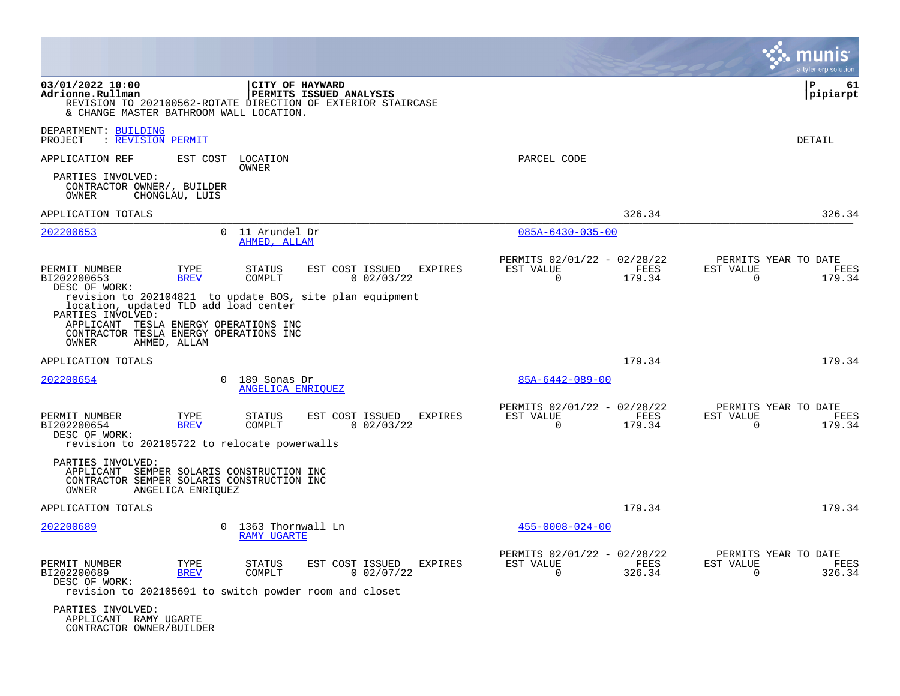REVISION TO 202100562-ROTATE DIRECTION OF EXTERIOR STAIRCASE & CHANGE MASTER BATHROOM WALL LOCATION.

DEPARTMENT: BUILDING
PROJECT : REVISION PERMIT

DETAIL

APPLICATION REF | EST COST | LOCATION / OWNER | PARCEL CODE

PARTIES INVOLVED:
CONTRACTOR OWNER/, BUILDER
OWNER CHONGLAU, LUIS

APPLICATION TOTALS 326.34 326.34

---

**202200653** 0 11 Arundel Dr — AHMED, ALLAM — 085A-6430-035-00

| PERMIT NUMBER | TYPE | STATUS | EST COST | ISSUED | EXPIRES | PERMITS 02/01/22 - 02/28/22 EST VALUE | FEES | PERMITS YEAR TO DATE EST VALUE | FEES |
|---|---|---|---|---|---|---|---|---|---|
| BI202200653 | BREV | COMPLT | 0 | 02/03/22 | | 0 | 179.34 | 0 | 179.34 |

DESC OF WORK:
revision to 202104821 to update BOS, site plan equipment location, updated TLD add load center

PARTIES INVOLVED:
APPLICANT TESLA ENERGY OPERATIONS INC
CONTRACTOR TESLA ENERGY OPERATIONS INC
OWNER AHMED, ALLAM

APPLICATION TOTALS 179.34 179.34

---

**202200654** 0 189 Sonas Dr — ANGELICA ENRIQUEZ — 85A-6442-089-00

| PERMIT NUMBER | TYPE | STATUS | EST COST | ISSUED | EXPIRES | PERMITS 02/01/22 - 02/28/22 EST VALUE | FEES | PERMITS YEAR TO DATE EST VALUE | FEES |
|---|---|---|---|---|---|---|---|---|---|
| BI202200654 | BREV | COMPLT | 0 | 02/03/22 | | 0 | 179.34 | 0 | 179.34 |

DESC OF WORK:
revision to 202105722 to relocate powerwalls

PARTIES INVOLVED:
APPLICANT SEMPER SOLARIS CONSTRUCTION INC
CONTRACTOR SEMPER SOLARIS CONSTRUCTION INC
OWNER ANGELICA ENRIQUEZ

APPLICATION TOTALS 179.34 179.34

---

**202200689** 0 1363 Thornwall Ln — RAMY UGARTE — 455-0008-024-00

| PERMIT NUMBER | TYPE | STATUS | EST COST | ISSUED | EXPIRES | PERMITS 02/01/22 - 02/28/22 EST VALUE | FEES | PERMITS YEAR TO DATE EST VALUE | FEES |
|---|---|---|---|---|---|---|---|---|---|
| BI202200689 | BREV | COMPLT | 0 | 02/07/22 | | 0 | 326.34 | 0 | 326.34 |

DESC OF WORK:
revision to 202105691 to switch powder room and closet

PARTIES INVOLVED:
APPLICANT RAMY UGARTE
CONTRACTOR OWNER/BUILDER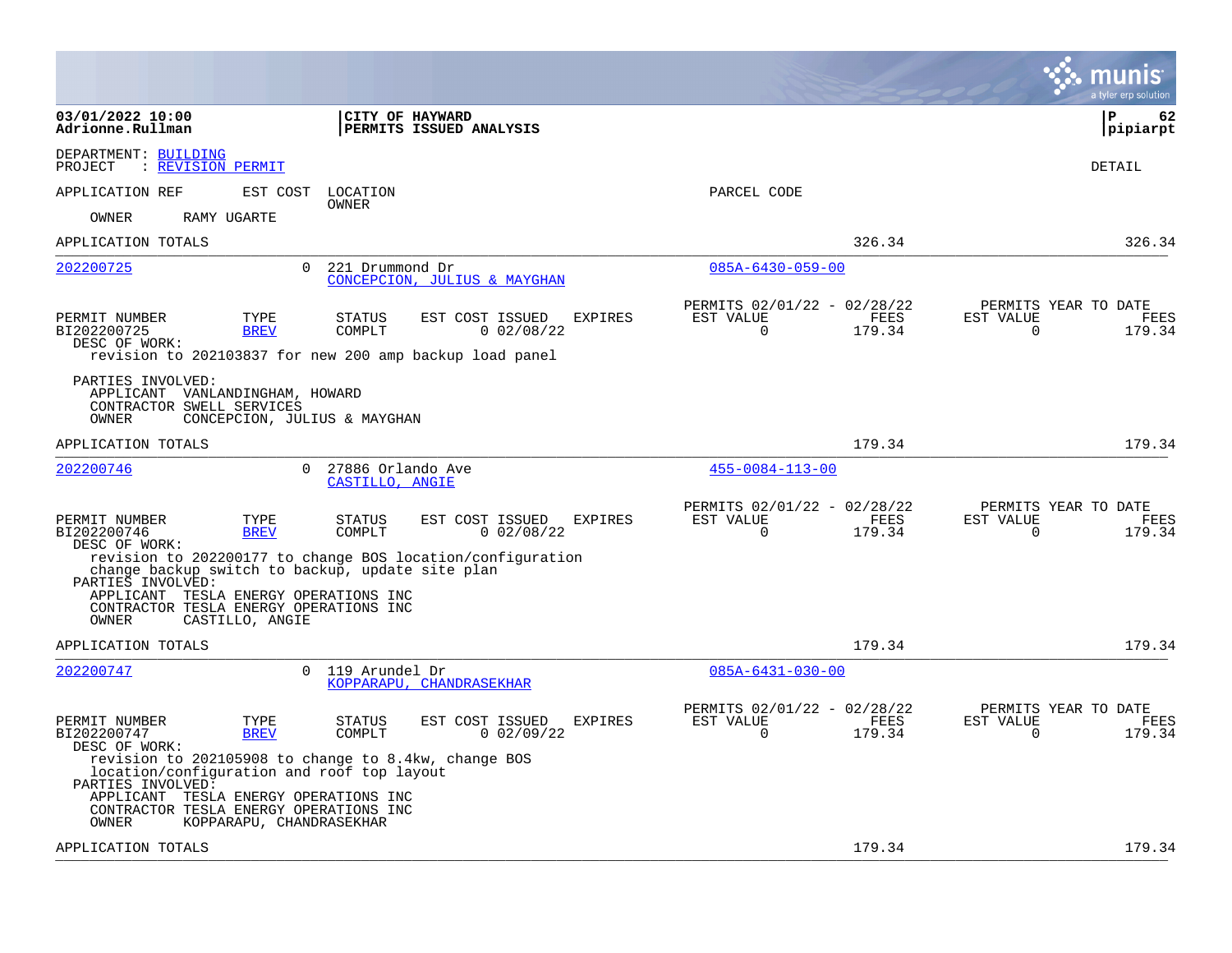03/01/2022 10:00
Adrionne.Rullman

**CITY OF HAYWARD**
**PERMITS ISSUED ANALYSIS**

pipiarpt

DEPARTMENT: BUILDING
PROJECT : REVISION PERMIT

DETAIL

APPLICATION REF | EST COST | LOCATION / OWNER | PARCEL CODE

OWNER RAMY UGARTE

APPLICATION TOTALS 326.34 326.34

---

**202200725** | 0 | 221 Drummond Dr | 085A-6430-059-00
CONCEPCION, JULIUS & MAYGHAN

| PERMIT NUMBER | TYPE | STATUS | EST COST | ISSUED | EXPIRES | PERMITS 02/01/22 - 02/28/22 EST VALUE | FEES | PERMITS YEAR TO DATE EST VALUE | FEES |
|---|---|---|---|---|---|---|---|---|---|
| BI202200725 | BREV | COMPLT | 0 | 02/08/22 | | 0 | 179.34 | 0 | 179.34 |

DESC OF WORK:
revision to 202103837 for new 200 amp backup load panel

PARTIES INVOLVED:
APPLICANT VANLANDINGHAM, HOWARD
CONTRACTOR SWELL SERVICES
OWNER CONCEPCION, JULIUS & MAYGHAN

APPLICATION TOTALS 179.34 179.34

---

**202200746** | 0 | 27886 Orlando Ave | 455-0084-113-00
CASTILLO, ANGIE

| PERMIT NUMBER | TYPE | STATUS | EST COST | ISSUED | EXPIRES | PERMITS 02/01/22 - 02/28/22 EST VALUE | FEES | PERMITS YEAR TO DATE EST VALUE | FEES |
|---|---|---|---|---|---|---|---|---|---|
| BI202200746 | BREV | COMPLT | 0 | 02/08/22 | | 0 | 179.34 | 0 | 179.34 |

DESC OF WORK:
revision to 202200177 to change BOS location/configuration
change backup switch to backup, update site plan

PARTIES INVOLVED:
APPLICANT TESLA ENERGY OPERATIONS INC
CONTRACTOR TESLA ENERGY OPERATIONS INC
OWNER CASTILLO, ANGIE

APPLICATION TOTALS 179.34 179.34

---

**202200747** | 0 | 119 Arundel Dr | 085A-6431-030-00
KOPPARAPU, CHANDRASEKHAR

| PERMIT NUMBER | TYPE | STATUS | EST COST | ISSUED | EXPIRES | PERMITS 02/01/22 - 02/28/22 EST VALUE | FEES | PERMITS YEAR TO DATE EST VALUE | FEES |
|---|---|---|---|---|---|---|---|---|---|
| BI202200747 | BREV | COMPLT | 0 | 02/09/22 | | 0 | 179.34 | 0 | 179.34 |

DESC OF WORK:
revision to 202105908 to change to 8.4kw, change BOS
location/configuration and roof top layout

PARTIES INVOLVED:
APPLICANT TESLA ENERGY OPERATIONS INC
CONTRACTOR TESLA ENERGY OPERATIONS INC
OWNER KOPPARAPU, CHANDRASEKHAR

APPLICATION TOTALS 179.34 179.34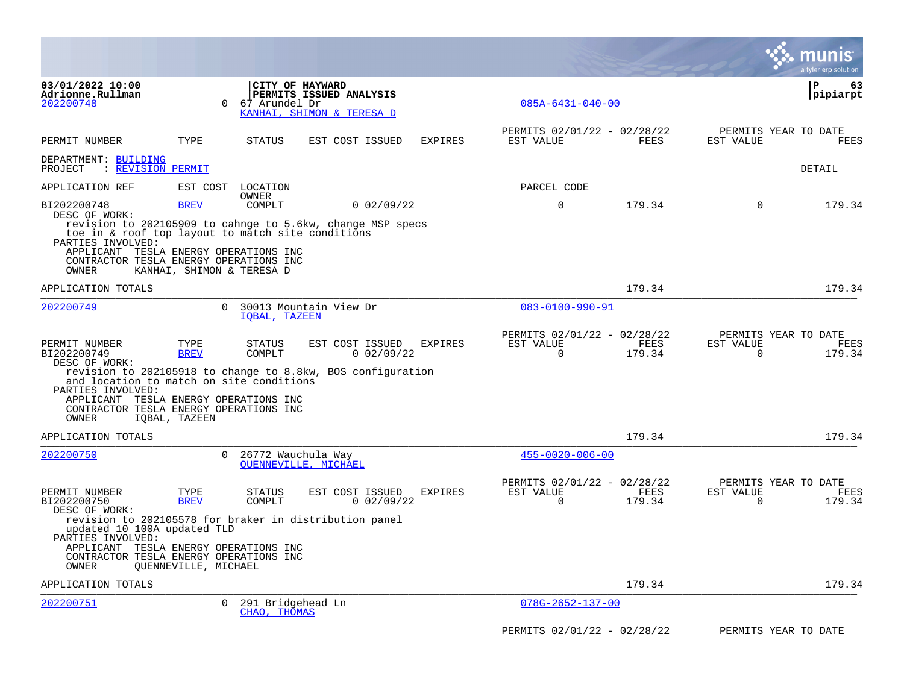**CITY OF HAYWARD**
**PERMITS ISSUED ANALYSIS**

03/01/2022 10:00
Adrionne.Rullman

pipiarpt

202200748 | 0 | 67 Arundel Dr | KANHAI, SHIMON & TERESA D | 085A-6431-040-00

| PERMIT NUMBER | TYPE | STATUS | EST COST | ISSUED | EXPIRES | PERMITS 02/01/22 - 02/28/22 EST VALUE | FEES | PERMITS YEAR TO DATE EST VALUE | FEES |
|---|---|---|---|---|---|---|---|---|---|

DEPARTMENT: BUILDING
PROJECT : REVISION PERMIT

DETAIL

| APPLICATION REF | EST COST | LOCATION OWNER | | | | PARCEL CODE | | | |
|---|---|---|---|---|---|---|---|---|---|
| BI202200748 | BREV | COMPLT | 0 | 02/09/22 | | 0 | 179.34 | 0 | 179.34 |

DESC OF WORK:
revision to 202105909 to cahnge to 5.6kw, change MSP specs toe in & roof top layout to match site conditions
PARTIES INVOLVED:
APPLICANT TESLA ENERGY OPERATIONS INC
CONTRACTOR TESLA ENERGY OPERATIONS INC
OWNER KANHAI, SHIMON & TERESA D

APPLICATION TOTALS | 179.34 | 179.34

---

202200749 | 0 | 30013 Mountain View Dr | IQBAL, TAZEEN | 083-0100-990-91

| PERMIT NUMBER | TYPE | STATUS | EST COST | ISSUED | EXPIRES | PERMITS 02/01/22 - 02/28/22 EST VALUE | FEES | PERMITS YEAR TO DATE EST VALUE | FEES |
|---|---|---|---|---|---|---|---|---|---|
| BI202200749 | BREV | COMPLT | 0 | 02/09/22 | | 0 | 179.34 | 0 | 179.34 |

DESC OF WORK:
revision to 202105918 to change to 8.8kw, BOS configuration and location to match on site conditions
PARTIES INVOLVED:
APPLICANT TESLA ENERGY OPERATIONS INC
CONTRACTOR TESLA ENERGY OPERATIONS INC
OWNER IQBAL, TAZEEN

APPLICATION TOTALS | 179.34 | 179.34

---

202200750 | 0 | 26772 Wauchula Way | QUENNEVILLE, MICHAEL | 455-0020-006-00

| PERMIT NUMBER | TYPE | STATUS | EST COST | ISSUED | EXPIRES | PERMITS 02/01/22 - 02/28/22 EST VALUE | FEES | PERMITS YEAR TO DATE EST VALUE | FEES |
|---|---|---|---|---|---|---|---|---|---|
| BI202200750 | BREV | COMPLT | 0 | 02/09/22 | | 0 | 179.34 | 0 | 179.34 |

DESC OF WORK:
revision to 202105578 for braker in distribution panel updated 10 100A updated TLD
PARTIES INVOLVED:
APPLICANT TESLA ENERGY OPERATIONS INC
CONTRACTOR TESLA ENERGY OPERATIONS INC
OWNER QUENNEVILLE, MICHAEL

APPLICATION TOTALS | 179.34 | 179.34

---

202200751 | 0 | 291 Bridgehead Ln | CHAO, THOMAS | 078G-2652-137-00

PERMITS 02/01/22 - 02/28/22 | PERMITS YEAR TO DATE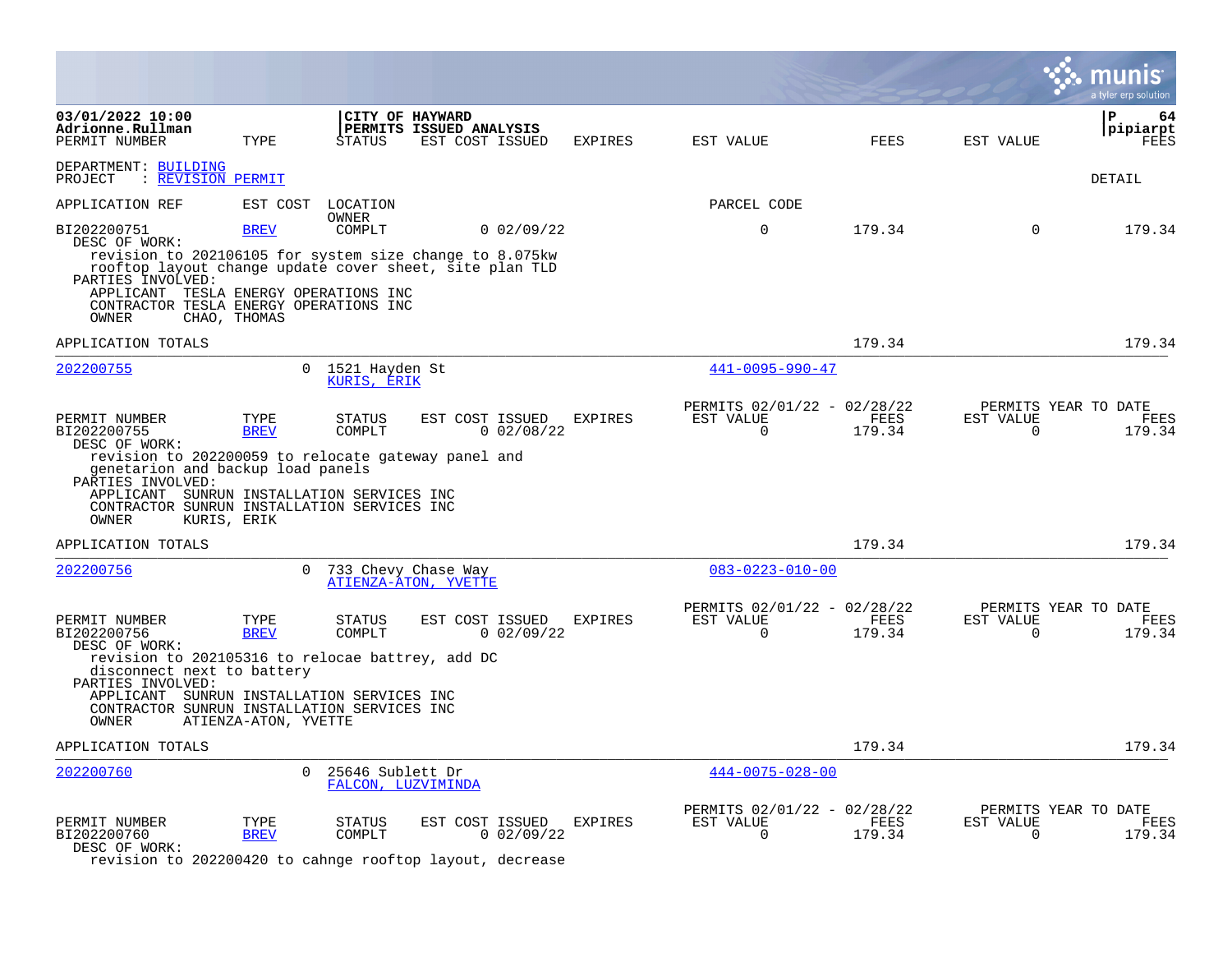CITY OF HAYWARD
PERMITS ISSUED ANALYSIS

DEPARTMENT: BUILDING
PROJECT : REVISION PERMIT

DETAIL

| APPLICATION REF | EST COST | LOCATION / OWNER | | | PARCEL CODE | | | |
|---|---|---|---|---|---|---|---|---|
| PERMIT NUMBER | TYPE | STATUS | EST COST ISSUED | EXPIRES | EST VALUE | FEES | EST VALUE | FEES |
| BI202200751 | BREV | COMPLT | 0 02/09/22 | | 0 | 179.34 | 0 | 179.34 |

DESC OF WORK:
revision to 202106105 for system size change to 8.075kw rooftop layout change update cover sheet, site plan TLD

PARTIES INVOLVED:
APPLICANT TESLA ENERGY OPERATIONS INC
CONTRACTOR TESLA ENERGY OPERATIONS INC
OWNER CHAO, THOMAS

APPLICATION TOTALS 179.34 179.34

---

202200755 | 0 | 1521 Hayden St | KURIS, ERIK | 441-0095-990-47

| PERMIT NUMBER | TYPE | STATUS | EST COST ISSUED | EXPIRES | PERMITS 02/01/22 - 02/28/22 EST VALUE | FEES | PERMITS YEAR TO DATE EST VALUE | FEES |
|---|---|---|---|---|---|---|---|---|
| BI202200755 | BREV | COMPLT | 0 02/08/22 | | 0 | 179.34 | 0 | 179.34 |

DESC OF WORK:
revision to 202200059 to relocate gateway panel and genetarion and backup load panels

PARTIES INVOLVED:
APPLICANT SUNRUN INSTALLATION SERVICES INC
CONTRACTOR SUNRUN INSTALLATION SERVICES INC
OWNER KURIS, ERIK

APPLICATION TOTALS 179.34 179.34

---

202200756 | 0 | 733 Chevy Chase Way | ATIENZA-ATON, YVETTE | 083-0223-010-00

| PERMIT NUMBER | TYPE | STATUS | EST COST ISSUED | EXPIRES | PERMITS 02/01/22 - 02/28/22 EST VALUE | FEES | PERMITS YEAR TO DATE EST VALUE | FEES |
|---|---|---|---|---|---|---|---|---|
| BI202200756 | BREV | COMPLT | 0 02/09/22 | | 0 | 179.34 | 0 | 179.34 |

DESC OF WORK:
revision to 202105316 to relocae battrey, add DC disconnect next to battery

PARTIES INVOLVED:
APPLICANT SUNRUN INSTALLATION SERVICES INC
CONTRACTOR SUNRUN INSTALLATION SERVICES INC
OWNER ATIENZA-ATON, YVETTE

APPLICATION TOTALS 179.34 179.34

---

202200760 | 0 | 25646 Sublett Dr | FALCON, LUZVIMINDA | 444-0075-028-00

| PERMIT NUMBER | TYPE | STATUS | EST COST ISSUED | EXPIRES | PERMITS 02/01/22 - 02/28/22 EST VALUE | FEES | PERMITS YEAR TO DATE EST VALUE | FEES |
|---|---|---|---|---|---|---|---|---|
| BI202200760 | BREV | COMPLT | 0 02/09/22 | | 0 | 179.34 | 0 | 179.34 |

DESC OF WORK:
revision to 202200420 to cahnge rooftop layout, decrease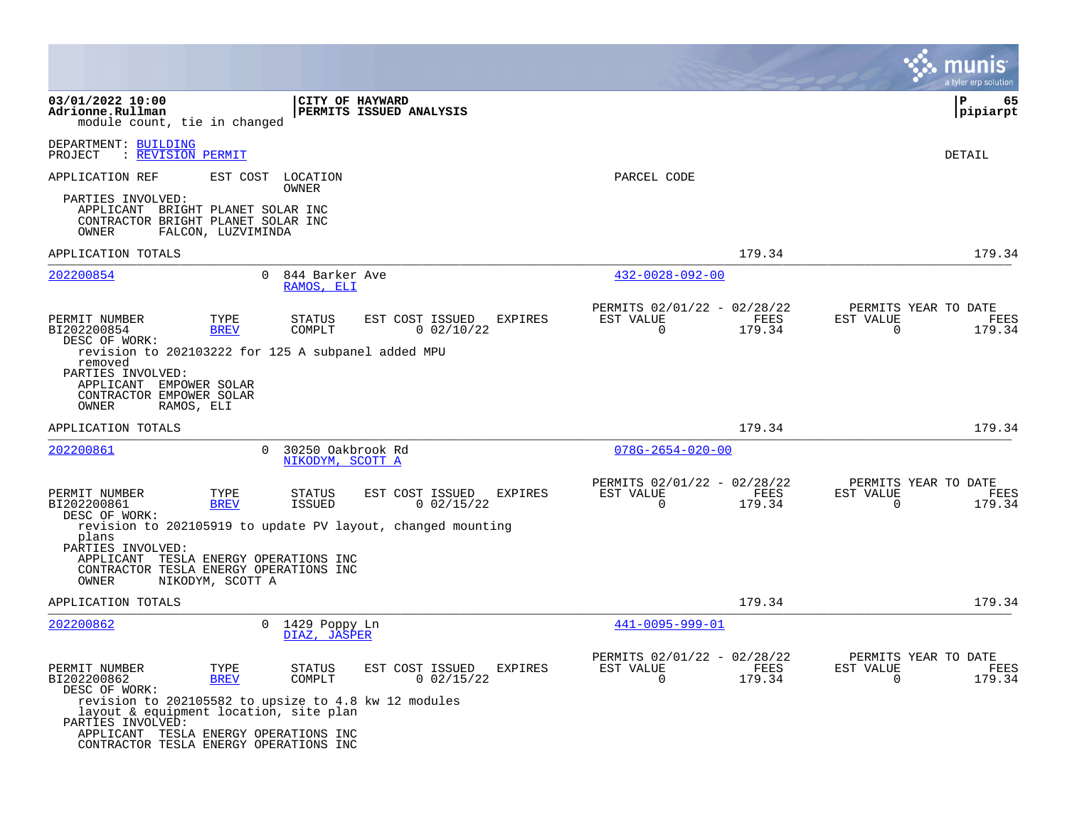module count, tie in changed

DEPARTMENT: BUILDING
PROJECT : REVISION PERMIT

DETAIL

APPLICATION REF | EST COST | LOCATION / OWNER | PARCEL CODE

PARTIES INVOLVED:
- APPLICANT BRIGHT PLANET SOLAR INC
- CONTRACTOR BRIGHT PLANET SOLAR INC
- OWNER FALCON, LUZVIMINDA

APPLICATION TOTALS 179.34 179.34

---

**202200854** | 0 | 844 Barker Ave / RAMOS, ELI | 432-0028-092-00

| PERMIT NUMBER | TYPE | STATUS | EST COST | ISSUED | EXPIRES | PERMITS 02/01/22 - 02/28/22 EST VALUE | FEES | PERMITS YEAR TO DATE EST VALUE | FEES |
|---|---|---|---|---|---|---|---|---|---|
| BI202200854 | BREV | COMPLT | 0 | 02/10/22 | | 0 | 179.34 | 0 | 179.34 |

DESC OF WORK:
revision to 202103222 for 125 A subpanel added MPU removed

PARTIES INVOLVED:
- APPLICANT EMPOWER SOLAR
- CONTRACTOR EMPOWER SOLAR
- OWNER RAMOS, ELI

APPLICATION TOTALS 179.34 179.34

---

**202200861** | 0 | 30250 Oakbrook Rd / NIKODYM, SCOTT A | 078G-2654-020-00

| PERMIT NUMBER | TYPE | STATUS | EST COST | ISSUED | EXPIRES | PERMITS 02/01/22 - 02/28/22 EST VALUE | FEES | PERMITS YEAR TO DATE EST VALUE | FEES |
|---|---|---|---|---|---|---|---|---|---|
| BI202200861 | BREV | ISSUED | 0 | 02/15/22 | | 0 | 179.34 | 0 | 179.34 |

DESC OF WORK:
revision to 202105919 to update PV layout, changed mounting plans

PARTIES INVOLVED:
- APPLICANT TESLA ENERGY OPERATIONS INC
- CONTRACTOR TESLA ENERGY OPERATIONS INC
- OWNER NIKODYM, SCOTT A

APPLICATION TOTALS 179.34 179.34

---

**202200862** | 0 | 1429 Poppy Ln / DIAZ, JASPER | 441-0095-999-01

| PERMIT NUMBER | TYPE | STATUS | EST COST | ISSUED | EXPIRES | PERMITS 02/01/22 - 02/28/22 EST VALUE | FEES | PERMITS YEAR TO DATE EST VALUE | FEES |
|---|---|---|---|---|---|---|---|---|---|
| BI202200862 | BREV | COMPLT | 0 | 02/15/22 | | 0 | 179.34 | 0 | 179.34 |

DESC OF WORK:
revision to 202105582 to upsize to 4.8 kw 12 modules layout & equipment location, site plan

PARTIES INVOLVED:
- APPLICANT TESLA ENERGY OPERATIONS INC
- CONTRACTOR TESLA ENERGY OPERATIONS INC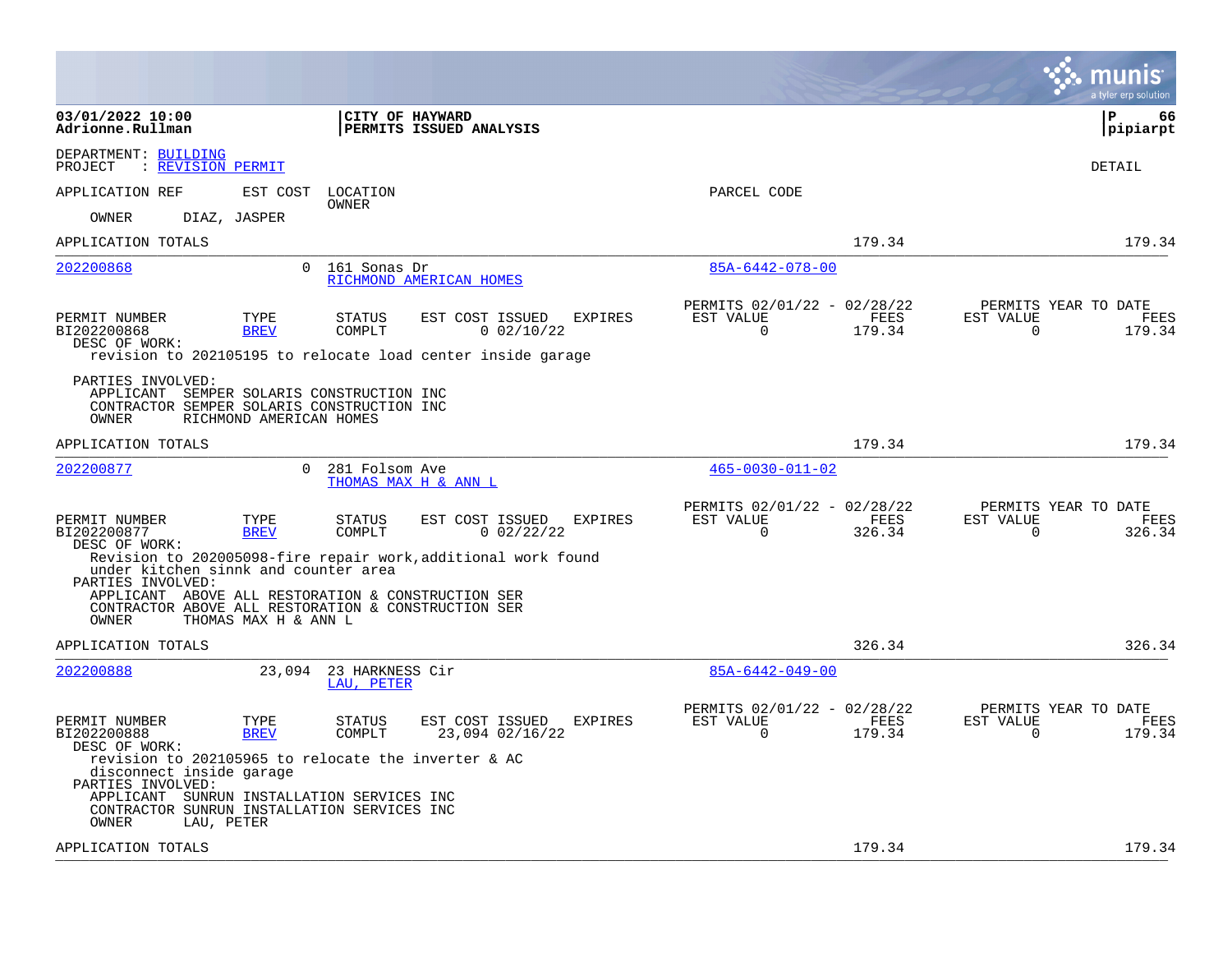03/01/2022 10:00
Adrionne.Rullman

**CITY OF HAYWARD**
**PERMITS ISSUED ANALYSIS**

P 66
pipiarpt

DEPARTMENT: BUILDING
PROJECT : REVISION PERMIT

DETAIL

APPLICATION REF | EST COST | LOCATION OWNER | PARCEL CODE

OWNER DIAZ, JASPER

APPLICATION TOTALS 179.34 179.34

---

**202200868** | 0 | 161 Sonas Dr | 85A-6442-078-00
RICHMOND AMERICAN HOMES

| PERMIT NUMBER | TYPE | STATUS | EST COST | ISSUED | EXPIRES | PERMITS 02/01/22 - 02/28/22 EST VALUE | FEES | PERMITS YEAR TO DATE EST VALUE | FEES |
|---|---|---|---|---|---|---|---|---|---|
| BI202200868 | BREV | COMPL | 0 | 02/10/22 | | 0 | 179.34 | 0 | 179.34 |

DESC OF WORK:
revision to 202105195 to relocate load center inside garage

PARTIES INVOLVED:
APPLICANT SEMPER SOLARIS CONSTRUCTION INC
CONTRACTOR SEMPER SOLARIS CONSTRUCTION INC
OWNER RICHMOND AMERICAN HOMES

APPLICATION TOTALS 179.34 179.34

---

**202200877** | 0 | 281 Folsom Ave | 465-0030-011-02
THOMAS MAX H & ANN L

| PERMIT NUMBER | TYPE | STATUS | EST COST | ISSUED | EXPIRES | PERMITS 02/01/22 - 02/28/22 EST VALUE | FEES | PERMITS YEAR TO DATE EST VALUE | FEES |
|---|---|---|---|---|---|---|---|---|---|
| BI202200877 | BREV | COMPL | 0 | 02/22/22 | | 0 | 326.34 | 0 | 326.34 |

DESC OF WORK:
Revision to 202005098-fire repair work,additional work found under kitchen sinnk and counter area

PARTIES INVOLVED:
APPLICANT ABOVE ALL RESTORATION & CONSTRUCTION SER
CONTRACTOR ABOVE ALL RESTORATION & CONSTRUCTION SER
OWNER THOMAS MAX H & ANN L

APPLICATION TOTALS 326.34 326.34

---

**202200888** | 23,094 | 23 HARKNESS Cir | 85A-6442-049-00
LAU, PETER

| PERMIT NUMBER | TYPE | STATUS | EST COST | ISSUED | EXPIRES | PERMITS 02/01/22 - 02/28/22 EST VALUE | FEES | PERMITS YEAR TO DATE EST VALUE | FEES |
|---|---|---|---|---|---|---|---|---|---|
| BI202200888 | BREV | COMPL | 23,094 | 02/16/22 | | 0 | 179.34 | 0 | 179.34 |

DESC OF WORK:
revision to 202105965 to relocate the inverter & AC disconnect inside garage

PARTIES INVOLVED:
APPLICANT SUNRUN INSTALLATION SERVICES INC
CONTRACTOR SUNRUN INSTALLATION SERVICES INC
OWNER LAU, PETER

APPLICATION TOTALS 179.34 179.34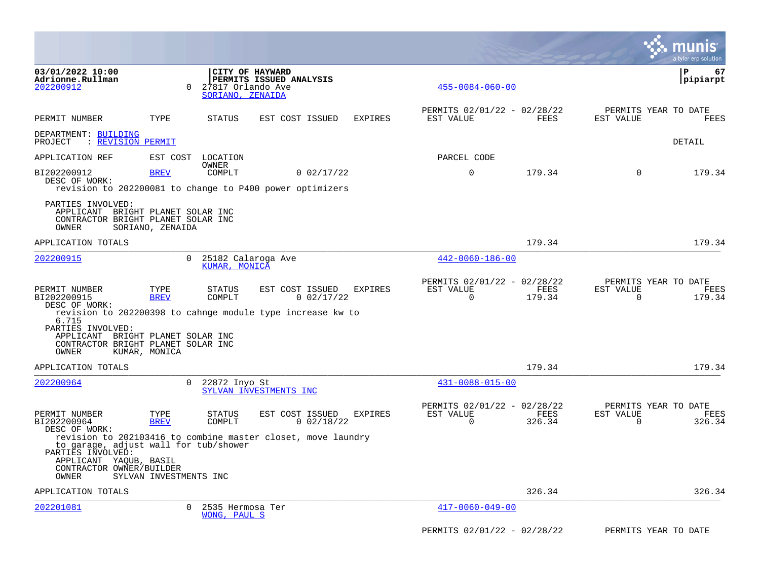**03/01/2022 10:00**
**Adrionne.Rullman**

**CITY OF HAYWARD**
**PERMITS ISSUED ANALYSIS**

**pipiarpt**

202200912 0 27817 Orlando Ave — SORIANO, ZENAIDA — 455-0084-060-00

| PERMIT NUMBER | TYPE | STATUS | EST COST | ISSUED | EXPIRES | PERMITS 02/01/22 - 02/28/22 EST VALUE | FEES | PERMITS YEAR TO DATE EST VALUE | FEES |
|---|---|---|---|---|---|---|---|---|---|

DEPARTMENT: BUILDING
PROJECT : REVISION PERMIT

DETAIL

| APPLICATION REF | EST COST | LOCATION / OWNER | | | | PARCEL CODE | | | |
|---|---|---|---|---|---|---|---|---|---|
| BI202200912 | BREV | COMPLT | 0 | 02/17/22 | | 0 | 179.34 | 0 | 179.34 |

DESC OF WORK:
revision to 202200081 to change to P400 power optimizers

PARTIES INVOLVED:
APPLICANT BRIGHT PLANET SOLAR INC
CONTRACTOR BRIGHT PLANET SOLAR INC
OWNER SORIANO, ZENAIDA

APPLICATION TOTALS 179.34 179.34

---

202200915 0 25182 Calaroga Ave — KUMAR, MONICA — 442-0060-186-00

| PERMIT NUMBER | TYPE | STATUS | EST COST | ISSUED | EXPIRES | PERMITS 02/01/22 - 02/28/22 EST VALUE | FEES | PERMITS YEAR TO DATE EST VALUE | FEES |
|---|---|---|---|---|---|---|---|---|---|
| BI202200915 | BREV | COMPLT | 0 | 02/17/22 | | 0 | 179.34 | 0 | 179.34 |

DESC OF WORK:
revision to 202200398 to cahnge module type increase kw to 6.715

PARTIES INVOLVED:
APPLICANT BRIGHT PLANET SOLAR INC
CONTRACTOR BRIGHT PLANET SOLAR INC
OWNER KUMAR, MONICA

APPLICATION TOTALS 179.34 179.34

---

202200964 0 22872 Inyo St — SYLVAN INVESTMENTS INC — 431-0088-015-00

| PERMIT NUMBER | TYPE | STATUS | EST COST | ISSUED | EXPIRES | PERMITS 02/01/22 - 02/28/22 EST VALUE | FEES | PERMITS YEAR TO DATE EST VALUE | FEES |
|---|---|---|---|---|---|---|---|---|---|
| BI202200964 | BREV | COMPLT | 0 | 02/18/22 | | 0 | 326.34 | 0 | 326.34 |

DESC OF WORK:
revision to 202103416 to combine master closet, move laundry to garage, adjust wall for tub/shower

PARTIES INVOLVED:
APPLICANT YAQUB, BASIL
CONTRACTOR OWNER/BUILDER
OWNER SYLVAN INVESTMENTS INC

APPLICATION TOTALS 326.34 326.34

---

202201081 0 2535 Hermosa Ter — WONG, PAUL S — 417-0060-049-00

PERMITS 02/01/22 - 02/28/22 PERMITS YEAR TO DATE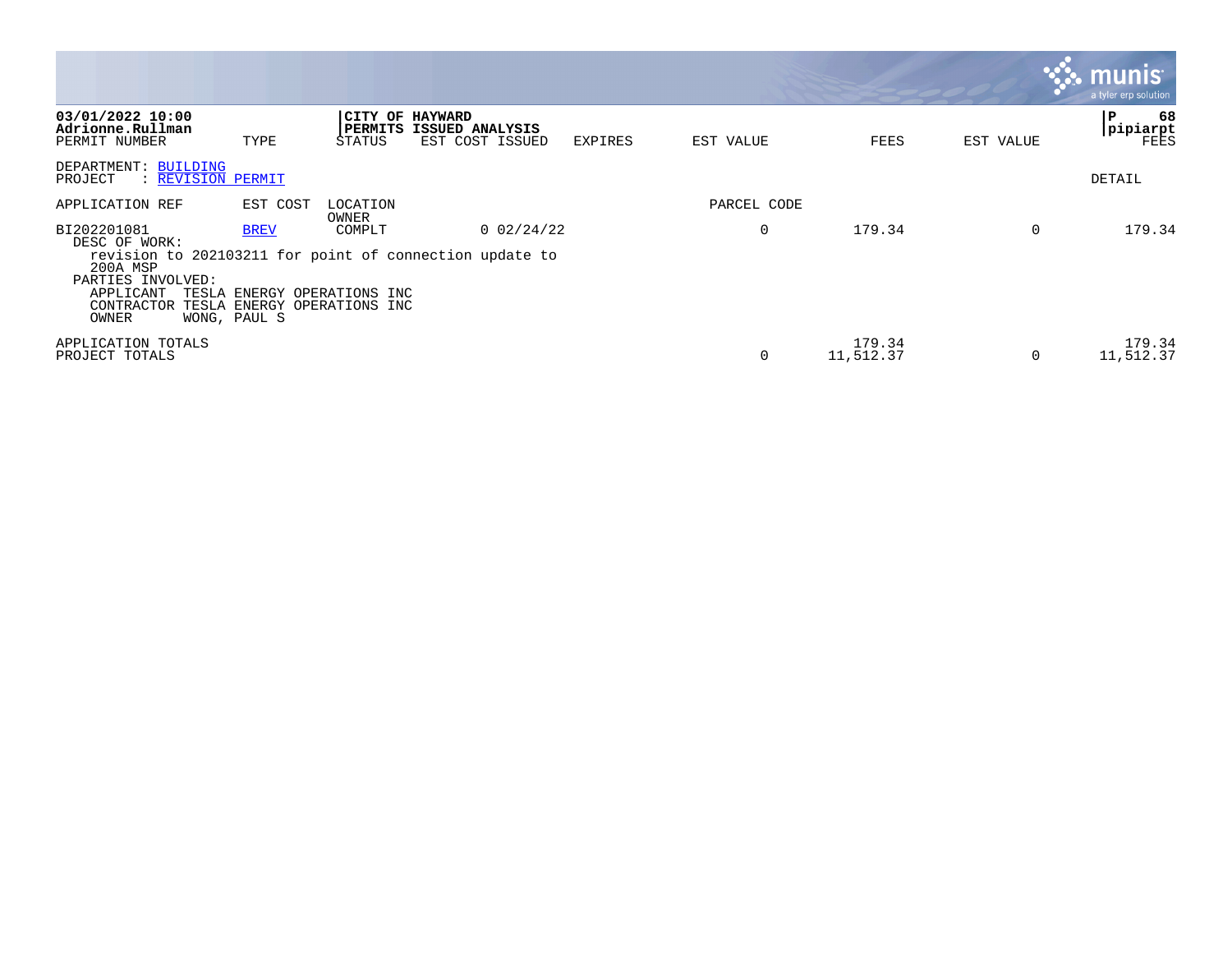**03/01/2022 10:00**
**Adrionne.Rullman**

**CITY OF HAYWARD**
**PERMITS ISSUED ANALYSIS**

**P 68**
**pipiarpt**

| PERMIT NUMBER | TYPE | STATUS | EST COST ISSUED | EXPIRES | EST VALUE | FEES | EST VALUE | FEES |
|---|---|---|---|---|---|---|---|---|

DEPARTMENT: BUILDING
PROJECT : REVISION PERMIT

DETAIL

| APPLICATION REF | EST COST | LOCATION / OWNER | | | PARCEL CODE | | | |
|---|---|---|---|---|---|---|---|---|
| BI202201081 | BREV | COMPLT | 0 02/24/22 | | 0 | 179.34 | 0 | 179.34 |

DESC OF WORK:
revision to 202103211 for point of connection update to 200A MSP

PARTIES INVOLVED:
APPLICANT TESLA ENERGY OPERATIONS INC
CONTRACTOR TESLA ENERGY OPERATIONS INC
OWNER WONG, PAUL S

| | EST VALUE | FEES | EST VALUE | FEES |
|---|---|---|---|---|
| APPLICATION TOTALS | | 179.34 | | 179.34 |
| PROJECT TOTALS | 0 | 11,512.37 | 0 | 11,512.37 |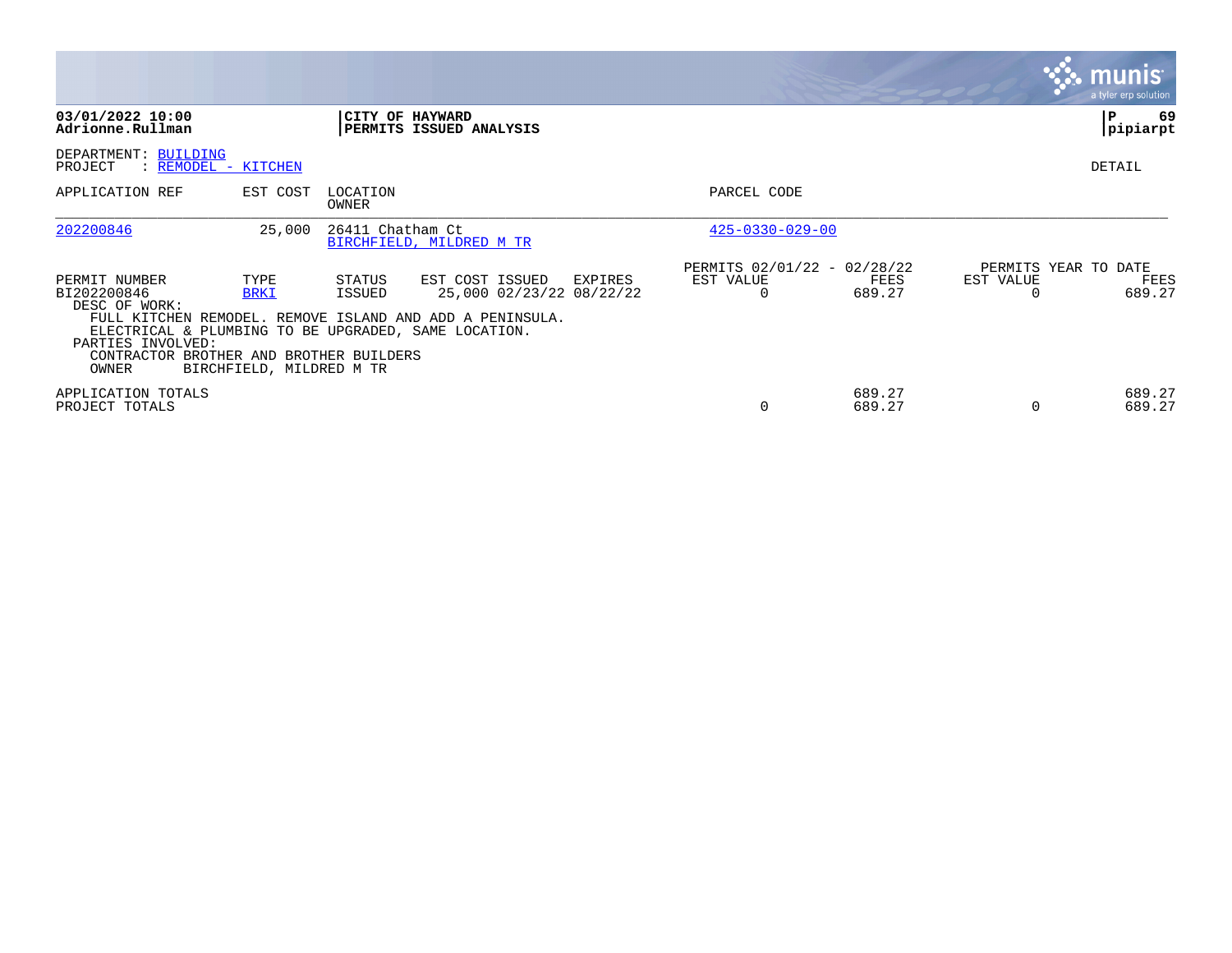**03/01/2022 10:00**
**Adrionne.Rullman**

**CITY OF HAYWARD**
**PERMITS ISSUED ANALYSIS**

**P 69**
**pipiarpt**

DEPARTMENT: BUILDING
PROJECT : REMODEL - KITCHEN

DETAIL

| APPLICATION REF | EST COST | LOCATION / OWNER | PARCEL CODE |
|---|---|---|---|
| 202200846 | 25,000 | 26411 Chatham Ct / BIRCHFIELD, MILDRED M TR | 425-0330-029-00 |

| PERMIT NUMBER | TYPE | STATUS | EST COST | ISSUED | EXPIRES | PERMITS 02/01/22 - 02/28/22 EST VALUE | PERMITS 02/01/22 - 02/28/22 FEES | PERMITS YEAR TO DATE EST VALUE | PERMITS YEAR TO DATE FEES |
|---|---|---|---|---|---|---|---|---|---|
| BI202200846 | BRKI | ISSUED | 25,000 | 02/23/22 | 08/22/22 | 0 | 689.27 | 0 | 689.27 |

DESC OF WORK:
FULL KITCHEN REMODEL. REMOVE ISLAND AND ADD A PENINSULA.
ELECTRICAL & PLUMBING TO BE UPGRADED, SAME LOCATION.

PARTIES INVOLVED:
CONTRACTOR BROTHER AND BROTHER BUILDERS
OWNER BIRCHFIELD, MILDRED M TR

| | EST VALUE | FEES | YTD EST VALUE | YTD FEES |
|---|---|---|---|---|
| APPLICATION TOTALS | | 689.27 | | 689.27 |
| PROJECT TOTALS | 0 | 689.27 | 0 | 689.27 |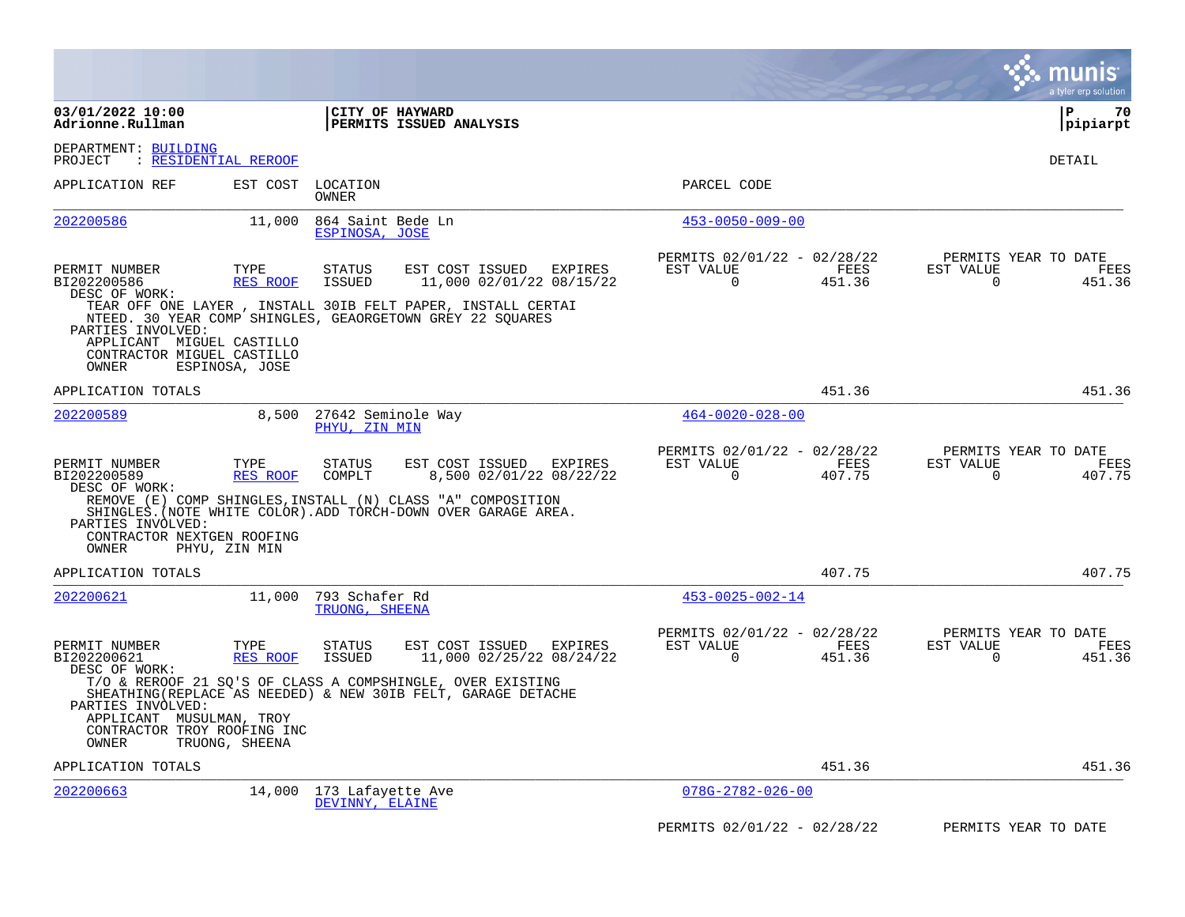**03/01/2022 10:00**
**Adrionne.Rullman**

**CITY OF HAYWARD**
**PERMITS ISSUED ANALYSIS**

**P 70**
**pipiarpt**

DEPARTMENT: BUILDING
PROJECT : RESIDENTIAL REROOF

DETAIL

| APPLICATION REF | EST COST | LOCATION / OWNER | PARCEL CODE |
|---|---|---|---|
| 202200586 | 11,000 | 864 Saint Bede Ln / ESPINOSA, JOSE | 453-0050-009-00 |

| PERMIT NUMBER | TYPE | STATUS | EST COST | ISSUED | EXPIRES | PERMITS 02/01/22 - 02/28/22 EST VALUE | FEES | PERMITS YEAR TO DATE EST VALUE | FEES |
|---|---|---|---|---|---|---|---|---|---|
| BI202200586 | RES ROOF | ISSUED | 11,000 | 02/01/22 | 08/15/22 | 0 | 451.36 | 0 | 451.36 |

DESC OF WORK:
TEAR OFF ONE LAYER , INSTALL 30IB FELT PAPER, INSTALL CERTAI NTEED. 30 YEAR COMP SHINGLES, GEAORGETOWN GREY 22 SQUARES

PARTIES INVOLVED:
APPLICANT MIGUEL CASTILLO
CONTRACTOR MIGUEL CASTILLO
OWNER ESPINOSA, JOSE

APPLICATION TOTALS 451.36 451.36

| APPLICATION REF | EST COST | LOCATION / OWNER | PARCEL CODE |
|---|---|---|---|
| 202200589 | 8,500 | 27642 Seminole Way / PHYU, ZIN MIN | 464-0020-028-00 |

| PERMIT NUMBER | TYPE | STATUS | EST COST | ISSUED | EXPIRES | PERMITS 02/01/22 - 02/28/22 EST VALUE | FEES | PERMITS YEAR TO DATE EST VALUE | FEES |
|---|---|---|---|---|---|---|---|---|---|
| BI202200589 | RES ROOF | COMPLT | 8,500 | 02/01/22 | 08/22/22 | 0 | 407.75 | 0 | 407.75 |

DESC OF WORK:
REMOVE (E) COMP SHINGLES,INSTALL (N) CLASS "A" COMPOSITION SHINGLES.(NOTE WHITE COLOR).ADD TORCH-DOWN OVER GARAGE AREA.

PARTIES INVOLVED:
CONTRACTOR NEXTGEN ROOFING
OWNER PHYU, ZIN MIN

APPLICATION TOTALS 407.75 407.75

| APPLICATION REF | EST COST | LOCATION / OWNER | PARCEL CODE |
|---|---|---|---|
| 202200621 | 11,000 | 793 Schafer Rd / TRUONG, SHEENA | 453-0025-002-14 |

| PERMIT NUMBER | TYPE | STATUS | EST COST | ISSUED | EXPIRES | PERMITS 02/01/22 - 02/28/22 EST VALUE | FEES | PERMITS YEAR TO DATE EST VALUE | FEES |
|---|---|---|---|---|---|---|---|---|---|
| BI202200621 | RES ROOF | ISSUED | 11,000 | 02/25/22 | 08/24/22 | 0 | 451.36 | 0 | 451.36 |

DESC OF WORK:
T/O & REROOF 21 SQ'S OF CLASS A COMPSHINGLE, OVER EXISTING SHEATHING(REPLACE AS NEEDED) & NEW 30IB FELT, GARAGE DETACHE

PARTIES INVOLVED:
APPLICANT MUSULMAN, TROY
CONTRACTOR TROY ROOFING INC
OWNER TRUONG, SHEENA

APPLICATION TOTALS 451.36 451.36

| APPLICATION REF | EST COST | LOCATION / OWNER | PARCEL CODE |
|---|---|---|---|
| 202200663 | 14,000 | 173 Lafayette Ave / DEVINNY, ELAINE | 078G-2782-026-00 |

PERMITS 02/01/22 - 02/28/22 PERMITS YEAR TO DATE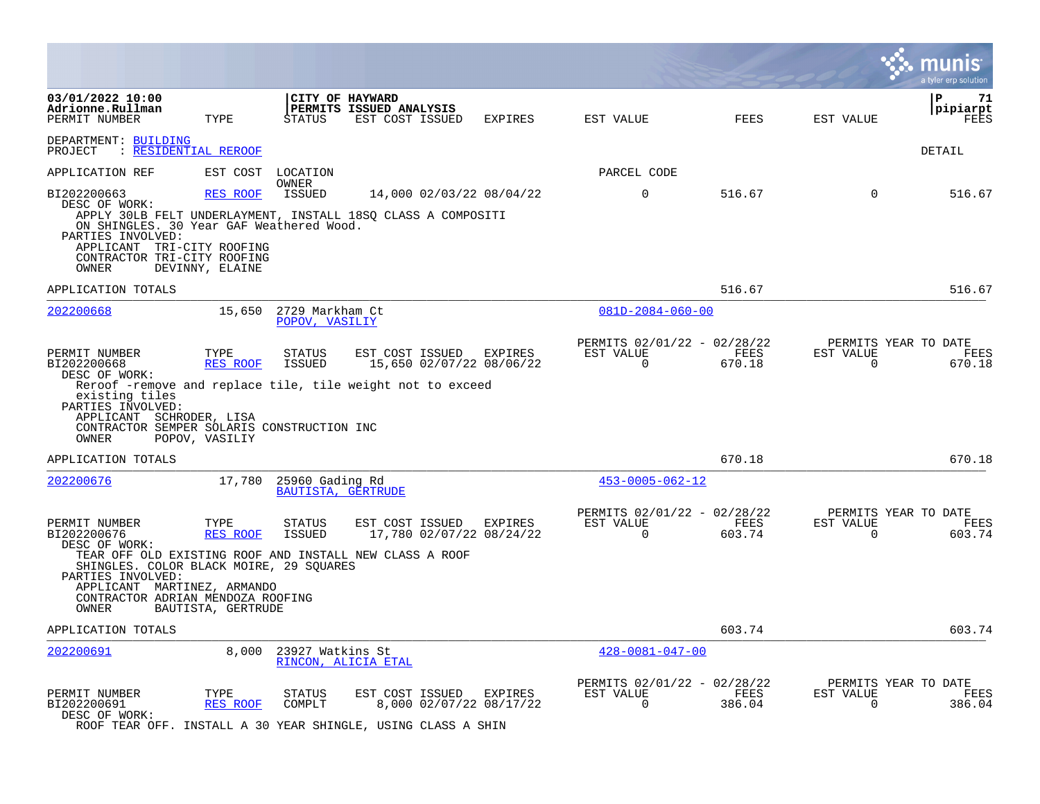**CITY OF HAYWARD**
**PERMITS ISSUED ANALYSIS**

03/01/2022 10:00
Adrionne.Rullman

DEPARTMENT: BUILDING
PROJECT : RESIDENTIAL REROOF

DETAIL

| PERMIT NUMBER | TYPE | STATUS | EST COST | ISSUED | EXPIRES | EST VALUE | FEES | EST VALUE (YTD) | FEES (YTD) |
|---|---|---|---|---|---|---|---|---|---|
| BI202200663 | RES ROOF | ISSUED | 14,000 | 02/03/22 | 08/04/22 | 0 | 516.67 | 0 | 516.67 |

DESC OF WORK:
APPLY 30LB FELT UNDERLAYMENT, INSTALL 18SQ CLASS A COMPOSITI ON SHINGLES. 30 Year GAF Weathered Wood.

PARTIES INVOLVED:
- APPLICANT TRI-CITY ROOFING
- CONTRACTOR TRI-CITY ROOFING
- OWNER DEVINNY, ELAINE

APPLICATION TOTALS: FEES 516.67 — YTD FEES 516.67

---

**202200668** — EST COST 15,650 — 2729 Markham Ct — OWNER: POPOV, VASILIY — PARCEL CODE: 081D-2084-060-00

| PERMIT NUMBER | TYPE | STATUS | EST COST | ISSUED | EXPIRES | PERMITS 02/01/22 - 02/28/22 EST VALUE | FEES | PERMITS YEAR TO DATE EST VALUE | FEES |
|---|---|---|---|---|---|---|---|---|---|
| BI202200668 | RES ROOF | ISSUED | 15,650 | 02/07/22 | 08/06/22 | 0 | 670.18 | 0 | 670.18 |

DESC OF WORK:
Reroof -remove and replace tile, tile weight not to exceed existing tiles

PARTIES INVOLVED:
- APPLICANT SCHRODER, LISA
- CONTRACTOR SEMPER SOLARIS CONSTRUCTION INC
- OWNER POPOV, VASILIY

APPLICATION TOTALS: FEES 670.18 — YTD FEES 670.18

---

**202200676** — EST COST 17,780 — 25960 Gading Rd — OWNER: BAUTISTA, GERTRUDE — PARCEL CODE: 453-0005-062-12

| PERMIT NUMBER | TYPE | STATUS | EST COST | ISSUED | EXPIRES | PERMITS 02/01/22 - 02/28/22 EST VALUE | FEES | PERMITS YEAR TO DATE EST VALUE | FEES |
|---|---|---|---|---|---|---|---|---|---|
| BI202200676 | RES ROOF | ISSUED | 17,780 | 02/07/22 | 08/24/22 | 0 | 603.74 | 0 | 603.74 |

DESC OF WORK:
TEAR OFF OLD EXISTING ROOF AND INSTALL NEW CLASS A ROOF SHINGLES. COLOR BLACK MOIRE, 29 SQUARES

PARTIES INVOLVED:
- APPLICANT MARTINEZ, ARMANDO
- CONTRACTOR ADRIAN MENDOZA ROOFING
- OWNER BAUTISTA, GERTRUDE

APPLICATION TOTALS: FEES 603.74 — YTD FEES 603.74

---

**202200691** — EST COST 8,000 — 23927 Watkins St — OWNER: RINCON, ALICIA ETAL — PARCEL CODE: 428-0081-047-00

| PERMIT NUMBER | TYPE | STATUS | EST COST | ISSUED | EXPIRES | PERMITS 02/01/22 - 02/28/22 EST VALUE | FEES | PERMITS YEAR TO DATE EST VALUE | FEES |
|---|---|---|---|---|---|---|---|---|---|
| BI202200691 | RES ROOF | COMPLT | 8,000 | 02/07/22 | 08/17/22 | 0 | 386.04 | 0 | 386.04 |

DESC OF WORK:
ROOF TEAR OFF. INSTALL A 30 YEAR SHINGLE, USING CLASS A SHIN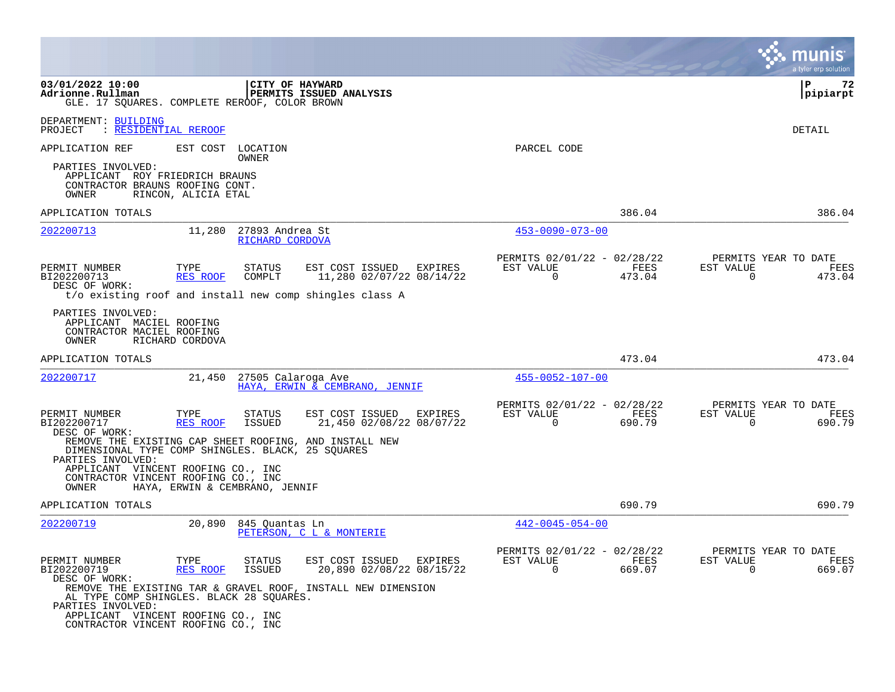GLE. 17 SQUARES. COMPLETE REROOF, COLOR BROWN

DEPARTMENT: BUILDING
PROJECT : RESIDENTIAL REROOF

DETAIL

| APPLICATION REF | EST COST | LOCATION / OWNER | PARCEL CODE |
|---|---|---|---|

PARTIES INVOLVED:
APPLICANT ROY FRIEDRICH BRAUNS
CONTRACTOR BRAUNS ROOFING CONT.
OWNER RINCON, ALICIA ETAL

APPLICATION TOTALS 386.04 386.04

---

**202200713** 11,280 27893 Andrea St — RICHARD CORDOVA — 453-0090-073-00

| PERMIT NUMBER | TYPE | STATUS | EST COST | ISSUED | EXPIRES | PERMITS 02/01/22 - 02/28/22 EST VALUE | FEES | PERMITS YEAR TO DATE EST VALUE | FEES |
|---|---|---|---|---|---|---|---|---|---|
| BI202200713 | RES ROOF | COMPLT | 11,280 | 02/07/22 | 08/14/22 | 0 | 473.04 | 0 | 473.04 |

DESC OF WORK:
t/o existing roof and install new comp shingles class A

PARTIES INVOLVED:
APPLICANT MACIEL ROOFING
CONTRACTOR MACIEL ROOFING
OWNER RICHARD CORDOVA

APPLICATION TOTALS 473.04 473.04

---

**202200717** 21,450 27505 Calaroga Ave — HAYA, ERWIN & CEMBRANO, JENNIF — 455-0052-107-00

| PERMIT NUMBER | TYPE | STATUS | EST COST | ISSUED | EXPIRES | PERMITS 02/01/22 - 02/28/22 EST VALUE | FEES | PERMITS YEAR TO DATE EST VALUE | FEES |
|---|---|---|---|---|---|---|---|---|---|
| BI202200717 | RES ROOF | ISSUED | 21,450 | 02/08/22 | 08/07/22 | 0 | 690.79 | 0 | 690.79 |

DESC OF WORK:
REMOVE THE EXISTING CAP SHEET ROOFING, AND INSTALL NEW DIMENSIONAL TYPE COMP SHINGLES. BLACK, 25 SQUARES

PARTIES INVOLVED:
APPLICANT VINCENT ROOFING CO., INC
CONTRACTOR VINCENT ROOFING CO., INC
OWNER HAYA, ERWIN & CEMBRANO, JENNIF

APPLICATION TOTALS 690.79 690.79

---

**202200719** 20,890 845 Quantas Ln — PETERSON, C L & MONTERIE — 442-0045-054-00

| PERMIT NUMBER | TYPE | STATUS | EST COST | ISSUED | EXPIRES | PERMITS 02/01/22 - 02/28/22 EST VALUE | FEES | PERMITS YEAR TO DATE EST VALUE | FEES |
|---|---|---|---|---|---|---|---|---|---|
| BI202200719 | RES ROOF | ISSUED | 20,890 | 02/08/22 | 08/15/22 | 0 | 669.07 | 0 | 669.07 |

DESC OF WORK:
REMOVE THE EXISTING TAR & GRAVEL ROOF, INSTALL NEW DIMENSIONAL TYPE COMP SHINGLES. BLACK 28 SQUARES.

PARTIES INVOLVED:
APPLICANT VINCENT ROOFING CO., INC
CONTRACTOR VINCENT ROOFING CO., INC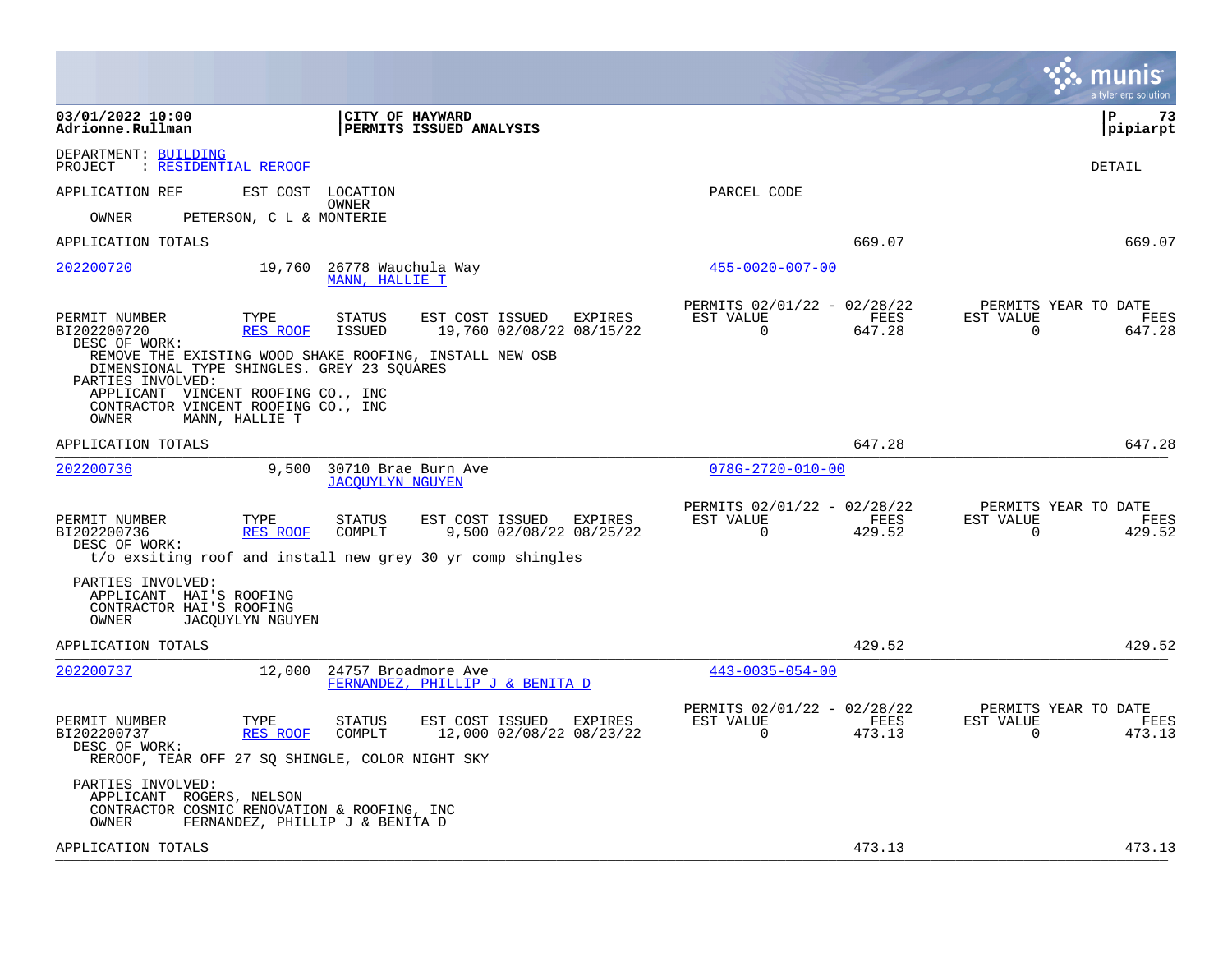**03/01/2022 10:00**
**Adrionne.Rullman**

**CITY OF HAYWARD**
**PERMITS ISSUED ANALYSIS**

**P 73**
**pipiarpt**

DEPARTMENT: BUILDING
PROJECT : RESIDENTIAL REROOF

DETAIL

APPLICATION REF | EST COST | LOCATION / OWNER | PARCEL CODE

OWNER PETERSON, C L & MONTERIE

APPLICATION TOTALS 669.07 669.07

---

**202200720** | 19,760 | 26778 Wauchula Way / MANN, HALLIE T | 455-0020-007-00

| PERMIT NUMBER | TYPE | STATUS | EST COST | ISSUED | EXPIRES | PERMITS 02/01/22 - 02/28/22 EST VALUE | FEES | PERMITS YEAR TO DATE EST VALUE | FEES |
|---|---|---|---|---|---|---|---|---|---|
| BI202200720 | RES ROOF | ISSUED | 19,760 | 02/08/22 | 08/15/22 | 0 | 647.28 | 0 | 647.28 |

DESC OF WORK:
REMOVE THE EXISTING WOOD SHAKE ROOFING, INSTALL NEW OSB DIMENSIONAL TYPE SHINGLES. GREY 23 SQUARES

PARTIES INVOLVED:
APPLICANT VINCENT ROOFING CO., INC
CONTRACTOR VINCENT ROOFING CO., INC
OWNER MANN, HALLIE T

APPLICATION TOTALS 647.28 647.28

---

**202200736** | 9,500 | 30710 Brae Burn Ave / JACQUYLYN NGUYEN | 078G-2720-010-00

| PERMIT NUMBER | TYPE | STATUS | EST COST | ISSUED | EXPIRES | PERMITS 02/01/22 - 02/28/22 EST VALUE | FEES | PERMITS YEAR TO DATE EST VALUE | FEES |
|---|---|---|---|---|---|---|---|---|---|
| BI202200736 | RES ROOF | COMPLT | 9,500 | 02/08/22 | 08/25/22 | 0 | 429.52 | 0 | 429.52 |

DESC OF WORK:
t/o exsiting roof and install new grey 30 yr comp shingles

PARTIES INVOLVED:
APPLICANT HAI'S ROOFING
CONTRACTOR HAI'S ROOFING
OWNER JACQUYLYN NGUYEN

APPLICATION TOTALS 429.52 429.52

---

**202200737** | 12,000 | 24757 Broadmore Ave / FERNANDEZ, PHILLIP J & BENITA D | 443-0035-054-00

| PERMIT NUMBER | TYPE | STATUS | EST COST | ISSUED | EXPIRES | PERMITS 02/01/22 - 02/28/22 EST VALUE | FEES | PERMITS YEAR TO DATE EST VALUE | FEES |
|---|---|---|---|---|---|---|---|---|---|
| BI202200737 | RES ROOF | COMPLT | 12,000 | 02/08/22 | 08/23/22 | 0 | 473.13 | 0 | 473.13 |

DESC OF WORK:
REROOF, TEAR OFF 27 SQ SHINGLE, COLOR NIGHT SKY

PARTIES INVOLVED:
APPLICANT ROGERS, NELSON
CONTRACTOR COSMIC RENOVATION & ROOFING, INC
OWNER FERNANDEZ, PHILLIP J & BENITA D

APPLICATION TOTALS 473.13 473.13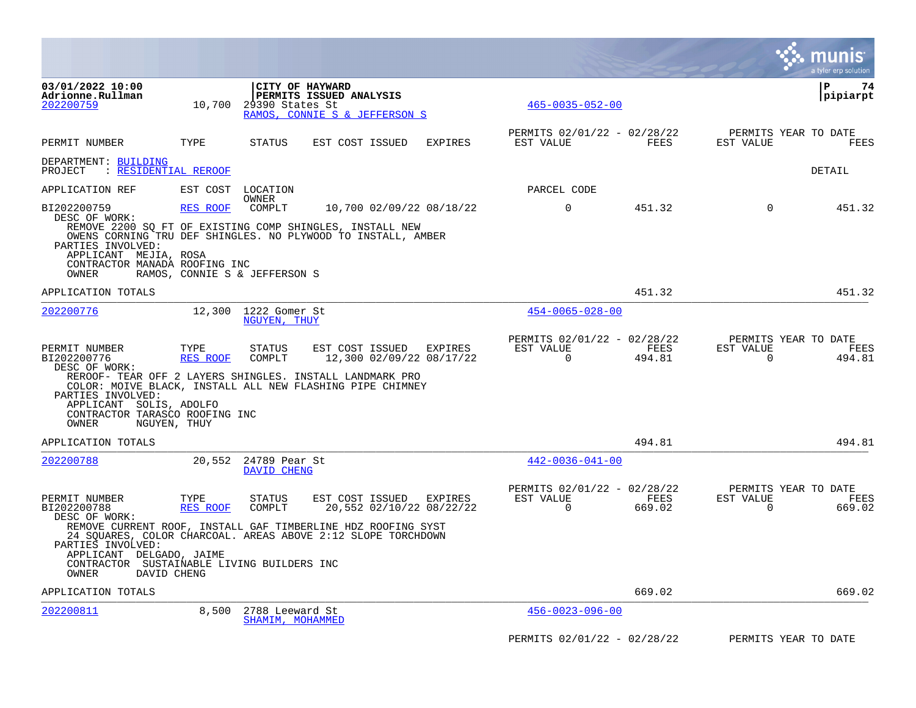**03/01/2022 10:00**
**Adrionne.Rullman**

**CITY OF HAYWARD**
**PERMITS ISSUED ANALYSIS**

**pipiarpt**

202200759 | 10,700 | 29390 States St | RAMOS, CONNIE S & JEFFERSON S | 465-0035-052-00

| PERMIT NUMBER | TYPE | STATUS | EST COST | ISSUED | EXPIRES | PERMITS 02/01/22 - 02/28/22 EST VALUE | FEES | PERMITS YEAR TO DATE EST VALUE | FEES |
|---|---|---|---|---|---|---|---|---|---|

DEPARTMENT: BUILDING
PROJECT : RESIDENTIAL REROOF

DETAIL

APPLICATION REF | EST COST | LOCATION | OWNER | PARCEL CODE

| PERMIT NUMBER | TYPE | STATUS | EST COST | ISSUED | EXPIRES | EST VALUE | FEES | EST VALUE | FEES |
|---|---|---|---|---|---|---|---|---|---|
| BI202200759 | RES ROOF | COMPLT | 10,700 | 02/09/22 | 08/18/22 | 0 | 451.32 | 0 | 451.32 |

DESC OF WORK:
REMOVE 2200 SQ FT OF EXISTING COMP SHINGLES, INSTALL NEW OWENS CORNING TRU DEF SHINGLES. NO PLYWOOD TO INSTALL, AMBER

PARTIES INVOLVED:
APPLICANT MEJIA, ROSA
CONTRACTOR MANADA ROOFING INC
OWNER RAMOS, CONNIE S & JEFFERSON S

APPLICATION TOTALS | 451.32 | 451.32

---

202200776 | 12,300 | 1222 Gomer St | NGUYEN, THUY | 454-0065-028-00

| PERMIT NUMBER | TYPE | STATUS | EST COST | ISSUED | EXPIRES | PERMITS 02/01/22 - 02/28/22 EST VALUE | FEES | PERMITS YEAR TO DATE EST VALUE | FEES |
|---|---|---|---|---|---|---|---|---|---|
| BI202200776 | RES ROOF | COMPLT | 12,300 | 02/09/22 | 08/17/22 | 0 | 494.81 | 0 | 494.81 |

DESC OF WORK:
REROOF- TEAR OFF 2 LAYERS SHINGLES. INSTALL LANDMARK PRO COLOR: MOIVE BLACK, INSTALL ALL NEW FLASHING PIPE CHIMNEY

PARTIES INVOLVED:
APPLICANT SOLIS, ADOLFO
CONTRACTOR TARASCO ROOFING INC
OWNER NGUYEN, THUY

APPLICATION TOTALS | 494.81 | 494.81

---

202200788 | 20,552 | 24789 Pear St | DAVID CHENG | 442-0036-041-00

| PERMIT NUMBER | TYPE | STATUS | EST COST | ISSUED | EXPIRES | PERMITS 02/01/22 - 02/28/22 EST VALUE | FEES | PERMITS YEAR TO DATE EST VALUE | FEES |
|---|---|---|---|---|---|---|---|---|---|
| BI202200788 | RES ROOF | COMPLT | 20,552 | 02/10/22 | 08/22/22 | 0 | 669.02 | 0 | 669.02 |

DESC OF WORK:
REMOVE CURRENT ROOF, INSTALL GAF TIMBERLINE HDZ ROOFING SYST 24 SQUARES, COLOR CHARCOAL. AREAS ABOVE 2:12 SLOPE TORCHDOWN

PARTIES INVOLVED:
APPLICANT DELGADO, JAIME
CONTRACTOR SUSTAINABLE LIVING BUILDERS INC
OWNER DAVID CHENG

APPLICATION TOTALS | 669.02 | 669.02

---

202200811 | 8,500 | 2788 Leeward St | SHAMIM, MOHAMMED | 456-0023-096-00

PERMITS 02/01/22 - 02/28/22 | PERMITS YEAR TO DATE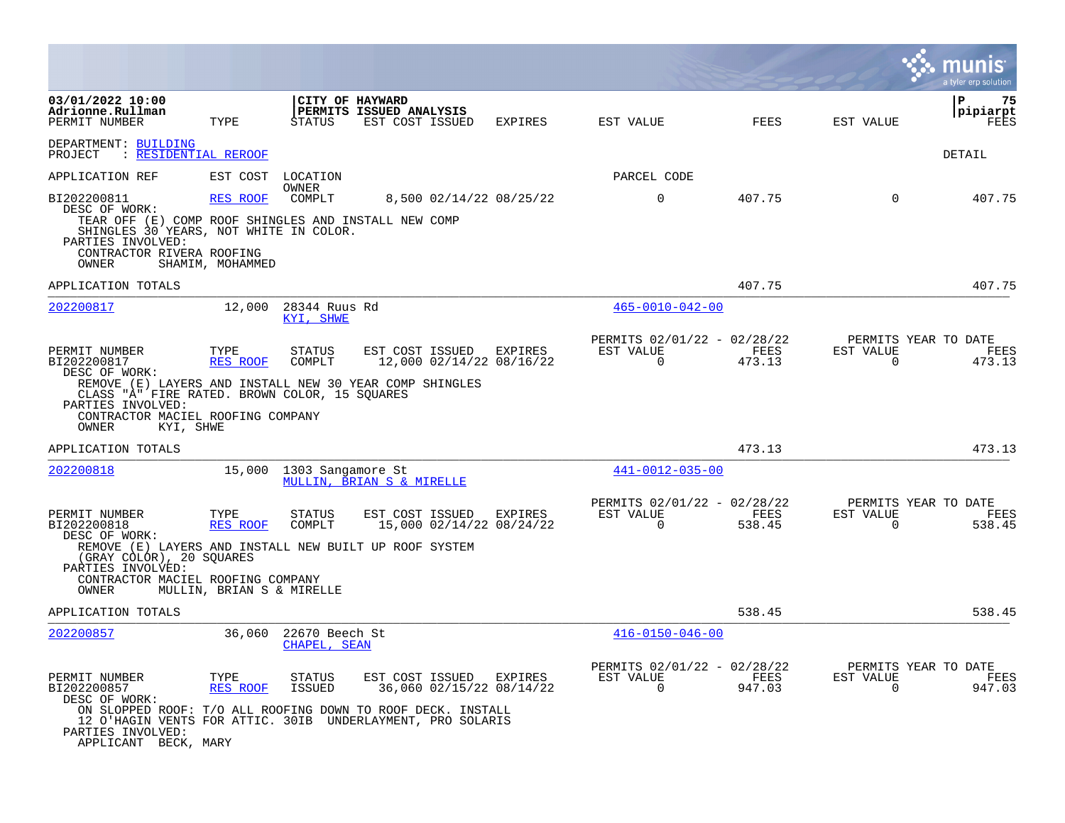CITY OF HAYWARD
PERMITS ISSUED ANALYSIS

DEPARTMENT: BUILDING
PROJECT : RESIDENTIAL REROOF

DETAIL

| PERMIT NUMBER | TYPE | STATUS | EST COST | ISSUED | EXPIRES | EST VALUE | FEES | EST VALUE | FEES |
|---|---|---|---|---|---|---|---|---|---|
| BI202200811 | RES ROOF | COMPLT | 8,500 | 02/14/22 | 08/25/22 | 0 | 407.75 | 0 | 407.75 |

DESC OF WORK:
TEAR OFF (E) COMP ROOF SHINGLES AND INSTALL NEW COMP SHINGLES 30 YEARS, NOT WHITE IN COLOR.

PARTIES INVOLVED:
CONTRACTOR RIVERA ROOFING
OWNER SHAMIM, MOHAMMED

APPLICATION TOTALS: 407.75 | 407.75

---

**202200817** — EST COST 12,000 — 28344 Ruus Rd — KYI, SHWE — PARCEL CODE 465-0010-042-00

| PERMIT NUMBER | TYPE | STATUS | EST COST | ISSUED | EXPIRES | PERMITS 02/01/22 - 02/28/22 EST VALUE | FEES | PERMITS YEAR TO DATE EST VALUE | FEES |
|---|---|---|---|---|---|---|---|---|---|
| BI202200817 | RES ROOF | COMPLT | 12,000 | 02/14/22 | 08/16/22 | 0 | 473.13 | 0 | 473.13 |

DESC OF WORK:
REMOVE (E) LAYERS AND INSTALL NEW 30 YEAR COMP SHINGLES CLASS "A" FIRE RATED. BROWN COLOR, 15 SQUARES

PARTIES INVOLVED:
CONTRACTOR MACIEL ROOFING COMPANY
OWNER KYI, SHWE

APPLICATION TOTALS: 473.13 | 473.13

---

**202200818** — EST COST 15,000 — 1303 Sangamore St — MULLIN, BRIAN S & MIRELLE — PARCEL CODE 441-0012-035-00

| PERMIT NUMBER | TYPE | STATUS | EST COST | ISSUED | EXPIRES | PERMITS 02/01/22 - 02/28/22 EST VALUE | FEES | PERMITS YEAR TO DATE EST VALUE | FEES |
|---|---|---|---|---|---|---|---|---|---|
| BI202200818 | RES ROOF | COMPLT | 15,000 | 02/14/22 | 08/24/22 | 0 | 538.45 | 0 | 538.45 |

DESC OF WORK:
REMOVE (E) LAYERS AND INSTALL NEW BUILT UP ROOF SYSTEM (GRAY COLOR), 20 SQUARES

PARTIES INVOLVED:
CONTRACTOR MACIEL ROOFING COMPANY
OWNER MULLIN, BRIAN S & MIRELLE

APPLICATION TOTALS: 538.45 | 538.45

---

**202200857** — EST COST 36,060 — 22670 Beech St — CHAPEL, SEAN — PARCEL CODE 416-0150-046-00

| PERMIT NUMBER | TYPE | STATUS | EST COST | ISSUED | EXPIRES | PERMITS 02/01/22 - 02/28/22 EST VALUE | FEES | PERMITS YEAR TO DATE EST VALUE | FEES |
|---|---|---|---|---|---|---|---|---|---|
| BI202200857 | RES ROOF | ISSUED | 36,060 | 02/15/22 | 08/14/22 | 0 | 947.03 | 0 | 947.03 |

DESC OF WORK:
ON SLOPPED ROOF: T/O ALL ROOFING DOWN TO ROOF DECK. INSTALL 12 O'HAGIN VENTS FOR ATTIC. 30IB UNDERLAYMENT, PRO SOLARIS

PARTIES INVOLVED:
APPLICANT BECK, MARY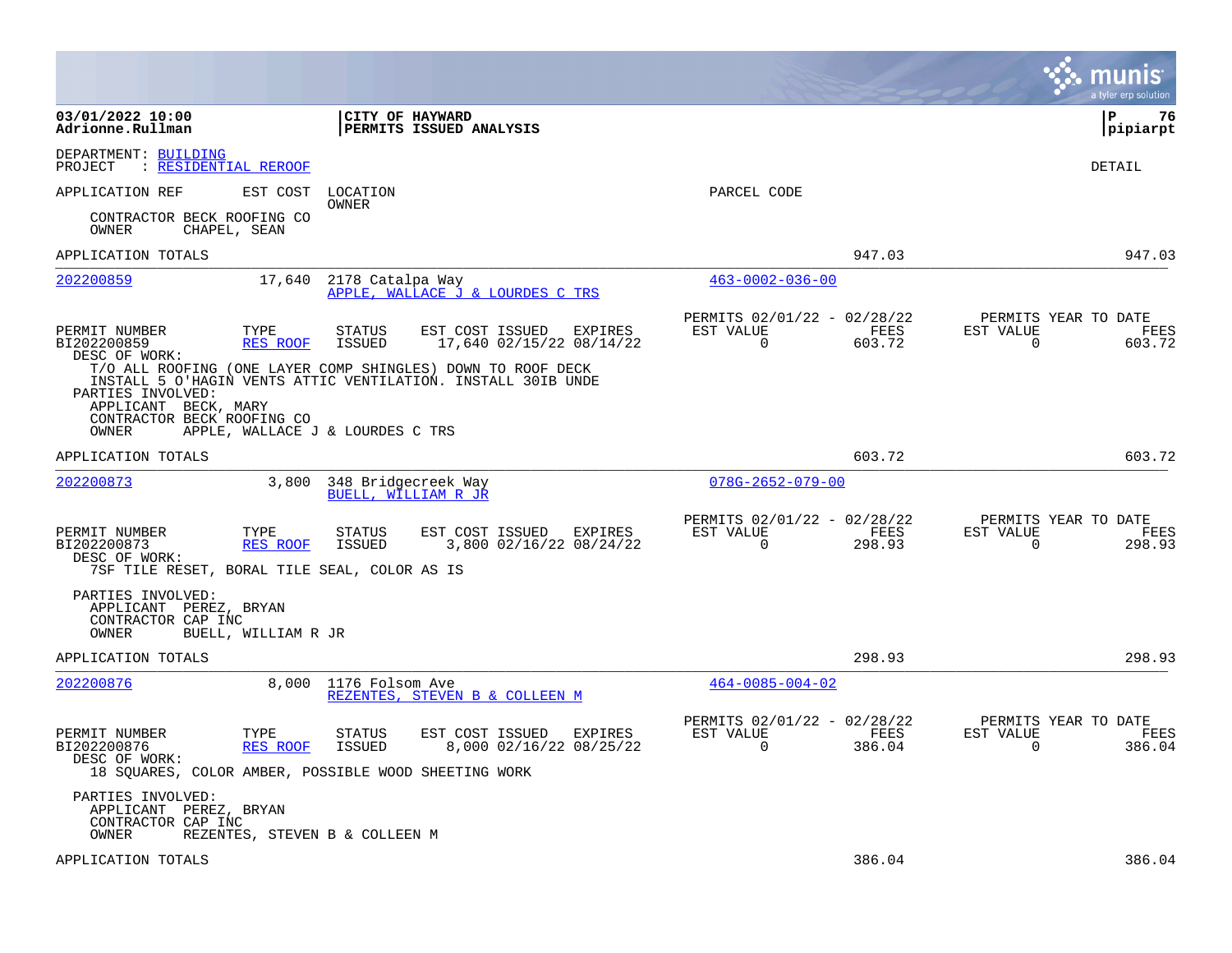**03/01/2022 10:00**
**Adrionne.Rullman**

**CITY OF HAYWARD**
**PERMITS ISSUED ANALYSIS**

**P 76**
**pipiarpt**

DEPARTMENT: BUILDING
PROJECT : RESIDENTIAL REROOF

DETAIL

APPLICATION REF | EST COST | LOCATION / OWNER | PARCEL CODE

CONTRACTOR BECK ROOFING CO
OWNER CHAPEL, SEAN

APPLICATION TOTALS 947.03 947.03

---

**202200859** 17,640 2178 Catalpa Way
APPLE, WALLACE J & LOURDES C TRS
463-0002-036-00

| PERMIT NUMBER | TYPE | STATUS | EST COST | ISSUED | EXPIRES | PERMITS 02/01/22 - 02/28/22 EST VALUE | FEES | PERMITS YEAR TO DATE EST VALUE | FEES |
|---|---|---|---|---|---|---|---|---|---|
| BI202200859 | RES ROOF | ISSUED | 17,640 | 02/15/22 | 08/14/22 | 0 | 603.72 | 0 | 603.72 |

DESC OF WORK:
T/O ALL ROOFING (ONE LAYER COMP SHINGLES) DOWN TO ROOF DECK
INSTALL 5 O'HAGIN VENTS ATTIC VENTILATION. INSTALL 30IB UNDE

PARTIES INVOLVED:
APPLICANT BECK, MARY
CONTRACTOR BECK ROOFING CO
OWNER APPLE, WALLACE J & LOURDES C TRS

APPLICATION TOTALS 603.72 603.72

---

**202200873** 3,800 348 Bridgecreek Way
BUELL, WILLIAM R JR
078G-2652-079-00

| PERMIT NUMBER | TYPE | STATUS | EST COST | ISSUED | EXPIRES | PERMITS 02/01/22 - 02/28/22 EST VALUE | FEES | PERMITS YEAR TO DATE EST VALUE | FEES |
|---|---|---|---|---|---|---|---|---|---|
| BI202200873 | RES ROOF | ISSUED | 3,800 | 02/16/22 | 08/24/22 | 0 | 298.93 | 0 | 298.93 |

DESC OF WORK:
7SF TILE RESET, BORAL TILE SEAL, COLOR AS IS

PARTIES INVOLVED:
APPLICANT PEREZ, BRYAN
CONTRACTOR CAP INC
OWNER BUELL, WILLIAM R JR

APPLICATION TOTALS 298.93 298.93

---

**202200876** 8,000 1176 Folsom Ave
REZENTES, STEVEN B & COLLEEN M
464-0085-004-02

| PERMIT NUMBER | TYPE | STATUS | EST COST | ISSUED | EXPIRES | PERMITS 02/01/22 - 02/28/22 EST VALUE | FEES | PERMITS YEAR TO DATE EST VALUE | FEES |
|---|---|---|---|---|---|---|---|---|---|
| BI202200876 | RES ROOF | ISSUED | 8,000 | 02/16/22 | 08/25/22 | 0 | 386.04 | 0 | 386.04 |

DESC OF WORK:
18 SQUARES, COLOR AMBER, POSSIBLE WOOD SHEETING WORK

PARTIES INVOLVED:
APPLICANT PEREZ, BRYAN
CONTRACTOR CAP INC
OWNER REZENTES, STEVEN B & COLLEEN M

APPLICATION TOTALS 386.04 386.04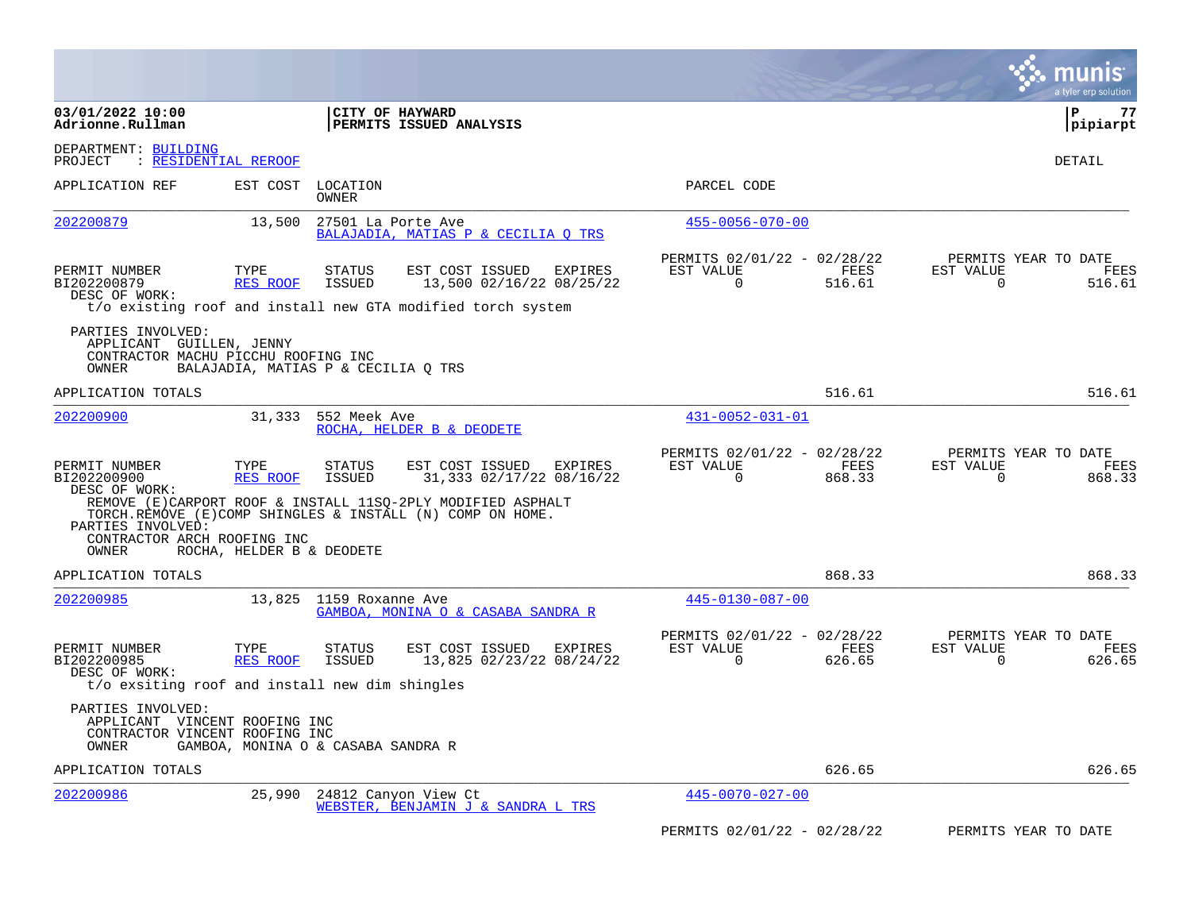03/01/2022 10:00
Adrionne.Rullman

**CITY OF HAYWARD**
**PERMITS ISSUED ANALYSIS**

pipiarpt

DEPARTMENT: BUILDING
PROJECT : RESIDENTIAL REROOF

DETAIL

| APPLICATION REF | EST COST | LOCATION / OWNER | PARCEL CODE |
|---|---|---|---|
| 202200879 | 13,500 | 27501 La Porte Ave / BALAJADIA, MATIAS P & CECILIA Q TRS | 455-0056-070-00 |

| PERMIT NUMBER | TYPE | STATUS | EST COST | ISSUED | EXPIRES | PERMITS 02/01/22 - 02/28/22 EST VALUE | FEES | PERMITS YEAR TO DATE EST VALUE | FEES |
|---|---|---|---|---|---|---|---|---|---|
| BI202200879 | RES ROOF | ISSUED | 13,500 | 02/16/22 | 08/25/22 | 0 | 516.61 | 0 | 516.61 |

DESC OF WORK:
t/o existing roof and install new GTA modified torch system

PARTIES INVOLVED:
APPLICANT GUILLEN, JENNY
CONTRACTOR MACHU PICCHU ROOFING INC
OWNER BALAJADIA, MATIAS P & CECILIA Q TRS

APPLICATION TOTALS: 516.61 | 516.61

| APPLICATION REF | EST COST | LOCATION / OWNER | PARCEL CODE |
|---|---|---|---|
| 202200900 | 31,333 | 552 Meek Ave / ROCHA, HELDER B & DEODETE | 431-0052-031-01 |

| PERMIT NUMBER | TYPE | STATUS | EST COST | ISSUED | EXPIRES | PERMITS 02/01/22 - 02/28/22 EST VALUE | FEES | PERMITS YEAR TO DATE EST VALUE | FEES |
|---|---|---|---|---|---|---|---|---|---|
| BI202200900 | RES ROOF | ISSUED | 31,333 | 02/17/22 | 08/16/22 | 0 | 868.33 | 0 | 868.33 |

DESC OF WORK:
REMOVE (E)CARPORT ROOF & INSTALL 11SQ-2PLY MODIFIED ASPHALT TORCH.REMOVE (E)COMP SHINGLES & INSTALL (N) COMP ON HOME.

PARTIES INVOLVED:
CONTRACTOR ARCH ROOFING INC
OWNER ROCHA, HELDER B & DEODETE

APPLICATION TOTALS: 868.33 | 868.33

| APPLICATION REF | EST COST | LOCATION / OWNER | PARCEL CODE |
|---|---|---|---|
| 202200985 | 13,825 | 1159 Roxanne Ave / GAMBOA, MONINA O & CASABA SANDRA R | 445-0130-087-00 |

| PERMIT NUMBER | TYPE | STATUS | EST COST | ISSUED | EXPIRES | PERMITS 02/01/22 - 02/28/22 EST VALUE | FEES | PERMITS YEAR TO DATE EST VALUE | FEES |
|---|---|---|---|---|---|---|---|---|---|
| BI202200985 | RES ROOF | ISSUED | 13,825 | 02/23/22 | 08/24/22 | 0 | 626.65 | 0 | 626.65 |

DESC OF WORK:
t/o exsiting roof and install new dim shingles

PARTIES INVOLVED:
APPLICANT VINCENT ROOFING INC
CONTRACTOR VINCENT ROOFING INC
OWNER GAMBOA, MONINA O & CASABA SANDRA R

APPLICATION TOTALS: 626.65 | 626.65

| APPLICATION REF | EST COST | LOCATION / OWNER | PARCEL CODE |
|---|---|---|---|
| 202200986 | 25,990 | 24812 Canyon View Ct / WEBSTER, BENJAMIN J & SANDRA L TRS | 445-0070-027-00 |

PERMITS 02/01/22 - 02/28/22 | PERMITS YEAR TO DATE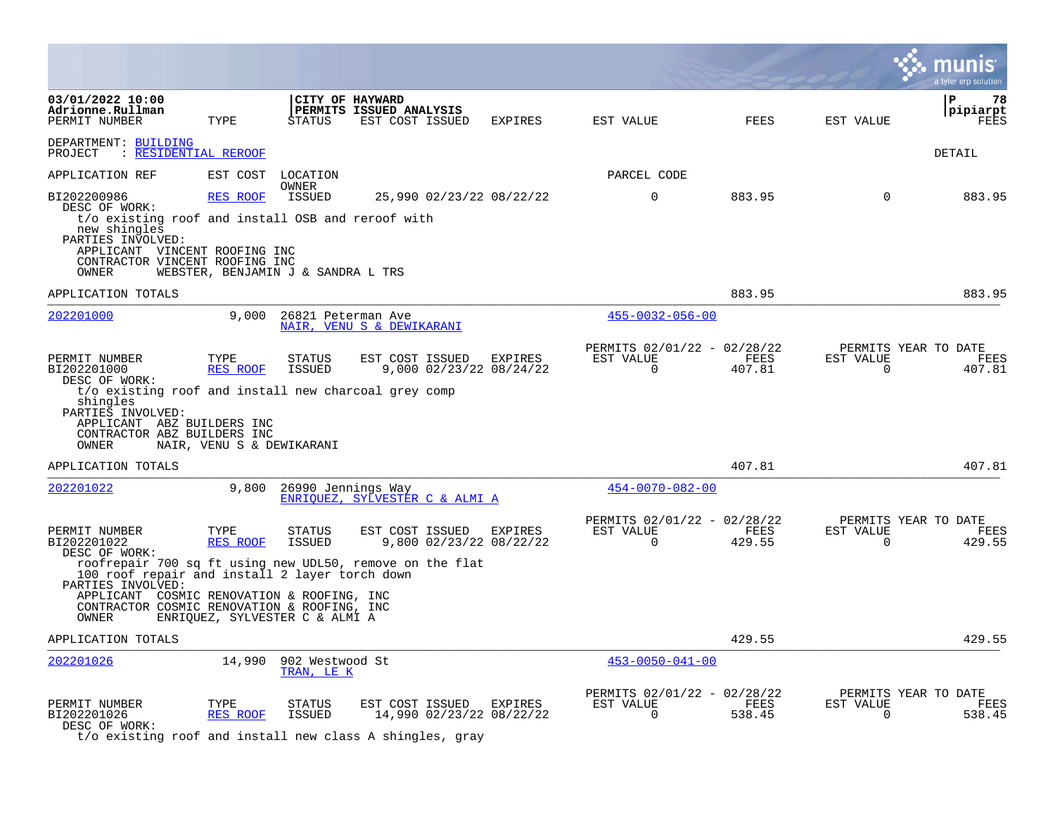03/01/2022 10:00
Adrionne.Rullman

**CITY OF HAYWARD**
**PERMITS ISSUED ANALYSIS**

pipiarpt

DEPARTMENT: BUILDING
PROJECT : RESIDENTIAL REROOF

DETAIL

| PERMIT NUMBER | TYPE | STATUS | EST COST | ISSUED | EXPIRES | EST VALUE | FEES | EST VALUE | FEES |
|---|---|---|---|---|---|---|---|---|---|
| BI202200986 | RES ROOF | ISSUED | 25,990 | 02/23/22 | 08/22/22 | 0 | 883.95 | 0 | 883.95 |

DESC OF WORK:
t/o existing roof and install OSB and reroof with new shingles

PARTIES INVOLVED:
APPLICANT VINCENT ROOFING INC
CONTRACTOR VINCENT ROOFING INC
OWNER WEBSTER, BENJAMIN J & SANDRA L TRS

APPLICATION TOTALS 883.95 883.95

---

| APPLICATION REF | EST COST | LOCATION / OWNER | PARCEL CODE |
|---|---|---|---|
| 202201000 | 9,000 | 26821 Peterman Ave / NAIR, VENU S & DEWIKARANI | 455-0032-056-00 |

| PERMIT NUMBER | TYPE | STATUS | EST COST | ISSUED | EXPIRES | PERMITS 02/01/22 - 02/28/22 EST VALUE | FEES | PERMITS YEAR TO DATE EST VALUE | FEES |
|---|---|---|---|---|---|---|---|---|---|
| BI202201000 | RES ROOF | ISSUED | 9,000 | 02/23/22 | 08/24/22 | 0 | 407.81 | 0 | 407.81 |

DESC OF WORK:
t/o existing roof and install new charcoal grey comp shingles

PARTIES INVOLVED:
APPLICANT ABZ BUILDERS INC
CONTRACTOR ABZ BUILDERS INC
OWNER NAIR, VENU S & DEWIKARANI

APPLICATION TOTALS 407.81 407.81

---

| APPLICATION REF | EST COST | LOCATION / OWNER | PARCEL CODE |
|---|---|---|---|
| 202201022 | 9,800 | 26990 Jennings Way / ENRIQUEZ, SYLVESTER C & ALMI A | 454-0070-082-00 |

| PERMIT NUMBER | TYPE | STATUS | EST COST | ISSUED | EXPIRES | PERMITS 02/01/22 - 02/28/22 EST VALUE | FEES | PERMITS YEAR TO DATE EST VALUE | FEES |
|---|---|---|---|---|---|---|---|---|---|
| BI202201022 | RES ROOF | ISSUED | 9,800 | 02/23/22 | 08/22/22 | 0 | 429.55 | 0 | 429.55 |

DESC OF WORK:
roofrepair 700 sq ft using new UDL50, remove on the flat 100 roof repair and install 2 layer torch down

PARTIES INVOLVED:
APPLICANT COSMIC RENOVATION & ROOFING, INC
CONTRACTOR COSMIC RENOVATION & ROOFING, INC
OWNER ENRIQUEZ, SYLVESTER C & ALMI A

APPLICATION TOTALS 429.55 429.55

---

| APPLICATION REF | EST COST | LOCATION / OWNER | PARCEL CODE |
|---|---|---|---|
| 202201026 | 14,990 | 902 Westwood St / TRAN, LE K | 453-0050-041-00 |

| PERMIT NUMBER | TYPE | STATUS | EST COST | ISSUED | EXPIRES | PERMITS 02/01/22 - 02/28/22 EST VALUE | FEES | PERMITS YEAR TO DATE EST VALUE | FEES |
|---|---|---|---|---|---|---|---|---|---|
| BI202201026 | RES ROOF | ISSUED | 14,990 | 02/23/22 | 08/22/22 | 0 | 538.45 | 0 | 538.45 |

DESC OF WORK:
t/o existing roof and install new class A shingles, gray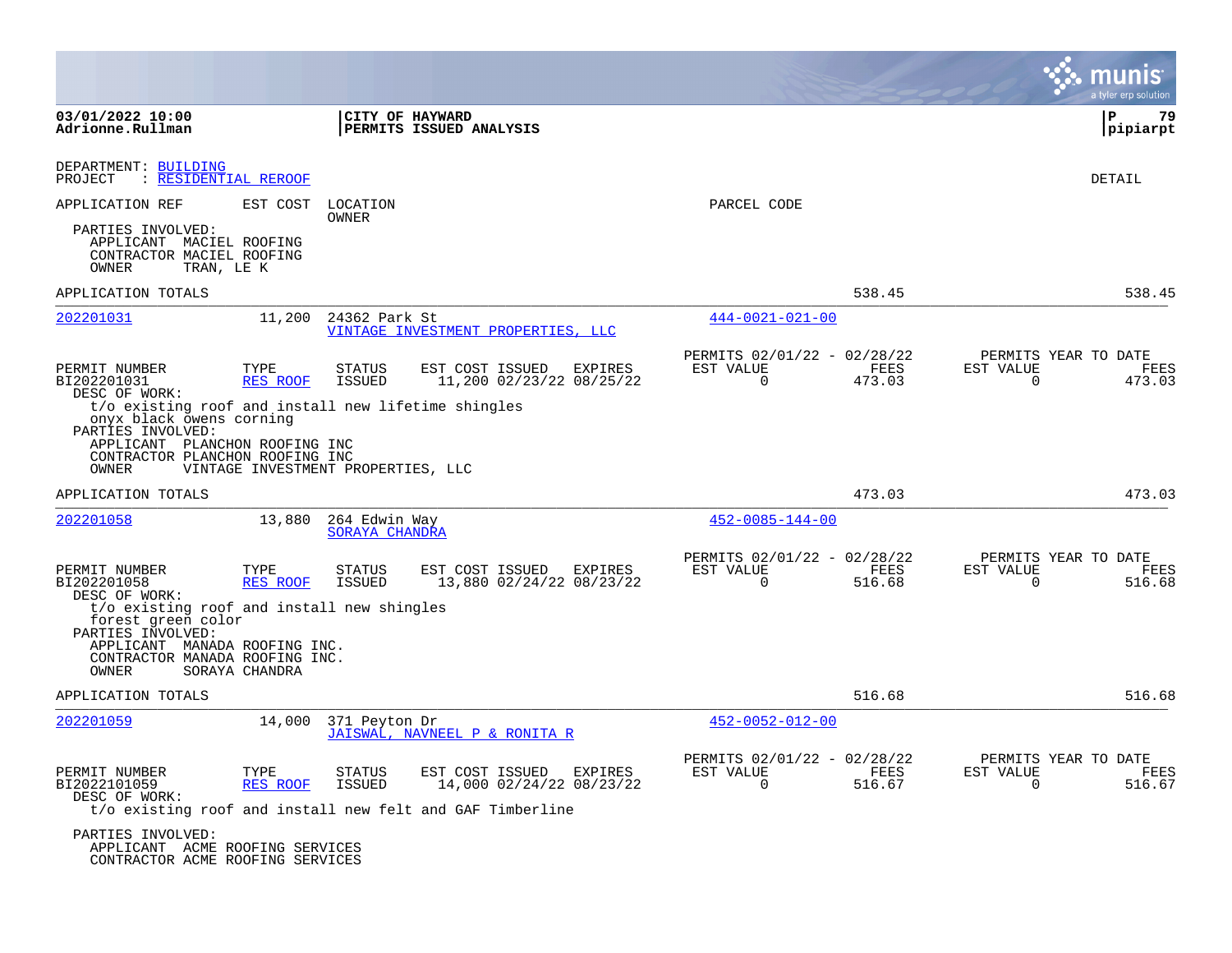03/01/2022 10:00
Adrionne.Rullman

CITY OF HAYWARD
PERMITS ISSUED ANALYSIS

DEPARTMENT: BUILDING
PROJECT : RESIDENTIAL REROOF

DETAIL

APPLICATION REF | EST COST | LOCATION / OWNER | PARCEL CODE

PARTIES INVOLVED:
- APPLICANT MACIEL ROOFING
- CONTRACTOR MACIEL ROOFING
- OWNER TRAN, LE K

APPLICATION TOTALS: 538.45 | 538.45

---

**202201031** | 11,200 | 24362 Park St | VINTAGE INVESTMENT PROPERTIES, LLC | 444-0021-021-00

| PERMIT NUMBER | TYPE | STATUS | EST COST | ISSUED | EXPIRES | PERMITS 02/01/22 - 02/28/22 EST VALUE | FEES | PERMITS YEAR TO DATE EST VALUE | FEES |
|---|---|---|---|---|---|---|---|---|---|
| BI202201031 | RES ROOF | ISSUED | 11,200 | 02/23/22 | 08/25/22 | 0 | 473.03 | 0 | 473.03 |

DESC OF WORK:
t/o existing roof and install new lifetime shingles
onyx black owens corning

PARTIES INVOLVED:
- APPLICANT PLANCHON ROOFING INC
- CONTRACTOR PLANCHON ROOFING INC
- OWNER VINTAGE INVESTMENT PROPERTIES, LLC

APPLICATION TOTALS: 473.03 | 473.03

---

**202201058** | 13,880 | 264 Edwin Way | SORAYA CHANDRA | 452-0085-144-00

| PERMIT NUMBER | TYPE | STATUS | EST COST | ISSUED | EXPIRES | PERMITS 02/01/22 - 02/28/22 EST VALUE | FEES | PERMITS YEAR TO DATE EST VALUE | FEES |
|---|---|---|---|---|---|---|---|---|---|
| BI202201058 | RES ROOF | ISSUED | 13,880 | 02/24/22 | 08/23/22 | 0 | 516.68 | 0 | 516.68 |

DESC OF WORK:
t/o existing roof and install new shingles
forest green color

PARTIES INVOLVED:
- APPLICANT MANADA ROOFING INC.
- CONTRACTOR MANADA ROOFING INC.
- OWNER SORAYA CHANDRA

APPLICATION TOTALS: 516.68 | 516.68

---

**202201059** | 14,000 | 371 Peyton Dr | JAISWAL, NAVNEEL P & RONITA R | 452-0052-012-00

| PERMIT NUMBER | TYPE | STATUS | EST COST | ISSUED | EXPIRES | PERMITS 02/01/22 - 02/28/22 EST VALUE | FEES | PERMITS YEAR TO DATE EST VALUE | FEES |
|---|---|---|---|---|---|---|---|---|---|
| BI202101059 | RES ROOF | ISSUED | 14,000 | 02/24/22 | 08/23/22 | 0 | 516.67 | 0 | 516.67 |

DESC OF WORK:
t/o existing roof and install new felt and GAF Timberline

PARTIES INVOLVED:
- APPLICANT ACME ROOFING SERVICES
- CONTRACTOR ACME ROOFING SERVICES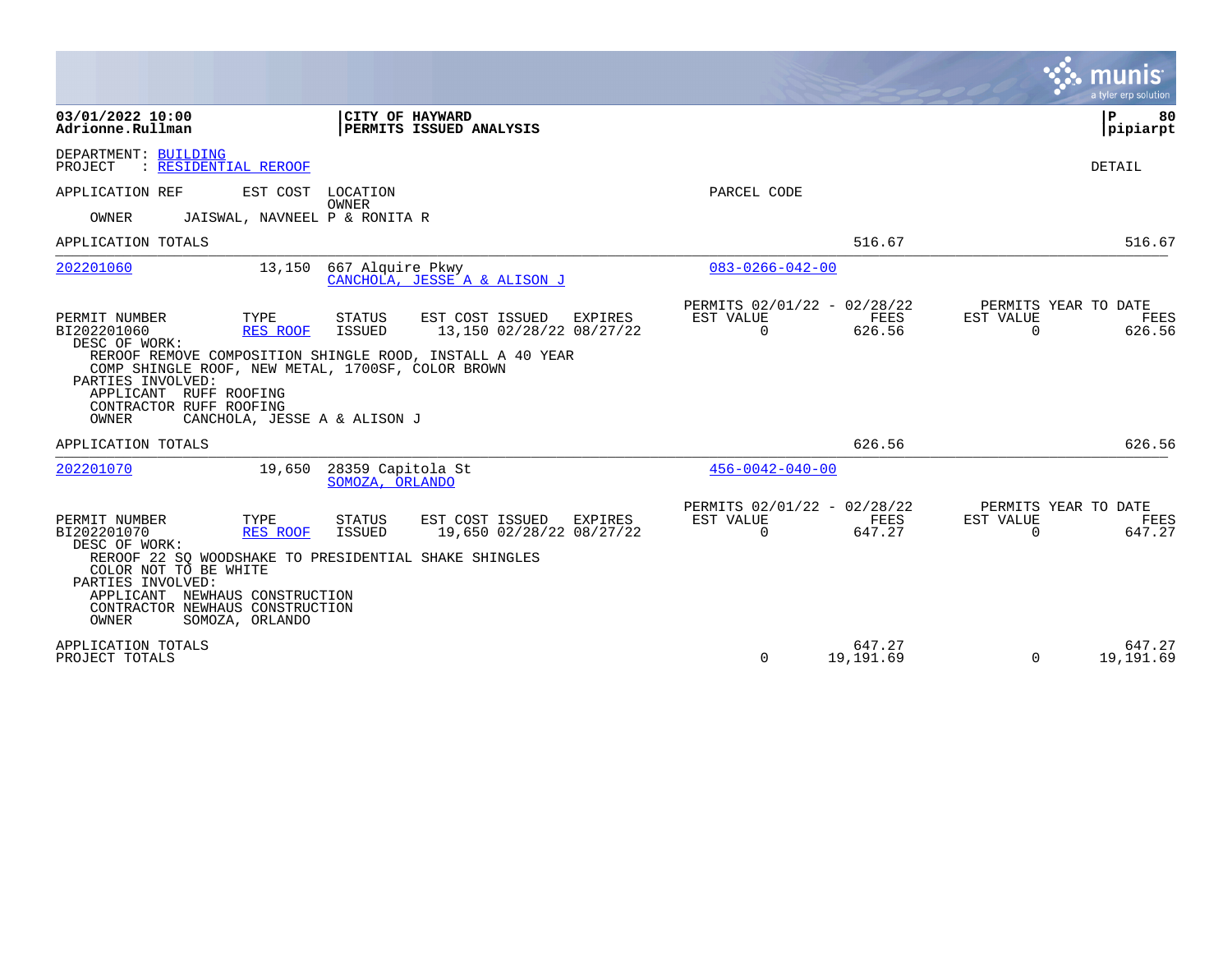03/01/2022 10:00
Adrionne.Rullman

CITY OF HAYWARD
PERMITS ISSUED ANALYSIS

P 80
pipiarpt

DEPARTMENT: BUILDING
PROJECT : RESIDENTIAL REROOF

DETAIL

| APPLICATION REF | EST COST | LOCATION / OWNER | PARCEL CODE | | | | |
|---|---|---|---|---|---|---|---|
| OWNER | JAISWAL, NAVNEEL P & RONITA R | | | | | | |
| APPLICATION TOTALS | | | | | 516.67 | | 516.67 |
| 202201060 | 13,150 | 667 Alquire Pkwy / CANCHOLA, JESSE A & ALISON J | 083-0266-042-00 | | | | |

| PERMIT NUMBER | TYPE | STATUS | EST COST | ISSUED | EXPIRES | PERMITS 02/01/22 - 02/28/22 EST VALUE | FEES | PERMITS YEAR TO DATE EST VALUE | FEES |
|---|---|---|---|---|---|---|---|---|---|
| BI202201060 | RES ROOF | ISSUED | 13,150 | 02/28/22 | 08/27/22 | 0 | 626.56 | 0 | 626.56 |

DESC OF WORK:
REROOF REMOVE COMPOSITION SHINGLE ROOD, INSTALL A 40 YEAR COMP SHINGLE ROOF, NEW METAL, 1700SF, COLOR BROWN

PARTIES INVOLVED:
APPLICANT RUFF ROOFING
CONTRACTOR RUFF ROOFING
OWNER CANCHOLA, JESSE A & ALISON J

| APPLICATION TOTALS | | | 626.56 | | 626.56 |
|---|---|---|---|---|---|
| 202201070 | 19,650 | 28359 Capitola St / SOMOZA, ORLANDO | 456-0042-040-00 | | |

| PERMIT NUMBER | TYPE | STATUS | EST COST | ISSUED | EXPIRES | PERMITS 02/01/22 - 02/28/22 EST VALUE | FEES | PERMITS YEAR TO DATE EST VALUE | FEES |
|---|---|---|---|---|---|---|---|---|---|
| BI202201070 | RES ROOF | ISSUED | 19,650 | 02/28/22 | 08/27/22 | 0 | 647.27 | 0 | 647.27 |

DESC OF WORK:
REROOF 22 SQ WOODSHAKE TO PRESIDENTIAL SHAKE SHINGLES COLOR NOT TO BE WHITE

PARTIES INVOLVED:
APPLICANT NEWHAUS CONSTRUCTION
CONTRACTOR NEWHAUS CONSTRUCTION
OWNER SOMOZA, ORLANDO

| | EST VALUE | FEES | EST VALUE | FEES |
|---|---|---|---|---|
| APPLICATION TOTALS | | 647.27 | | 647.27 |
| PROJECT TOTALS | 0 | 19,191.69 | 0 | 19,191.69 |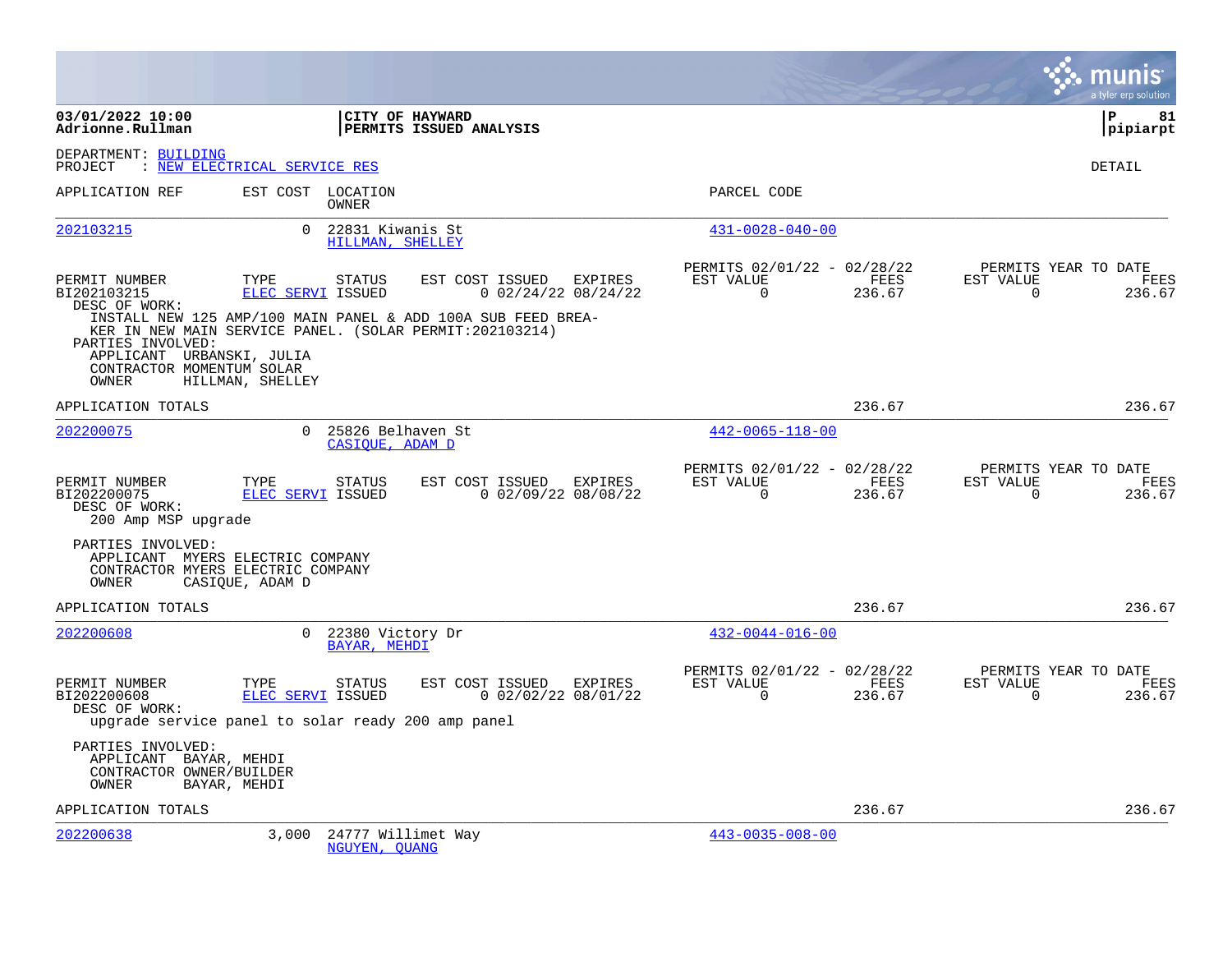03/01/2022 10:00 | CITY OF HAYWARD | P 81
Adrionne.Rullman | PERMITS ISSUED ANALYSIS | pipiarpt

DEPARTMENT: BUILDING
PROJECT : NEW ELECTRICAL SERVICE RES

DETAIL

| APPLICATION REF | EST COST | LOCATION / OWNER | PARCEL CODE |
|---|---|---|---|
| 202103215 | 0 | 22831 Kiwanis St / HILLMAN, SHELLEY | 431-0028-040-00 |

| PERMIT NUMBER | TYPE | STATUS | EST COST | ISSUED | EXPIRES | PERMITS 02/01/22 - 02/28/22 EST VALUE | FEES | PERMITS YEAR TO DATE EST VALUE | FEES |
|---|---|---|---|---|---|---|---|---|---|
| BI202103215 | ELEC SERVI | ISSUED | 0 | 02/24/22 | 08/24/22 | 0 | 236.67 | 0 | 236.67 |

DESC OF WORK:
INSTALL NEW 125 AMP/100 MAIN PANEL & ADD 100A SUB FEED BREA-
KER IN NEW MAIN SERVICE PANEL. (SOLAR PERMIT:202103214)

PARTIES INVOLVED:
APPLICANT URBANSKI, JULIA
CONTRACTOR MOMENTUM SOLAR
OWNER HILLMAN, SHELLEY

APPLICATION TOTALS 236.67 236.67

| APPLICATION REF | EST COST | LOCATION / OWNER | PARCEL CODE |
|---|---|---|---|
| 202200075 | 0 | 25826 Belhaven St / CASIQUE, ADAM D | 442-0065-118-00 |

| PERMIT NUMBER | TYPE | STATUS | EST COST | ISSUED | EXPIRES | PERMITS 02/01/22 - 02/28/22 EST VALUE | FEES | PERMITS YEAR TO DATE EST VALUE | FEES |
|---|---|---|---|---|---|---|---|---|---|
| BI202200075 | ELEC SERVI | ISSUED | 0 | 02/09/22 | 08/08/22 | 0 | 236.67 | 0 | 236.67 |

DESC OF WORK:
200 Amp MSP upgrade

PARTIES INVOLVED:
APPLICANT MYERS ELECTRIC COMPANY
CONTRACTOR MYERS ELECTRIC COMPANY
OWNER CASIQUE, ADAM D

APPLICATION TOTALS 236.67 236.67

| APPLICATION REF | EST COST | LOCATION / OWNER | PARCEL CODE |
|---|---|---|---|
| 202200608 | 0 | 22380 Victory Dr / BAYAR, MEHDI | 432-0044-016-00 |

| PERMIT NUMBER | TYPE | STATUS | EST COST | ISSUED | EXPIRES | PERMITS 02/01/22 - 02/28/22 EST VALUE | FEES | PERMITS YEAR TO DATE EST VALUE | FEES |
|---|---|---|---|---|---|---|---|---|---|
| BI202200608 | ELEC SERVI | ISSUED | 0 | 02/02/22 | 08/01/22 | 0 | 236.67 | 0 | 236.67 |

DESC OF WORK:
upgrade service panel to solar ready 200 amp panel

PARTIES INVOLVED:
APPLICANT BAYAR, MEHDI
CONTRACTOR OWNER/BUILDER
OWNER BAYAR, MEHDI

APPLICATION TOTALS 236.67 236.67

| APPLICATION REF | EST COST | LOCATION / OWNER | PARCEL CODE |
|---|---|---|---|
| 202200638 | 3,000 | 24777 Willimet Way / NGUYEN, QUANG | 443-0035-008-00 |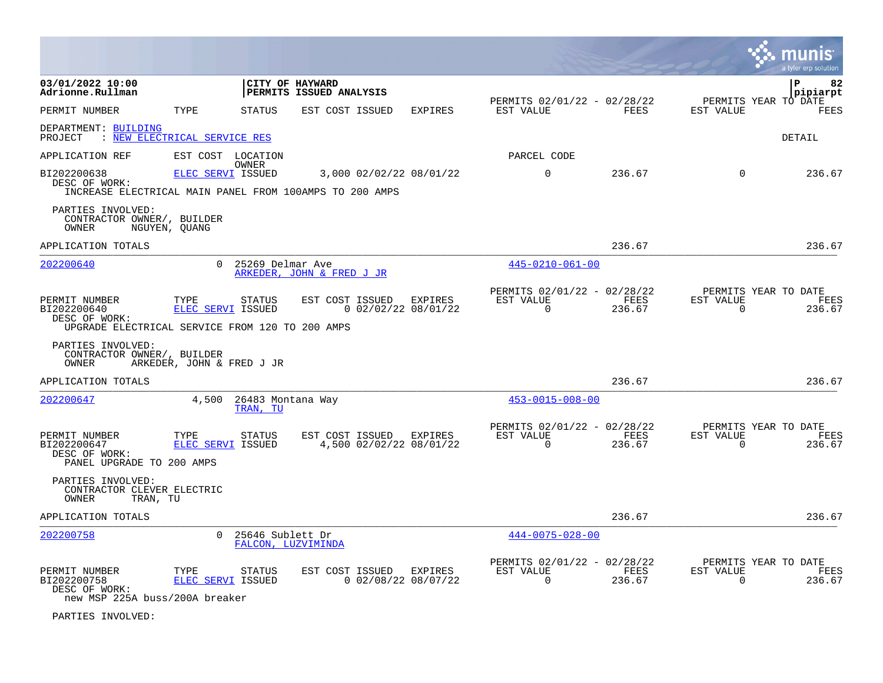**03/01/2022 10:00**
**Adrionne.Rullman**

**CITY OF HAYWARD**
**PERMITS ISSUED ANALYSIS**

**pipiarpt**

| PERMIT NUMBER | TYPE | STATUS | EST COST | ISSUED | EXPIRES | PERMITS 02/01/22 - 02/28/22 EST VALUE | FEES | PERMITS YEAR TO DATE EST VALUE | FEES |
|---|---|---|---|---|---|---|---|---|---|

DEPARTMENT: BUILDING
PROJECT : NEW ELECTRICAL SERVICE RES

DETAIL

| APPLICATION REF | EST COST | LOCATION / OWNER | PARCEL CODE |
|---|---|---|---|

| PERMIT NUMBER | TYPE | STATUS | EST COST | ISSUED | EXPIRES | EST VALUE | FEES | EST VALUE | FEES |
|---|---|---|---|---|---|---|---|---|---|
| BI202200638 | ELEC SERVI | ISSUED | 3,000 | 02/02/22 | 08/01/22 | 0 | 236.67 | 0 | 236.67 |

DESC OF WORK:
INCREASE ELECTRICAL MAIN PANEL FROM 100AMPS TO 200 AMPS

PARTIES INVOLVED:
CONTRACTOR OWNER/, BUILDER
OWNER NGUYEN, QUANG

APPLICATION TOTALS 236.67 236.67

---

| APPLICATION REF | EST COST | LOCATION / OWNER | PARCEL CODE |
|---|---|---|---|
| 202200640 | 0 | 25269 Delmar Ave / ARKEDER, JOHN & FRED J JR | 445-0210-061-00 |

| PERMIT NUMBER | TYPE | STATUS | EST COST | ISSUED | EXPIRES | PERMITS 02/01/22 - 02/28/22 EST VALUE | FEES | PERMITS YEAR TO DATE EST VALUE | FEES |
|---|---|---|---|---|---|---|---|---|---|
| BI202200640 | ELEC SERVI | ISSUED | 0 | 02/02/22 | 08/01/22 | 0 | 236.67 | 0 | 236.67 |

DESC OF WORK:
UPGRADE ELECTRICAL SERVICE FROM 120 TO 200 AMPS

PARTIES INVOLVED:
CONTRACTOR OWNER/, BUILDER
OWNER ARKEDER, JOHN & FRED J JR

APPLICATION TOTALS 236.67 236.67

---

| APPLICATION REF | EST COST | LOCATION / OWNER | PARCEL CODE |
|---|---|---|---|
| 202200647 | 4,500 | 26483 Montana Way / TRAN, TU | 453-0015-008-00 |

| PERMIT NUMBER | TYPE | STATUS | EST COST | ISSUED | EXPIRES | PERMITS 02/01/22 - 02/28/22 EST VALUE | FEES | PERMITS YEAR TO DATE EST VALUE | FEES |
|---|---|---|---|---|---|---|---|---|---|
| BI202200647 | ELEC SERVI | ISSUED | 4,500 | 02/02/22 | 08/01/22 | 0 | 236.67 | 0 | 236.67 |

DESC OF WORK:
PANEL UPGRADE TO 200 AMPS

PARTIES INVOLVED:
CONTRACTOR CLEVER ELECTRIC
OWNER TRAN, TU

APPLICATION TOTALS 236.67 236.67

---

| APPLICATION REF | EST COST | LOCATION / OWNER | PARCEL CODE |
|---|---|---|---|
| 202200758 | 0 | 25646 Sublett Dr / FALCON, LUZVIMINDA | 444-0075-028-00 |

| PERMIT NUMBER | TYPE | STATUS | EST COST | ISSUED | EXPIRES | PERMITS 02/01/22 - 02/28/22 EST VALUE | FEES | PERMITS YEAR TO DATE EST VALUE | FEES |
|---|---|---|---|---|---|---|---|---|---|
| BI202200758 | ELEC SERVI | ISSUED | 0 | 02/08/22 | 08/07/22 | 0 | 236.67 | 0 | 236.67 |

DESC OF WORK:
new MSP 225A buss/200A breaker

PARTIES INVOLVED: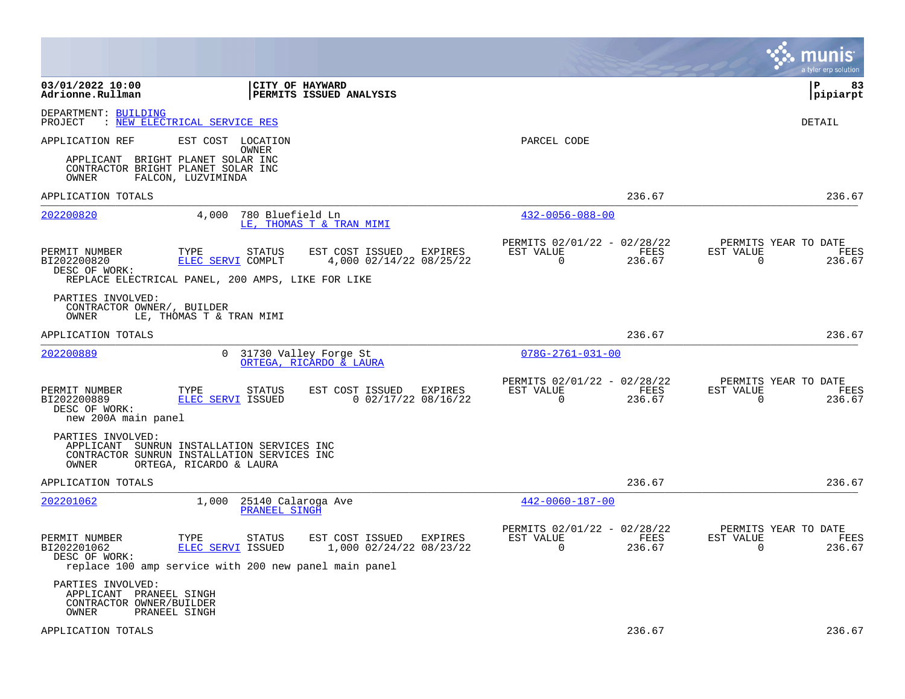03/01/2022 10:00
Adrionne.Rullman

CITY OF HAYWARD
PERMITS ISSUED ANALYSIS

pipiarpt

DEPARTMENT: BUILDING
PROJECT : NEW ELECTRICAL SERVICE RES

DETAIL

APPLICATION REF | EST COST | LOCATION / OWNER | PARCEL CODE

APPLICANT BRIGHT PLANET SOLAR INC
CONTRACTOR BRIGHT PLANET SOLAR INC
OWNER FALCON, LUZVIMINDA

APPLICATION TOTALS 236.67 236.67

---

**202200820** | 4,000 | 780 Bluefield Ln | 432-0056-088-00
LE, THOMAS T & TRAN MIMI

| PERMIT NUMBER | TYPE | STATUS | EST COST | ISSUED | EXPIRES | PERMITS 02/01/22 - 02/28/22 EST VALUE | FEES | PERMITS YEAR TO DATE EST VALUE | FEES |
|---|---|---|---|---|---|---|---|---|---|
| BI202200820 | ELEC SERVI | COMPLT | 4,000 | 02/14/22 | 08/25/22 | 0 | 236.67 | 0 | 236.67 |

DESC OF WORK:
REPLACE ELECTRICAL PANEL, 200 AMPS, LIKE FOR LIKE

PARTIES INVOLVED:
CONTRACTOR OWNER/, BUILDER
OWNER LE, THOMAS T & TRAN MIMI

APPLICATION TOTALS 236.67 236.67

---

**202200889** | 0 | 31730 Valley Forge St | 078G-2761-031-00
ORTEGA, RICARDO & LAURA

| PERMIT NUMBER | TYPE | STATUS | EST COST | ISSUED | EXPIRES | PERMITS 02/01/22 - 02/28/22 EST VALUE | FEES | PERMITS YEAR TO DATE EST VALUE | FEES |
|---|---|---|---|---|---|---|---|---|---|
| BI202200889 | ELEC SERVI | ISSUED | 0 | 02/17/22 | 08/16/22 | 0 | 236.67 | 0 | 236.67 |

DESC OF WORK:
new 200A main panel

PARTIES INVOLVED:
APPLICANT SUNRUN INSTALLATION SERVICES INC
CONTRACTOR SUNRUN INSTALLATION SERVICES INC
OWNER ORTEGA, RICARDO & LAURA

APPLICATION TOTALS 236.67 236.67

---

**202201062** | 1,000 | 25140 Calaroga Ave | 442-0060-187-00
PRANEEL SINGH

| PERMIT NUMBER | TYPE | STATUS | EST COST | ISSUED | EXPIRES | PERMITS 02/01/22 - 02/28/22 EST VALUE | FEES | PERMITS YEAR TO DATE EST VALUE | FEES |
|---|---|---|---|---|---|---|---|---|---|
| BI202201062 | ELEC SERVI | ISSUED | 1,000 | 02/24/22 | 08/23/22 | 0 | 236.67 | 0 | 236.67 |

DESC OF WORK:
replace 100 amp service with 200 new panel main panel

PARTIES INVOLVED:
APPLICANT PRANEEL SINGH
CONTRACTOR OWNER/BUILDER
OWNER PRANEEL SINGH

APPLICATION TOTALS 236.67 236.67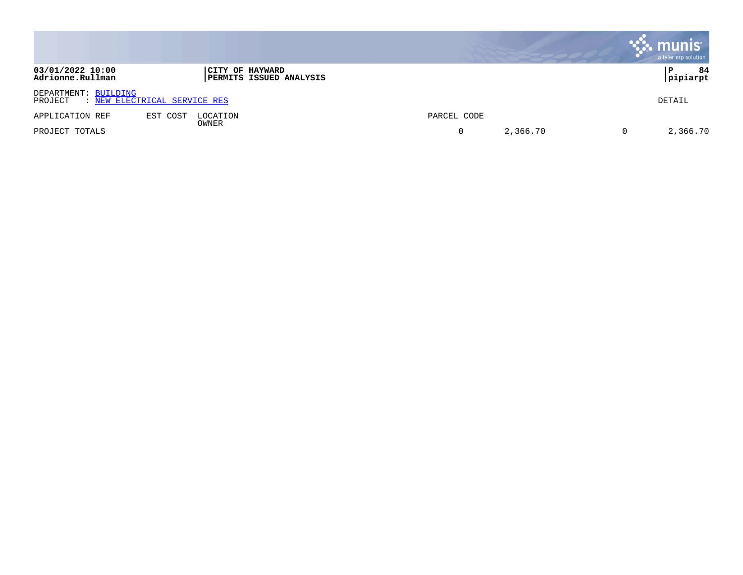**03/01/2022 10:00**
**Adrionne.Rullman**

**CITY OF HAYWARD**
**PERMITS ISSUED ANALYSIS**

**P 84**
**pipiarpt**

DEPARTMENT: BUILDING
PROJECT : NEW ELECTRICAL SERVICE RES

DETAIL

| APPLICATION REF | EST COST | LOCATION / OWNER | PARCEL CODE | | | |
|---|---|---|---|---|---|---|
| PROJECT TOTALS | | | 0 | 2,366.70 | 0 | 2,366.70 |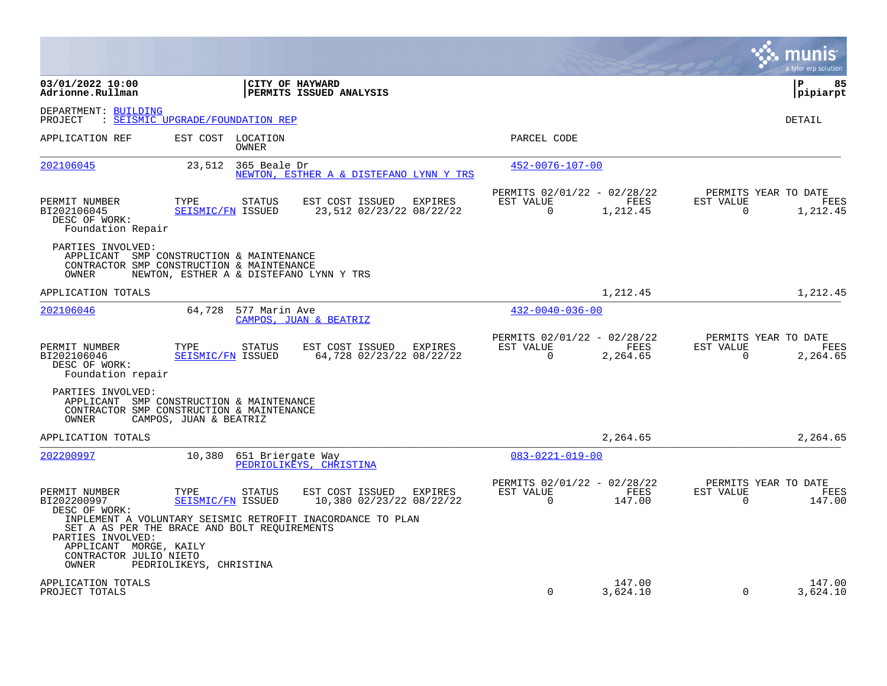**03/01/2022 10:00**
**Adrionne.Rullman**

**CITY OF HAYWARD**
**PERMITS ISSUED ANALYSIS**

**pipiarpt**

DEPARTMENT: BUILDING
PROJECT : SEISMIC UPGRADE/FOUNDATION REP

DETAIL

| APPLICATION REF | EST COST | LOCATION / OWNER | PARCEL CODE |
|---|---|---|---|
| 202106045 | 23,512 | 365 Beale Dr / NEWTON, ESTHER A & DISTEFANO LYNN Y TRS | 452-0076-107-00 |

| PERMIT NUMBER | TYPE | STATUS | EST COST | ISSUED | EXPIRES | PERMITS 02/01/22 - 02/28/22 EST VALUE | FEES | PERMITS YEAR TO DATE EST VALUE | FEES |
|---|---|---|---|---|---|---|---|---|---|
| BI202106045 | SEISMIC/FN | ISSUED | 23,512 | 02/23/22 | 08/22/22 | 0 | 1,212.45 | 0 | 1,212.45 |

DESC OF WORK:
Foundation Repair

PARTIES INVOLVED:
APPLICANT SMP CONSTRUCTION & MAINTENANCE
CONTRACTOR SMP CONSTRUCTION & MAINTENANCE
OWNER NEWTON, ESTHER A & DISTEFANO LYNN Y TRS

APPLICATION TOTALS 1,212.45 1,212.45

| APPLICATION REF | EST COST | LOCATION / OWNER | PARCEL CODE |
|---|---|---|---|
| 202106046 | 64,728 | 577 Marin Ave / CAMPOS, JUAN & BEATRIZ | 432-0040-036-00 |

| PERMIT NUMBER | TYPE | STATUS | EST COST | ISSUED | EXPIRES | PERMITS 02/01/22 - 02/28/22 EST VALUE | FEES | PERMITS YEAR TO DATE EST VALUE | FEES |
|---|---|---|---|---|---|---|---|---|---|
| BI202106046 | SEISMIC/FN | ISSUED | 64,728 | 02/23/22 | 08/22/22 | 0 | 2,264.65 | 0 | 2,264.65 |

DESC OF WORK:
Foundation repair

PARTIES INVOLVED:
APPLICANT SMP CONSTRUCTION & MAINTENANCE
CONTRACTOR SMP CONSTRUCTION & MAINTENANCE
OWNER CAMPOS, JUAN & BEATRIZ

APPLICATION TOTALS 2,264.65 2,264.65

| APPLICATION REF | EST COST | LOCATION / OWNER | PARCEL CODE |
|---|---|---|---|
| 202200997 | 10,380 | 651 Briergate Way / PEDRIOLIKEYS, CHRISTINA | 083-0221-019-00 |

| PERMIT NUMBER | TYPE | STATUS | EST COST | ISSUED | EXPIRES | PERMITS 02/01/22 - 02/28/22 EST VALUE | FEES | PERMITS YEAR TO DATE EST VALUE | FEES |
|---|---|---|---|---|---|---|---|---|---|
| BI202200997 | SEISMIC/FN | ISSUED | 10,380 | 02/23/22 | 08/22/22 | 0 | 147.00 | 0 | 147.00 |

DESC OF WORK:
INPLEMENT A VOLUNTARY SEISMIC RETROFIT INACORDANCE TO PLAN SET A AS PER THE BRACE AND BOLT REQUIREMENTS

PARTIES INVOLVED:
APPLICANT MORGE, KAILY
CONTRACTOR JULIO NIETO
OWNER PEDRIOLIKEYS, CHRISTINA

| | EST VALUE | FEES | YTD EST VALUE | YTD FEES |
|---|---|---|---|---|
| APPLICATION TOTALS | | 147.00 | | 147.00 |
| PROJECT TOTALS | 0 | 3,624.10 | 0 | 3,624.10 |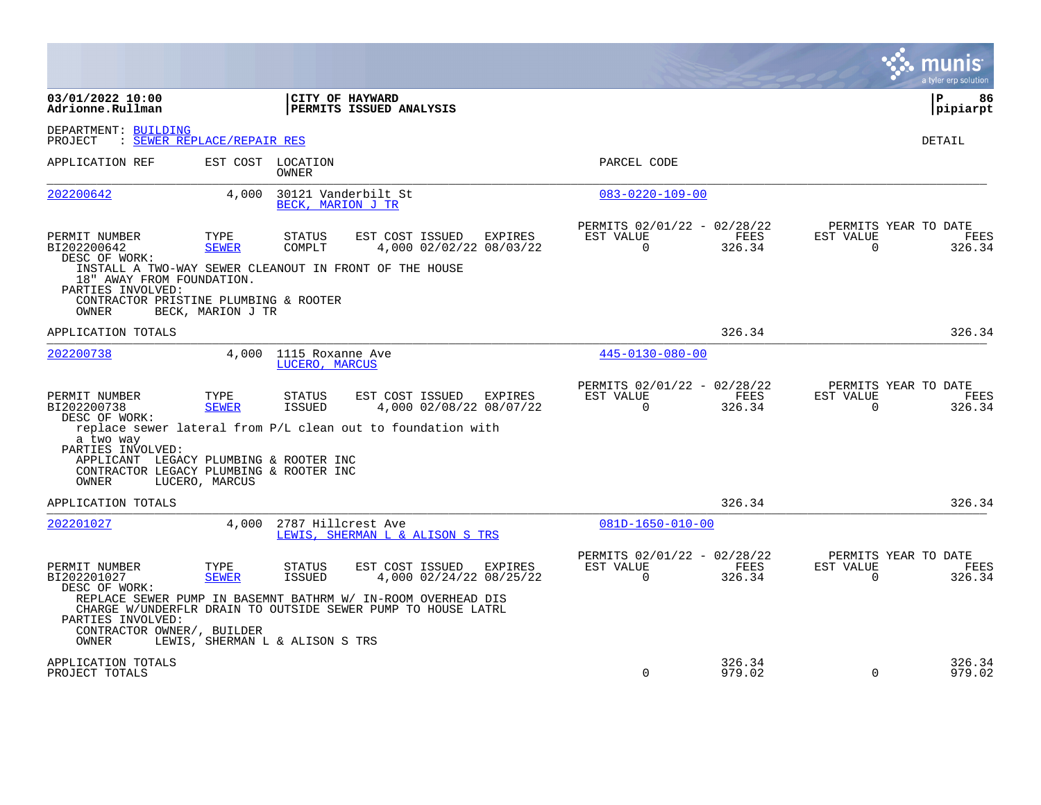**03/01/2022 10:00**
**Adrionne.Rullman**

**CITY OF HAYWARD**
**PERMITS ISSUED ANALYSIS**

**P 86**
**pipiarpt**

DEPARTMENT: BUILDING
PROJECT : SEWER REPLACE/REPAIR RES

DETAIL

| APPLICATION REF | EST COST | LOCATION / OWNER | PARCEL CODE |
|---|---|---|---|
| 202200642 | 4,000 | 30121 Vanderbilt St / BECK, MARION J TR | 083-0220-109-00 |

| PERMIT NUMBER | TYPE | STATUS | EST COST | ISSUED | EXPIRES | PERMITS 02/01/22 - 02/28/22 EST VALUE | FEES | PERMITS YEAR TO DATE EST VALUE | FEES |
|---|---|---|---|---|---|---|---|---|---|
| BI202200642 | SEWER | COMPLT | 4,000 | 02/02/22 | 08/03/22 | 0 | 326.34 | 0 | 326.34 |

DESC OF WORK:
INSTALL A TWO-WAY SEWER CLEANOUT IN FRONT OF THE HOUSE 18" AWAY FROM FOUNDATION.

PARTIES INVOLVED:
CONTRACTOR PRISTINE PLUMBING & ROOTER
OWNER BECK, MARION J TR

APPLICATION TOTALS 326.34 326.34

| APPLICATION REF | EST COST | LOCATION / OWNER | PARCEL CODE |
|---|---|---|---|
| 202200738 | 4,000 | 1115 Roxanne Ave / LUCERO, MARCUS | 445-0130-080-00 |

| PERMIT NUMBER | TYPE | STATUS | EST COST | ISSUED | EXPIRES | PERMITS 02/01/22 - 02/28/22 EST VALUE | FEES | PERMITS YEAR TO DATE EST VALUE | FEES |
|---|---|---|---|---|---|---|---|---|---|
| BI202200738 | SEWER | ISSUED | 4,000 | 02/08/22 | 08/07/22 | 0 | 326.34 | 0 | 326.34 |

DESC OF WORK:
replace sewer lateral from P/L clean out to foundation with a two way

PARTIES INVOLVED:
APPLICANT LEGACY PLUMBING & ROOTER INC
CONTRACTOR LEGACY PLUMBING & ROOTER INC
OWNER LUCERO, MARCUS

APPLICATION TOTALS 326.34 326.34

| APPLICATION REF | EST COST | LOCATION / OWNER | PARCEL CODE |
|---|---|---|---|
| 202201027 | 4,000 | 2787 Hillcrest Ave / LEWIS, SHERMAN L & ALISON S TRS | 081D-1650-010-00 |

| PERMIT NUMBER | TYPE | STATUS | EST COST | ISSUED | EXPIRES | PERMITS 02/01/22 - 02/28/22 EST VALUE | FEES | PERMITS YEAR TO DATE EST VALUE | FEES |
|---|---|---|---|---|---|---|---|---|---|
| BI202201027 | SEWER | ISSUED | 4,000 | 02/24/22 | 08/25/22 | 0 | 326.34 | 0 | 326.34 |

DESC OF WORK:
REPLACE SEWER PUMP IN BASEMNT BATHRM W/ IN-ROOM OVERHEAD DIS CHARGE W/UNDERFLR DRAIN TO OUTSIDE SEWER PUMP TO HOUSE LATRL

PARTIES INVOLVED:
CONTRACTOR OWNER/, BUILDER
OWNER LEWIS, SHERMAN L & ALISON S TRS

| | EST VALUE | FEES | EST VALUE | FEES |
|---|---|---|---|---|
| APPLICATION TOTALS | | 326.34 | | 326.34 |
| PROJECT TOTALS | 0 | 979.02 | 0 | 979.02 |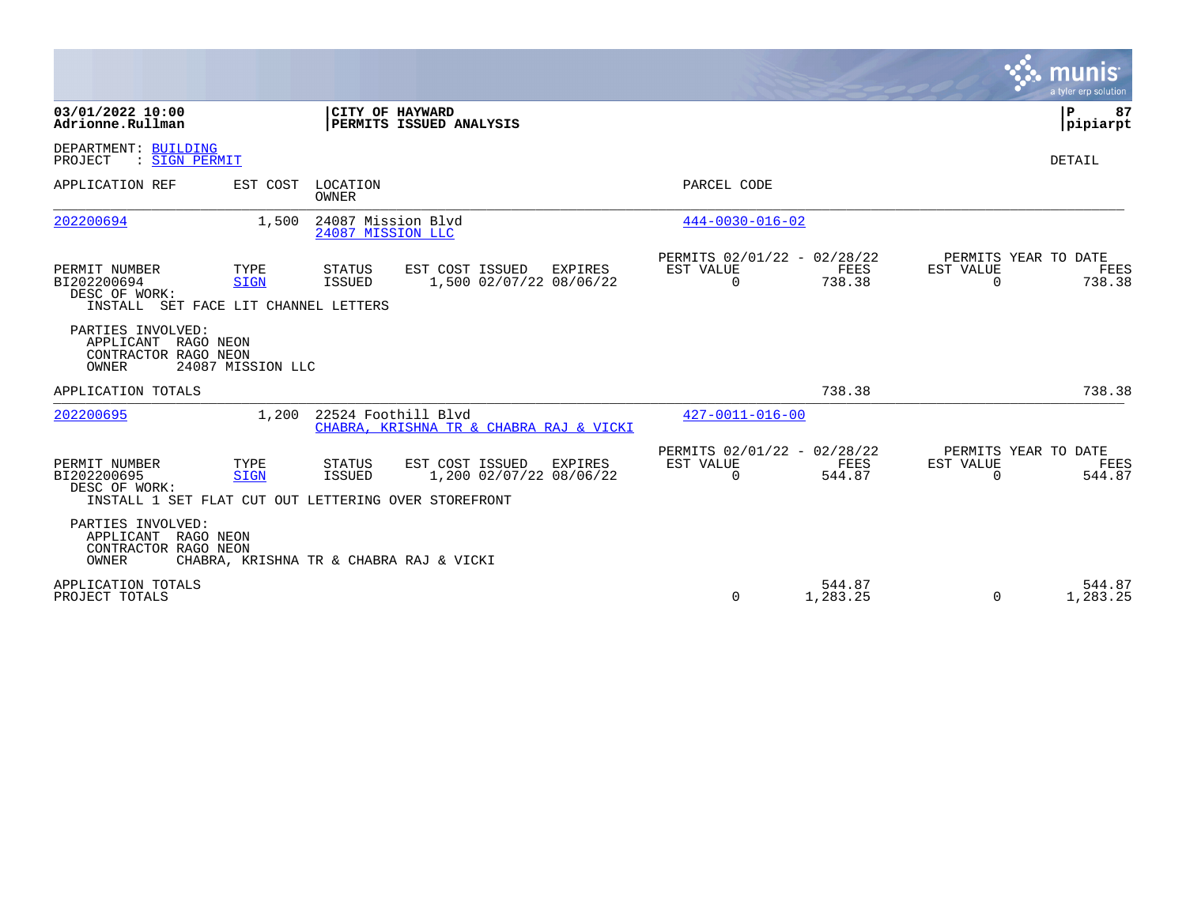**03/01/2022 10:00** | **CITY OF HAYWARD**
**Adrionne.Rullman** | **PERMITS ISSUED ANALYSIS** | **pipiarpt**

DEPARTMENT: BUILDING
PROJECT : SIGN PERMIT

DETAIL

| APPLICATION REF | EST COST | LOCATION / OWNER | PARCEL CODE |
|---|---|---|---|
| 202200694 | 1,500 | 24087 Mission Blvd / 24087 MISSION LLC | 444-0030-016-02 |

| PERMIT NUMBER | TYPE | STATUS | EST COST | ISSUED | EXPIRES | PERMITS 02/01/22 - 02/28/22 EST VALUE | FEES | PERMITS YEAR TO DATE EST VALUE | FEES |
|---|---|---|---|---|---|---|---|---|---|
| BI202200694 | SIGN | ISSUED | 1,500 | 02/07/22 | 08/06/22 | 0 | 738.38 | 0 | 738.38 |

DESC OF WORK:
INSTALL SET FACE LIT CHANNEL LETTERS

PARTIES INVOLVED:
APPLICANT RAGO NEON
CONTRACTOR RAGO NEON
OWNER 24087 MISSION LLC

| | EST VALUE | FEES | EST VALUE | FEES |
|---|---|---|---|---|
| APPLICATION TOTALS | | 738.38 | | 738.38 |

| APPLICATION REF | EST COST | LOCATION / OWNER | PARCEL CODE |
|---|---|---|---|
| 202200695 | 1,200 | 22524 Foothill Blvd / CHABRA, KRISHNA TR & CHABRA RAJ & VICKI | 427-0011-016-00 |

| PERMIT NUMBER | TYPE | STATUS | EST COST | ISSUED | EXPIRES | PERMITS 02/01/22 - 02/28/22 EST VALUE | FEES | PERMITS YEAR TO DATE EST VALUE | FEES |
|---|---|---|---|---|---|---|---|---|---|
| BI202200695 | SIGN | ISSUED | 1,200 | 02/07/22 | 08/06/22 | 0 | 544.87 | 0 | 544.87 |

DESC OF WORK:
INSTALL 1 SET FLAT CUT OUT LETTERING OVER STOREFRONT

PARTIES INVOLVED:
APPLICANT RAGO NEON
CONTRACTOR RAGO NEON
OWNER CHABRA, KRISHNA TR & CHABRA RAJ & VICKI

| | EST VALUE | FEES | EST VALUE | FEES |
|---|---|---|---|---|
| APPLICATION TOTALS | | 544.87 | | 544.87 |
| PROJECT TOTALS | 0 | 1,283.25 | 0 | 1,283.25 |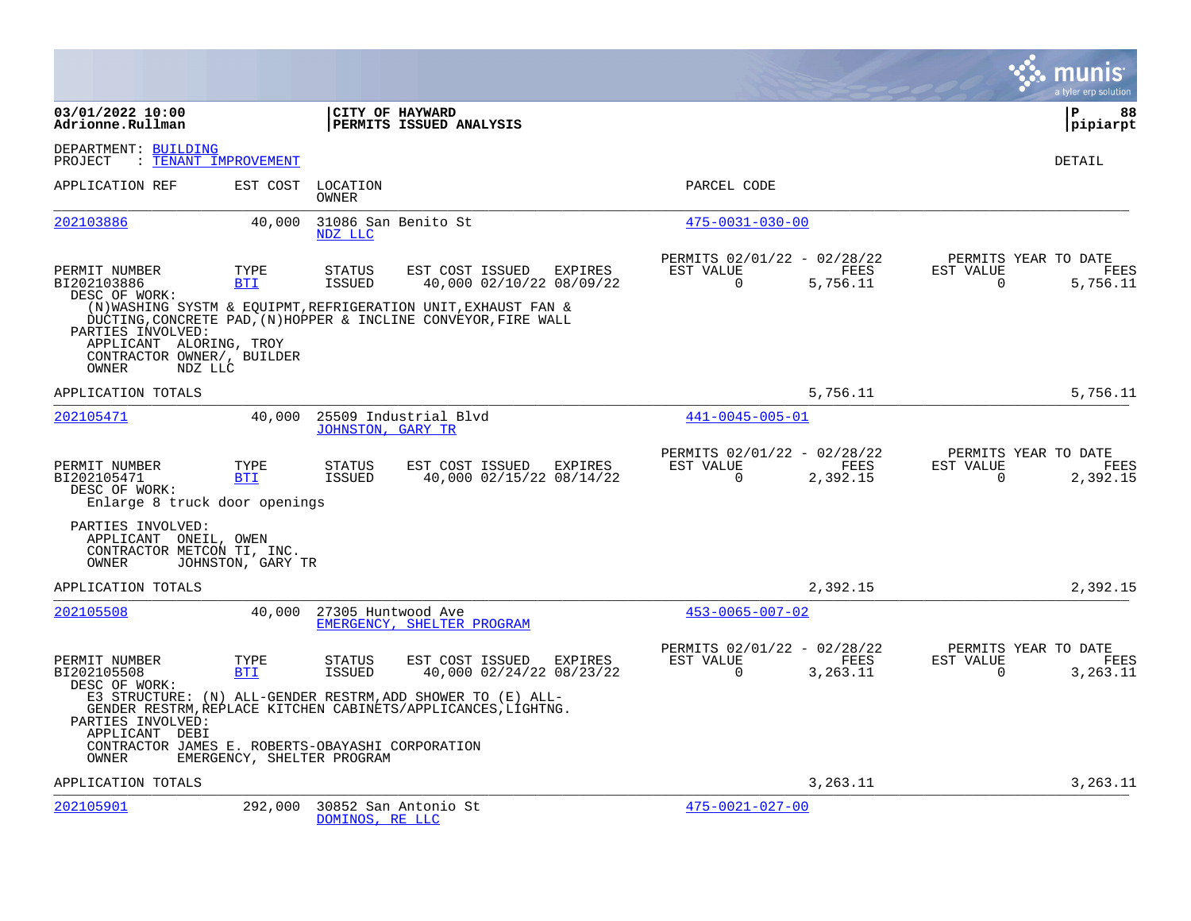**CITY OF HAYWARD**
**PERMITS ISSUED ANALYSIS**

03/01/2022 10:00
Adrionne.Rullman

pipiarpt

DEPARTMENT: BUILDING
PROJECT : TENANT IMPROVEMENT

DETAIL

| APPLICATION REF | EST COST | LOCATION / OWNER | PARCEL CODE |
|---|---|---|---|
| 202103886 | 40,000 | 31086 San Benito St / NDZ LLC | 475-0031-030-00 |

| PERMIT NUMBER | TYPE | STATUS | EST COST | ISSUED | EXPIRES | PERMITS 02/01/22 - 02/28/22 EST VALUE | FEES | PERMITS YEAR TO DATE EST VALUE | FEES |
|---|---|---|---|---|---|---|---|---|---|
| BI202103886 | BTI | ISSUED | 40,000 | 02/10/22 | 08/09/22 | 0 | 5,756.11 | 0 | 5,756.11 |

DESC OF WORK:
(N)WASHING SYSTM & EQUIPMT,REFRIGERATION UNIT,EXHAUST FAN & DUCTING,CONCRETE PAD,(N)HOPPER & INCLINE CONVEYOR,FIRE WALL

PARTIES INVOLVED:
- APPLICANT ALORING, TROY
- CONTRACTOR OWNER/, BUILDER
- OWNER NDZ LLC

APPLICATION TOTALS: 5,756.11 | 5,756.11

| APPLICATION REF | EST COST | LOCATION / OWNER | PARCEL CODE |
|---|---|---|---|
| 202105471 | 40,000 | 25509 Industrial Blvd / JOHNSTON, GARY TR | 441-0045-005-01 |

| PERMIT NUMBER | TYPE | STATUS | EST COST | ISSUED | EXPIRES | PERMITS 02/01/22 - 02/28/22 EST VALUE | FEES | PERMITS YEAR TO DATE EST VALUE | FEES |
|---|---|---|---|---|---|---|---|---|---|
| BI202105471 | BTI | ISSUED | 40,000 | 02/15/22 | 08/14/22 | 0 | 2,392.15 | 0 | 2,392.15 |

DESC OF WORK:
Enlarge 8 truck door openings

PARTIES INVOLVED:
- APPLICANT ONEIL, OWEN
- CONTRACTOR METCON TI, INC.
- OWNER JOHNSTON, GARY TR

APPLICATION TOTALS: 2,392.15 | 2,392.15

| APPLICATION REF | EST COST | LOCATION / OWNER | PARCEL CODE |
|---|---|---|---|
| 202105508 | 40,000 | 27305 Huntwood Ave / EMERGENCY, SHELTER PROGRAM | 453-0065-007-02 |

| PERMIT NUMBER | TYPE | STATUS | EST COST | ISSUED | EXPIRES | PERMITS 02/01/22 - 02/28/22 EST VALUE | FEES | PERMITS YEAR TO DATE EST VALUE | FEES |
|---|---|---|---|---|---|---|---|---|---|
| BI202105508 | BTI | ISSUED | 40,000 | 02/24/22 | 08/23/22 | 0 | 3,263.11 | 0 | 3,263.11 |

DESC OF WORK:
E3 STRUCTURE: (N) ALL-GENDER RESTRM,ADD SHOWER TO (E) ALL-GENDER RESTRM,REPLACE KITCHEN CABINETS/APPLICANCES,LIGHTNG.

PARTIES INVOLVED:
- APPLICANT DEBI
- CONTRACTOR JAMES E. ROBERTS-OBAYASHI CORPORATION
- OWNER EMERGENCY, SHELTER PROGRAM

APPLICATION TOTALS: 3,263.11 | 3,263.11

| APPLICATION REF | EST COST | LOCATION / OWNER | PARCEL CODE |
|---|---|---|---|
| 202105901 | 292,000 | 30852 San Antonio St / DOMINOS, RE LLC | 475-0021-027-00 |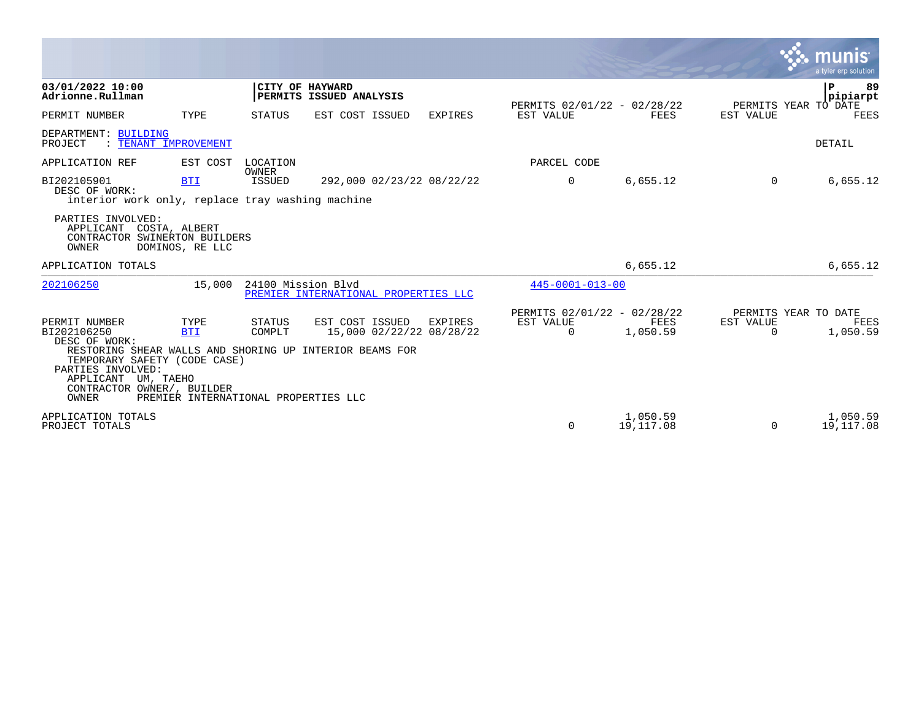**03/01/2022 10:00**
**Adrionne.Rullman**

**CITY OF HAYWARD**
**PERMITS ISSUED ANALYSIS**

**pipiarpt**

| PERMIT NUMBER | TYPE | STATUS | EST COST | ISSUED | EXPIRES | PERMITS 02/01/22 - 02/28/22 EST VALUE | FEES | PERMITS YEAR TO DATE EST VALUE | FEES |
|---|---|---|---|---|---|---|---|---|---|

DEPARTMENT: BUILDING
PROJECT : TENANT IMPROVEMENT

DETAIL

| APPLICATION REF | EST COST | LOCATION / OWNER | | | | PARCEL CODE | | | |
|---|---|---|---|---|---|---|---|---|---|
| BI202105901 | BTI | ISSUED | 292,000 | 02/23/22 | 08/22/22 | 0 | 6,655.12 | 0 | 6,655.12 |

DESC OF WORK:
interior work only, replace tray washing machine

PARTIES INVOLVED:
APPLICANT COSTA, ALBERT
CONTRACTOR SWINERTON BUILDERS
OWNER DOMINOS, RE LLC

APPLICATION TOTALS — 6,655.12 — 6,655.12

---

202106250 — 15,000 — 24100 Mission Blvd — PREMIER INTERNATIONAL PROPERTIES LLC — 445-0001-013-00

| PERMIT NUMBER | TYPE | STATUS | EST COST | ISSUED | EXPIRES | PERMITS 02/01/22 - 02/28/22 EST VALUE | FEES | PERMITS YEAR TO DATE EST VALUE | FEES |
|---|---|---|---|---|---|---|---|---|---|
| BI202106250 | BTI | COMPLT | 15,000 | 02/22/22 | 08/28/22 | 0 | 1,050.59 | 0 | 1,050.59 |

DESC OF WORK:
RESTORING SHEAR WALLS AND SHORING UP INTERIOR BEAMS FOR TEMPORARY SAFETY (CODE CASE)

PARTIES INVOLVED:
APPLICANT UM, TAEHO
CONTRACTOR OWNER/, BUILDER
OWNER PREMIER INTERNATIONAL PROPERTIES LLC

| | EST VALUE | FEES | EST VALUE | FEES |
|---|---|---|---|---|
| APPLICATION TOTALS | | 1,050.59 | | 1,050.59 |
| PROJECT TOTALS | 0 | 19,117.08 | 0 | 19,117.08 |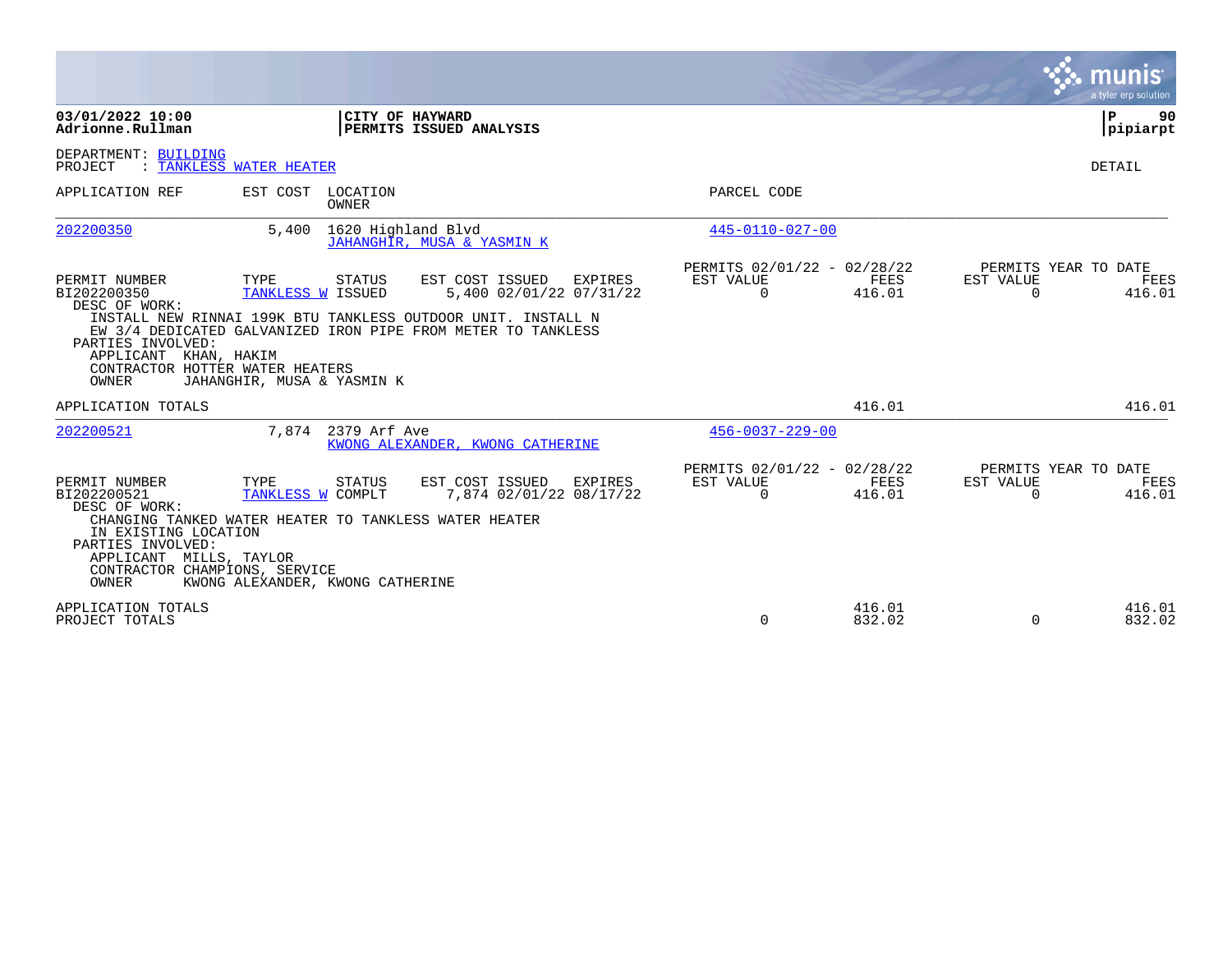**CITY OF HAYWARD**
**PERMITS ISSUED ANALYSIS**

DEPARTMENT: BUILDING
PROJECT : TANKLESS WATER HEATER

DETAIL

| APPLICATION REF | EST COST | LOCATION / OWNER | PARCEL CODE |
|---|---|---|---|
| 202200350 | 5,400 | 1620 Highland Blvd / JAHANGHIR, MUSA & YASMIN K | 445-0110-027-00 |

| PERMIT NUMBER | TYPE | STATUS | EST COST | ISSUED | EXPIRES | PERMITS 02/01/22 - 02/28/22 EST VALUE | FEES | PERMITS YEAR TO DATE EST VALUE | FEES |
|---|---|---|---|---|---|---|---|---|---|
| BI202200350 | TANKLESS W | ISSUED | 5,400 | 02/01/22 | 07/31/22 | 0 | 416.01 | 0 | 416.01 |

DESC OF WORK:
INSTALL NEW RINNAI 199K BTU TANKLESS OUTDOOR UNIT. INSTALL N
EW 3/4 DEDICATED GALVANIZED IRON PIPE FROM METER TO TANKLESS

PARTIES INVOLVED:
APPLICANT KHAN, HAKIM
CONTRACTOR HOTTER WATER HEATERS
OWNER JAHANGHIR, MUSA & YASMIN K

APPLICATION TOTALS 416.01 416.01

| APPLICATION REF | EST COST | LOCATION / OWNER | PARCEL CODE |
|---|---|---|---|
| 202200521 | 7,874 | 2379 Arf Ave / KWONG ALEXANDER, KWONG CATHERINE | 456-0037-229-00 |

| PERMIT NUMBER | TYPE | STATUS | EST COST | ISSUED | EXPIRES | PERMITS 02/01/22 - 02/28/22 EST VALUE | FEES | PERMITS YEAR TO DATE EST VALUE | FEES |
|---|---|---|---|---|---|---|---|---|---|
| BI202200521 | TANKLESS W | COMPLT | 7,874 | 02/01/22 | 08/17/22 | 0 | 416.01 | 0 | 416.01 |

DESC OF WORK:
CHANGING TANKED WATER HEATER TO TANKLESS WATER HEATER
IN EXISTING LOCATION

PARTIES INVOLVED:
APPLICANT MILLS, TAYLOR
CONTRACTOR CHAMPIONS, SERVICE
OWNER KWONG ALEXANDER, KWONG CATHERINE

| | EST VALUE | FEES | EST VALUE | FEES |
|---|---|---|---|---|
| APPLICATION TOTALS | | 416.01 | | 416.01 |
| PROJECT TOTALS | 0 | 832.02 | 0 | 832.02 |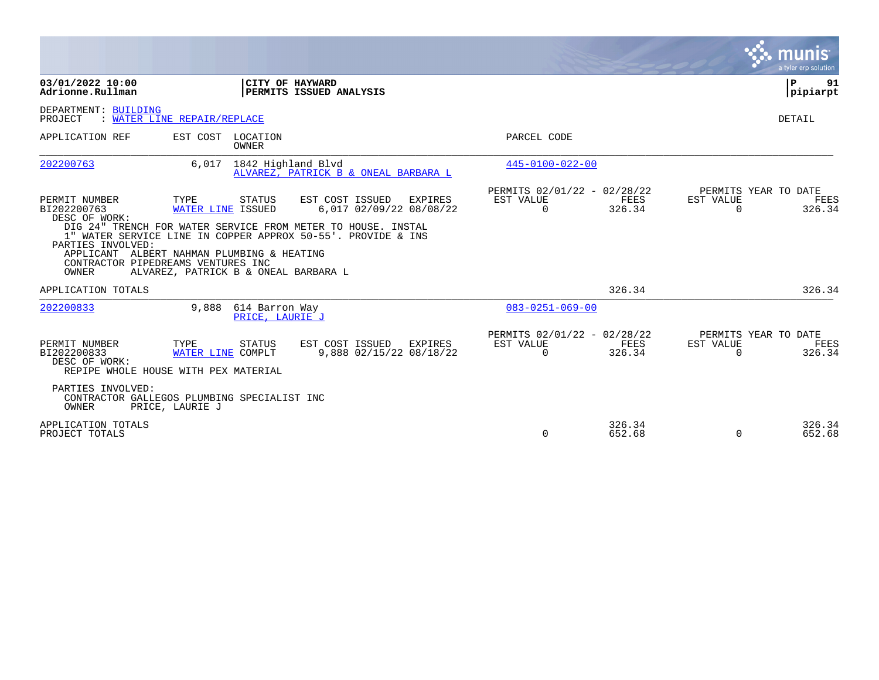**03/01/2022 10:00** | **CITY OF HAYWARD**
**Adrionne.Rullman** | **PERMITS ISSUED ANALYSIS**

**pipiarpt**

DEPARTMENT: BUILDING
PROJECT : WATER LINE REPAIR/REPLACE

DETAIL

| APPLICATION REF | EST COST | LOCATION / OWNER | PARCEL CODE |
|---|---|---|---|
| 202200763 | 6,017 | 1842 Highland Blvd / ALVAREZ, PATRICK B & ONEAL BARBARA L | 445-0100-022-00 |

| PERMIT NUMBER | TYPE | STATUS | EST COST | ISSUED | EXPIRES | PERMITS 02/01/22 - 02/28/22 EST VALUE | FEES | PERMITS YEAR TO DATE EST VALUE | FEES |
|---|---|---|---|---|---|---|---|---|---|
| BI202200763 | WATER LINE | ISSUED | 6,017 | 02/09/22 | 08/08/22 | 0 | 326.34 | 0 | 326.34 |

DESC OF WORK:
DIG 24" TRENCH FOR WATER SERVICE FROM METER TO HOUSE. INSTAL 1" WATER SERVICE LINE IN COPPER APPROX 50-55'. PROVIDE & INS

PARTIES INVOLVED:
APPLICANT ALBERT NAHMAN PLUMBING & HEATING
CONTRACTOR PIPEDREAMS VENTURES INC
OWNER ALVAREZ, PATRICK B & ONEAL BARBARA L

APPLICATION TOTALS — 326.34 — 326.34

| APPLICATION REF | EST COST | LOCATION / OWNER | PARCEL CODE |
|---|---|---|---|
| 202200833 | 9,888 | 614 Barron Way / PRICE, LAURIE J | 083-0251-069-00 |

| PERMIT NUMBER | TYPE | STATUS | EST COST | ISSUED | EXPIRES | PERMITS 02/01/22 - 02/28/22 EST VALUE | FEES | PERMITS YEAR TO DATE EST VALUE | FEES |
|---|---|---|---|---|---|---|---|---|---|
| BI202200833 | WATER LINE | COMPLT | 9,888 | 02/15/22 | 08/18/22 | 0 | 326.34 | 0 | 326.34 |

DESC OF WORK:
REPIPE WHOLE HOUSE WITH PEX MATERIAL

PARTIES INVOLVED:
CONTRACTOR GALLEGOS PLUMBING SPECIALIST INC
OWNER PRICE, LAURIE J

| | EST VALUE | FEES | EST VALUE | FEES |
|---|---|---|---|---|
| APPLICATION TOTALS | | 326.34 | | 326.34 |
| PROJECT TOTALS | 0 | 652.68 | 0 | 652.68 |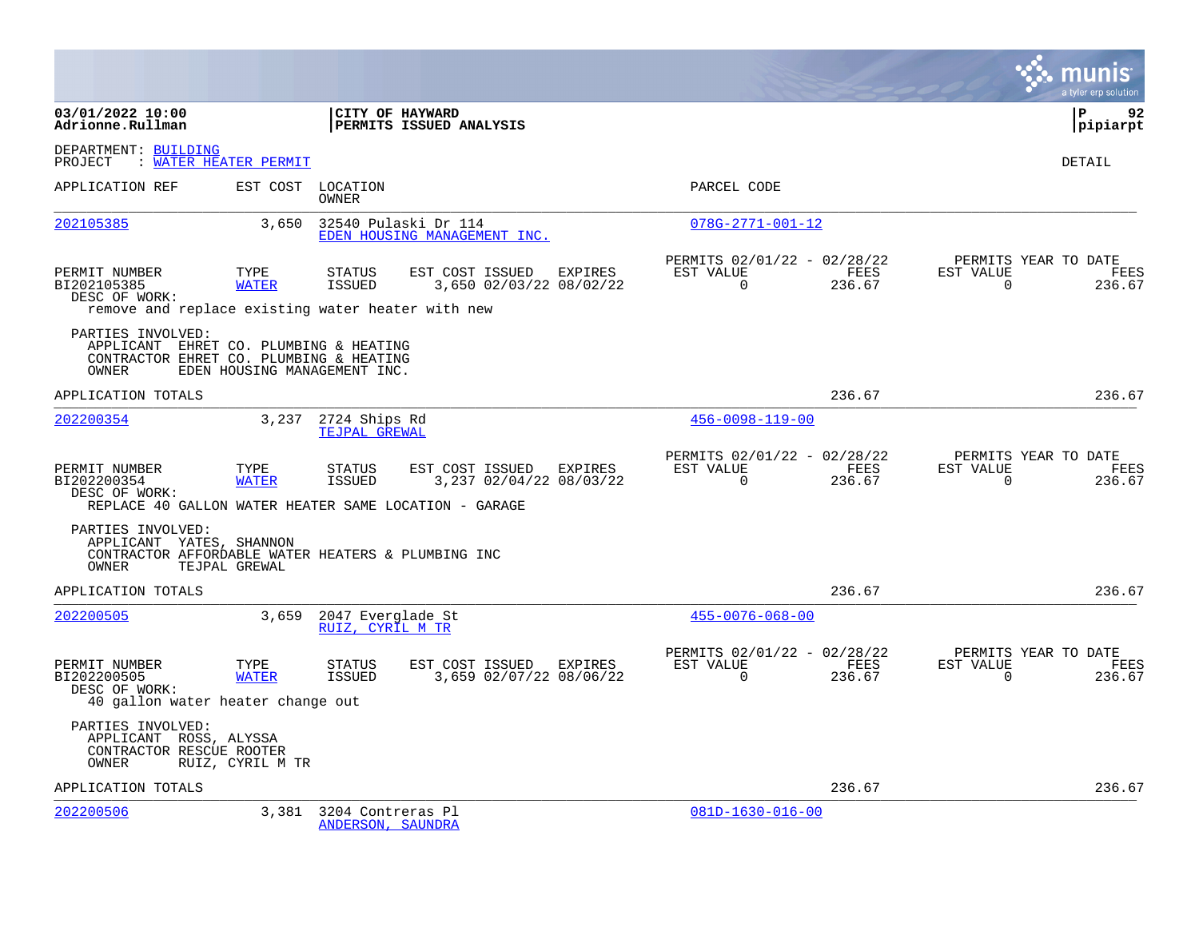**03/01/2022 10:00**
**Adrionne.Rullman**

**CITY OF HAYWARD**
**PERMITS ISSUED ANALYSIS**

**P 92**
**pipiarpt**

DEPARTMENT: BUILDING
PROJECT : WATER HEATER PERMIT

DETAIL

| APPLICATION REF | EST COST | LOCATION / OWNER | PARCEL CODE |
|---|---|---|---|
| 202105385 | 3,650 | 32540 Pulaski Dr 114 / EDEN HOUSING MANAGEMENT INC. | 078G-2771-001-12 |

| PERMIT NUMBER | TYPE | STATUS | EST COST | ISSUED | EXPIRES | PERMITS 02/01/22 - 02/28/22 EST VALUE | FEES | PERMITS YEAR TO DATE EST VALUE | FEES |
|---|---|---|---|---|---|---|---|---|---|
| BI202105385 | WATER | ISSUED | 3,650 | 02/03/22 | 08/02/22 | 0 | 236.67 | 0 | 236.67 |

DESC OF WORK:
remove and replace existing water heater with new

PARTIES INVOLVED:
APPLICANT EHRET CO. PLUMBING & HEATING
CONTRACTOR EHRET CO. PLUMBING & HEATING
OWNER EDEN HOUSING MANAGEMENT INC.

APPLICATION TOTALS 236.67 236.67

| APPLICATION REF | EST COST | LOCATION / OWNER | PARCEL CODE |
|---|---|---|---|
| 202200354 | 3,237 | 2724 Ships Rd / TEJPAL GREWAL | 456-0098-119-00 |

| PERMIT NUMBER | TYPE | STATUS | EST COST | ISSUED | EXPIRES | PERMITS 02/01/22 - 02/28/22 EST VALUE | FEES | PERMITS YEAR TO DATE EST VALUE | FEES |
|---|---|---|---|---|---|---|---|---|---|
| BI202200354 | WATER | ISSUED | 3,237 | 02/04/22 | 08/03/22 | 0 | 236.67 | 0 | 236.67 |

DESC OF WORK:
REPLACE 40 GALLON WATER HEATER SAME LOCATION - GARAGE

PARTIES INVOLVED:
APPLICANT YATES, SHANNON
CONTRACTOR AFFORDABLE WATER HEATERS & PLUMBING INC
OWNER TEJPAL GREWAL

APPLICATION TOTALS 236.67 236.67

| APPLICATION REF | EST COST | LOCATION / OWNER | PARCEL CODE |
|---|---|---|---|
| 202200505 | 3,659 | 2047 Everglade St / RUIZ, CYRIL M TR | 455-0076-068-00 |

| PERMIT NUMBER | TYPE | STATUS | EST COST | ISSUED | EXPIRES | PERMITS 02/01/22 - 02/28/22 EST VALUE | FEES | PERMITS YEAR TO DATE EST VALUE | FEES |
|---|---|---|---|---|---|---|---|---|---|
| BI202200505 | WATER | ISSUED | 3,659 | 02/07/22 | 08/06/22 | 0 | 236.67 | 0 | 236.67 |

DESC OF WORK:
40 gallon water heater change out

PARTIES INVOLVED:
APPLICANT ROSS, ALYSSA
CONTRACTOR RESCUE ROOTER
OWNER RUIZ, CYRIL M TR

APPLICATION TOTALS 236.67 236.67

| APPLICATION REF | EST COST | LOCATION / OWNER | PARCEL CODE |
|---|---|---|---|
| 202200506 | 3,381 | 3204 Contreras Pl / ANDERSON, SAUNDRA | 081D-1630-016-00 |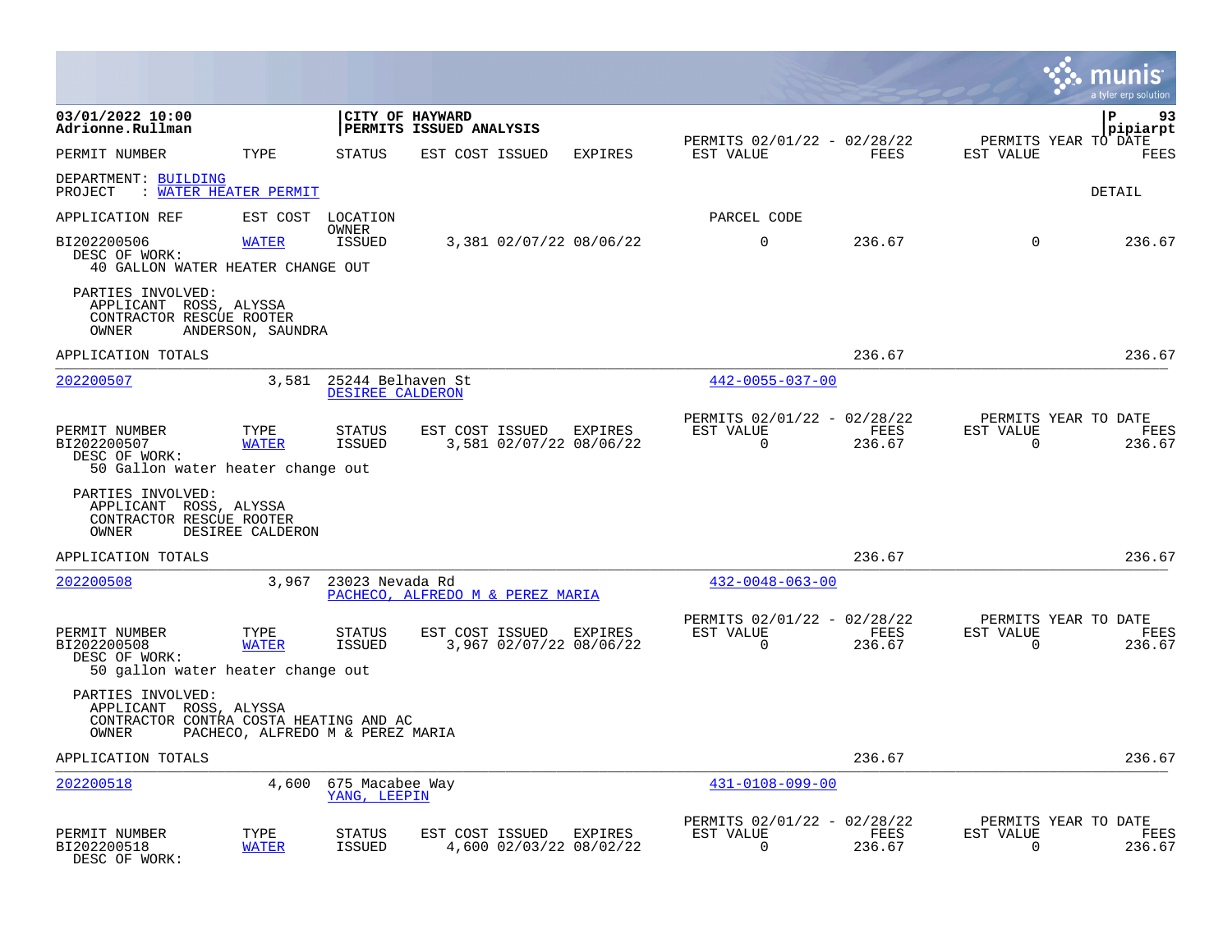**03/01/2022 10:00**
**Adrionne.Rullman**

**CITY OF HAYWARD**
**PERMITS ISSUED ANALYSIS**

**pipiarpt**

| PERMIT NUMBER | TYPE | STATUS | EST COST | ISSUED | EXPIRES | PERMITS 02/01/22 - 02/28/22 EST VALUE | FEES | PERMITS YEAR TO DATE EST VALUE | FEES |
|---|---|---|---|---|---|---|---|---|---|

DEPARTMENT: BUILDING
PROJECT : WATER HEATER PERMIT

DETAIL

| APPLICATION REF | EST COST | LOCATION / OWNER | | | | PARCEL CODE | | | |
|---|---|---|---|---|---|---|---|---|---|
| BI202200506 | WATER | ISSUED | 3,381 | 02/07/22 | 08/06/22 | 0 | 236.67 | 0 | 236.67 |

DESC OF WORK:
40 GALLON WATER HEATER CHANGE OUT

PARTIES INVOLVED:
APPLICANT ROSS, ALYSSA
CONTRACTOR RESCUE ROOTER
OWNER ANDERSON, SAUNDRA

APPLICATION TOTALS — 236.67 — 236.67

---

202200507 — 3,581 — 25244 Belhaven St — DESIREE CALDERON — 442-0055-037-00

| PERMIT NUMBER | TYPE | STATUS | EST COST | ISSUED | EXPIRES | PERMITS 02/01/22 - 02/28/22 EST VALUE | FEES | PERMITS YEAR TO DATE EST VALUE | FEES |
|---|---|---|---|---|---|---|---|---|---|
| BI202200507 | WATER | ISSUED | 3,581 | 02/07/22 | 08/06/22 | 0 | 236.67 | 0 | 236.67 |

DESC OF WORK:
50 Gallon water heater change out

PARTIES INVOLVED:
APPLICANT ROSS, ALYSSA
CONTRACTOR RESCUE ROOTER
OWNER DESIREE CALDERON

APPLICATION TOTALS — 236.67 — 236.67

---

202200508 — 3,967 — 23023 Nevada Rd — PACHECO, ALFREDO M & PEREZ MARIA — 432-0048-063-00

| PERMIT NUMBER | TYPE | STATUS | EST COST | ISSUED | EXPIRES | PERMITS 02/01/22 - 02/28/22 EST VALUE | FEES | PERMITS YEAR TO DATE EST VALUE | FEES |
|---|---|---|---|---|---|---|---|---|---|
| BI202200508 | WATER | ISSUED | 3,967 | 02/07/22 | 08/06/22 | 0 | 236.67 | 0 | 236.67 |

DESC OF WORK:
50 gallon water heater change out

PARTIES INVOLVED:
APPLICANT ROSS, ALYSSA
CONTRACTOR CONTRA COSTA HEATING AND AC
OWNER PACHECO, ALFREDO M & PEREZ MARIA

APPLICATION TOTALS — 236.67 — 236.67

---

202200518 — 4,600 — 675 Macabee Way — YANG, LEEPIN — 431-0108-099-00

| PERMIT NUMBER | TYPE | STATUS | EST COST | ISSUED | EXPIRES | PERMITS 02/01/22 - 02/28/22 EST VALUE | FEES | PERMITS YEAR TO DATE EST VALUE | FEES |
|---|---|---|---|---|---|---|---|---|---|
| BI202200518 | WATER | ISSUED | 4,600 | 02/03/22 | 08/02/22 | 0 | 236.67 | 0 | 236.67 |

DESC OF WORK: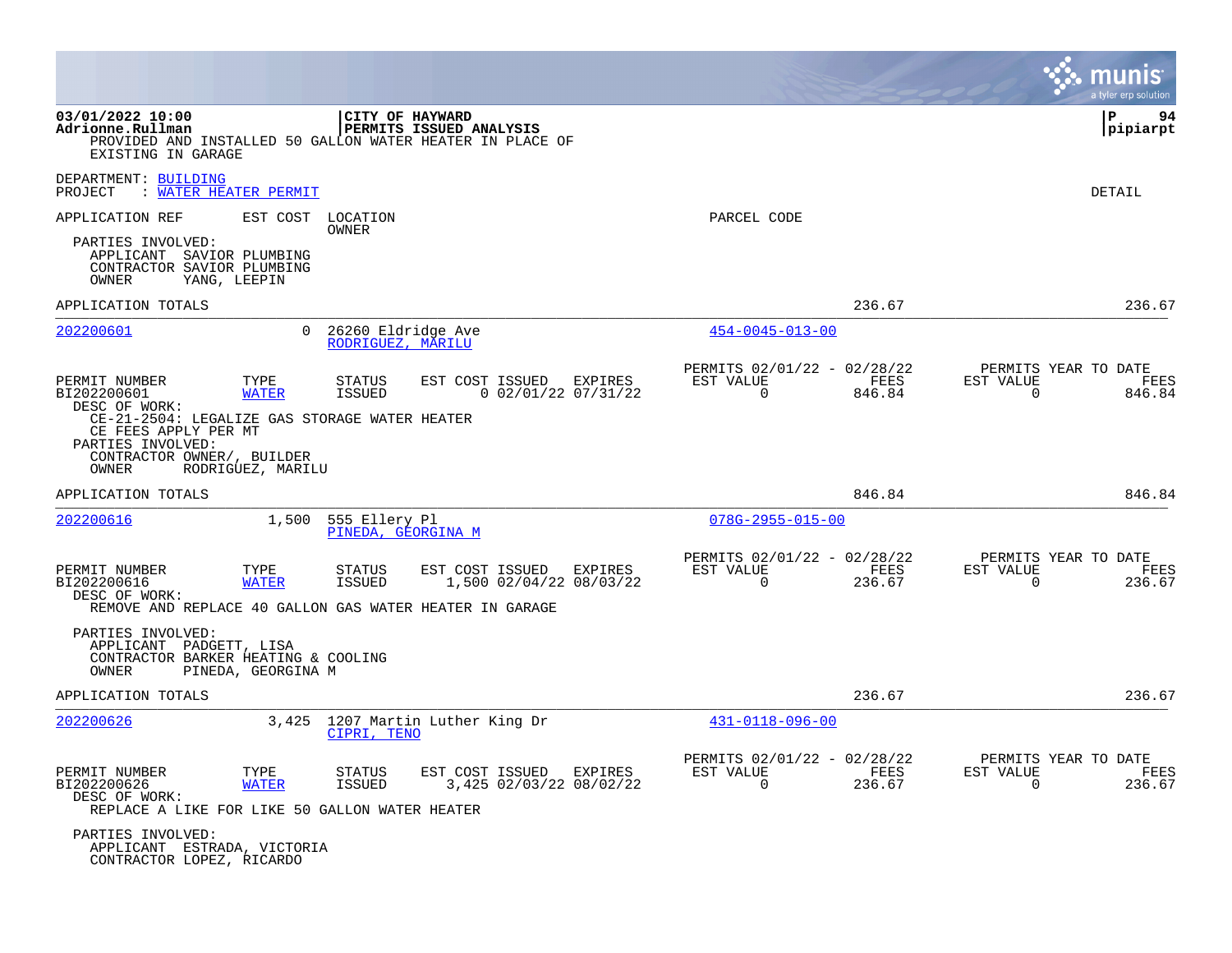PROVIDED AND INSTALLED 50 GALLON WATER HEATER IN PLACE OF EXISTING IN GARAGE

DEPARTMENT: BUILDING
PROJECT : WATER HEATER PERMIT

DETAIL

APPLICATION REF | EST COST | LOCATION / OWNER | PARCEL CODE

PARTIES INVOLVED:
APPLICANT SAVIOR PLUMBING
CONTRACTOR SAVIOR PLUMBING
OWNER YANG, LEEPIN

APPLICATION TOTALS 236.67 236.67

---

**202200601** | 0 | 26260 Eldridge Ave / RODRIGUEZ, MARILU | 454-0045-013-00

| PERMIT NUMBER | TYPE | STATUS | EST COST | ISSUED | EXPIRES | PERMITS 02/01/22 - 02/28/22 EST VALUE | FEES | PERMITS YEAR TO DATE EST VALUE | FEES |
|---|---|---|---|---|---|---|---|---|---|
| BI202200601 | WATER | ISSUED | 0 | 02/01/22 | 07/31/22 | 0 | 846.84 | 0 | 846.84 |

DESC OF WORK:
CE-21-2504: LEGALIZE GAS STORAGE WATER HEATER
CE FEES APPLY PER MT

PARTIES INVOLVED:
CONTRACTOR OWNER/, BUILDER
OWNER RODRIGUEZ, MARILU

APPLICATION TOTALS 846.84 846.84

---

**202200616** | 1,500 | 555 Ellery Pl / PINEDA, GEORGINA M | 078G-2955-015-00

| PERMIT NUMBER | TYPE | STATUS | EST COST | ISSUED | EXPIRES | PERMITS 02/01/22 - 02/28/22 EST VALUE | FEES | PERMITS YEAR TO DATE EST VALUE | FEES |
|---|---|---|---|---|---|---|---|---|---|
| BI202200616 | WATER | ISSUED | 1,500 | 02/04/22 | 08/03/22 | 0 | 236.67 | 0 | 236.67 |

DESC OF WORK:
REMOVE AND REPLACE 40 GALLON GAS WATER HEATER IN GARAGE

PARTIES INVOLVED:
APPLICANT PADGETT, LISA
CONTRACTOR BARKER HEATING & COOLING
OWNER PINEDA, GEORGINA M

APPLICATION TOTALS 236.67 236.67

---

**202200626** | 3,425 | 1207 Martin Luther King Dr / CIPRI, TENO | 431-0118-096-00

| PERMIT NUMBER | TYPE | STATUS | EST COST | ISSUED | EXPIRES | PERMITS 02/01/22 - 02/28/22 EST VALUE | FEES | PERMITS YEAR TO DATE EST VALUE | FEES |
|---|---|---|---|---|---|---|---|---|---|
| BI202200626 | WATER | ISSUED | 3,425 | 02/03/22 | 08/02/22 | 0 | 236.67 | 0 | 236.67 |

DESC OF WORK:
REPLACE A LIKE FOR LIKE 50 GALLON WATER HEATER

PARTIES INVOLVED:
APPLICANT ESTRADA, VICTORIA
CONTRACTOR LOPEZ, RICARDO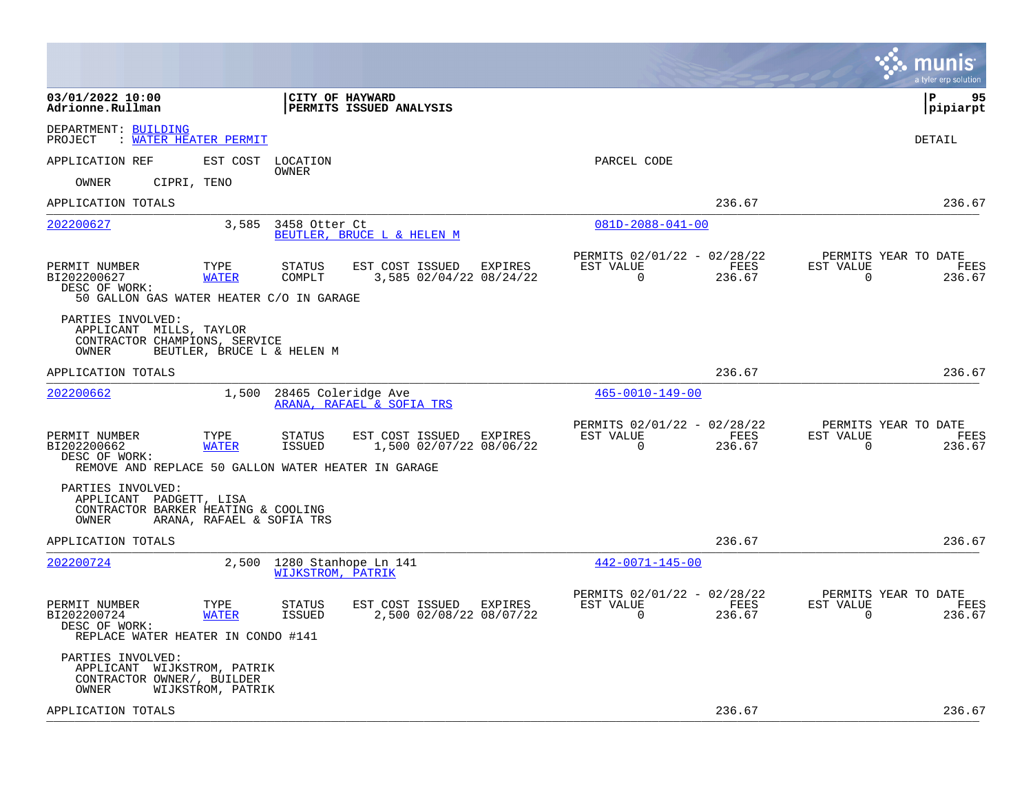**03/01/2022 10:00**
**Adrionne.Rullman**

**CITY OF HAYWARD**
**PERMITS ISSUED ANALYSIS**

**P 95**
**pipiarpt**

DEPARTMENT: BUILDING
PROJECT : WATER HEATER PERMIT

DETAIL

APPLICATION REF | EST COST | LOCATION OWNER | PARCEL CODE

OWNER CIPRI, TENO

APPLICATION TOTALS 236.67 236.67

---

**202200627** 3,585 3458 Otter Ct — BEUTLER, BRUCE L & HELEN M — 081D-2088-041-00

| PERMIT NUMBER | TYPE | STATUS | EST COST | ISSUED | EXPIRES | PERMITS 02/01/22 - 02/28/22 EST VALUE | FEES | PERMITS YEAR TO DATE EST VALUE | FEES |
|---|---|---|---|---|---|---|---|---|---|
| BI202200627 | WATER | COMPLT | 3,585 | 02/04/22 | 08/24/22 | 0 | 236.67 | 0 | 236.67 |

DESC OF WORK:
50 GALLON GAS WATER HEATER C/O IN GARAGE

PARTIES INVOLVED:
APPLICANT MILLS, TAYLOR
CONTRACTOR CHAMPIONS, SERVICE
OWNER BEUTLER, BRUCE L & HELEN M

APPLICATION TOTALS 236.67 236.67

---

**202200662** 1,500 28465 Coleridge Ave — ARANA, RAFAEL & SOFIA TRS — 465-0010-149-00

| PERMIT NUMBER | TYPE | STATUS | EST COST | ISSUED | EXPIRES | PERMITS 02/01/22 - 02/28/22 EST VALUE | FEES | PERMITS YEAR TO DATE EST VALUE | FEES |
|---|---|---|---|---|---|---|---|---|---|
| BI202200662 | WATER | ISSUED | 1,500 | 02/07/22 | 08/06/22 | 0 | 236.67 | 0 | 236.67 |

DESC OF WORK:
REMOVE AND REPLACE 50 GALLON WATER HEATER IN GARAGE

PARTIES INVOLVED:
APPLICANT PADGETT, LISA
CONTRACTOR BARKER HEATING & COOLING
OWNER ARANA, RAFAEL & SOFIA TRS

APPLICATION TOTALS 236.67 236.67

---

**202200724** 2,500 1280 Stanhope Ln 141 — WIJKSTROM, PATRIK — 442-0071-145-00

| PERMIT NUMBER | TYPE | STATUS | EST COST | ISSUED | EXPIRES | PERMITS 02/01/22 - 02/28/22 EST VALUE | FEES | PERMITS YEAR TO DATE EST VALUE | FEES |
|---|---|---|---|---|---|---|---|---|---|
| BI202200724 | WATER | ISSUED | 2,500 | 02/08/22 | 08/07/22 | 0 | 236.67 | 0 | 236.67 |

DESC OF WORK:
REPLACE WATER HEATER IN CONDO #141

PARTIES INVOLVED:
APPLICANT WIJKSTROM, PATRIK
CONTRACTOR OWNER/, BUILDER
OWNER WIJKSTROM, PATRIK

APPLICATION TOTALS 236.67 236.67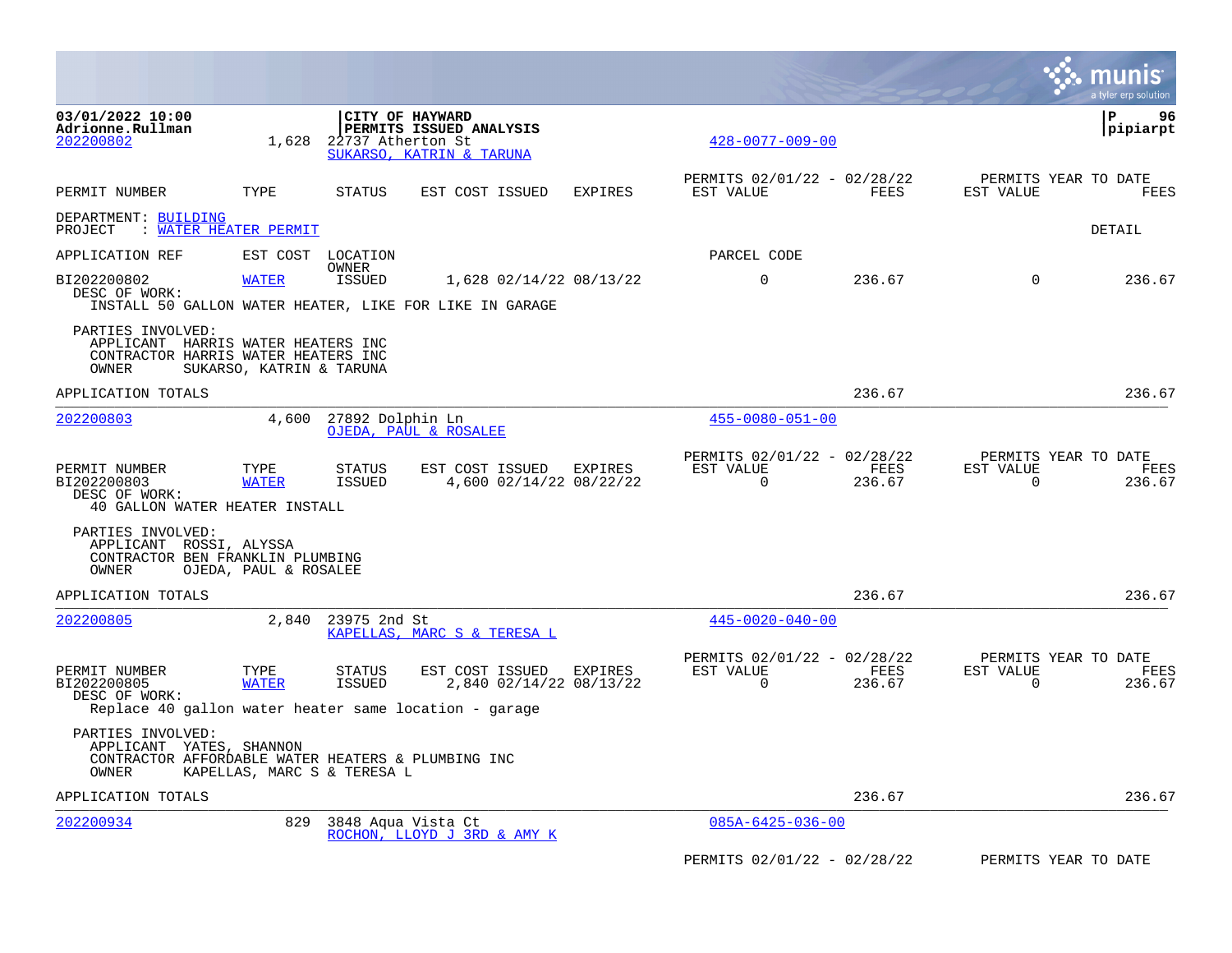**03/01/2022 10:00**
**Adrionne.Rullman**

**CITY OF HAYWARD**
**PERMITS ISSUED ANALYSIS**

**P 96**
**pipiarpt**

202200802 | 1,628 | 22737 Atherton St | SUKARSO, KATRIN & TARUNA | 428-0077-009-00

| PERMIT NUMBER | TYPE | STATUS | EST COST | ISSUED | EXPIRES | PERMITS 02/01/22 - 02/28/22 EST VALUE | FEES | PERMITS YEAR TO DATE EST VALUE | FEES |
|---|---|---|---|---|---|---|---|---|---|

DEPARTMENT: BUILDING
PROJECT : WATER HEATER PERMIT

DETAIL

| APPLICATION REF | EST COST | LOCATION / OWNER | | | | PARCEL CODE | | | |
|---|---|---|---|---|---|---|---|---|---|
| BI202200802 | WATER | ISSUED | 1,628 | 02/14/22 | 08/13/22 | 0 | 236.67 | 0 | 236.67 |

DESC OF WORK:
INSTALL 50 GALLON WATER HEATER, LIKE FOR LIKE IN GARAGE

PARTIES INVOLVED:
APPLICANT HARRIS WATER HEATERS INC
CONTRACTOR HARRIS WATER HEATERS INC
OWNER SUKARSO, KATRIN & TARUNA

APPLICATION TOTALS: 236.67 | 236.67

---

202200803 | 4,600 | 27892 Dolphin Ln | OJEDA, PAUL & ROSALEE | 455-0080-051-00

| PERMIT NUMBER | TYPE | STATUS | EST COST | ISSUED | EXPIRES | PERMITS 02/01/22 - 02/28/22 EST VALUE | FEES | PERMITS YEAR TO DATE EST VALUE | FEES |
|---|---|---|---|---|---|---|---|---|---|
| BI202200803 | WATER | ISSUED | 4,600 | 02/14/22 | 08/22/22 | 0 | 236.67 | 0 | 236.67 |

DESC OF WORK:
40 GALLON WATER HEATER INSTALL

PARTIES INVOLVED:
APPLICANT ROSSI, ALYSSA
CONTRACTOR BEN FRANKLIN PLUMBING
OWNER OJEDA, PAUL & ROSALEE

APPLICATION TOTALS: 236.67 | 236.67

---

202200805 | 2,840 | 23975 2nd St | KAPELLAS, MARC S & TERESA L | 445-0020-040-00

| PERMIT NUMBER | TYPE | STATUS | EST COST | ISSUED | EXPIRES | PERMITS 02/01/22 - 02/28/22 EST VALUE | FEES | PERMITS YEAR TO DATE EST VALUE | FEES |
|---|---|---|---|---|---|---|---|---|---|
| BI202200805 | WATER | ISSUED | 2,840 | 02/14/22 | 08/13/22 | 0 | 236.67 | 0 | 236.67 |

DESC OF WORK:
Replace 40 gallon water heater same location - garage

PARTIES INVOLVED:
APPLICANT YATES, SHANNON
CONTRACTOR AFFORDABLE WATER HEATERS & PLUMBING INC
OWNER KAPELLAS, MARC S & TERESA L

APPLICATION TOTALS: 236.67 | 236.67

---

202200934 | 829 | 3848 Aqua Vista Ct | ROCHON, LLOYD J 3RD & AMY K | 085A-6425-036-00

PERMITS 02/01/22 - 02/28/22 | PERMITS YEAR TO DATE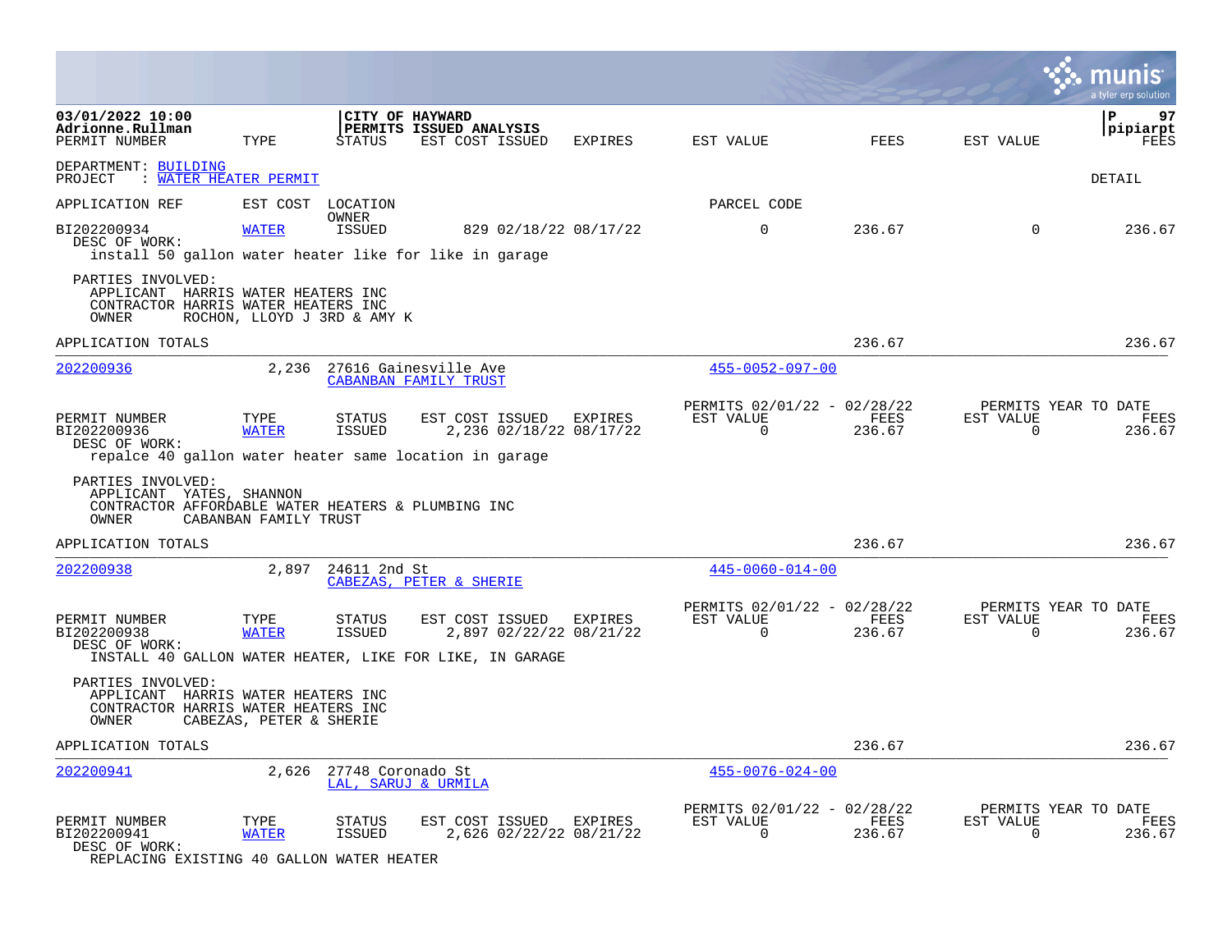03/01/2022 10:00
Adrionne.Rullman

**CITY OF HAYWARD**
**PERMITS ISSUED ANALYSIS**

pipiarpt

| PERMIT NUMBER | TYPE | STATUS | EST COST | ISSUED | EXPIRES | EST VALUE | FEES | EST VALUE | FEES |
|---|---|---|---|---|---|---|---|---|---|

DEPARTMENT: BUILDING
PROJECT : WATER HEATER PERMIT

DETAIL

APPLICATION REF | EST COST | LOCATION / OWNER | PARCEL CODE

| BI202200934 | WATER | ISSUED | 829 | 02/18/22 | 08/17/22 | 0 | 236.67 | 0 | 236.67 |
|---|---|---|---|---|---|---|---|---|---|

DESC OF WORK:
install 50 gallon water heater like for like in garage

PARTIES INVOLVED:
APPLICANT HARRIS WATER HEATERS INC
CONTRACTOR HARRIS WATER HEATERS INC
OWNER ROCHON, LLOYD J 3RD & AMY K

APPLICATION TOTALS 236.67 236.67

---

202200936 | 2,236 | 27616 Gainesville Ave | 455-0052-097-00
CABANBAN FAMILY TRUST

| PERMIT NUMBER | TYPE | STATUS | EST COST | ISSUED | EXPIRES | PERMITS 02/01/22 - 02/28/22 EST VALUE | FEES | PERMITS YEAR TO DATE EST VALUE | FEES |
|---|---|---|---|---|---|---|---|---|---|
| BI202200936 | WATER | ISSUED | 2,236 | 02/18/22 | 08/17/22 | 0 | 236.67 | 0 | 236.67 |

DESC OF WORK:
repalce 40 gallon water heater same location in garage

PARTIES INVOLVED:
APPLICANT YATES, SHANNON
CONTRACTOR AFFORDABLE WATER HEATERS & PLUMBING INC
OWNER CABANBAN FAMILY TRUST

APPLICATION TOTALS 236.67 236.67

---

202200938 | 2,897 | 24611 2nd St | 445-0060-014-00
CABEZAS, PETER & SHERIE

| PERMIT NUMBER | TYPE | STATUS | EST COST | ISSUED | EXPIRES | PERMITS 02/01/22 - 02/28/22 EST VALUE | FEES | PERMITS YEAR TO DATE EST VALUE | FEES |
|---|---|---|---|---|---|---|---|---|---|
| BI202200938 | WATER | ISSUED | 2,897 | 02/22/22 | 08/21/22 | 0 | 236.67 | 0 | 236.67 |

DESC OF WORK:
INSTALL 40 GALLON WATER HEATER, LIKE FOR LIKE, IN GARAGE

PARTIES INVOLVED:
APPLICANT HARRIS WATER HEATERS INC
CONTRACTOR HARRIS WATER HEATERS INC
OWNER CABEZAS, PETER & SHERIE

APPLICATION TOTALS 236.67 236.67

---

202200941 | 2,626 | 27748 Coronado St | 455-0076-024-00
LAL, SARUJ & URMILA

| PERMIT NUMBER | TYPE | STATUS | EST COST | ISSUED | EXPIRES | PERMITS 02/01/22 - 02/28/22 EST VALUE | FEES | PERMITS YEAR TO DATE EST VALUE | FEES |
|---|---|---|---|---|---|---|---|---|---|
| BI202200941 | WATER | ISSUED | 2,626 | 02/22/22 | 08/21/22 | 0 | 236.67 | 0 | 236.67 |

DESC OF WORK:
REPLACING EXISTING 40 GALLON WATER HEATER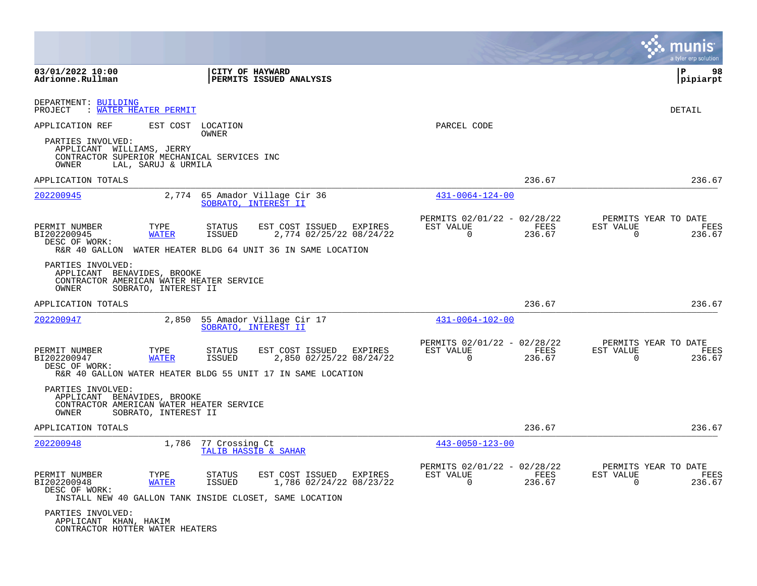DEPARTMENT: BUILDING
PROJECT : WATER HEATER PERMIT

DETAIL

| APPLICATION REF | EST COST | LOCATION / OWNER | PARCEL CODE |
|---|---|---|---|

PARTIES INVOLVED:
- APPLICANT WILLIAMS, JERRY
- CONTRACTOR SUPERIOR MECHANICAL SERVICES INC
- OWNER LAL, SARUJ & URMILA

APPLICATION TOTALS — 236.67 — 236.67

---

**202200945** — 2,774 — 65 Amador Village Cir 36 — SOBRATO, INTEREST II — 431-0064-124-00

| PERMIT NUMBER | TYPE | STATUS | EST COST | ISSUED | EXPIRES | PERMITS 02/01/22 - 02/28/22 EST VALUE | FEES | PERMITS YEAR TO DATE EST VALUE | FEES |
|---|---|---|---|---|---|---|---|---|---|
| BI202200945 | WATER | ISSUED | 2,774 | 02/25/22 | 08/24/22 | 0 | 236.67 | 0 | 236.67 |

DESC OF WORK:
R&R 40 GALLON WATER HEATER BLDG 64 UNIT 36 IN SAME LOCATION

PARTIES INVOLVED:
- APPLICANT BENAVIDES, BROOKE
- CONTRACTOR AMERICAN WATER HEATER SERVICE
- OWNER SOBRATO, INTEREST II

APPLICATION TOTALS — 236.67 — 236.67

---

**202200947** — 2,850 — 55 Amador Village Cir 17 — SOBRATO, INTEREST II — 431-0064-102-00

| PERMIT NUMBER | TYPE | STATUS | EST COST | ISSUED | EXPIRES | PERMITS 02/01/22 - 02/28/22 EST VALUE | FEES | PERMITS YEAR TO DATE EST VALUE | FEES |
|---|---|---|---|---|---|---|---|---|---|
| BI202200947 | WATER | ISSUED | 2,850 | 02/25/22 | 08/24/22 | 0 | 236.67 | 0 | 236.67 |

DESC OF WORK:
R&R 40 GALLON WATER HEATER BLDG 55 UNIT 17 IN SAME LOCATION

PARTIES INVOLVED:
- APPLICANT BENAVIDES, BROOKE
- CONTRACTOR AMERICAN WATER HEATER SERVICE
- OWNER SOBRATO, INTEREST II

APPLICATION TOTALS — 236.67 — 236.67

---

**202200948** — 1,786 — 77 Crossing Ct — TALIB HASSIB & SAHAR — 443-0050-123-00

| PERMIT NUMBER | TYPE | STATUS | EST COST | ISSUED | EXPIRES | PERMITS 02/01/22 - 02/28/22 EST VALUE | FEES | PERMITS YEAR TO DATE EST VALUE | FEES |
|---|---|---|---|---|---|---|---|---|---|
| BI202200948 | WATER | ISSUED | 1,786 | 02/24/22 | 08/23/22 | 0 | 236.67 | 0 | 236.67 |

DESC OF WORK:
INSTALL NEW 40 GALLON TANK INSIDE CLOSET, SAME LOCATION

PARTIES INVOLVED:
- APPLICANT KHAN, HAKIM
- CONTRACTOR HOTTER WATER HEATERS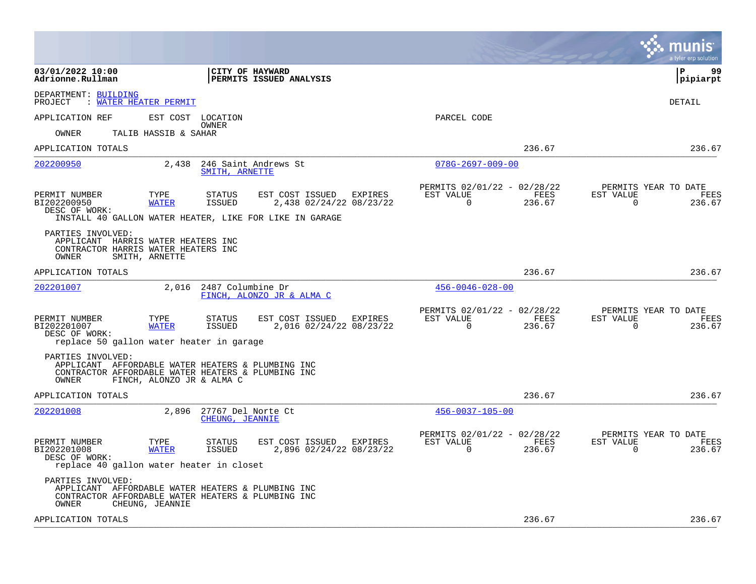**03/01/2022 10:00**
**Adrionne.Rullman**

**CITY OF HAYWARD**
**PERMITS ISSUED ANALYSIS**

**P 99**
**pipiarpt**

DEPARTMENT: BUILDING
PROJECT : WATER HEATER PERMIT

DETAIL

APPLICATION REF    EST COST    LOCATION / OWNER    PARCEL CODE

OWNER    TALIB HASSIB & SAHAR

APPLICATION TOTALS    236.67    236.67

---

**202200950**    2,438    246 Saint Andrews St    078G-2697-009-00
SMITH, ARNETTE

| PERMIT NUMBER | TYPE | STATUS | EST COST | ISSUED | EXPIRES | PERMITS 02/01/22 - 02/28/22 EST VALUE | FEES | PERMITS YEAR TO DATE EST VALUE | FEES |
|---|---|---|---|---|---|---|---|---|---|
| BI202200950 | WATER | ISSUED | 2,438 | 02/24/22 | 08/23/22 | 0 | 236.67 | 0 | 236.67 |

DESC OF WORK:
INSTALL 40 GALLON WATER HEATER, LIKE FOR LIKE IN GARAGE

PARTIES INVOLVED:
APPLICANT HARRIS WATER HEATERS INC
CONTRACTOR HARRIS WATER HEATERS INC
OWNER SMITH, ARNETTE

APPLICATION TOTALS    236.67    236.67

---

**202201007**    2,016    2487 Columbine Dr    456-0046-028-00
FINCH, ALONZO JR & ALMA C

| PERMIT NUMBER | TYPE | STATUS | EST COST | ISSUED | EXPIRES | PERMITS 02/01/22 - 02/28/22 EST VALUE | FEES | PERMITS YEAR TO DATE EST VALUE | FEES |
|---|---|---|---|---|---|---|---|---|---|
| BI202201007 | WATER | ISSUED | 2,016 | 02/24/22 | 08/23/22 | 0 | 236.67 | 0 | 236.67 |

DESC OF WORK:
replace 50 gallon water heater in garage

PARTIES INVOLVED:
APPLICANT AFFORDABLE WATER HEATERS & PLUMBING INC
CONTRACTOR AFFORDABLE WATER HEATERS & PLUMBING INC
OWNER FINCH, ALONZO JR & ALMA C

APPLICATION TOTALS    236.67    236.67

---

**202201008**    2,896    27767 Del Norte Ct    456-0037-105-00
CHEUNG, JEANNIE

| PERMIT NUMBER | TYPE | STATUS | EST COST | ISSUED | EXPIRES | PERMITS 02/01/22 - 02/28/22 EST VALUE | FEES | PERMITS YEAR TO DATE EST VALUE | FEES |
|---|---|---|---|---|---|---|---|---|---|
| BI202201008 | WATER | ISSUED | 2,896 | 02/24/22 | 08/23/22 | 0 | 236.67 | 0 | 236.67 |

DESC OF WORK:
replace 40 gallon water heater in closet

PARTIES INVOLVED:
APPLICANT AFFORDABLE WATER HEATERS & PLUMBING INC
CONTRACTOR AFFORDABLE WATER HEATERS & PLUMBING INC
OWNER CHEUNG, JEANNIE

APPLICATION TOTALS    236.67    236.67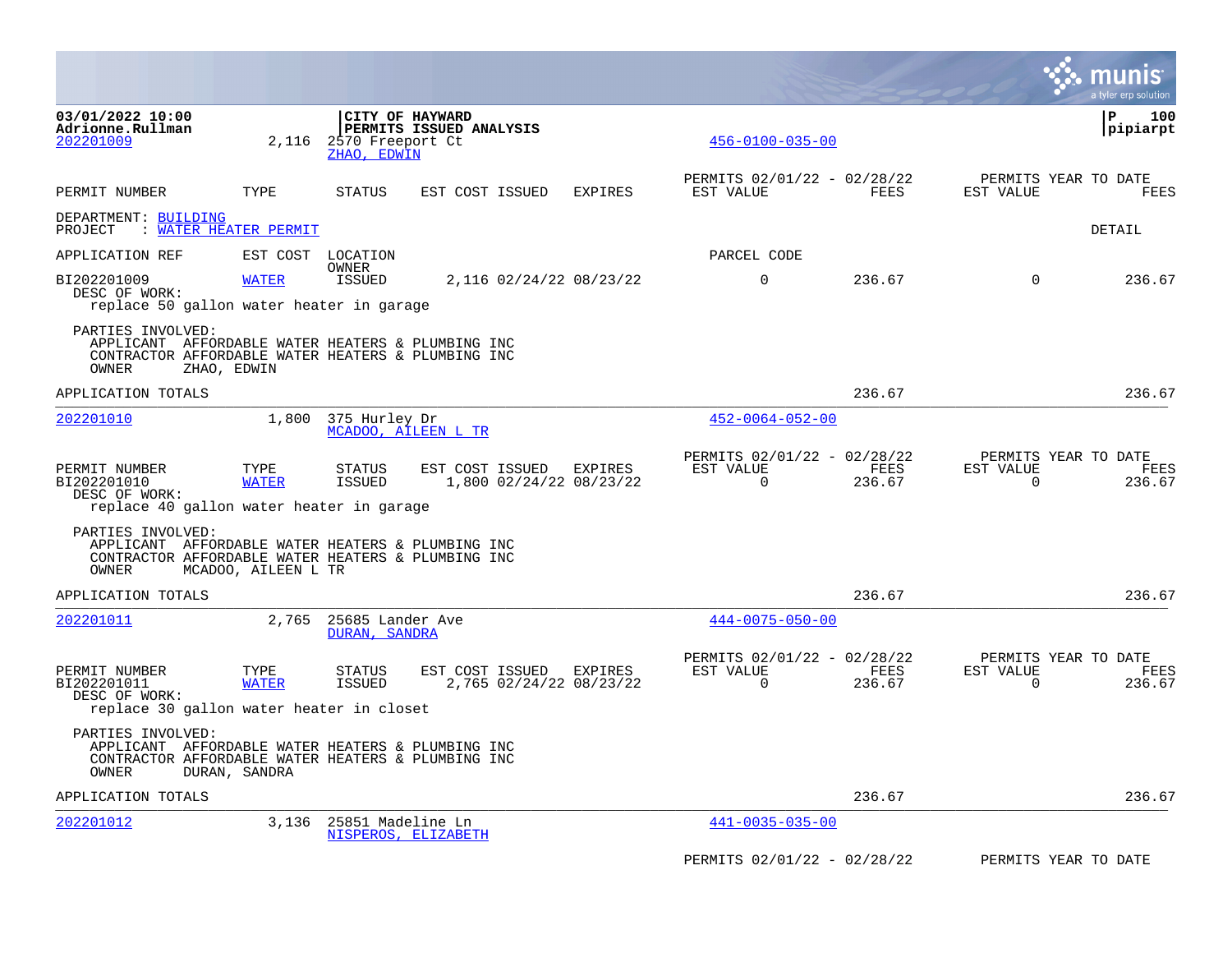**CITY OF HAYWARD**
**PERMITS ISSUED ANALYSIS**

202201009 — 2,116 — 2570 Freeport Ct — ZHAO, EDWIN — 456-0100-035-00

| PERMIT NUMBER | TYPE | STATUS | EST COST | ISSUED | EXPIRES | PERMITS 02/01/22 - 02/28/22 EST VALUE | FEES | PERMITS YEAR TO DATE EST VALUE | FEES |
|---|---|---|---|---|---|---|---|---|---|

DEPARTMENT: BUILDING
PROJECT : WATER HEATER PERMIT — DETAIL

| APPLICATION REF | EST COST | LOCATION / OWNER | | | | PARCEL CODE | | | |
|---|---|---|---|---|---|---|---|---|---|
| BI202201009 | WATER | ISSUED | 2,116 | 02/24/22 | 08/23/22 | 0 | 236.67 | 0 | 236.67 |

DESC OF WORK:
replace 50 gallon water heater in garage

PARTIES INVOLVED:
APPLICANT AFFORDABLE WATER HEATERS & PLUMBING INC
CONTRACTOR AFFORDABLE WATER HEATERS & PLUMBING INC
OWNER ZHAO, EDWIN

APPLICATION TOTALS: 236.67 | 236.67

---

202201010 — 1,800 — 375 Hurley Dr — MCADOO, AILEEN L TR — 452-0064-052-00

| PERMIT NUMBER | TYPE | STATUS | EST COST | ISSUED | EXPIRES | PERMITS 02/01/22 - 02/28/22 EST VALUE | FEES | PERMITS YEAR TO DATE EST VALUE | FEES |
|---|---|---|---|---|---|---|---|---|---|
| BI202201010 | WATER | ISSUED | 1,800 | 02/24/22 | 08/23/22 | 0 | 236.67 | 0 | 236.67 |

DESC OF WORK:
replace 40 gallon water heater in garage

PARTIES INVOLVED:
APPLICANT AFFORDABLE WATER HEATERS & PLUMBING INC
CONTRACTOR AFFORDABLE WATER HEATERS & PLUMBING INC
OWNER MCADOO, AILEEN L TR

APPLICATION TOTALS: 236.67 | 236.67

---

202201011 — 2,765 — 25685 Lander Ave — DURAN, SANDRA — 444-0075-050-00

| PERMIT NUMBER | TYPE | STATUS | EST COST | ISSUED | EXPIRES | PERMITS 02/01/22 - 02/28/22 EST VALUE | FEES | PERMITS YEAR TO DATE EST VALUE | FEES |
|---|---|---|---|---|---|---|---|---|---|
| BI202201011 | WATER | ISSUED | 2,765 | 02/24/22 | 08/23/22 | 0 | 236.67 | 0 | 236.67 |

DESC OF WORK:
replace 30 gallon water heater in closet

PARTIES INVOLVED:
APPLICANT AFFORDABLE WATER HEATERS & PLUMBING INC
CONTRACTOR AFFORDABLE WATER HEATERS & PLUMBING INC
OWNER DURAN, SANDRA

APPLICATION TOTALS: 236.67 | 236.67

---

202201012 — 3,136 — 25851 Madeline Ln — NISPEROS, ELIZABETH — 441-0035-035-00

PERMITS 02/01/22 - 02/28/22 — PERMITS YEAR TO DATE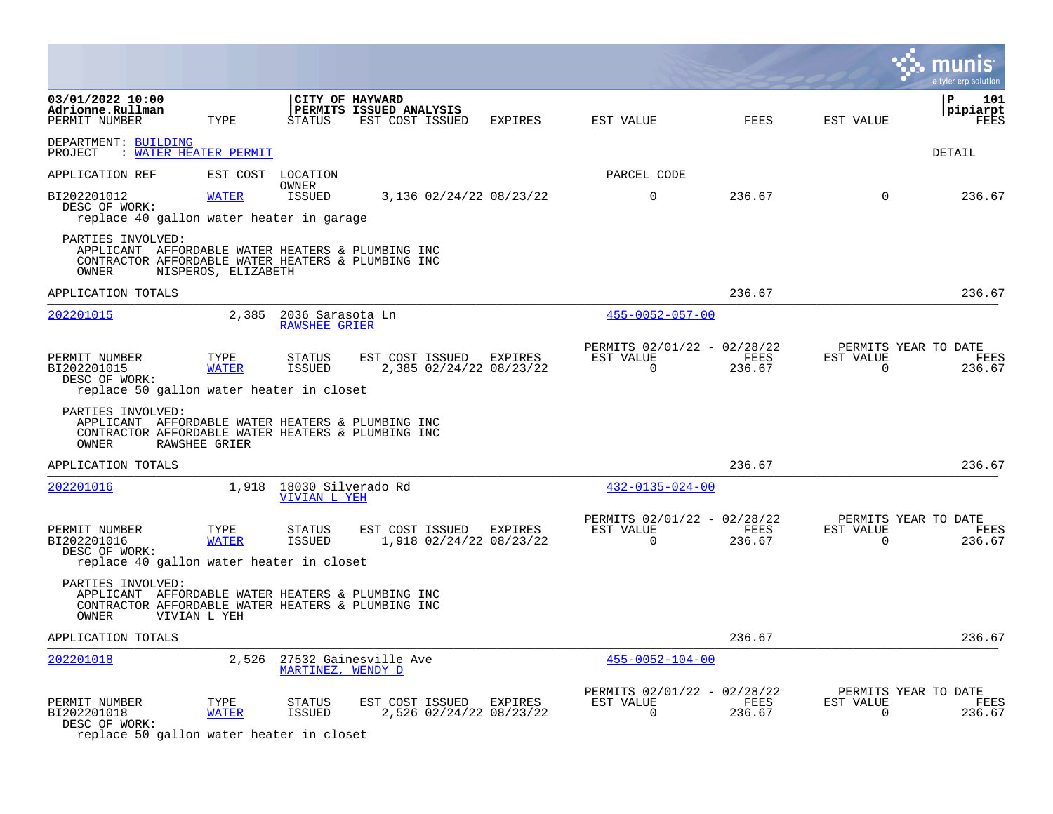DEPARTMENT: BUILDING
PROJECT : WATER HEATER PERMIT

DETAIL

| APPLICATION REF | EST COST | LOCATION / OWNER | | | PARCEL CODE | | | |
|---|---|---|---|---|---|---|---|---|
| PERMIT NUMBER | TYPE | STATUS | EST COST ISSUED | EXPIRES | EST VALUE | FEES | EST VALUE | FEES |
| BI202201012 | WATER | ISSUED | 3,136 02/24/22 | 08/23/22 | 0 | 236.67 | 0 | 236.67 |

DESC OF WORK:
replace 40 gallon water heater in garage

PARTIES INVOLVED:
APPLICANT AFFORDABLE WATER HEATERS & PLUMBING INC
CONTRACTOR AFFORDABLE WATER HEATERS & PLUMBING INC
OWNER NISPEROS, ELIZABETH

APPLICATION TOTALS 236.67 236.67

---

202201015 — 2,385 — 2036 Sarasota Ln — RAWSHEE GRIER — 455-0052-057-00

| PERMIT NUMBER | TYPE | STATUS | EST COST ISSUED | EXPIRES | PERMITS 02/01/22 - 02/28/22 EST VALUE | FEES | PERMITS YEAR TO DATE EST VALUE | FEES |
|---|---|---|---|---|---|---|---|---|
| BI202201015 | WATER | ISSUED | 2,385 02/24/22 | 08/23/22 | 0 | 236.67 | 0 | 236.67 |

DESC OF WORK:
replace 50 gallon water heater in closet

PARTIES INVOLVED:
APPLICANT AFFORDABLE WATER HEATERS & PLUMBING INC
CONTRACTOR AFFORDABLE WATER HEATERS & PLUMBING INC
OWNER RAWSHEE GRIER

APPLICATION TOTALS 236.67 236.67

---

202201016 — 1,918 — 18030 Silverado Rd — VIVIAN L YEH — 432-0135-024-00

| PERMIT NUMBER | TYPE | STATUS | EST COST ISSUED | EXPIRES | PERMITS 02/01/22 - 02/28/22 EST VALUE | FEES | PERMITS YEAR TO DATE EST VALUE | FEES |
|---|---|---|---|---|---|---|---|---|
| BI202201016 | WATER | ISSUED | 1,918 02/24/22 | 08/23/22 | 0 | 236.67 | 0 | 236.67 |

DESC OF WORK:
replace 40 gallon water heater in closet

PARTIES INVOLVED:
APPLICANT AFFORDABLE WATER HEATERS & PLUMBING INC
CONTRACTOR AFFORDABLE WATER HEATERS & PLUMBING INC
OWNER VIVIAN L YEH

APPLICATION TOTALS 236.67 236.67

---

202201018 — 2,526 — 27532 Gainesville Ave — MARTINEZ, WENDY D — 455-0052-104-00

| PERMIT NUMBER | TYPE | STATUS | EST COST ISSUED | EXPIRES | PERMITS 02/01/22 - 02/28/22 EST VALUE | FEES | PERMITS YEAR TO DATE EST VALUE | FEES |
|---|---|---|---|---|---|---|---|---|
| BI202201018 | WATER | ISSUED | 2,526 02/24/22 | 08/23/22 | 0 | 236.67 | 0 | 236.67 |

DESC OF WORK:
replace 50 gallon water heater in closet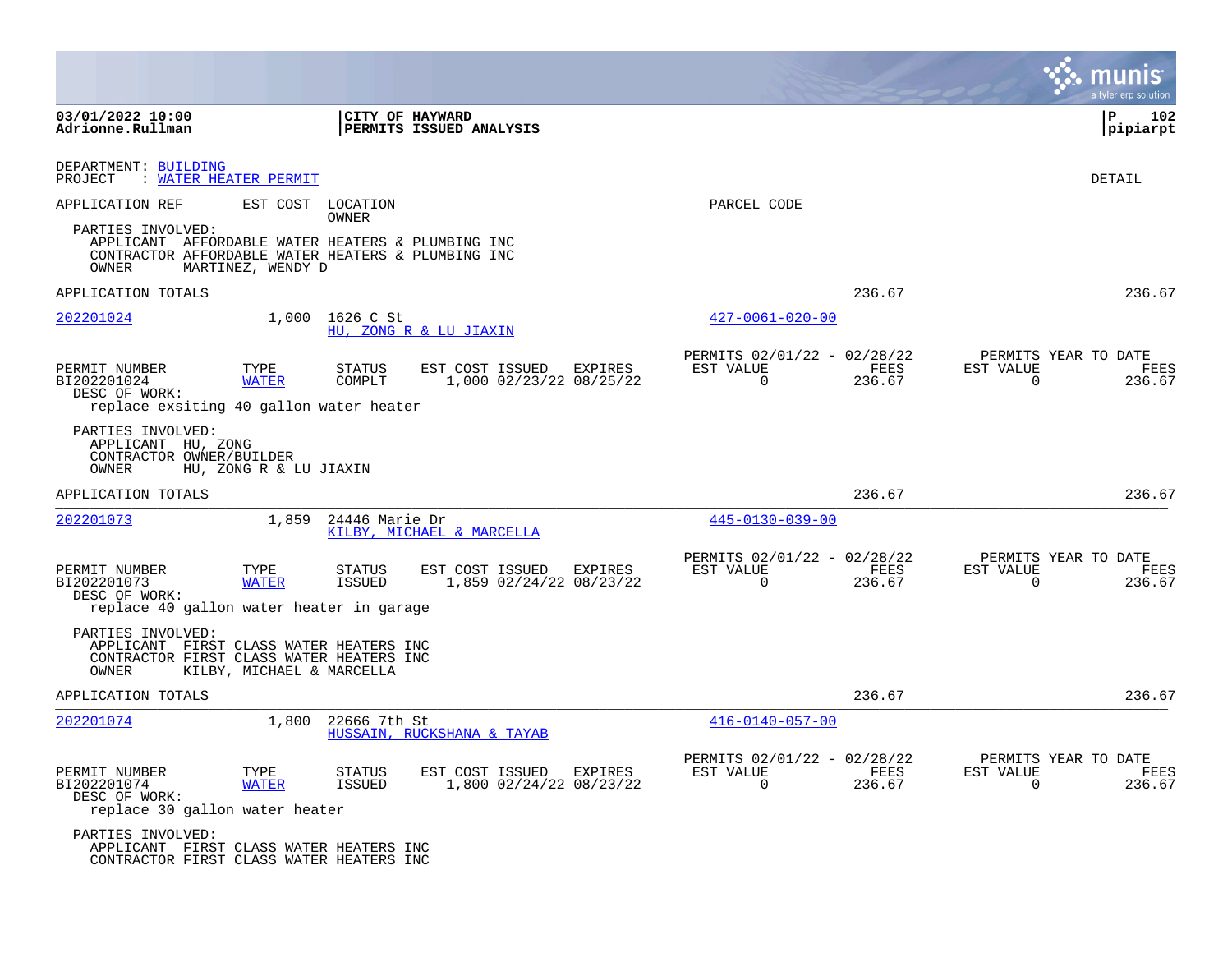**03/01/2022 10:00**
**Adrionne.Rullman**

**CITY OF HAYWARD**
**PERMITS ISSUED ANALYSIS**

DEPARTMENT: BUILDING
PROJECT : WATER HEATER PERMIT

DETAIL

APPLICATION REF | EST COST | LOCATION / OWNER | PARCEL CODE

PARTIES INVOLVED:
APPLICANT AFFORDABLE WATER HEATERS & PLUMBING INC
CONTRACTOR AFFORDABLE WATER HEATERS & PLUMBING INC
OWNER MARTINEZ, WENDY D

APPLICATION TOTALS 236.67 236.67

---

**202201024** 1,000 1626 C St — HU, ZONG R & LU JIAXIN — 427-0061-020-00

| PERMIT NUMBER | TYPE | STATUS | EST COST | ISSUED | EXPIRES | PERMITS 02/01/22 - 02/28/22 EST VALUE | FEES | PERMITS YEAR TO DATE EST VALUE | FEES |
|---|---|---|---|---|---|---|---|---|---|
| BI202201024 | WATER | COMPLT | 1,000 | 02/23/22 | 08/25/22 | 0 | 236.67 | 0 | 236.67 |

DESC OF WORK:
replace exsiting 40 gallon water heater

PARTIES INVOLVED:
APPLICANT HU, ZONG
CONTRACTOR OWNER/BUILDER
OWNER HU, ZONG R & LU JIAXIN

APPLICATION TOTALS 236.67 236.67

---

**202201073** 1,859 24446 Marie Dr — KILBY, MICHAEL & MARCELLA — 445-0130-039-00

| PERMIT NUMBER | TYPE | STATUS | EST COST | ISSUED | EXPIRES | PERMITS 02/01/22 - 02/28/22 EST VALUE | FEES | PERMITS YEAR TO DATE EST VALUE | FEES |
|---|---|---|---|---|---|---|---|---|---|
| BI202201073 | WATER | ISSUED | 1,859 | 02/24/22 | 08/23/22 | 0 | 236.67 | 0 | 236.67 |

DESC OF WORK:
replace 40 gallon water heater in garage

PARTIES INVOLVED:
APPLICANT FIRST CLASS WATER HEATERS INC
CONTRACTOR FIRST CLASS WATER HEATERS INC
OWNER KILBY, MICHAEL & MARCELLA

APPLICATION TOTALS 236.67 236.67

---

**202201074** 1,800 22666 7th St — HUSSAIN, RUCKSHANA & TAYAB — 416-0140-057-00

| PERMIT NUMBER | TYPE | STATUS | EST COST | ISSUED | EXPIRES | PERMITS 02/01/22 - 02/28/22 EST VALUE | FEES | PERMITS YEAR TO DATE EST VALUE | FEES |
|---|---|---|---|---|---|---|---|---|---|
| BI202201074 | WATER | ISSUED | 1,800 | 02/24/22 | 08/23/22 | 0 | 236.67 | 0 | 236.67 |

DESC OF WORK:
replace 30 gallon water heater

PARTIES INVOLVED:
APPLICANT FIRST CLASS WATER HEATERS INC
CONTRACTOR FIRST CLASS WATER HEATERS INC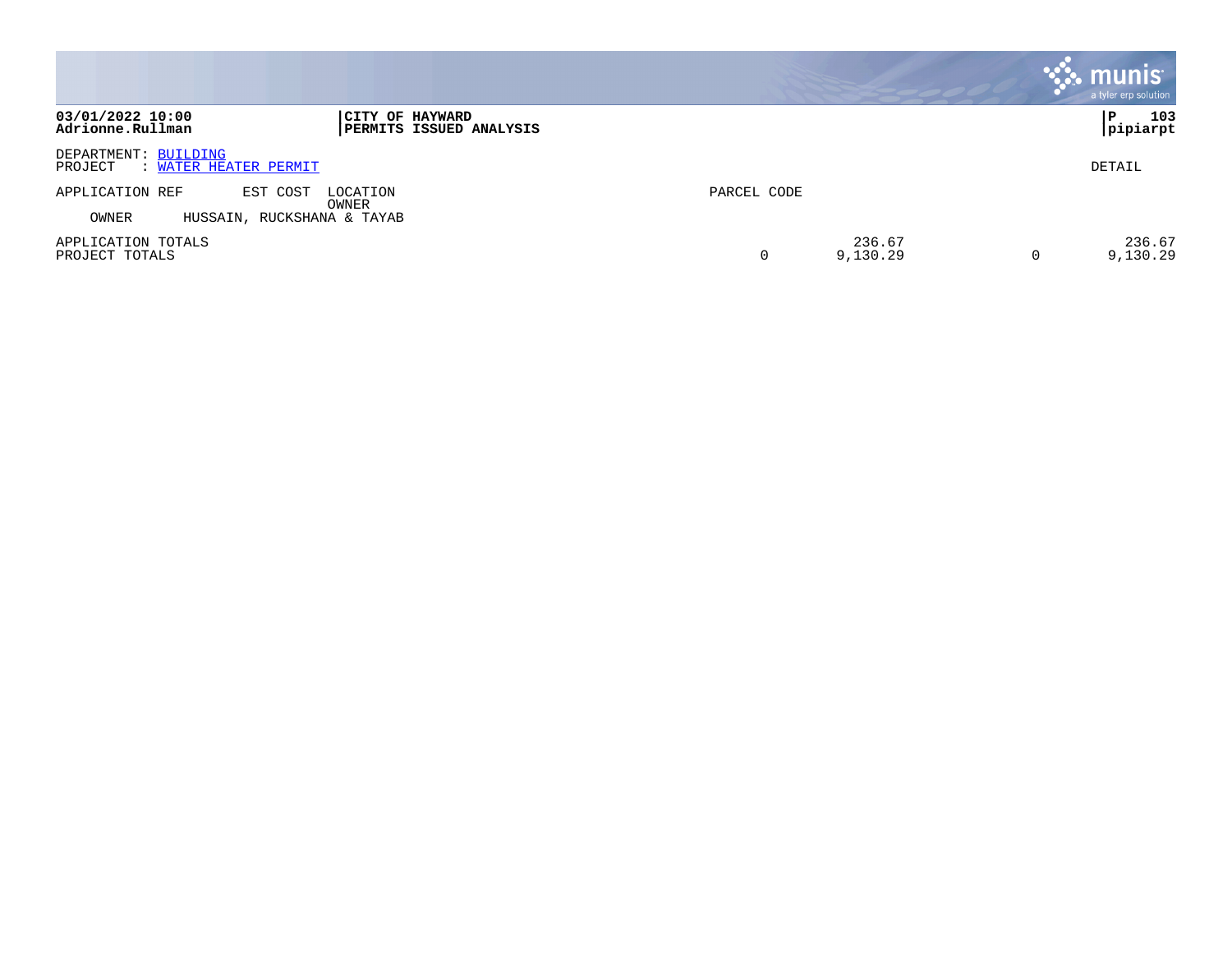**CITY OF HAYWARD**
**PERMITS ISSUED ANALYSIS**

DEPARTMENT: BUILDING
PROJECT : WATER HEATER PERMIT

DETAIL

| APPLICATION REF | EST COST | LOCATION / OWNER | PARCEL CODE | | | |
|---|---|---|---|---|---|---|
| OWNER | HUSSAIN, RUCKSHANA & TAYAB | | | | | |
| APPLICATION TOTALS | | | | 236.67 | | 236.67 |
| PROJECT TOTALS | | | 0 | 9,130.29 | 0 | 9,130.29 |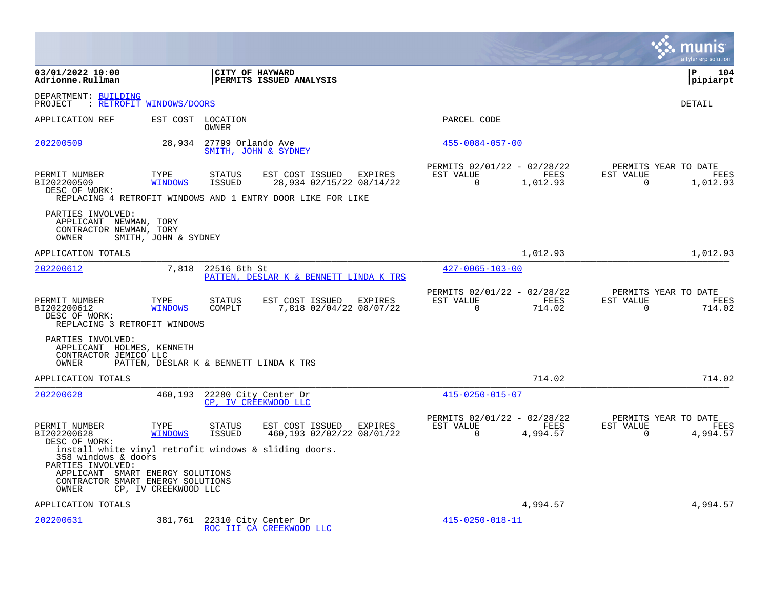**03/01/2022 10:00**
**Adrionne.Rullman**

**CITY OF HAYWARD**
**PERMITS ISSUED ANALYSIS**

**P 104**
**pipiarpt**

DEPARTMENT: BUILDING
PROJECT : RETROFIT WINDOWS/DOORS

DETAIL

| APPLICATION REF | EST COST | LOCATION / OWNER | PARCEL CODE |
|---|---|---|---|
| 202200509 | 28,934 | 27799 Orlando Ave / SMITH, JOHN & SYDNEY | 455-0084-057-00 |

| PERMIT NUMBER | TYPE | STATUS | EST COST | ISSUED | EXPIRES | PERMITS 02/01/22 - 02/28/22 EST VALUE | FEES | PERMITS YEAR TO DATE EST VALUE | FEES |
|---|---|---|---|---|---|---|---|---|---|
| BI202200509 | WINDOWS | ISSUED | 28,934 | 02/15/22 | 08/14/22 | 0 | 1,012.93 | 0 | 1,012.93 |

DESC OF WORK:
REPLACING 4 RETROFIT WINDOWS AND 1 ENTRY DOOR LIKE FOR LIKE

PARTIES INVOLVED:
APPLICANT NEWMAN, TORY
CONTRACTOR NEWMAN, TORY
OWNER SMITH, JOHN & SYDNEY

APPLICATION TOTALS 1,012.93 1,012.93

| APPLICATION REF | EST COST | LOCATION / OWNER | PARCEL CODE |
|---|---|---|---|
| 202200612 | 7,818 | 22516 6th St / PATTEN, DESLAR K & BENNETT LINDA K TRS | 427-0065-103-00 |

| PERMIT NUMBER | TYPE | STATUS | EST COST | ISSUED | EXPIRES | PERMITS 02/01/22 - 02/28/22 EST VALUE | FEES | PERMITS YEAR TO DATE EST VALUE | FEES |
|---|---|---|---|---|---|---|---|---|---|
| BI202200612 | WINDOWS | COMPLT | 7,818 | 02/04/22 | 08/07/22 | 0 | 714.02 | 0 | 714.02 |

DESC OF WORK:
REPLACING 3 RETROFIT WINDOWS

PARTIES INVOLVED:
APPLICANT HOLMES, KENNETH
CONTRACTOR JEMICO LLC
OWNER PATTEN, DESLAR K & BENNETT LINDA K TRS

APPLICATION TOTALS 714.02 714.02

| APPLICATION REF | EST COST | LOCATION / OWNER | PARCEL CODE |
|---|---|---|---|
| 202200628 | 460,193 | 22280 City Center Dr / CP, IV CREEKWOOD LLC | 415-0250-015-07 |

| PERMIT NUMBER | TYPE | STATUS | EST COST | ISSUED | EXPIRES | PERMITS 02/01/22 - 02/28/22 EST VALUE | FEES | PERMITS YEAR TO DATE EST VALUE | FEES |
|---|---|---|---|---|---|---|---|---|---|
| BI202200628 | WINDOWS | ISSUED | 460,193 | 02/02/22 | 08/01/22 | 0 | 4,994.57 | 0 | 4,994.57 |

DESC OF WORK:
install white vinyl retrofit windows & sliding doors.
358 windows & doors

PARTIES INVOLVED:
APPLICANT SMART ENERGY SOLUTIONS
CONTRACTOR SMART ENERGY SOLUTIONS
OWNER CP, IV CREEKWOOD LLC

APPLICATION TOTALS 4,994.57 4,994.57

| APPLICATION REF | EST COST | LOCATION / OWNER | PARCEL CODE |
|---|---|---|---|
| 202200631 | 381,761 | 22310 City Center Dr / ROC III CA CREEKWOOD LLC | 415-0250-018-11 |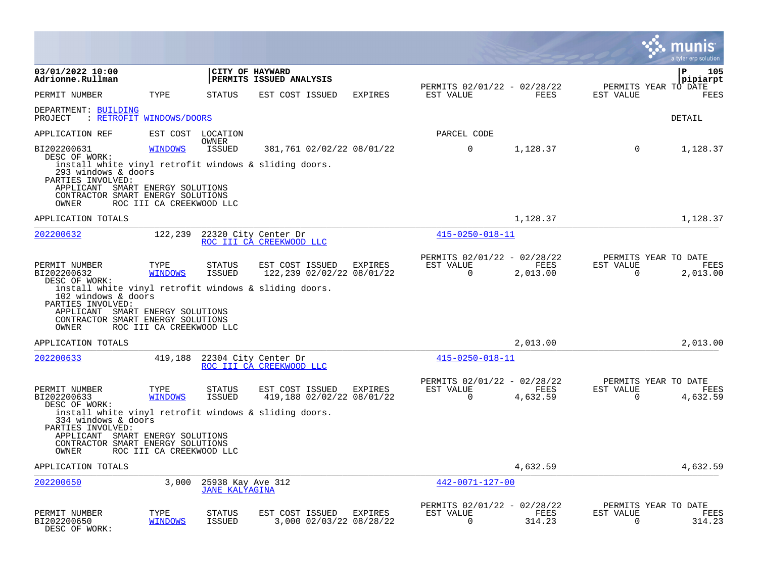03/01/2022 10:00
Adrionne.Rullman

**CITY OF HAYWARD**
**PERMITS ISSUED ANALYSIS**

DEPARTMENT: BUILDING
PROJECT : RETROFIT WINDOWS/DOORS

DETAIL

| APPLICATION REF | EST COST | LOCATION / OWNER | | | PARCEL CODE | | | |
|---|---|---|---|---|---|---|---|---|

| PERMIT NUMBER | TYPE | STATUS | EST COST | ISSUED | EXPIRES | PERMITS 02/01/22 - 02/28/22 EST VALUE | FEES | PERMITS YEAR TO DATE EST VALUE | FEES |
|---|---|---|---|---|---|---|---|---|---|
| BI202200631 | WINDOWS | ISSUED | 381,761 | 02/02/22 | 08/01/22 | 0 | 1,128.37 | 0 | 1,128.37 |

DESC OF WORK:
install white vinyl retrofit windows & sliding doors.
293 windows & doors
PARTIES INVOLVED:
APPLICANT SMART ENERGY SOLUTIONS
CONTRACTOR SMART ENERGY SOLUTIONS
OWNER ROC III CA CREEKWOOD LLC

APPLICATION TOTALS 1,128.37 1,128.37

---

202200632 — 122,239 — 22320 City Center Dr — ROC III CA CREEKWOOD LLC — 415-0250-018-11

| PERMIT NUMBER | TYPE | STATUS | EST COST | ISSUED | EXPIRES | PERMITS 02/01/22 - 02/28/22 EST VALUE | FEES | PERMITS YEAR TO DATE EST VALUE | FEES |
|---|---|---|---|---|---|---|---|---|---|
| BI202200632 | WINDOWS | ISSUED | 122,239 | 02/02/22 | 08/01/22 | 0 | 2,013.00 | 0 | 2,013.00 |

DESC OF WORK:
install white vinyl retrofit windows & sliding doors.
102 windows & doors
PARTIES INVOLVED:
APPLICANT SMART ENERGY SOLUTIONS
CONTRACTOR SMART ENERGY SOLUTIONS
OWNER ROC III CA CREEKWOOD LLC

APPLICATION TOTALS 2,013.00 2,013.00

---

202200633 — 419,188 — 22304 City Center Dr — ROC III CA CREEKWOOD LLC — 415-0250-018-11

| PERMIT NUMBER | TYPE | STATUS | EST COST | ISSUED | EXPIRES | PERMITS 02/01/22 - 02/28/22 EST VALUE | FEES | PERMITS YEAR TO DATE EST VALUE | FEES |
|---|---|---|---|---|---|---|---|---|---|
| BI202200633 | WINDOWS | ISSUED | 419,188 | 02/02/22 | 08/01/22 | 0 | 4,632.59 | 0 | 4,632.59 |

DESC OF WORK:
install white vinyl retrofit windows & sliding doors.
334 windows & doors
PARTIES INVOLVED:
APPLICANT SMART ENERGY SOLUTIONS
CONTRACTOR SMART ENERGY SOLUTIONS
OWNER ROC III CA CREEKWOOD LLC

APPLICATION TOTALS 4,632.59 4,632.59

---

202200650 — 3,000 — 25938 Kay Ave 312 — JANE KALYAGINA — 442-0071-127-00

| PERMIT NUMBER | TYPE | STATUS | EST COST | ISSUED | EXPIRES | PERMITS 02/01/22 - 02/28/22 EST VALUE | FEES | PERMITS YEAR TO DATE EST VALUE | FEES |
|---|---|---|---|---|---|---|---|---|---|
| BI202200650 | WINDOWS | ISSUED | 3,000 | 02/03/22 | 08/28/22 | 0 | 314.23 | 0 | 314.23 |

DESC OF WORK: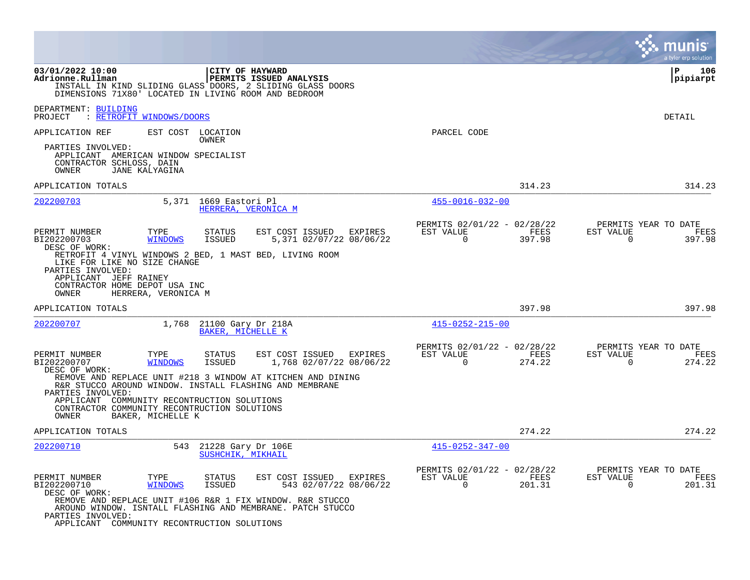INSTALL IN KIND SLIDING GLASS DOORS, 2 SLIDING GLASS DOORS DIMENSIONS 71X80' LOCATED IN LIVING ROOM AND BEDROOM

DEPARTMENT: BUILDING
PROJECT : RETROFIT WINDOWS/DOORS

DETAIL

APPLICATION REF | EST COST | LOCATION / OWNER | PARCEL CODE

PARTIES INVOLVED:
APPLICANT AMERICAN WINDOW SPECIALIST
CONTRACTOR SCHLOSS, DAIN
OWNER JANE KALYAGINA

APPLICATION TOTALS 314.23 314.23

---

**202200703** 5,371 1669 Eastori Pl
HERRERA, VERONICA M
455-0016-032-00

| PERMIT NUMBER | TYPE | STATUS | EST COST | ISSUED | EXPIRES | PERMITS 02/01/22 - 02/28/22 EST VALUE | FEES | PERMITS YEAR TO DATE EST VALUE | FEES |
|---|---|---|---|---|---|---|---|---|---|
| BI202200703 | WINDOWS | ISSUED | 5,371 | 02/07/22 | 08/06/22 | 0 | 397.98 | 0 | 397.98 |

DESC OF WORK:
RETROFIT 4 VINYL WINDOWS 2 BED, 1 MAST BED, LIVING ROOM LIKE FOR LIKE NO SIZE CHANGE

PARTIES INVOLVED:
APPLICANT JEFF RAINEY
CONTRACTOR HOME DEPOT USA INC
OWNER HERRERA, VERONICA M

APPLICATION TOTALS 397.98 397.98

---

**202200707** 1,768 21100 Gary Dr 218A
BAKER, MICHELLE K
415-0252-215-00

| PERMIT NUMBER | TYPE | STATUS | EST COST | ISSUED | EXPIRES | PERMITS 02/01/22 - 02/28/22 EST VALUE | FEES | PERMITS YEAR TO DATE EST VALUE | FEES |
|---|---|---|---|---|---|---|---|---|---|
| BI202200707 | WINDOWS | ISSUED | 1,768 | 02/07/22 | 08/06/22 | 0 | 274.22 | 0 | 274.22 |

DESC OF WORK:
REMOVE AND REPLACE UNIT #218 3 WINDOW AT KITCHEN AND DINING R&R STUCCO AROUND WINDOW. INSTALL FLASHING AND MEMBRANE

PARTIES INVOLVED:
APPLICANT COMMUNITY RECONTRUCTION SOLUTIONS
CONTRACTOR COMMUNITY RECONTRUCTION SOLUTIONS
OWNER BAKER, MICHELLE K

APPLICATION TOTALS 274.22 274.22

---

**202200710** 543 21228 Gary Dr 106E
SUSHCHIK, MIKHAIL
415-0252-347-00

| PERMIT NUMBER | TYPE | STATUS | EST COST | ISSUED | EXPIRES | PERMITS 02/01/22 - 02/28/22 EST VALUE | FEES | PERMITS YEAR TO DATE EST VALUE | FEES |
|---|---|---|---|---|---|---|---|---|---|
| BI202200710 | WINDOWS | ISSUED | 543 | 02/07/22 | 08/06/22 | 0 | 201.31 | 0 | 201.31 |

DESC OF WORK:
REMOVE AND REPLACE UNIT #106 R&R 1 FIX WINDOW. R&R STUCCO AROUND WINDOW. ISNTALL FLASHING AND MEMBRANE. PATCH STUCCO

PARTIES INVOLVED:
APPLICANT COMMUNITY RECONTRUCTION SOLUTIONS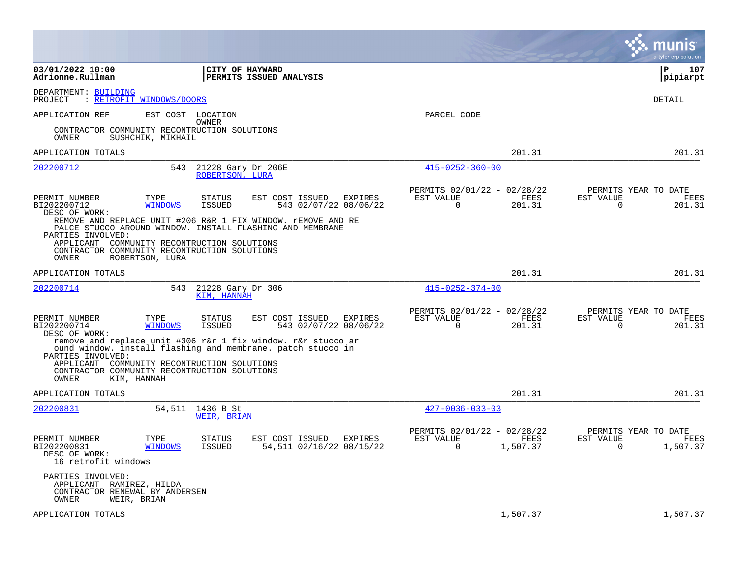03/01/2022 10:00
Adrionne.Rullman

CITY OF HAYWARD
PERMITS ISSUED ANALYSIS

P 107
pipiarpt

DEPARTMENT: BUILDING
PROJECT : RETROFIT WINDOWS/DOORS

DETAIL

APPLICATION REF | EST COST | LOCATION / OWNER | PARCEL CODE

CONTRACTOR COMMUNITY RECONTRUCTION SOLUTIONS
OWNER SUSHCHIK, MIKHAIL

APPLICATION TOTALS 201.31 201.31

---

**202200712** | 543 | 21228 Gary Dr 206E | ROBERTSON, LURA | 415-0252-360-00

| PERMIT NUMBER | TYPE | STATUS | EST COST | ISSUED | EXPIRES | PERMITS 02/01/22 - 02/28/22 EST VALUE | FEES | PERMITS YEAR TO DATE EST VALUE | FEES |
|---|---|---|---|---|---|---|---|---|---|
| BI202200712 | WINDOWS | ISSUED | 543 | 02/07/22 | 08/06/22 | 0 | 201.31 | 0 | 201.31 |

DESC OF WORK:
REMOVE AND REPLACE UNIT #206 R&R 1 FIX WINDOW. rEMOVE AND RE PALCE STUCCO AROUND WINDOW. INSTALL FLASHING AND MEMBRANE

PARTIES INVOLVED:
APPLICANT COMMUNITY RECONTRUCTION SOLUTIONS
CONTRACTOR COMMUNITY RECONTRUCTION SOLUTIONS
OWNER ROBERTSON, LURA

APPLICATION TOTALS 201.31 201.31

---

**202200714** | 543 | 21228 Gary Dr 306 | KIM, HANNAH | 415-0252-374-00

| PERMIT NUMBER | TYPE | STATUS | EST COST | ISSUED | EXPIRES | PERMITS 02/01/22 - 02/28/22 EST VALUE | FEES | PERMITS YEAR TO DATE EST VALUE | FEES |
|---|---|---|---|---|---|---|---|---|---|
| BI202200714 | WINDOWS | ISSUED | 543 | 02/07/22 | 08/06/22 | 0 | 201.31 | 0 | 201.31 |

DESC OF WORK:
remove and replace unit #306 r&r 1 fix window. r&r stucco ar ound window. install flashing and membrane. patch stucco in

PARTIES INVOLVED:
APPLICANT COMMUNITY RECONTRUCTION SOLUTIONS
CONTRACTOR COMMUNITY RECONTRUCTION SOLUTIONS
OWNER KIM, HANNAH

APPLICATION TOTALS 201.31 201.31

---

**202200831** | 54,511 | 1436 B St | WEIR, BRIAN | 427-0036-033-03

| PERMIT NUMBER | TYPE | STATUS | EST COST | ISSUED | EXPIRES | PERMITS 02/01/22 - 02/28/22 EST VALUE | FEES | PERMITS YEAR TO DATE EST VALUE | FEES |
|---|---|---|---|---|---|---|---|---|---|
| BI202200831 | WINDOWS | ISSUED | 54,511 | 02/16/22 | 08/15/22 | 0 | 1,507.37 | 0 | 1,507.37 |

DESC OF WORK:
16 retrofit windows

PARTIES INVOLVED:
APPLICANT RAMIREZ, HILDA
CONTRACTOR RENEWAL BY ANDERSEN
OWNER WEIR, BRIAN

APPLICATION TOTALS 1,507.37 1,507.37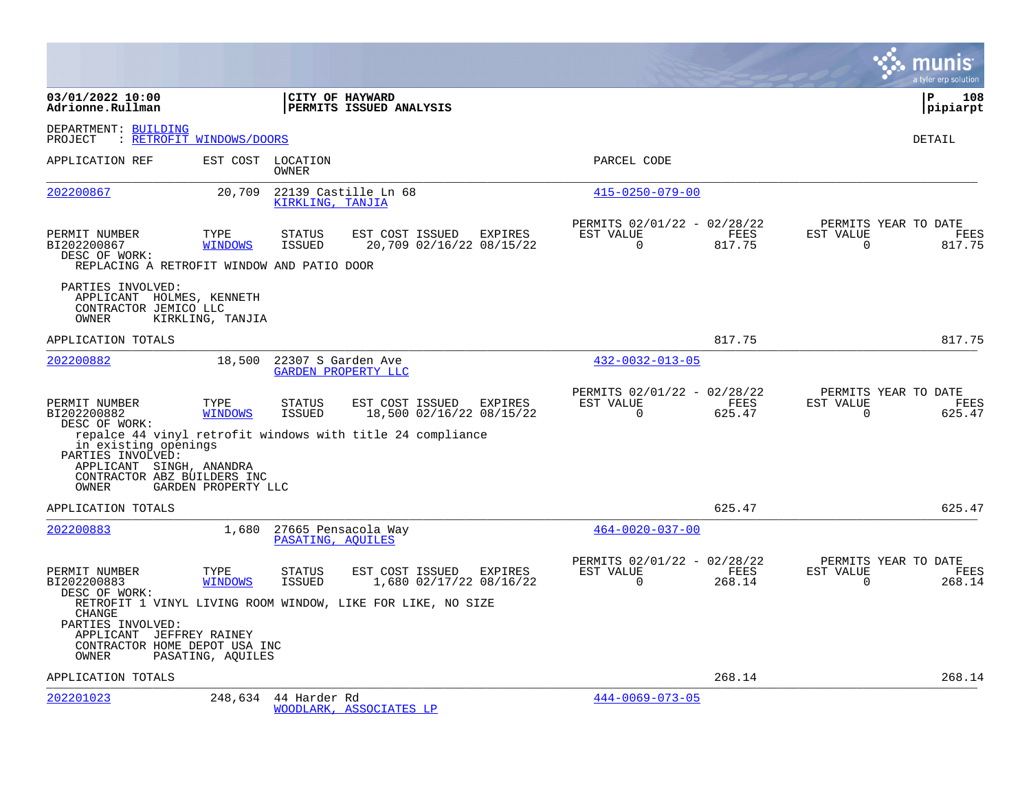03/01/2022 10:00
Adrionne.Rullman

**CITY OF HAYWARD**
**PERMITS ISSUED ANALYSIS**

P 108
pipiarpt

DEPARTMENT: BUILDING
PROJECT : RETROFIT WINDOWS/DOORS

DETAIL

| APPLICATION REF | EST COST | LOCATION / OWNER | PARCEL CODE |
|---|---|---|---|
| 202200867 | 20,709 | 22139 Castille Ln 68 / KIRKLING, TANJIA | 415-0250-079-00 |

| PERMIT NUMBER | TYPE | STATUS | EST COST | ISSUED | EXPIRES | PERMITS 02/01/22 - 02/28/22 EST VALUE | FEES | PERMITS YEAR TO DATE EST VALUE | FEES |
|---|---|---|---|---|---|---|---|---|---|
| BI202200867 | WINDOWS | ISSUED | 20,709 | 02/16/22 | 08/15/22 | 0 | 817.75 | 0 | 817.75 |

DESC OF WORK:
REPLACING A RETROFIT WINDOW AND PATIO DOOR

PARTIES INVOLVED:
APPLICANT HOLMES, KENNETH
CONTRACTOR JEMICO LLC
OWNER KIRKLING, TANJIA

APPLICATION TOTALS: 817.75 | 817.75

| APPLICATION REF | EST COST | LOCATION / OWNER | PARCEL CODE |
|---|---|---|---|
| 202200882 | 18,500 | 22307 S Garden Ave / GARDEN PROPERTY LLC | 432-0032-013-05 |

| PERMIT NUMBER | TYPE | STATUS | EST COST | ISSUED | EXPIRES | PERMITS 02/01/22 - 02/28/22 EST VALUE | FEES | PERMITS YEAR TO DATE EST VALUE | FEES |
|---|---|---|---|---|---|---|---|---|---|
| BI202200882 | WINDOWS | ISSUED | 18,500 | 02/16/22 | 08/15/22 | 0 | 625.47 | 0 | 625.47 |

DESC OF WORK:
repalce 44 vinyl retrofit windows with title 24 compliance in existing openings

PARTIES INVOLVED:
APPLICANT SINGH, ANANDRA
CONTRACTOR ABZ BUILDERS INC
OWNER GARDEN PROPERTY LLC

APPLICATION TOTALS: 625.47 | 625.47

| APPLICATION REF | EST COST | LOCATION / OWNER | PARCEL CODE |
|---|---|---|---|
| 202200883 | 1,680 | 27665 Pensacola Way / PASATING, AQUILES | 464-0020-037-00 |

| PERMIT NUMBER | TYPE | STATUS | EST COST | ISSUED | EXPIRES | PERMITS 02/01/22 - 02/28/22 EST VALUE | FEES | PERMITS YEAR TO DATE EST VALUE | FEES |
|---|---|---|---|---|---|---|---|---|---|
| BI202200883 | WINDOWS | ISSUED | 1,680 | 02/17/22 | 08/16/22 | 0 | 268.14 | 0 | 268.14 |

DESC OF WORK:
RETROFIT 1 VINYL LIVING ROOM WINDOW, LIKE FOR LIKE, NO SIZE CHANGE

PARTIES INVOLVED:
APPLICANT JEFFREY RAINEY
CONTRACTOR HOME DEPOT USA INC
OWNER PASATING, AQUILES

APPLICATION TOTALS: 268.14 | 268.14

| APPLICATION REF | EST COST | LOCATION / OWNER | PARCEL CODE |
|---|---|---|---|
| 202201023 | 248,634 | 44 Harder Rd / WOODLARK, ASSOCIATES LP | 444-0069-073-05 |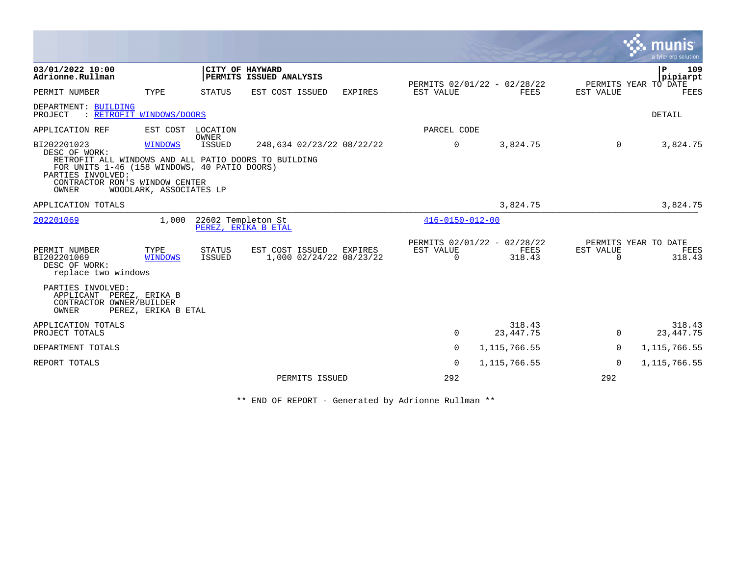**03/01/2022 10:00**
**Adrionne.Rullman**

**CITY OF HAYWARD**
**PERMITS ISSUED ANALYSIS**

**P 109**
**pipiarpt**

| PERMIT NUMBER | TYPE | STATUS | EST COST | ISSUED | EXPIRES | PERMITS 02/01/22 - 02/28/22 EST VALUE | FEES | PERMITS YEAR TO DATE EST VALUE | FEES |
|---|---|---|---|---|---|---|---|---|---|

DEPARTMENT: BUILDING
PROJECT : RETROFIT WINDOWS/DOORS

DETAIL

| APPLICATION REF | EST COST | LOCATION OWNER | | | | PARCEL CODE | | | |
|---|---|---|---|---|---|---|---|---|---|
| BI202201023 | WINDOWS | ISSUED | 248,634 | 02/23/22 | 08/22/22 | 0 | 3,824.75 | 0 | 3,824.75 |

DESC OF WORK:
RETROFIT ALL WINDOWS AND ALL PATIO DOORS TO BUILDING
FOR UNITS 1-46 (158 WINDOWS, 40 PATIO DOORS)
PARTIES INVOLVED:
CONTRACTOR RON'S WINDOW CENTER
OWNER WOODLARK, ASSOCIATES LP

| | | | | |
|---|---|---|---|---|
| APPLICATION TOTALS | | 3,824.75 | | 3,824.75 |

| APPLICATION REF | EST COST | LOCATION / OWNER | PARCEL CODE |
|---|---|---|---|
| 202201069 | 1,000 | 22602 Templeton St / PEREZ, ERIKA B ETAL | 416-0150-012-00 |

| PERMIT NUMBER | TYPE | STATUS | EST COST | ISSUED | EXPIRES | PERMITS 02/01/22 - 02/28/22 EST VALUE | FEES | PERMITS YEAR TO DATE EST VALUE | FEES |
|---|---|---|---|---|---|---|---|---|---|
| BI202201069 | WINDOWS | ISSUED | 1,000 | 02/24/22 | 08/23/22 | 0 | 318.43 | 0 | 318.43 |

DESC OF WORK:
replace two windows

PARTIES INVOLVED:
APPLICANT PEREZ, ERIKA B
CONTRACTOR OWNER/BUILDER
OWNER PEREZ, ERIKA B ETAL

| | EST VALUE | FEES | EST VALUE | FEES |
|---|---|---|---|---|
| APPLICATION TOTALS | | 318.43 | | 318.43 |
| PROJECT TOTALS | 0 | 23,447.75 | 0 | 23,447.75 |
| DEPARTMENT TOTALS | 0 | 1,115,766.55 | 0 | 1,115,766.55 |
| REPORT TOTALS | 0 | 1,115,766.55 | 0 | 1,115,766.55 |
| PERMITS ISSUED | 292 | | 292 | |

\*\* END OF REPORT - Generated by Adrionne Rullman \*\*